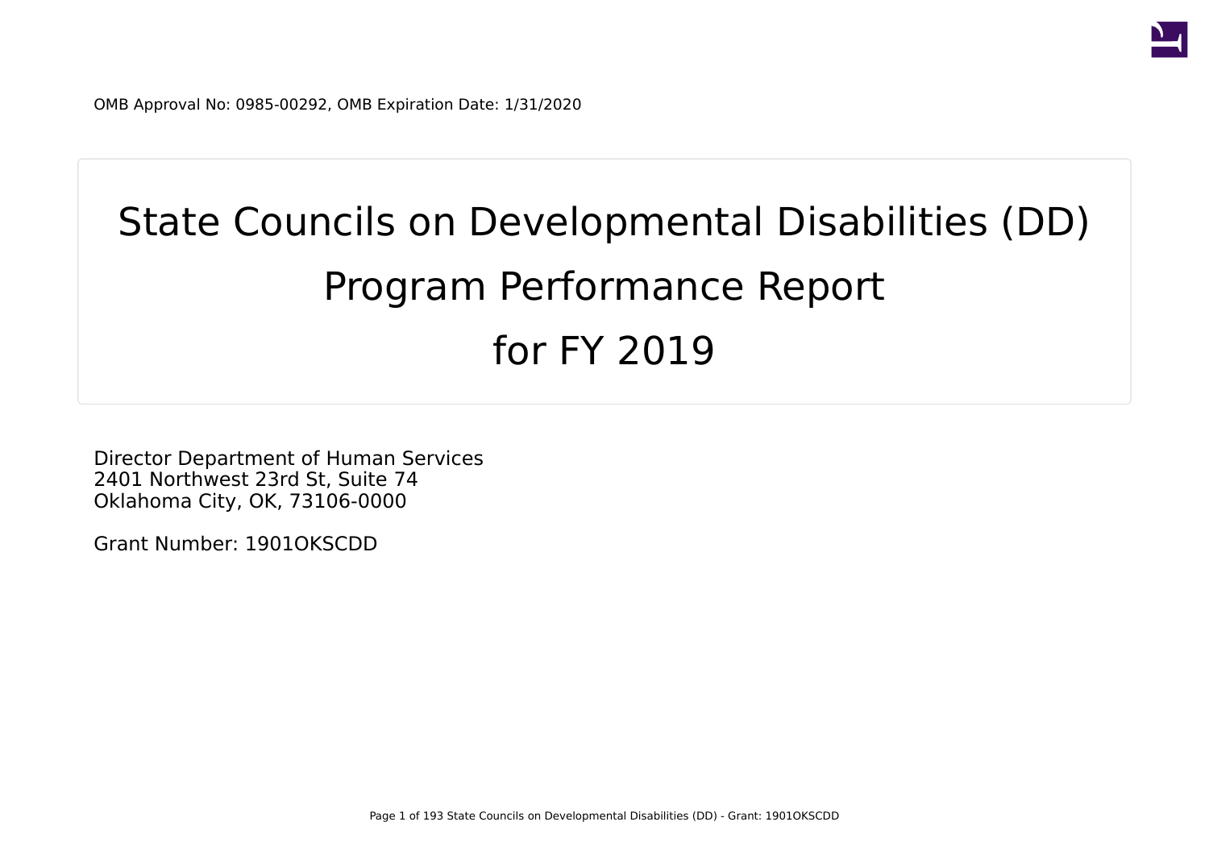OMB Approval No: 0985-00292, OMB Expiration Date: 1/31/2020

# State Councils on Developmental Disabilities (DD) Program Performance Report for FY 2019

Director Department of Human Services
2401 Northwest 23rd St, Suite 74
Oklahoma City, OK, 73106-0000

Grant Number: 1901OKSCDD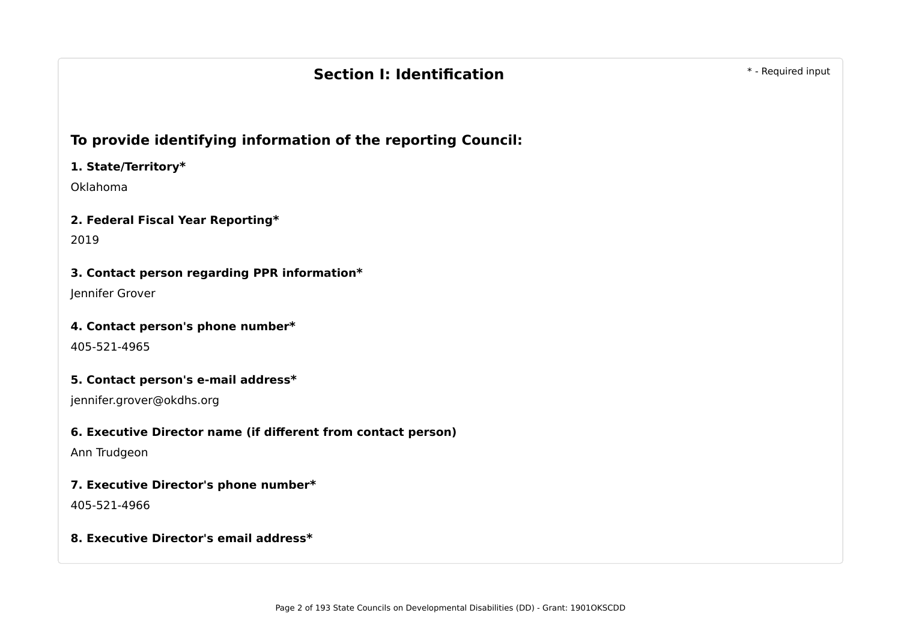## Section I: Identification

* - Required input

### To provide identifying information of the reporting Council:

**1. State/Territory***

Oklahoma

**2. Federal Fiscal Year Reporting***

2019

**3. Contact person regarding PPR information***

Jennifer Grover

**4. Contact person's phone number***

405-521-4965

**5. Contact person's e-mail address***

jennifer.grover@okdhs.org

**6. Executive Director name (if different from contact person)**

Ann Trudgeon

**7. Executive Director's phone number***

405-521-4966

**8. Executive Director's email address***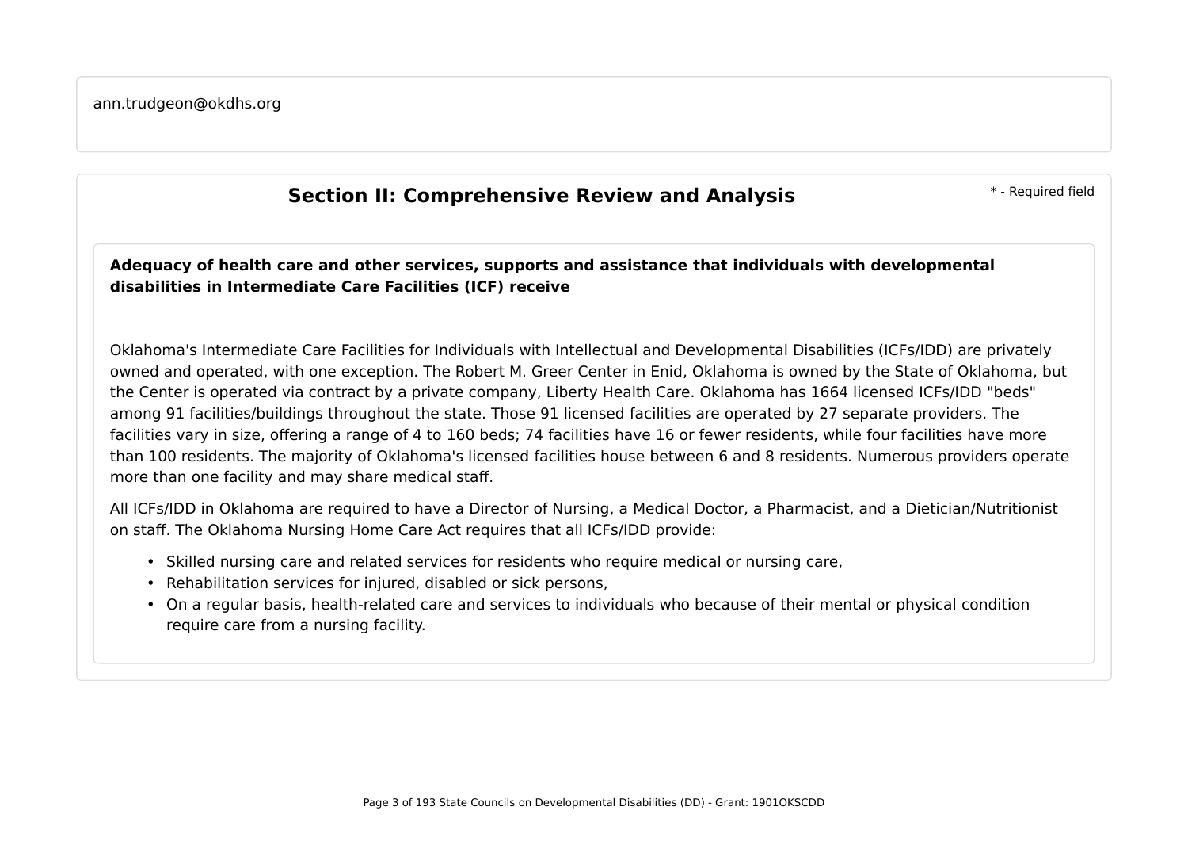ann.trudgeon@okdhs.org

## Section II: Comprehensive Review and Analysis

\* - Required field

**Adequacy of health care and other services, supports and assistance that individuals with developmental disabilities in Intermediate Care Facilities (ICF) receive**

Oklahoma's Intermediate Care Facilities for Individuals with Intellectual and Developmental Disabilities (ICFs/IDD) are privately owned and operated, with one exception. The Robert M. Greer Center in Enid, Oklahoma is owned by the State of Oklahoma, but the Center is operated via contract by a private company, Liberty Health Care. Oklahoma has 1664 licensed ICFs/IDD "beds" among 91 facilities/buildings throughout the state. Those 91 licensed facilities are operated by 27 separate providers. The facilities vary in size, offering a range of 4 to 160 beds; 74 facilities have 16 or fewer residents, while four facilities have more than 100 residents. The majority of Oklahoma's licensed facilities house between 6 and 8 residents. Numerous providers operate more than one facility and may share medical staff.

All ICFs/IDD in Oklahoma are required to have a Director of Nursing, a Medical Doctor, a Pharmacist, and a Dietician/Nutritionist on staff. The Oklahoma Nursing Home Care Act requires that all ICFs/IDD provide:

- Skilled nursing care and related services for residents who require medical or nursing care,
- Rehabilitation services for injured, disabled or sick persons,
- On a regular basis, health-related care and services to individuals who because of their mental or physical condition require care from a nursing facility.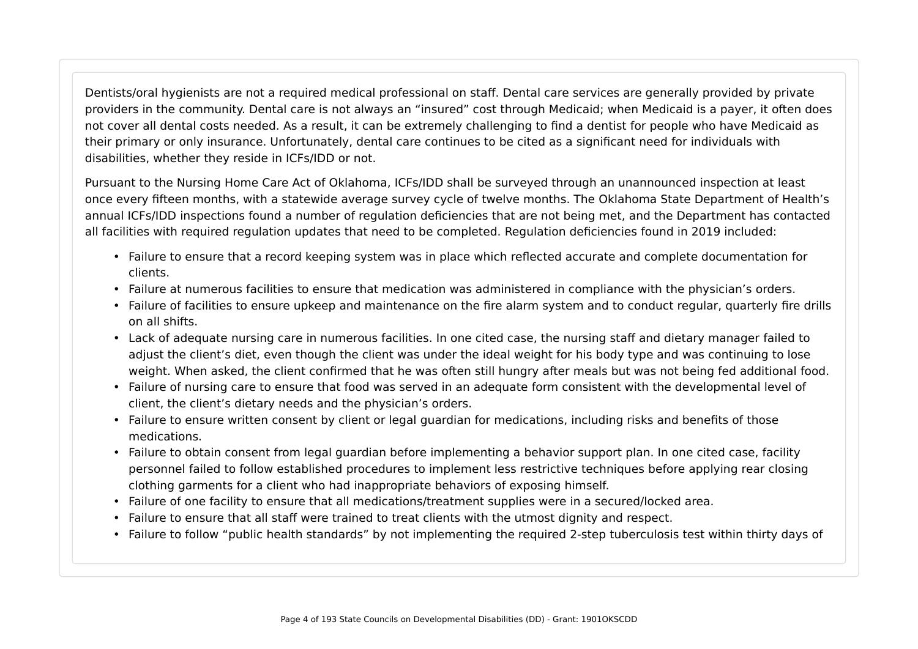Dentists/oral hygienists are not a required medical professional on staff. Dental care services are generally provided by private providers in the community. Dental care is not always an "insured" cost through Medicaid; when Medicaid is a payer, it often does not cover all dental costs needed. As a result, it can be extremely challenging to find a dentist for people who have Medicaid as their primary or only insurance. Unfortunately, dental care continues to be cited as a significant need for individuals with disabilities, whether they reside in ICFs/IDD or not.

Pursuant to the Nursing Home Care Act of Oklahoma, ICFs/IDD shall be surveyed through an unannounced inspection at least once every fifteen months, with a statewide average survey cycle of twelve months. The Oklahoma State Department of Health's annual ICFs/IDD inspections found a number of regulation deficiencies that are not being met, and the Department has contacted all facilities with required regulation updates that need to be completed. Regulation deficiencies found in 2019 included:

- Failure to ensure that a record keeping system was in place which reflected accurate and complete documentation for clients.
- Failure at numerous facilities to ensure that medication was administered in compliance with the physician's orders.
- Failure of facilities to ensure upkeep and maintenance on the fire alarm system and to conduct regular, quarterly fire drills on all shifts.
- Lack of adequate nursing care in numerous facilities. In one cited case, the nursing staff and dietary manager failed to adjust the client's diet, even though the client was under the ideal weight for his body type and was continuing to lose weight. When asked, the client confirmed that he was often still hungry after meals but was not being fed additional food.
- Failure of nursing care to ensure that food was served in an adequate form consistent with the developmental level of client, the client's dietary needs and the physician's orders.
- Failure to ensure written consent by client or legal guardian for medications, including risks and benefits of those medications.
- Failure to obtain consent from legal guardian before implementing a behavior support plan. In one cited case, facility personnel failed to follow established procedures to implement less restrictive techniques before applying rear closing clothing garments for a client who had inappropriate behaviors of exposing himself.
- Failure of one facility to ensure that all medications/treatment supplies were in a secured/locked area.
- Failure to ensure that all staff were trained to treat clients with the utmost dignity and respect.
- Failure to follow "public health standards" by not implementing the required 2-step tuberculosis test within thirty days of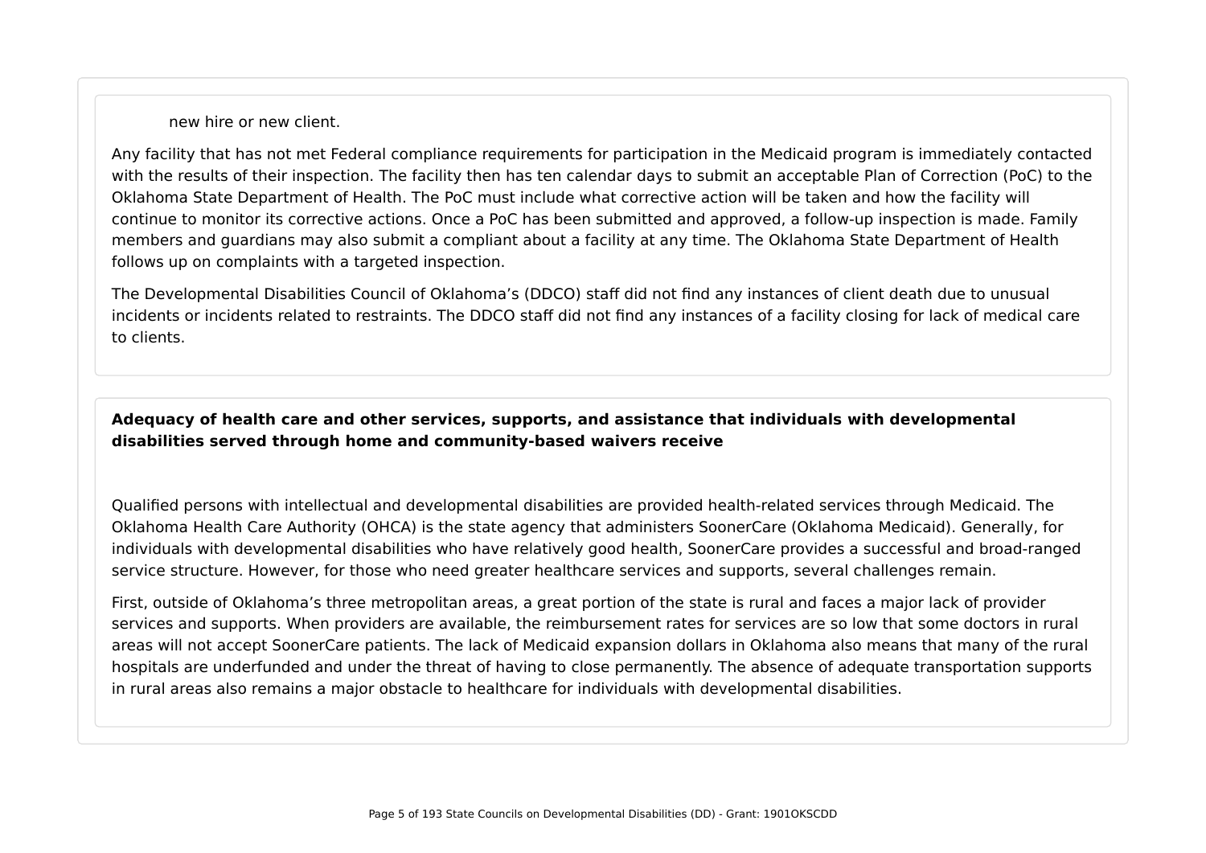new hire or new client.

Any facility that has not met Federal compliance requirements for participation in the Medicaid program is immediately contacted with the results of their inspection. The facility then has ten calendar days to submit an acceptable Plan of Correction (PoC) to the Oklahoma State Department of Health. The PoC must include what corrective action will be taken and how the facility will continue to monitor its corrective actions. Once a PoC has been submitted and approved, a follow-up inspection is made. Family members and guardians may also submit a compliant about a facility at any time. The Oklahoma State Department of Health follows up on complaints with a targeted inspection.

The Developmental Disabilities Council of Oklahoma's (DDCO) staff did not find any instances of client death due to unusual incidents or incidents related to restraints. The DDCO staff did not find any instances of a facility closing for lack of medical care to clients.

**Adequacy of health care and other services, supports, and assistance that individuals with developmental disabilities served through home and community-based waivers receive**

Qualified persons with intellectual and developmental disabilities are provided health-related services through Medicaid. The Oklahoma Health Care Authority (OHCA) is the state agency that administers SoonerCare (Oklahoma Medicaid). Generally, for individuals with developmental disabilities who have relatively good health, SoonerCare provides a successful and broad-ranged service structure. However, for those who need greater healthcare services and supports, several challenges remain.

First, outside of Oklahoma's three metropolitan areas, a great portion of the state is rural and faces a major lack of provider services and supports. When providers are available, the reimbursement rates for services are so low that some doctors in rural areas will not accept SoonerCare patients. The lack of Medicaid expansion dollars in Oklahoma also means that many of the rural hospitals are underfunded and under the threat of having to close permanently. The absence of adequate transportation supports in rural areas also remains a major obstacle to healthcare for individuals with developmental disabilities.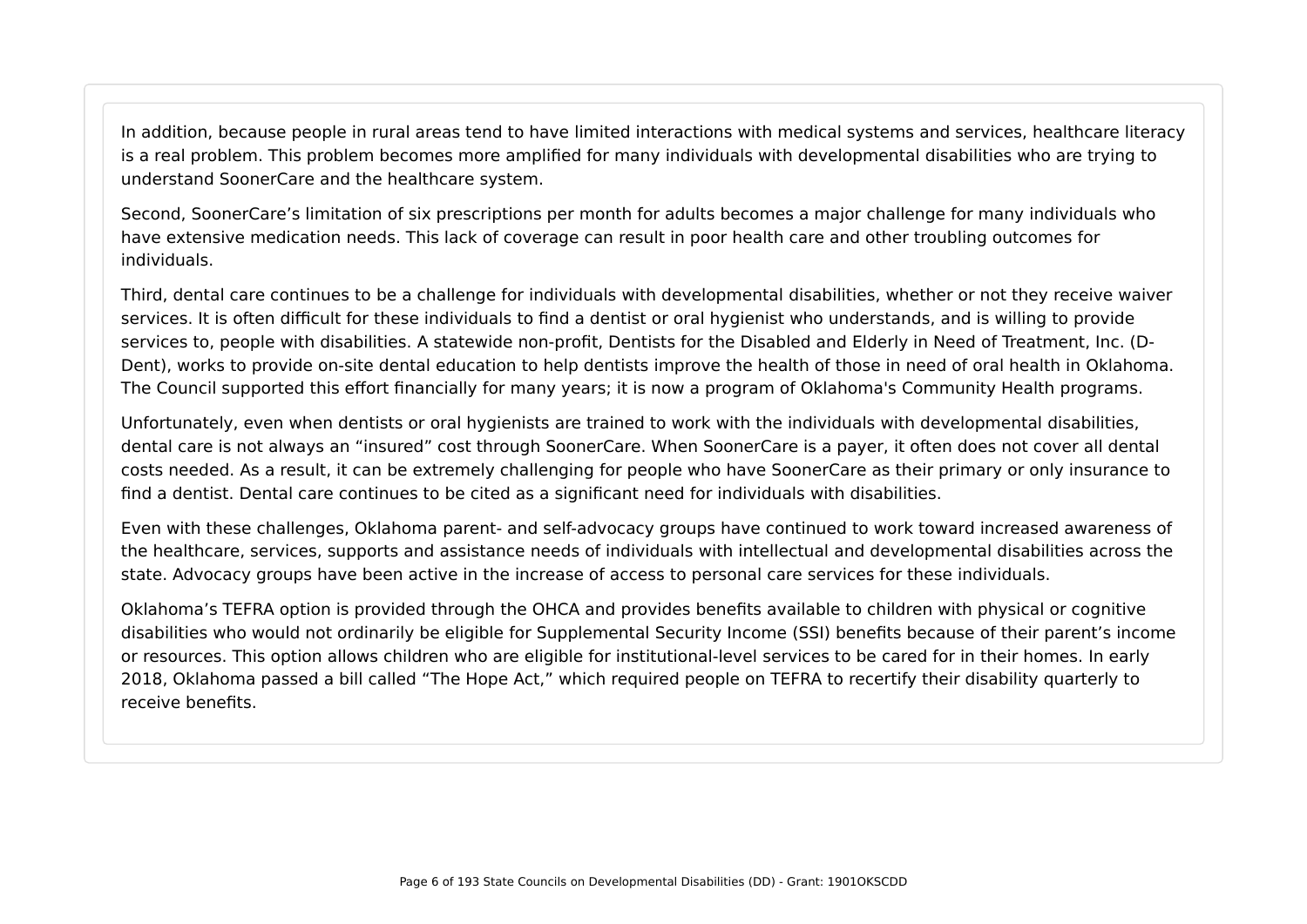In addition, because people in rural areas tend to have limited interactions with medical systems and services, healthcare literacy is a real problem. This problem becomes more amplified for many individuals with developmental disabilities who are trying to understand SoonerCare and the healthcare system.

Second, SoonerCare's limitation of six prescriptions per month for adults becomes a major challenge for many individuals who have extensive medication needs. This lack of coverage can result in poor health care and other troubling outcomes for individuals.

Third, dental care continues to be a challenge for individuals with developmental disabilities, whether or not they receive waiver services. It is often difficult for these individuals to find a dentist or oral hygienist who understands, and is willing to provide services to, people with disabilities. A statewide non-profit, Dentists for the Disabled and Elderly in Need of Treatment, Inc. (D-Dent), works to provide on-site dental education to help dentists improve the health of those in need of oral health in Oklahoma. The Council supported this effort financially for many years; it is now a program of Oklahoma's Community Health programs.

Unfortunately, even when dentists or oral hygienists are trained to work with the individuals with developmental disabilities, dental care is not always an "insured" cost through SoonerCare. When SoonerCare is a payer, it often does not cover all dental costs needed. As a result, it can be extremely challenging for people who have SoonerCare as their primary or only insurance to find a dentist. Dental care continues to be cited as a significant need for individuals with disabilities.

Even with these challenges, Oklahoma parent- and self-advocacy groups have continued to work toward increased awareness of the healthcare, services, supports and assistance needs of individuals with intellectual and developmental disabilities across the state. Advocacy groups have been active in the increase of access to personal care services for these individuals.

Oklahoma's TEFRA option is provided through the OHCA and provides benefits available to children with physical or cognitive disabilities who would not ordinarily be eligible for Supplemental Security Income (SSI) benefits because of their parent's income or resources. This option allows children who are eligible for institutional-level services to be cared for in their homes. In early 2018, Oklahoma passed a bill called "The Hope Act," which required people on TEFRA to recertify their disability quarterly to receive benefits.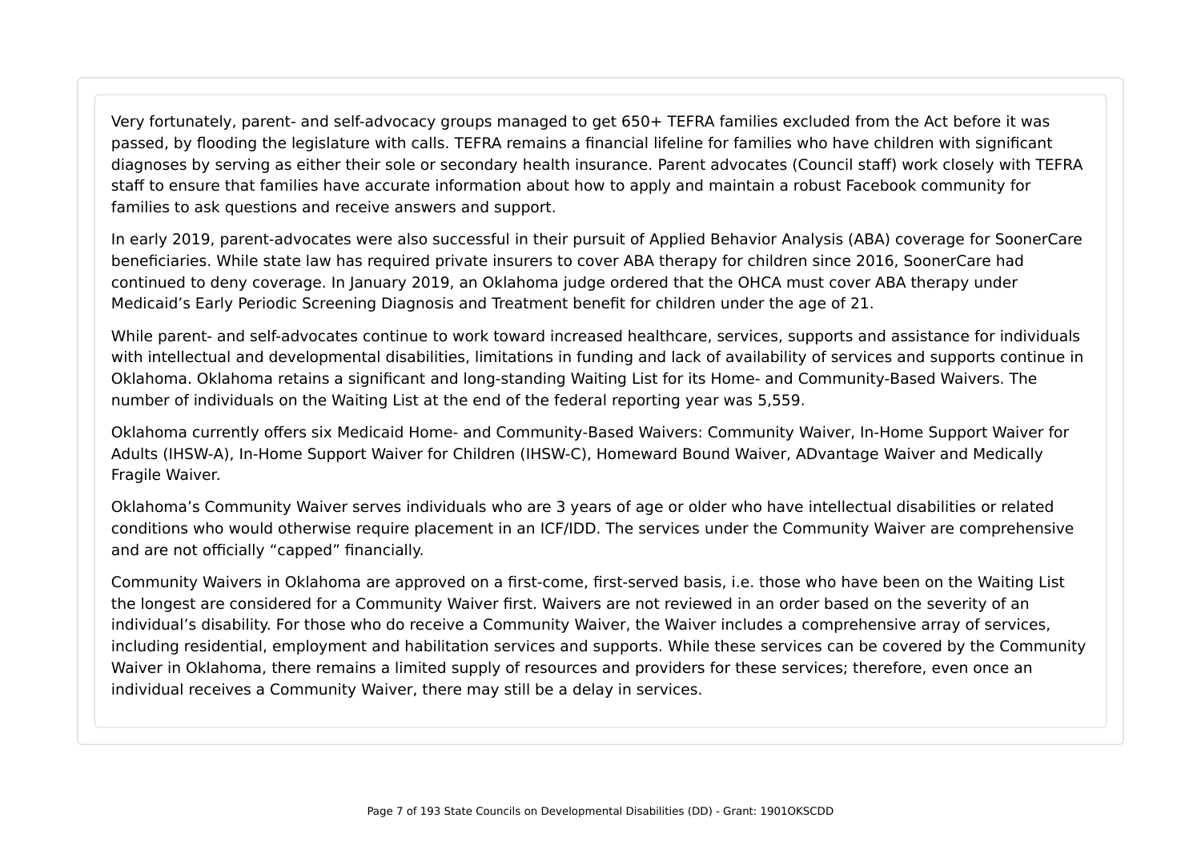Very fortunately, parent- and self-advocacy groups managed to get 650+ TEFRA families excluded from the Act before it was passed, by flooding the legislature with calls. TEFRA remains a financial lifeline for families who have children with significant diagnoses by serving as either their sole or secondary health insurance. Parent advocates (Council staff) work closely with TEFRA staff to ensure that families have accurate information about how to apply and maintain a robust Facebook community for families to ask questions and receive answers and support.

In early 2019, parent-advocates were also successful in their pursuit of Applied Behavior Analysis (ABA) coverage for SoonerCare beneficiaries. While state law has required private insurers to cover ABA therapy for children since 2016, SoonerCare had continued to deny coverage. In January 2019, an Oklahoma judge ordered that the OHCA must cover ABA therapy under Medicaid's Early Periodic Screening Diagnosis and Treatment benefit for children under the age of 21.

While parent- and self-advocates continue to work toward increased healthcare, services, supports and assistance for individuals with intellectual and developmental disabilities, limitations in funding and lack of availability of services and supports continue in Oklahoma. Oklahoma retains a significant and long-standing Waiting List for its Home- and Community-Based Waivers. The number of individuals on the Waiting List at the end of the federal reporting year was 5,559.

Oklahoma currently offers six Medicaid Home- and Community-Based Waivers: Community Waiver, In-Home Support Waiver for Adults (IHSW-A), In-Home Support Waiver for Children (IHSW-C), Homeward Bound Waiver, ADvantage Waiver and Medically Fragile Waiver.

Oklahoma's Community Waiver serves individuals who are 3 years of age or older who have intellectual disabilities or related conditions who would otherwise require placement in an ICF/IDD. The services under the Community Waiver are comprehensive and are not officially "capped" financially.

Community Waivers in Oklahoma are approved on a first-come, first-served basis, i.e. those who have been on the Waiting List the longest are considered for a Community Waiver first. Waivers are not reviewed in an order based on the severity of an individual's disability. For those who do receive a Community Waiver, the Waiver includes a comprehensive array of services, including residential, employment and habilitation services and supports. While these services can be covered by the Community Waiver in Oklahoma, there remains a limited supply of resources and providers for these services; therefore, even once an individual receives a Community Waiver, there may still be a delay in services.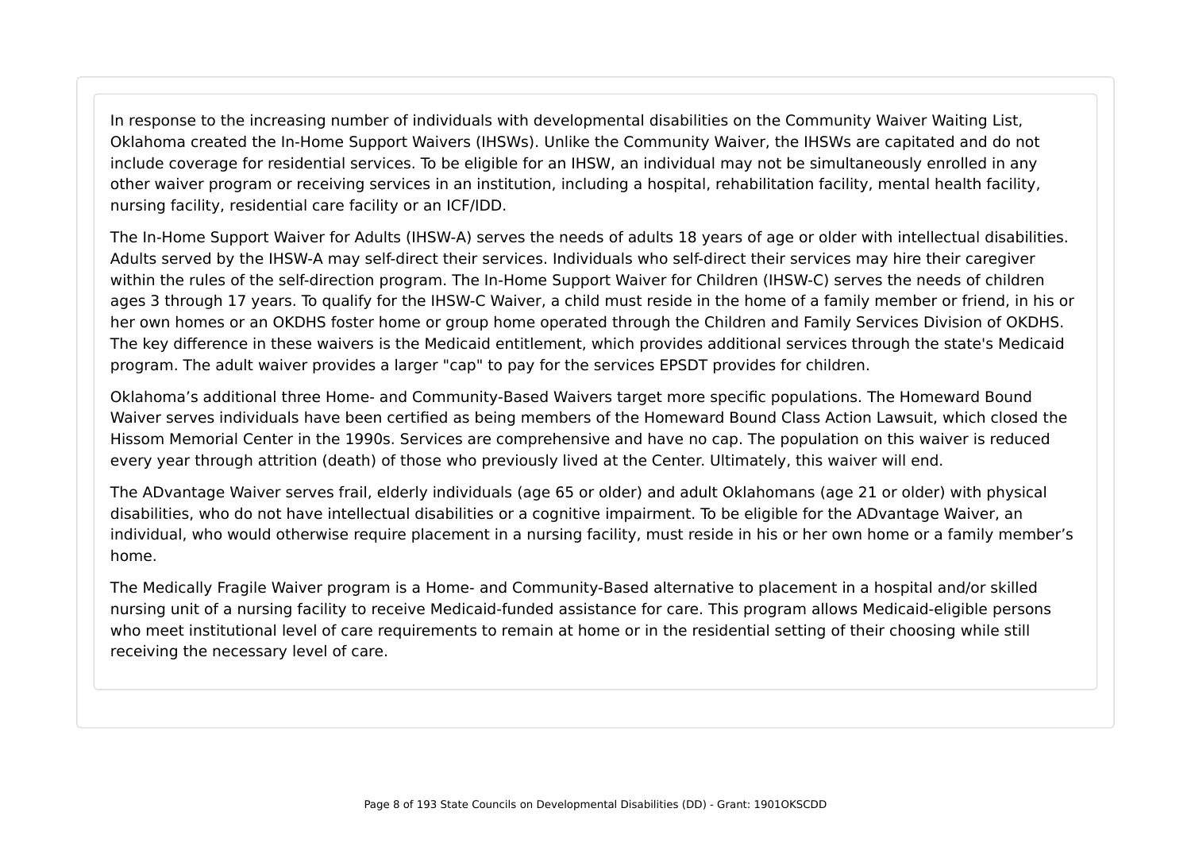In response to the increasing number of individuals with developmental disabilities on the Community Waiver Waiting List, Oklahoma created the In-Home Support Waivers (IHSWs). Unlike the Community Waiver, the IHSWs are capitated and do not include coverage for residential services. To be eligible for an IHSW, an individual may not be simultaneously enrolled in any other waiver program or receiving services in an institution, including a hospital, rehabilitation facility, mental health facility, nursing facility, residential care facility or an ICF/IDD.

The In-Home Support Waiver for Adults (IHSW-A) serves the needs of adults 18 years of age or older with intellectual disabilities. Adults served by the IHSW-A may self-direct their services. Individuals who self-direct their services may hire their caregiver within the rules of the self-direction program. The In-Home Support Waiver for Children (IHSW-C) serves the needs of children ages 3 through 17 years. To qualify for the IHSW-C Waiver, a child must reside in the home of a family member or friend, in his or her own homes or an OKDHS foster home or group home operated through the Children and Family Services Division of OKDHS. The key difference in these waivers is the Medicaid entitlement, which provides additional services through the state's Medicaid program. The adult waiver provides a larger "cap" to pay for the services EPSDT provides for children.

Oklahoma’s additional three Home- and Community-Based Waivers target more specific populations. The Homeward Bound Waiver serves individuals have been certified as being members of the Homeward Bound Class Action Lawsuit, which closed the Hissom Memorial Center in the 1990s. Services are comprehensive and have no cap. The population on this waiver is reduced every year through attrition (death) of those who previously lived at the Center. Ultimately, this waiver will end.

The ADvantage Waiver serves frail, elderly individuals (age 65 or older) and adult Oklahomans (age 21 or older) with physical disabilities, who do not have intellectual disabilities or a cognitive impairment. To be eligible for the ADvantage Waiver, an individual, who would otherwise require placement in a nursing facility, must reside in his or her own home or a family member’s home.

The Medically Fragile Waiver program is a Home- and Community-Based alternative to placement in a hospital and/or skilled nursing unit of a nursing facility to receive Medicaid-funded assistance for care. This program allows Medicaid-eligible persons who meet institutional level of care requirements to remain at home or in the residential setting of their choosing while still receiving the necessary level of care.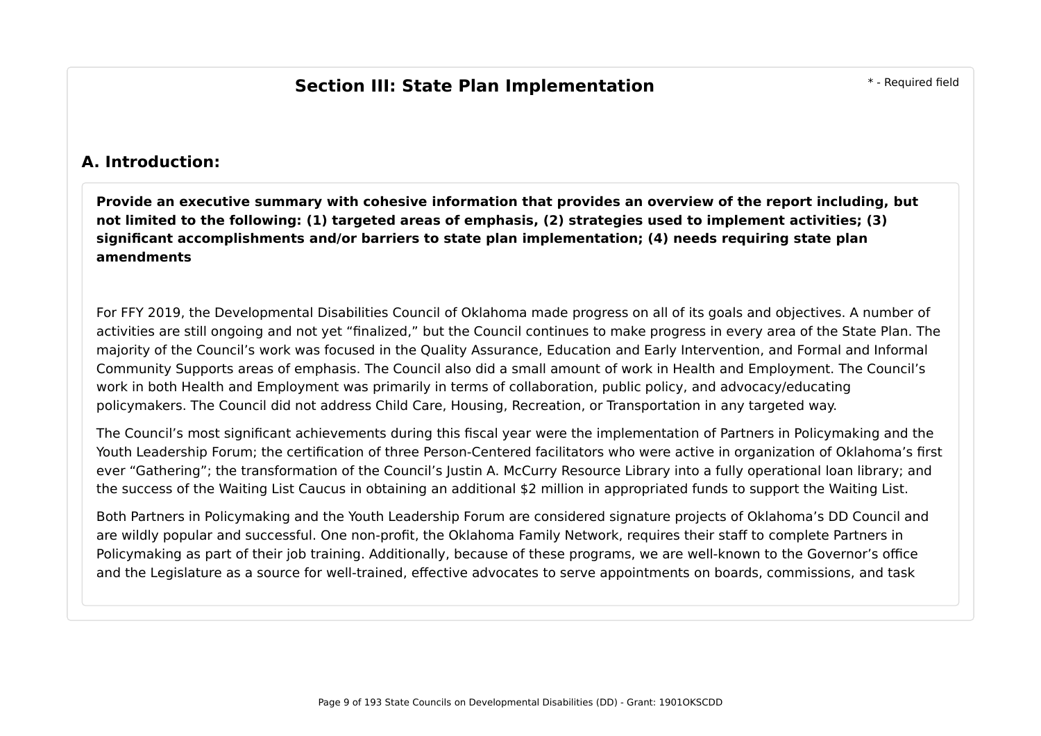## Section III: State Plan Implementation

\* - Required field

### A. Introduction:

**Provide an executive summary with cohesive information that provides an overview of the report including, but not limited to the following: (1) targeted areas of emphasis, (2) strategies used to implement activities; (3) significant accomplishments and/or barriers to state plan implementation; (4) needs requiring state plan amendments**

For FFY 2019, the Developmental Disabilities Council of Oklahoma made progress on all of its goals and objectives. A number of activities are still ongoing and not yet "finalized," but the Council continues to make progress in every area of the State Plan. The majority of the Council's work was focused in the Quality Assurance, Education and Early Intervention, and Formal and Informal Community Supports areas of emphasis. The Council also did a small amount of work in Health and Employment. The Council's work in both Health and Employment was primarily in terms of collaboration, public policy, and advocacy/educating policymakers. The Council did not address Child Care, Housing, Recreation, or Transportation in any targeted way.

The Council's most significant achievements during this fiscal year were the implementation of Partners in Policymaking and the Youth Leadership Forum; the certification of three Person-Centered facilitators who were active in organization of Oklahoma's first ever "Gathering"; the transformation of the Council's Justin A. McCurry Resource Library into a fully operational loan library; and the success of the Waiting List Caucus in obtaining an additional $2 million in appropriated funds to support the Waiting List.

Both Partners in Policymaking and the Youth Leadership Forum are considered signature projects of Oklahoma's DD Council and are wildly popular and successful. One non-profit, the Oklahoma Family Network, requires their staff to complete Partners in Policymaking as part of their job training. Additionally, because of these programs, we are well-known to the Governor's office and the Legislature as a source for well-trained, effective advocates to serve appointments on boards, commissions, and task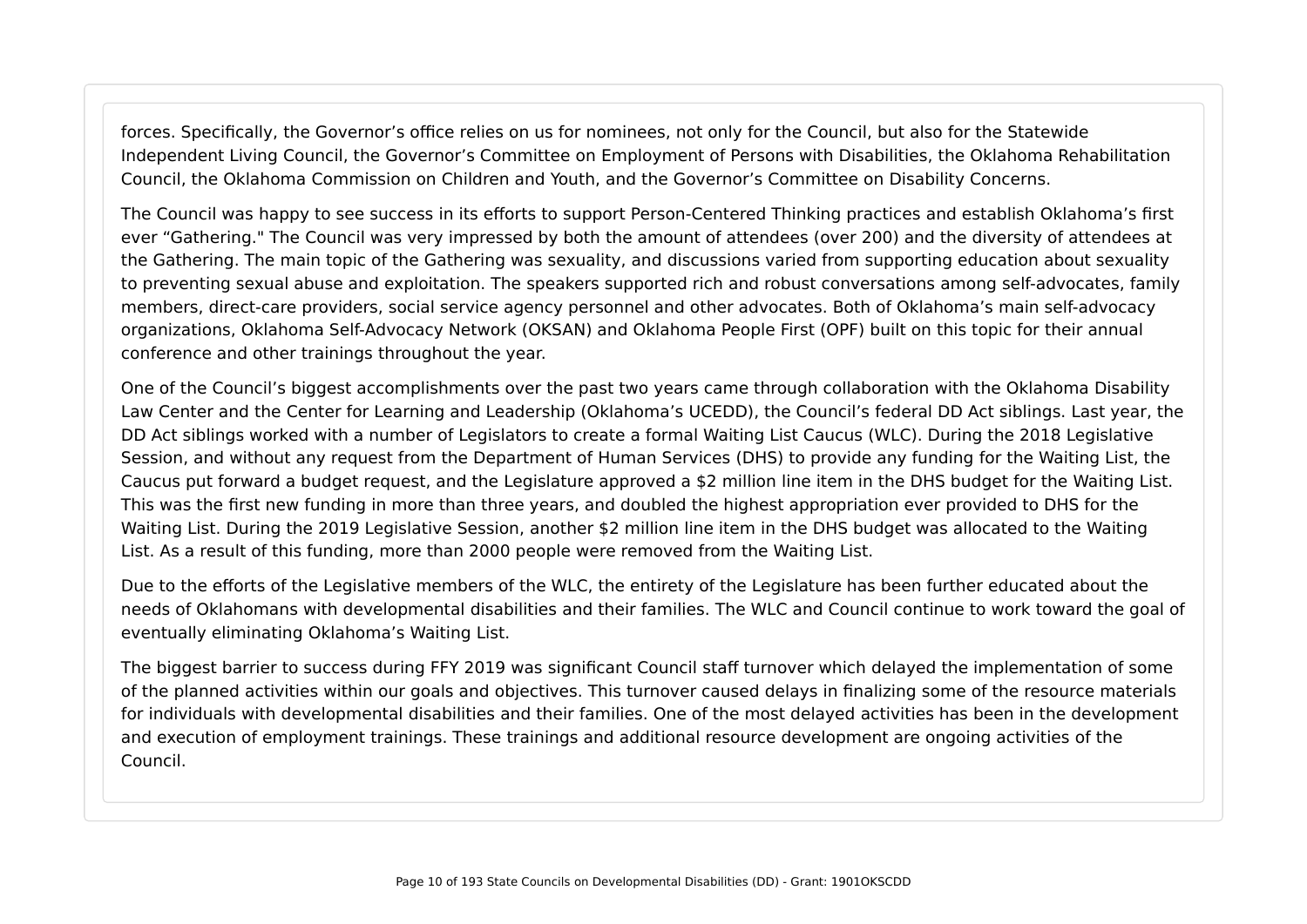forces. Specifically, the Governor's office relies on us for nominees, not only for the Council, but also for the Statewide Independent Living Council, the Governor's Committee on Employment of Persons with Disabilities, the Oklahoma Rehabilitation Council, the Oklahoma Commission on Children and Youth, and the Governor's Committee on Disability Concerns.

The Council was happy to see success in its efforts to support Person-Centered Thinking practices and establish Oklahoma's first ever "Gathering." The Council was very impressed by both the amount of attendees (over 200) and the diversity of attendees at the Gathering. The main topic of the Gathering was sexuality, and discussions varied from supporting education about sexuality to preventing sexual abuse and exploitation. The speakers supported rich and robust conversations among self-advocates, family members, direct-care providers, social service agency personnel and other advocates. Both of Oklahoma's main self-advocacy organizations, Oklahoma Self-Advocacy Network (OKSAN) and Oklahoma People First (OPF) built on this topic for their annual conference and other trainings throughout the year.

One of the Council's biggest accomplishments over the past two years came through collaboration with the Oklahoma Disability Law Center and the Center for Learning and Leadership (Oklahoma's UCEDD), the Council's federal DD Act siblings. Last year, the DD Act siblings worked with a number of Legislators to create a formal Waiting List Caucus (WLC). During the 2018 Legislative Session, and without any request from the Department of Human Services (DHS) to provide any funding for the Waiting List, the Caucus put forward a budget request, and the Legislature approved a $2 million line item in the DHS budget for the Waiting List. This was the first new funding in more than three years, and doubled the highest appropriation ever provided to DHS for the Waiting List. During the 2019 Legislative Session, another $2 million line item in the DHS budget was allocated to the Waiting List. As a result of this funding, more than 2000 people were removed from the Waiting List.

Due to the efforts of the Legislative members of the WLC, the entirety of the Legislature has been further educated about the needs of Oklahomans with developmental disabilities and their families. The WLC and Council continue to work toward the goal of eventually eliminating Oklahoma's Waiting List.

The biggest barrier to success during FFY 2019 was significant Council staff turnover which delayed the implementation of some of the planned activities within our goals and objectives. This turnover caused delays in finalizing some of the resource materials for individuals with developmental disabilities and their families. One of the most delayed activities has been in the development and execution of employment trainings. These trainings and additional resource development are ongoing activities of the Council.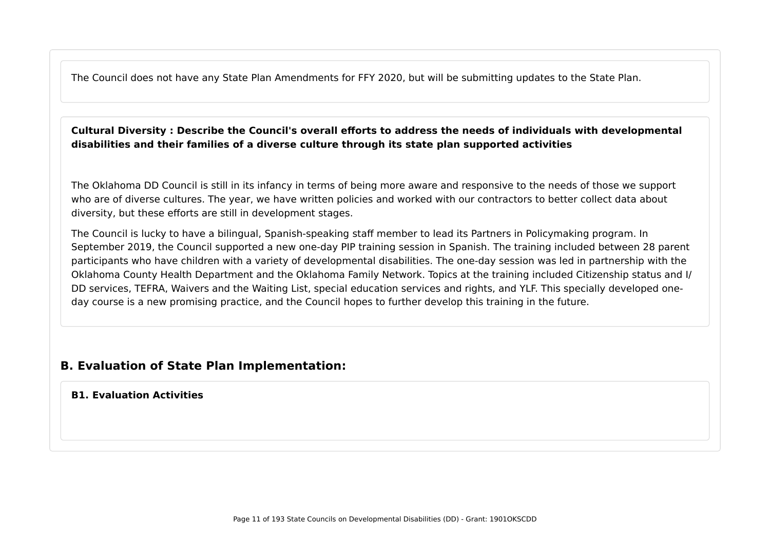The Council does not have any State Plan Amendments for FFY 2020, but will be submitting updates to the State Plan.

**Cultural Diversity : Describe the Council's overall efforts to address the needs of individuals with developmental disabilities and their families of a diverse culture through its state plan supported activities**

The Oklahoma DD Council is still in its infancy in terms of being more aware and responsive to the needs of those we support who are of diverse cultures. The year, we have written policies and worked with our contractors to better collect data about diversity, but these efforts are still in development stages.

The Council is lucky to have a bilingual, Spanish-speaking staff member to lead its Partners in Policymaking program. In September 2019, the Council supported a new one-day PIP training session in Spanish. The training included between 28 parent participants who have children with a variety of developmental disabilities. The one-day session was led in partnership with the Oklahoma County Health Department and the Oklahoma Family Network. Topics at the training included Citizenship status and I/DD services, TEFRA, Waivers and the Waiting List, special education services and rights, and YLF. This specially developed one-day course is a new promising practice, and the Council hopes to further develop this training in the future.

## B. Evaluation of State Plan Implementation:

**B1. Evaluation Activities**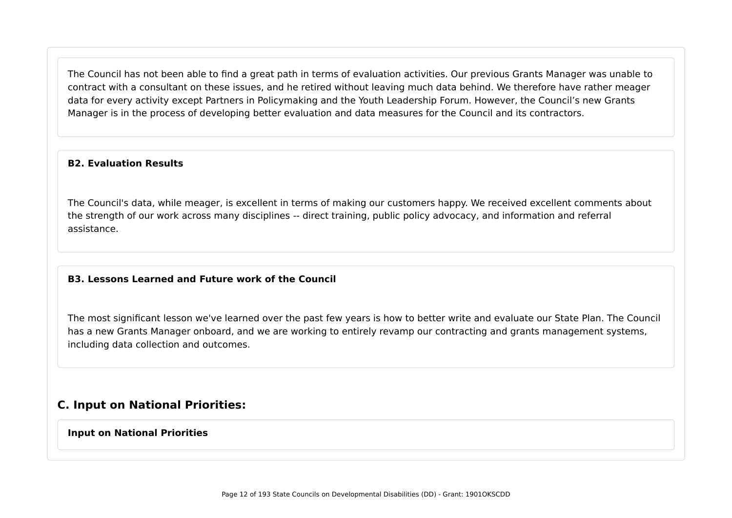The Council has not been able to find a great path in terms of evaluation activities. Our previous Grants Manager was unable to contract with a consultant on these issues, and he retired without leaving much data behind. We therefore have rather meager data for every activity except Partners in Policymaking and the Youth Leadership Forum. However, the Council's new Grants Manager is in the process of developing better evaluation and data measures for the Council and its contractors.

**B2. Evaluation Results**

The Council's data, while meager, is excellent in terms of making our customers happy. We received excellent comments about the strength of our work across many disciplines -- direct training, public policy advocacy, and information and referral assistance.

**B3. Lessons Learned and Future work of the Council**

The most significant lesson we've learned over the past few years is how to better write and evaluate our State Plan. The Council has a new Grants Manager onboard, and we are working to entirely revamp our contracting and grants management systems, including data collection and outcomes.

## C. Input on National Priorities:

**Input on National Priorities**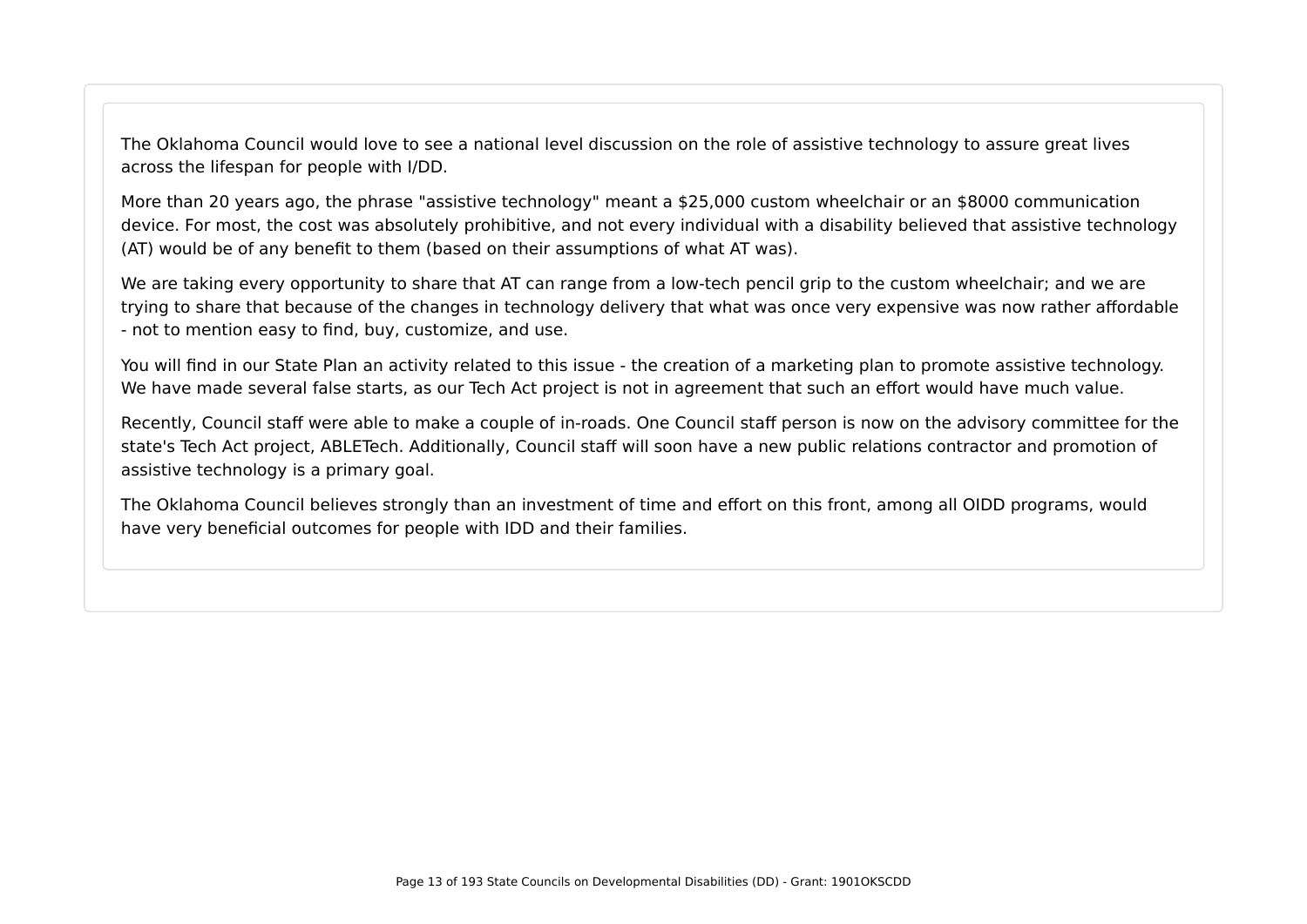The Oklahoma Council would love to see a national level discussion on the role of assistive technology to assure great lives across the lifespan for people with I/DD.

More than 20 years ago, the phrase "assistive technology" meant a $25,000 custom wheelchair or an $8000 communication device. For most, the cost was absolutely prohibitive, and not every individual with a disability believed that assistive technology (AT) would be of any benefit to them (based on their assumptions of what AT was).

We are taking every opportunity to share that AT can range from a low-tech pencil grip to the custom wheelchair; and we are trying to share that because of the changes in technology delivery that what was once very expensive was now rather affordable - not to mention easy to find, buy, customize, and use.

You will find in our State Plan an activity related to this issue - the creation of a marketing plan to promote assistive technology. We have made several false starts, as our Tech Act project is not in agreement that such an effort would have much value.

Recently, Council staff were able to make a couple of in-roads. One Council staff person is now on the advisory committee for the state's Tech Act project, ABLETech. Additionally, Council staff will soon have a new public relations contractor and promotion of assistive technology is a primary goal.

The Oklahoma Council believes strongly than an investment of time and effort on this front, among all OIDD programs, would have very beneficial outcomes for people with IDD and their families.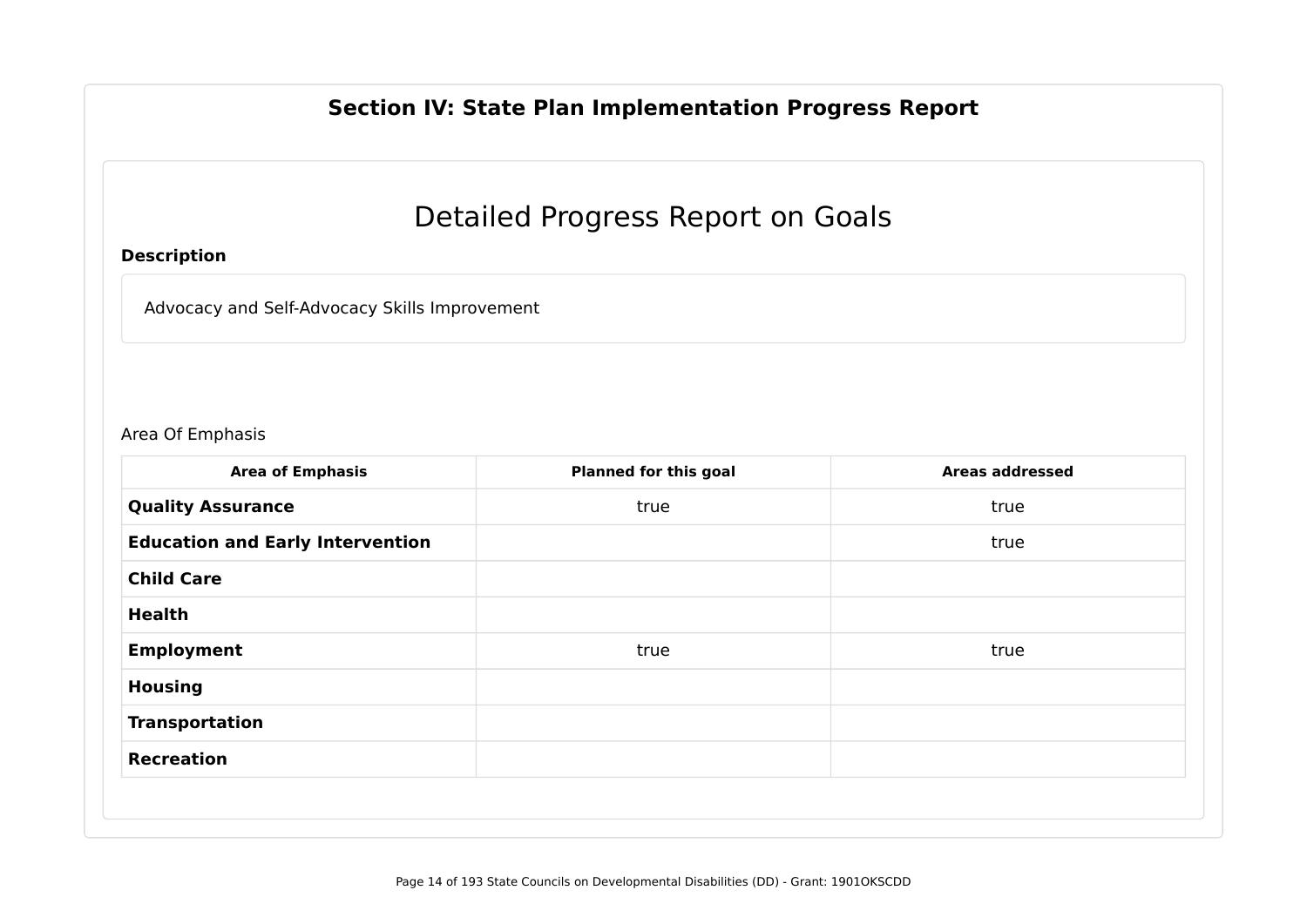## Section IV: State Plan Implementation Progress Report

# Detailed Progress Report on Goals

**Description**

Advocacy and Self-Advocacy Skills Improvement

Area Of Emphasis

| Area of Emphasis | Planned for this goal | Areas addressed |
|---|---|---|
| **Quality Assurance** | true | true |
| **Education and Early Intervention** | | true |
| **Child Care** | | |
| **Health** | | |
| **Employment** | true | true |
| **Housing** | | |
| **Transportation** | | |
| **Recreation** | | |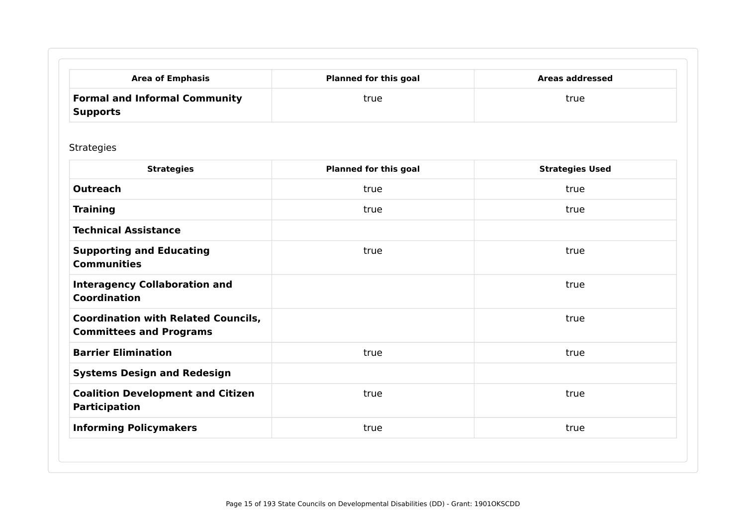| Area of Emphasis | Planned for this goal | Areas addressed |
|---|---|---|
| **Formal and Informal Community Supports** | true | true |

Strategies

| Strategies | Planned for this goal | Strategies Used |
|---|---|---|
| **Outreach** | true | true |
| **Training** | true | true |
| **Technical Assistance** | | |
| **Supporting and Educating Communities** | true | true |
| **Interagency Collaboration and Coordination** | | true |
| **Coordination with Related Councils, Committees and Programs** | | true |
| **Barrier Elimination** | true | true |
| **Systems Design and Redesign** | | |
| **Coalition Development and Citizen Participation** | true | true |
| **Informing Policymakers** | true | true |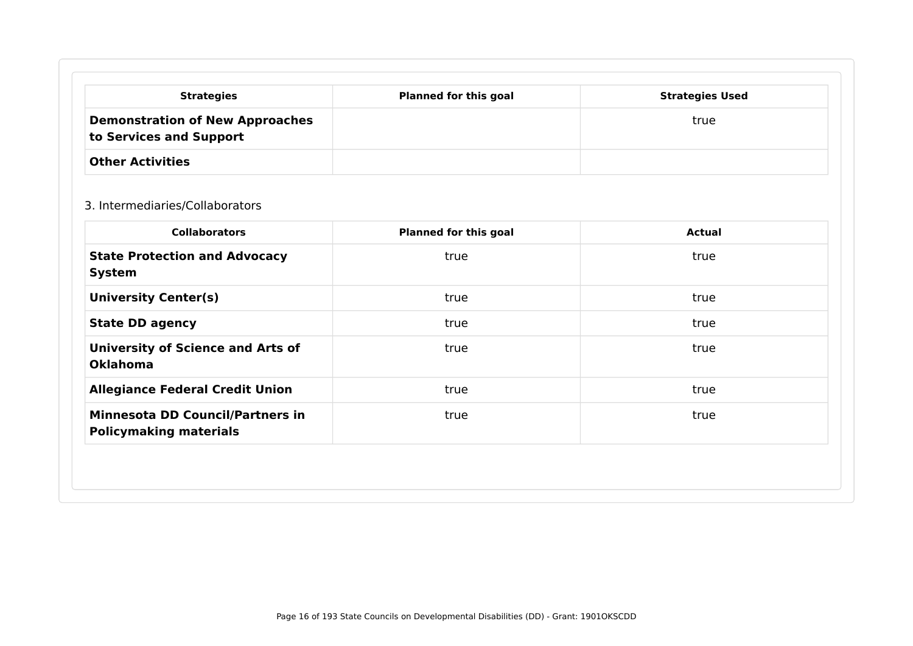| Strategies | Planned for this goal | Strategies Used |
| --- | --- | --- |
| **Demonstration of New Approaches to Services and Support** | | true |
| **Other Activities** | | |

3. Intermediaries/Collaborators

| Collaborators | Planned for this goal | Actual |
| --- | --- | --- |
| **State Protection and Advocacy System** | true | true |
| **University Center(s)** | true | true |
| **State DD agency** | true | true |
| **University of Science and Arts of Oklahoma** | true | true |
| **Allegiance Federal Credit Union** | true | true |
| **Minnesota DD Council/Partners in Policymaking materials** | true | true |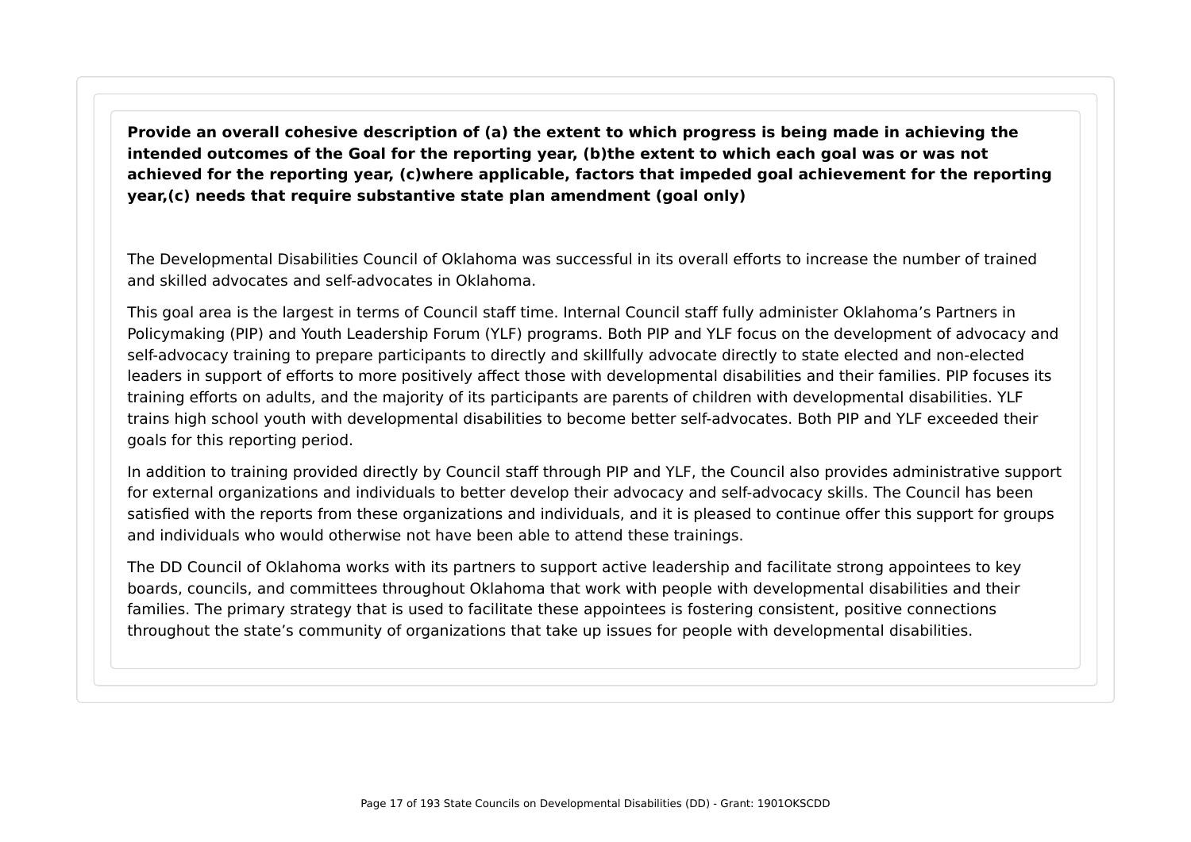**Provide an overall cohesive description of (a) the extent to which progress is being made in achieving the intended outcomes of the Goal for the reporting year, (b)the extent to which each goal was or was not achieved for the reporting year, (c)where applicable, factors that impeded goal achievement for the reporting year,(c) needs that require substantive state plan amendment (goal only)**

The Developmental Disabilities Council of Oklahoma was successful in its overall efforts to increase the number of trained and skilled advocates and self-advocates in Oklahoma.

This goal area is the largest in terms of Council staff time. Internal Council staff fully administer Oklahoma's Partners in Policymaking (PIP) and Youth Leadership Forum (YLF) programs. Both PIP and YLF focus on the development of advocacy and self-advocacy training to prepare participants to directly and skillfully advocate directly to state elected and non-elected leaders in support of efforts to more positively affect those with developmental disabilities and their families. PIP focuses its training efforts on adults, and the majority of its participants are parents of children with developmental disabilities. YLF trains high school youth with developmental disabilities to become better self-advocates. Both PIP and YLF exceeded their goals for this reporting period.

In addition to training provided directly by Council staff through PIP and YLF, the Council also provides administrative support for external organizations and individuals to better develop their advocacy and self-advocacy skills. The Council has been satisfied with the reports from these organizations and individuals, and it is pleased to continue offer this support for groups and individuals who would otherwise not have been able to attend these trainings.

The DD Council of Oklahoma works with its partners to support active leadership and facilitate strong appointees to key boards, councils, and committees throughout Oklahoma that work with people with developmental disabilities and their families. The primary strategy that is used to facilitate these appointees is fostering consistent, positive connections throughout the state's community of organizations that take up issues for people with developmental disabilities.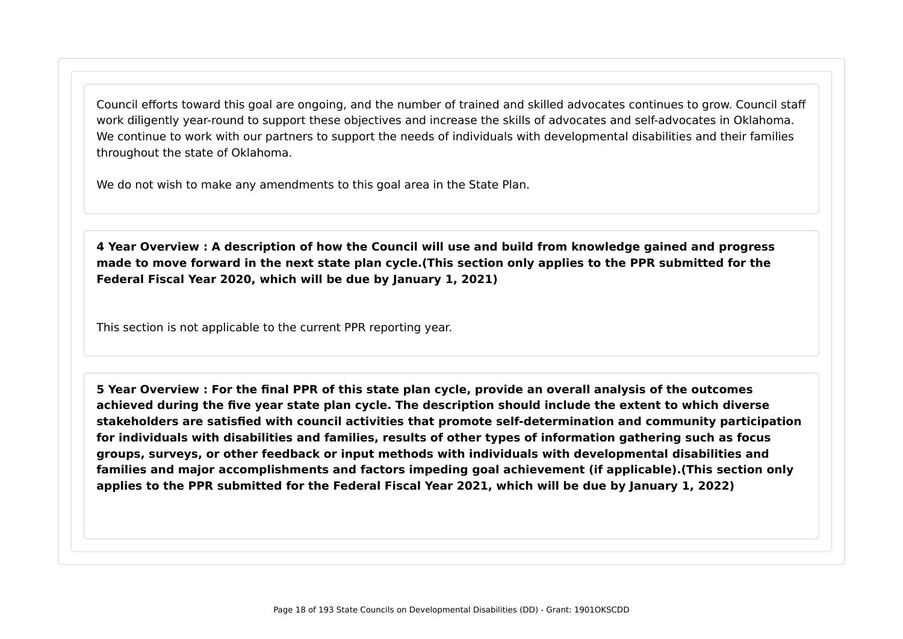Council efforts toward this goal are ongoing, and the number of trained and skilled advocates continues to grow. Council staff work diligently year-round to support these objectives and increase the skills of advocates and self-advocates in Oklahoma. We continue to work with our partners to support the needs of individuals with developmental disabilities and their families throughout the state of Oklahoma.

We do not wish to make any amendments to this goal area in the State Plan.

**4 Year Overview : A description of how the Council will use and build from knowledge gained and progress made to move forward in the next state plan cycle.(This section only applies to the PPR submitted for the Federal Fiscal Year 2020, which will be due by January 1, 2021)**

This section is not applicable to the current PPR reporting year.

**5 Year Overview : For the final PPR of this state plan cycle, provide an overall analysis of the outcomes achieved during the five year state plan cycle. The description should include the extent to which diverse stakeholders are satisfied with council activities that promote self-determination and community participation for individuals with disabilities and families, results of other types of information gathering such as focus groups, surveys, or other feedback or input methods with individuals with developmental disabilities and families and major accomplishments and factors impeding goal achievement (if applicable).(This section only applies to the PPR submitted for the Federal Fiscal Year 2021, which will be due by January 1, 2022)**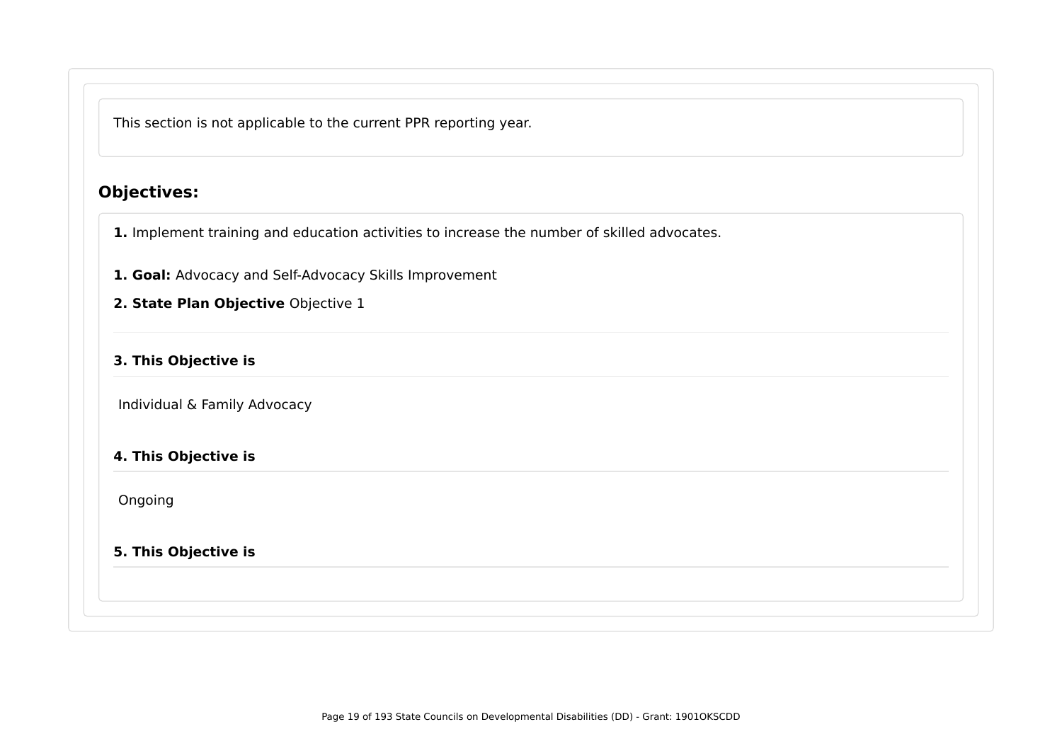This section is not applicable to the current PPR reporting year.

## Objectives:

**1.** Implement training and education activities to increase the number of skilled advocates.

**1. Goal:** Advocacy and Self-Advocacy Skills Improvement

**2. State Plan Objective** Objective 1

**3. This Objective is**

Individual & Family Advocacy

**4. This Objective is**

Ongoing

**5. This Objective is**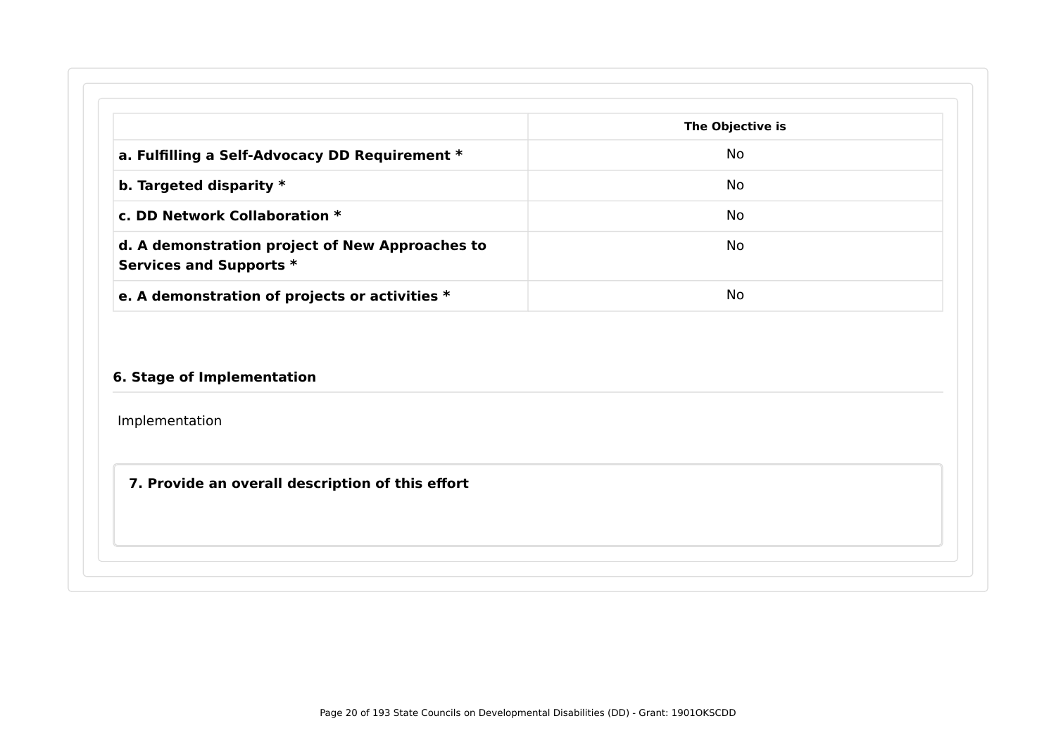| | The Objective is |
|---|---|
| **a. Fulfilling a Self-Advocacy DD Requirement *** | No |
| **b. Targeted disparity *** | No |
| **c. DD Network Collaboration *** | No |
| **d. A demonstration project of New Approaches to Services and Supports *** | No |
| **e. A demonstration of projects or activities *** | No |

### 6. Stage of Implementation

Implementation

### 7. Provide an overall description of this effort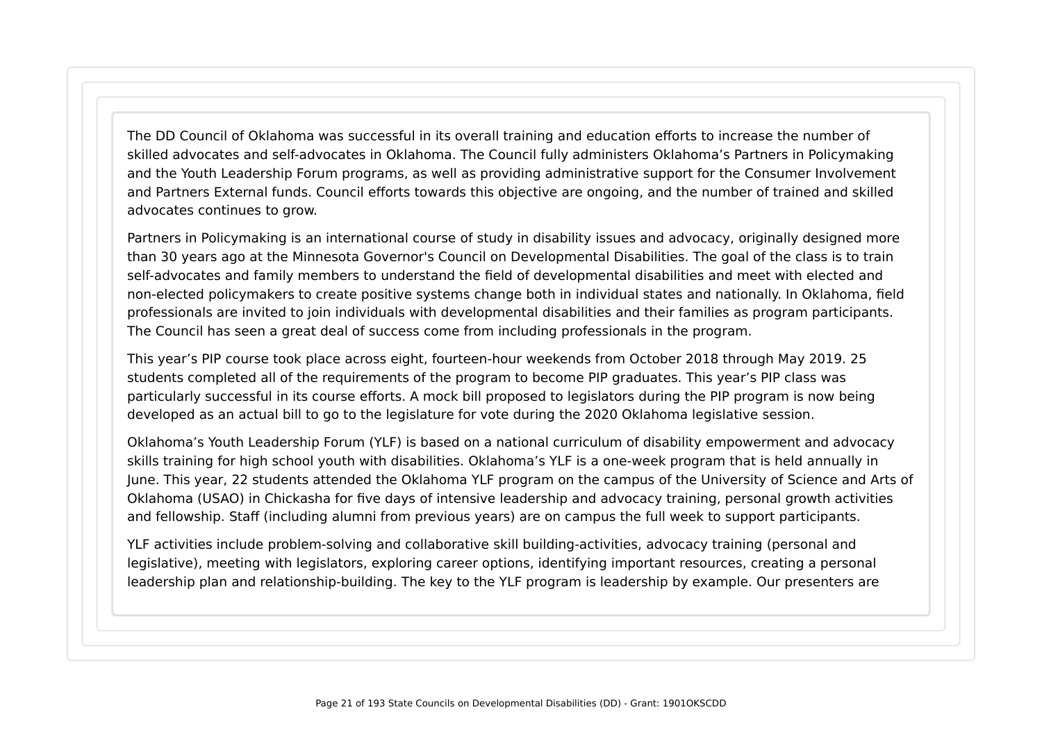The DD Council of Oklahoma was successful in its overall training and education efforts to increase the number of skilled advocates and self-advocates in Oklahoma. The Council fully administers Oklahoma's Partners in Policymaking and the Youth Leadership Forum programs, as well as providing administrative support for the Consumer Involvement and Partners External funds. Council efforts towards this objective are ongoing, and the number of trained and skilled advocates continues to grow.

Partners in Policymaking is an international course of study in disability issues and advocacy, originally designed more than 30 years ago at the Minnesota Governor's Council on Developmental Disabilities. The goal of the class is to train self-advocates and family members to understand the field of developmental disabilities and meet with elected and non-elected policymakers to create positive systems change both in individual states and nationally. In Oklahoma, field professionals are invited to join individuals with developmental disabilities and their families as program participants. The Council has seen a great deal of success come from including professionals in the program.

This year's PIP course took place across eight, fourteen-hour weekends from October 2018 through May 2019. 25 students completed all of the requirements of the program to become PIP graduates. This year's PIP class was particularly successful in its course efforts. A mock bill proposed to legislators during the PIP program is now being developed as an actual bill to go to the legislature for vote during the 2020 Oklahoma legislative session.

Oklahoma's Youth Leadership Forum (YLF) is based on a national curriculum of disability empowerment and advocacy skills training for high school youth with disabilities. Oklahoma's YLF is a one-week program that is held annually in June. This year, 22 students attended the Oklahoma YLF program on the campus of the University of Science and Arts of Oklahoma (USAO) in Chickasha for five days of intensive leadership and advocacy training, personal growth activities and fellowship. Staff (including alumni from previous years) are on campus the full week to support participants.

YLF activities include problem-solving and collaborative skill building-activities, advocacy training (personal and legislative), meeting with legislators, exploring career options, identifying important resources, creating a personal leadership plan and relationship-building. The key to the YLF program is leadership by example. Our presenters are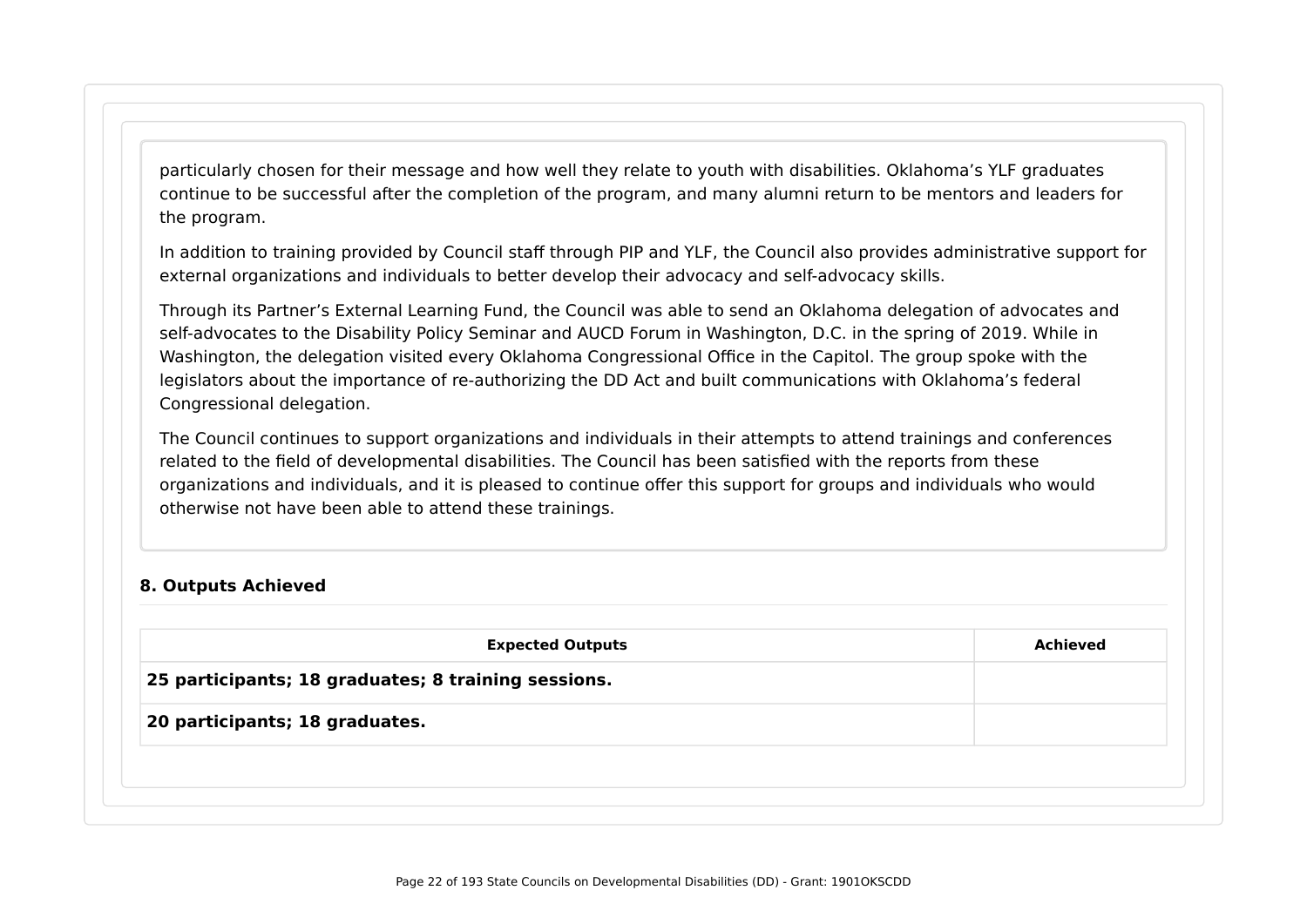particularly chosen for their message and how well they relate to youth with disabilities. Oklahoma's YLF graduates continue to be successful after the completion of the program, and many alumni return to be mentors and leaders for the program.

In addition to training provided by Council staff through PIP and YLF, the Council also provides administrative support for external organizations and individuals to better develop their advocacy and self-advocacy skills.

Through its Partner's External Learning Fund, the Council was able to send an Oklahoma delegation of advocates and self-advocates to the Disability Policy Seminar and AUCD Forum in Washington, D.C. in the spring of 2019. While in Washington, the delegation visited every Oklahoma Congressional Office in the Capitol. The group spoke with the legislators about the importance of re-authorizing the DD Act and built communications with Oklahoma's federal Congressional delegation.

The Council continues to support organizations and individuals in their attempts to attend trainings and conferences related to the field of developmental disabilities. The Council has been satisfied with the reports from these organizations and individuals, and it is pleased to continue offer this support for groups and individuals who would otherwise not have been able to attend these trainings.

### 8. Outputs Achieved

| Expected Outputs | Achieved |
| --- | --- |
| **25 participants; 18 graduates; 8 training sessions.** | |
| **20 participants; 18 graduates.** | |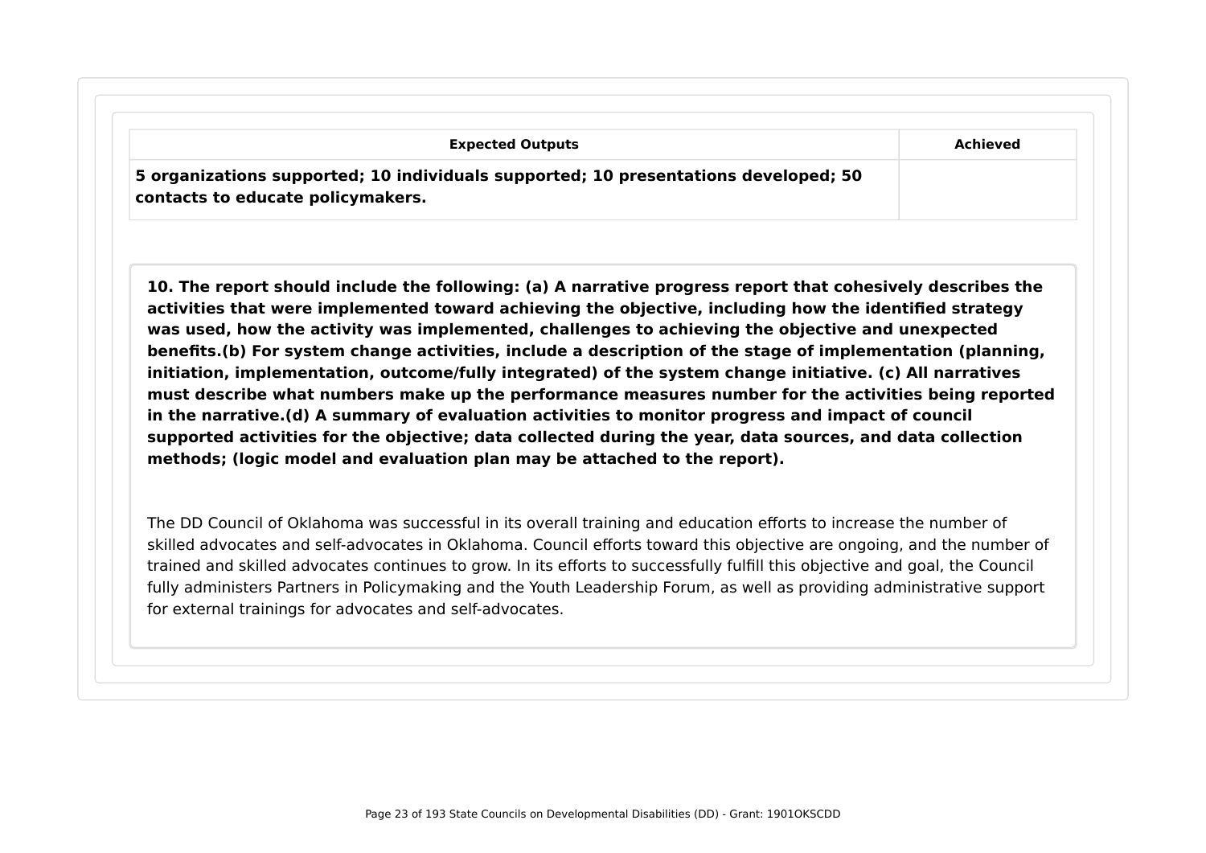| Expected Outputs | Achieved |
| --- | --- |
| **5 organizations supported; 10 individuals supported; 10 presentations developed; 50 contacts to educate policymakers.** | |

**10. The report should include the following: (a) A narrative progress report that cohesively describes the activities that were implemented toward achieving the objective, including how the identified strategy was used, how the activity was implemented, challenges to achieving the objective and unexpected benefits.(b) For system change activities, include a description of the stage of implementation (planning, initiation, implementation, outcome/fully integrated) of the system change initiative. (c) All narratives must describe what numbers make up the performance measures number for the activities being reported in the narrative.(d) A summary of evaluation activities to monitor progress and impact of council supported activities for the objective; data collected during the year, data sources, and data collection methods; (logic model and evaluation plan may be attached to the report).**

The DD Council of Oklahoma was successful in its overall training and education efforts to increase the number of skilled advocates and self-advocates in Oklahoma. Council efforts toward this objective are ongoing, and the number of trained and skilled advocates continues to grow. In its efforts to successfully fulfill this objective and goal, the Council fully administers Partners in Policymaking and the Youth Leadership Forum, as well as providing administrative support for external trainings for advocates and self-advocates.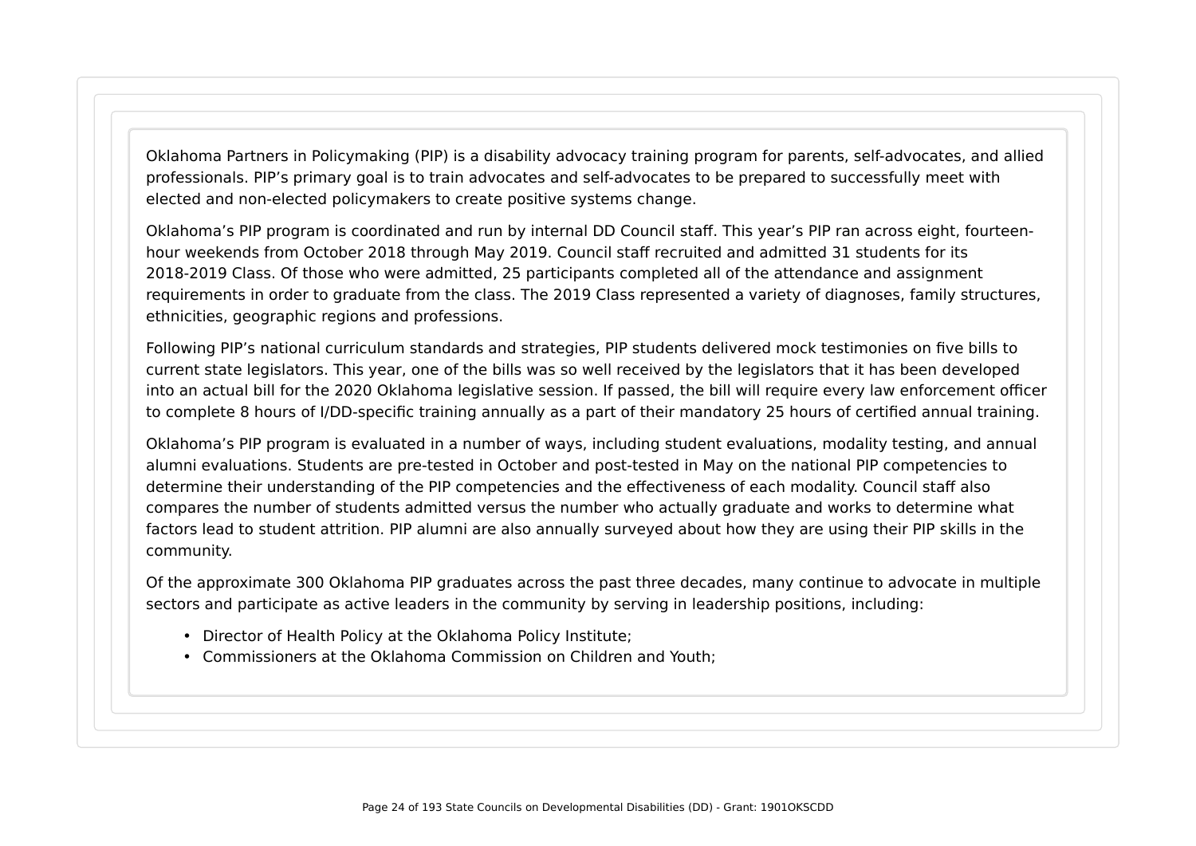Oklahoma Partners in Policymaking (PIP) is a disability advocacy training program for parents, self-advocates, and allied professionals. PIP's primary goal is to train advocates and self-advocates to be prepared to successfully meet with elected and non-elected policymakers to create positive systems change.

Oklahoma's PIP program is coordinated and run by internal DD Council staff. This year's PIP ran across eight, fourteen-hour weekends from October 2018 through May 2019. Council staff recruited and admitted 31 students for its 2018-2019 Class. Of those who were admitted, 25 participants completed all of the attendance and assignment requirements in order to graduate from the class. The 2019 Class represented a variety of diagnoses, family structures, ethnicities, geographic regions and professions.

Following PIP's national curriculum standards and strategies, PIP students delivered mock testimonies on five bills to current state legislators. This year, one of the bills was so well received by the legislators that it has been developed into an actual bill for the 2020 Oklahoma legislative session. If passed, the bill will require every law enforcement officer to complete 8 hours of I/DD-specific training annually as a part of their mandatory 25 hours of certified annual training.

Oklahoma's PIP program is evaluated in a number of ways, including student evaluations, modality testing, and annual alumni evaluations. Students are pre-tested in October and post-tested in May on the national PIP competencies to determine their understanding of the PIP competencies and the effectiveness of each modality. Council staff also compares the number of students admitted versus the number who actually graduate and works to determine what factors lead to student attrition. PIP alumni are also annually surveyed about how they are using their PIP skills in the community.

Of the approximate 300 Oklahoma PIP graduates across the past three decades, many continue to advocate in multiple sectors and participate as active leaders in the community by serving in leadership positions, including:

- Director of Health Policy at the Oklahoma Policy Institute;
- Commissioners at the Oklahoma Commission on Children and Youth;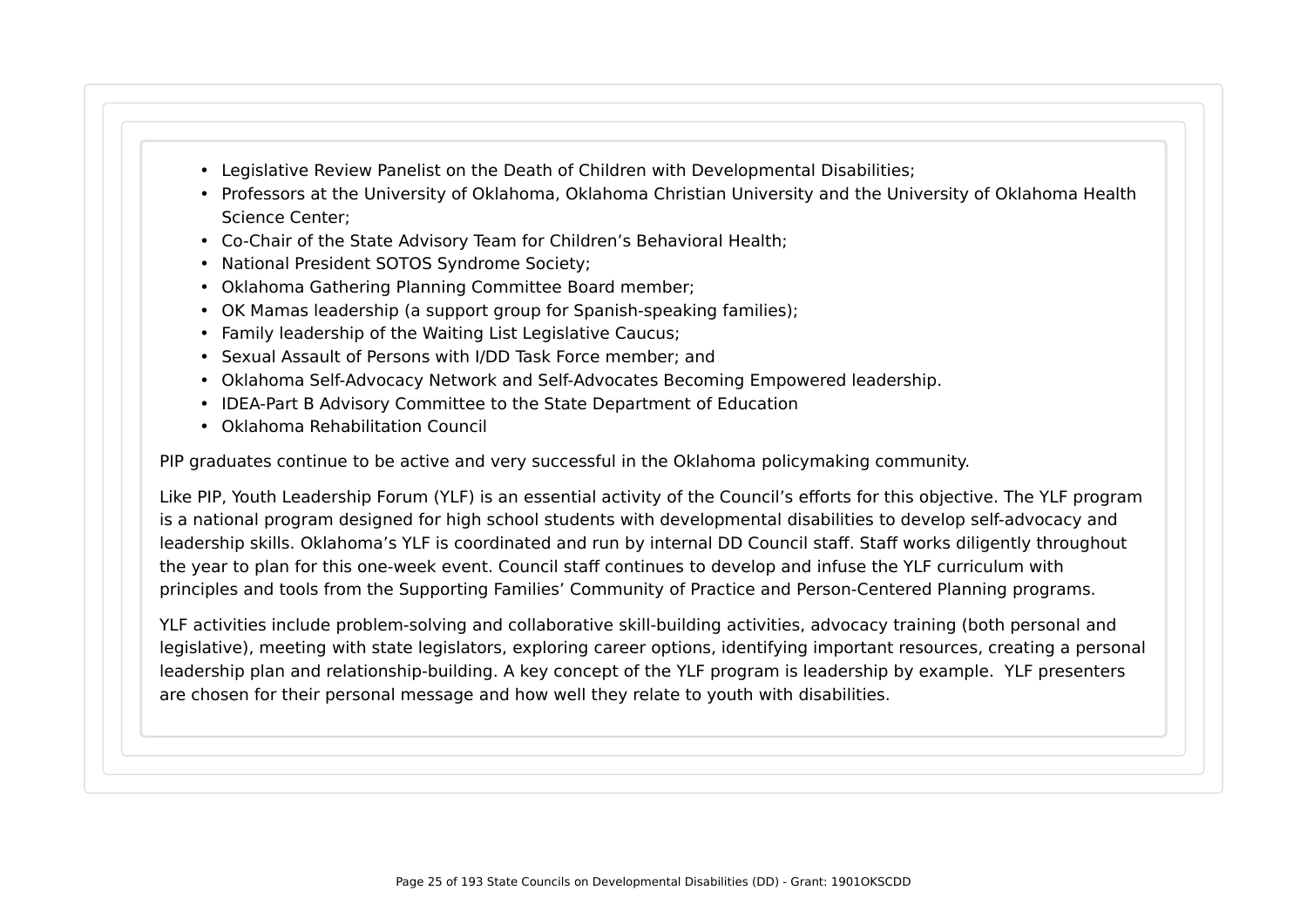- Legislative Review Panelist on the Death of Children with Developmental Disabilities;
- Professors at the University of Oklahoma, Oklahoma Christian University and the University of Oklahoma Health Science Center;
- Co-Chair of the State Advisory Team for Children's Behavioral Health;
- National President SOTOS Syndrome Society;
- Oklahoma Gathering Planning Committee Board member;
- OK Mamas leadership (a support group for Spanish-speaking families);
- Family leadership of the Waiting List Legislative Caucus;
- Sexual Assault of Persons with I/DD Task Force member; and
- Oklahoma Self-Advocacy Network and Self-Advocates Becoming Empowered leadership.
- IDEA-Part B Advisory Committee to the State Department of Education
- Oklahoma Rehabilitation Council

PIP graduates continue to be active and very successful in the Oklahoma policymaking community.

Like PIP, Youth Leadership Forum (YLF) is an essential activity of the Council's efforts for this objective. The YLF program is a national program designed for high school students with developmental disabilities to develop self-advocacy and leadership skills. Oklahoma's YLF is coordinated and run by internal DD Council staff. Staff works diligently throughout the year to plan for this one-week event. Council staff continues to develop and infuse the YLF curriculum with principles and tools from the Supporting Families' Community of Practice and Person-Centered Planning programs.

YLF activities include problem-solving and collaborative skill-building activities, advocacy training (both personal and legislative), meeting with state legislators, exploring career options, identifying important resources, creating a personal leadership plan and relationship-building. A key concept of the YLF program is leadership by example. YLF presenters are chosen for their personal message and how well they relate to youth with disabilities.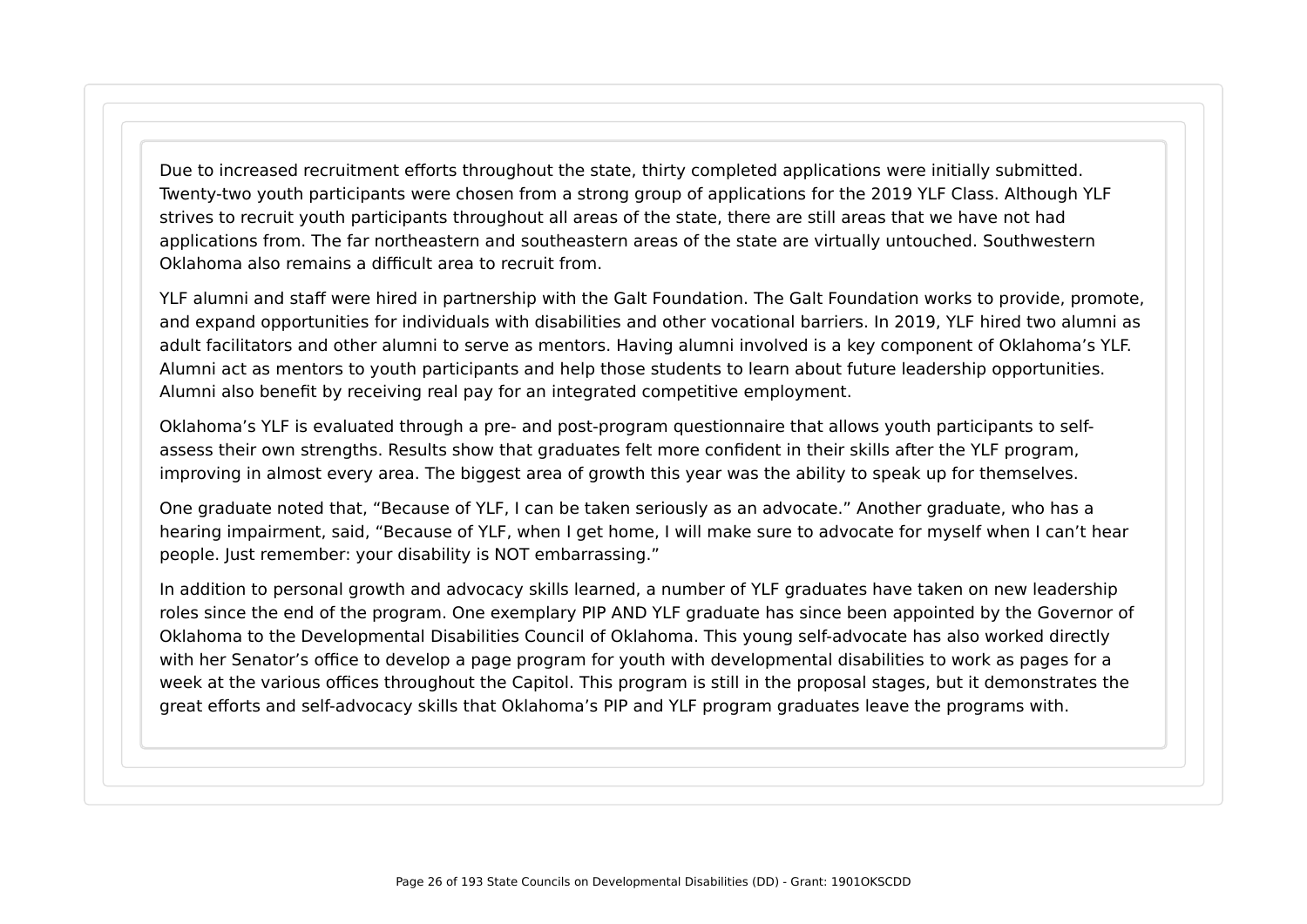Due to increased recruitment efforts throughout the state, thirty completed applications were initially submitted. Twenty-two youth participants were chosen from a strong group of applications for the 2019 YLF Class. Although YLF strives to recruit youth participants throughout all areas of the state, there are still areas that we have not had applications from. The far northeastern and southeastern areas of the state are virtually untouched. Southwestern Oklahoma also remains a difficult area to recruit from.

YLF alumni and staff were hired in partnership with the Galt Foundation. The Galt Foundation works to provide, promote, and expand opportunities for individuals with disabilities and other vocational barriers. In 2019, YLF hired two alumni as adult facilitators and other alumni to serve as mentors. Having alumni involved is a key component of Oklahoma's YLF. Alumni act as mentors to youth participants and help those students to learn about future leadership opportunities. Alumni also benefit by receiving real pay for an integrated competitive employment.

Oklahoma's YLF is evaluated through a pre- and post-program questionnaire that allows youth participants to self-assess their own strengths. Results show that graduates felt more confident in their skills after the YLF program, improving in almost every area. The biggest area of growth this year was the ability to speak up for themselves.

One graduate noted that, "Because of YLF, I can be taken seriously as an advocate." Another graduate, who has a hearing impairment, said, "Because of YLF, when I get home, I will make sure to advocate for myself when I can't hear people. Just remember: your disability is NOT embarrassing."

In addition to personal growth and advocacy skills learned, a number of YLF graduates have taken on new leadership roles since the end of the program. One exemplary PIP AND YLF graduate has since been appointed by the Governor of Oklahoma to the Developmental Disabilities Council of Oklahoma. This young self-advocate has also worked directly with her Senator's office to develop a page program for youth with developmental disabilities to work as pages for a week at the various offices throughout the Capitol. This program is still in the proposal stages, but it demonstrates the great efforts and self-advocacy skills that Oklahoma's PIP and YLF program graduates leave the programs with.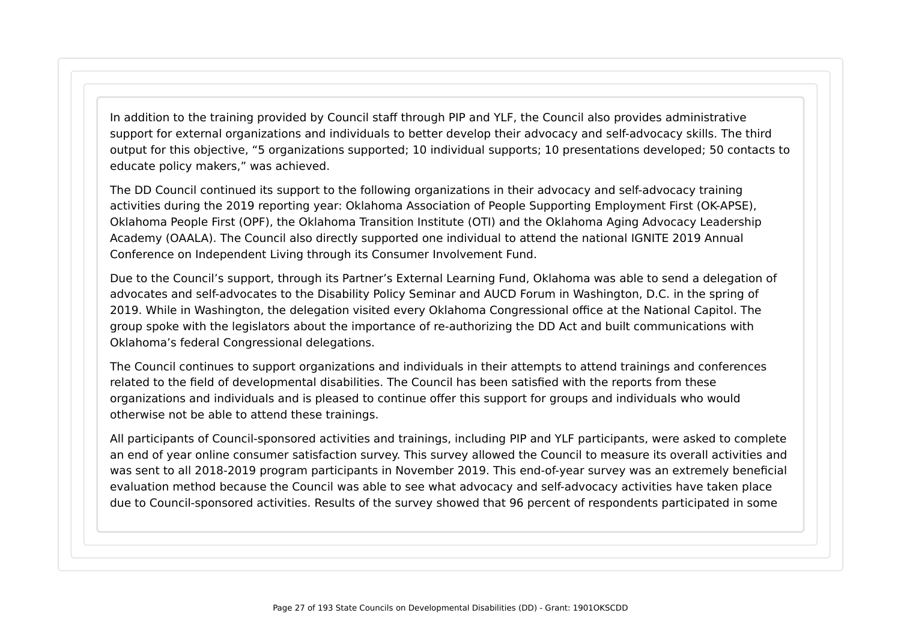In addition to the training provided by Council staff through PIP and YLF, the Council also provides administrative support for external organizations and individuals to better develop their advocacy and self-advocacy skills. The third output for this objective, "5 organizations supported; 10 individual supports; 10 presentations developed; 50 contacts to educate policy makers," was achieved.

The DD Council continued its support to the following organizations in their advocacy and self-advocacy training activities during the 2019 reporting year: Oklahoma Association of People Supporting Employment First (OK-APSE), Oklahoma People First (OPF), the Oklahoma Transition Institute (OTI) and the Oklahoma Aging Advocacy Leadership Academy (OAALA). The Council also directly supported one individual to attend the national IGNITE 2019 Annual Conference on Independent Living through its Consumer Involvement Fund.

Due to the Council's support, through its Partner's External Learning Fund, Oklahoma was able to send a delegation of advocates and self-advocates to the Disability Policy Seminar and AUCD Forum in Washington, D.C. in the spring of 2019. While in Washington, the delegation visited every Oklahoma Congressional office at the National Capitol. The group spoke with the legislators about the importance of re-authorizing the DD Act and built communications with Oklahoma's federal Congressional delegations.

The Council continues to support organizations and individuals in their attempts to attend trainings and conferences related to the field of developmental disabilities. The Council has been satisfied with the reports from these organizations and individuals and is pleased to continue offer this support for groups and individuals who would otherwise not be able to attend these trainings.

All participants of Council-sponsored activities and trainings, including PIP and YLF participants, were asked to complete an end of year online consumer satisfaction survey. This survey allowed the Council to measure its overall activities and was sent to all 2018-2019 program participants in November 2019. This end-of-year survey was an extremely beneficial evaluation method because the Council was able to see what advocacy and self-advocacy activities have taken place due to Council-sponsored activities. Results of the survey showed that 96 percent of respondents participated in some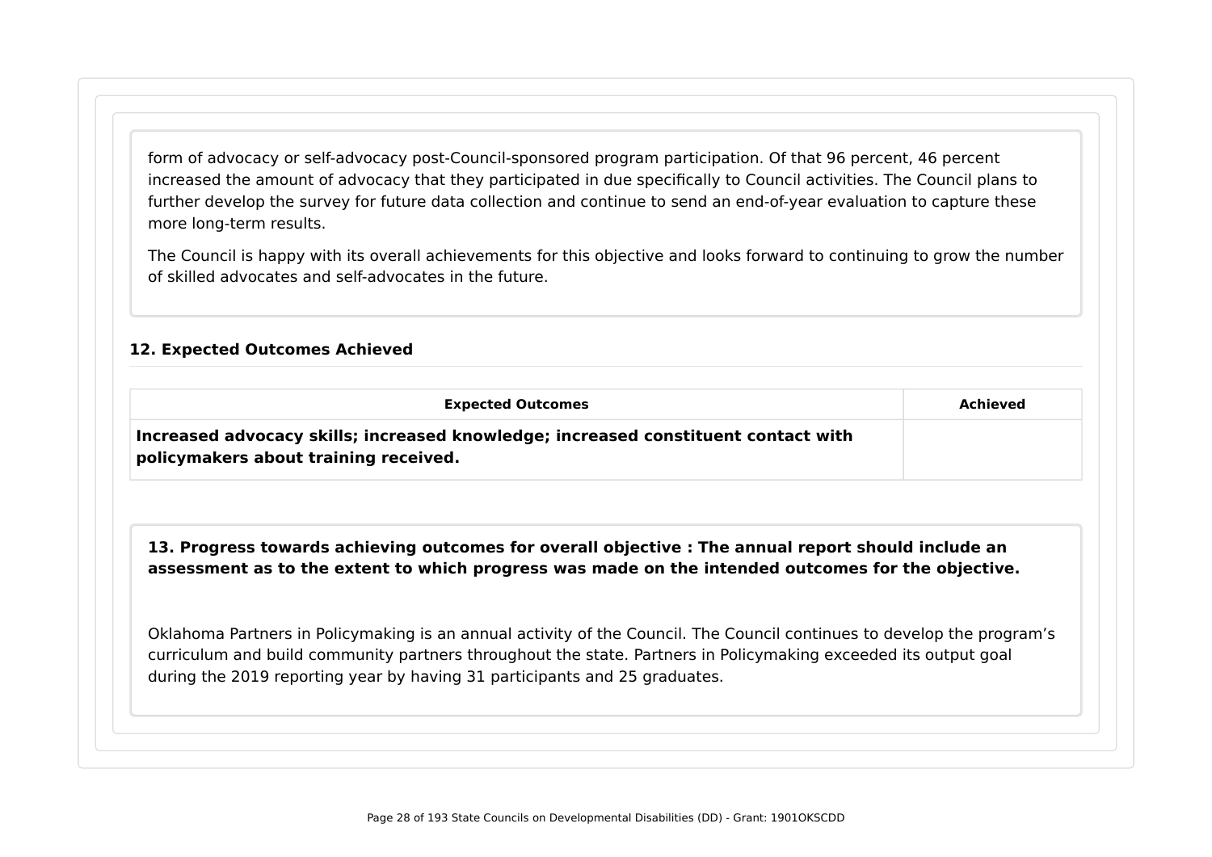form of advocacy or self-advocacy post-Council-sponsored program participation. Of that 96 percent, 46 percent increased the amount of advocacy that they participated in due specifically to Council activities. The Council plans to further develop the survey for future data collection and continue to send an end-of-year evaluation to capture these more long-term results.

The Council is happy with its overall achievements for this objective and looks forward to continuing to grow the number of skilled advocates and self-advocates in the future.

### 12. Expected Outcomes Achieved

| Expected Outcomes | Achieved |
| --- | --- |
| **Increased advocacy skills; increased knowledge; increased constituent contact with policymakers about training received.** | |

**13. Progress towards achieving outcomes for overall objective : The annual report should include an assessment as to the extent to which progress was made on the intended outcomes for the objective.**

Oklahoma Partners in Policymaking is an annual activity of the Council. The Council continues to develop the program's curriculum and build community partners throughout the state. Partners in Policymaking exceeded its output goal during the 2019 reporting year by having 31 participants and 25 graduates.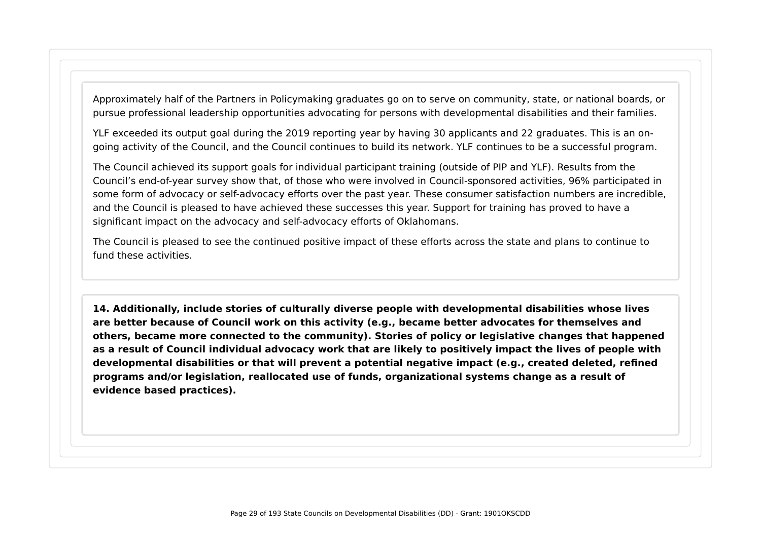Approximately half of the Partners in Policymaking graduates go on to serve on community, state, or national boards, or pursue professional leadership opportunities advocating for persons with developmental disabilities and their families.

YLF exceeded its output goal during the 2019 reporting year by having 30 applicants and 22 graduates. This is an on-going activity of the Council, and the Council continues to build its network. YLF continues to be a successful program.

The Council achieved its support goals for individual participant training (outside of PIP and YLF). Results from the Council's end-of-year survey show that, of those who were involved in Council-sponsored activities, 96% participated in some form of advocacy or self-advocacy efforts over the past year. These consumer satisfaction numbers are incredible, and the Council is pleased to have achieved these successes this year. Support for training has proved to have a significant impact on the advocacy and self-advocacy efforts of Oklahomans.

The Council is pleased to see the continued positive impact of these efforts across the state and plans to continue to fund these activities.

**14. Additionally, include stories of culturally diverse people with developmental disabilities whose lives are better because of Council work on this activity (e.g., became better advocates for themselves and others, became more connected to the community). Stories of policy or legislative changes that happened as a result of Council individual advocacy work that are likely to positively impact the lives of people with developmental disabilities or that will prevent a potential negative impact (e.g., created deleted, refined programs and/or legislation, reallocated use of funds, organizational systems change as a result of evidence based practices).**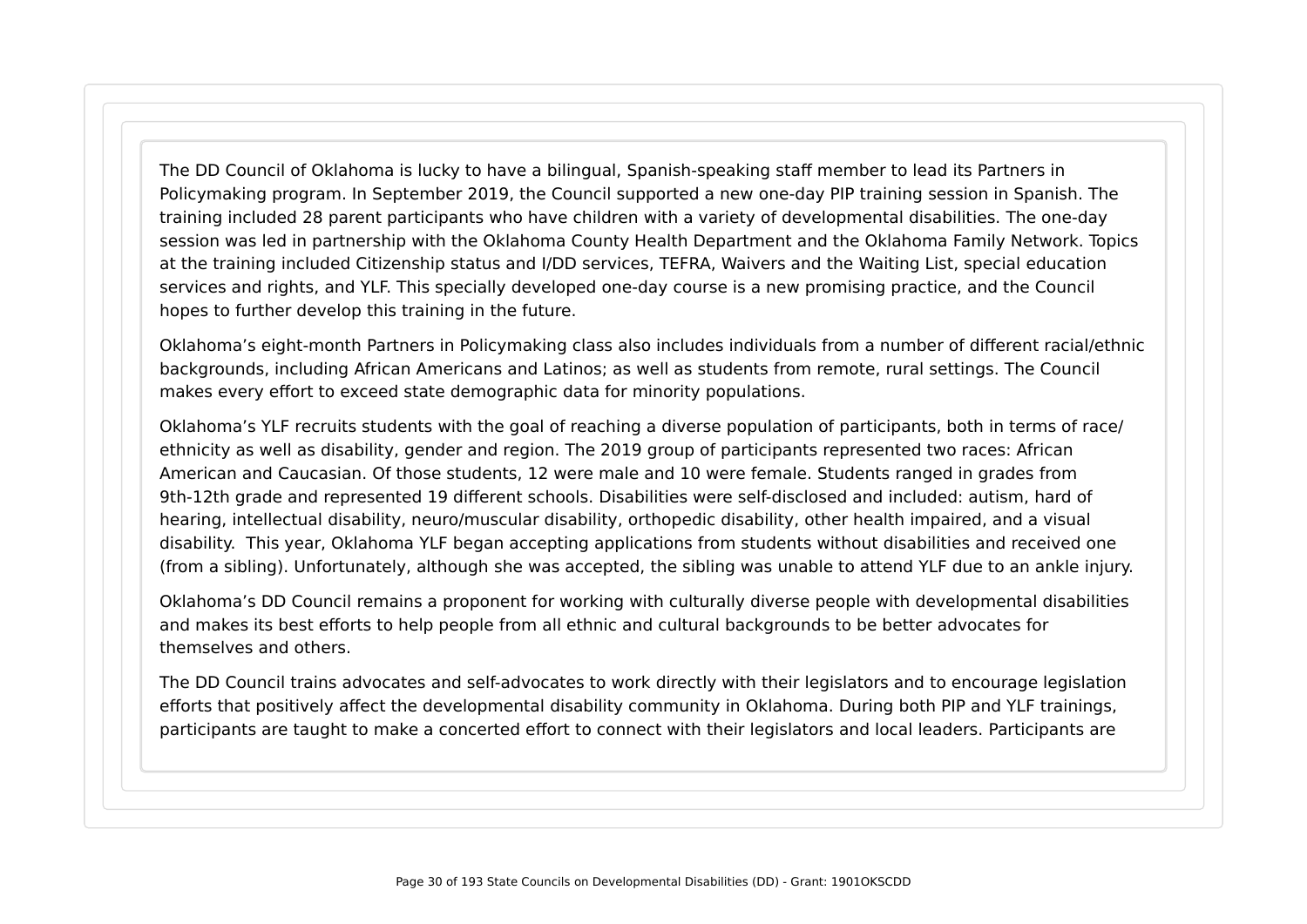The DD Council of Oklahoma is lucky to have a bilingual, Spanish-speaking staff member to lead its Partners in Policymaking program. In September 2019, the Council supported a new one-day PIP training session in Spanish. The training included 28 parent participants who have children with a variety of developmental disabilities. The one-day session was led in partnership with the Oklahoma County Health Department and the Oklahoma Family Network. Topics at the training included Citizenship status and I/DD services, TEFRA, Waivers and the Waiting List, special education services and rights, and YLF. This specially developed one-day course is a new promising practice, and the Council hopes to further develop this training in the future.

Oklahoma's eight-month Partners in Policymaking class also includes individuals from a number of different racial/ethnic backgrounds, including African Americans and Latinos; as well as students from remote, rural settings. The Council makes every effort to exceed state demographic data for minority populations.

Oklahoma's YLF recruits students with the goal of reaching a diverse population of participants, both in terms of race/ethnicity as well as disability, gender and region. The 2019 group of participants represented two races: African American and Caucasian. Of those students, 12 were male and 10 were female. Students ranged in grades from 9th-12th grade and represented 19 different schools. Disabilities were self-disclosed and included: autism, hard of hearing, intellectual disability, neuro/muscular disability, orthopedic disability, other health impaired, and a visual disability. This year, Oklahoma YLF began accepting applications from students without disabilities and received one (from a sibling). Unfortunately, although she was accepted, the sibling was unable to attend YLF due to an ankle injury.

Oklahoma's DD Council remains a proponent for working with culturally diverse people with developmental disabilities and makes its best efforts to help people from all ethnic and cultural backgrounds to be better advocates for themselves and others.

The DD Council trains advocates and self-advocates to work directly with their legislators and to encourage legislation efforts that positively affect the developmental disability community in Oklahoma. During both PIP and YLF trainings, participants are taught to make a concerted effort to connect with their legislators and local leaders. Participants are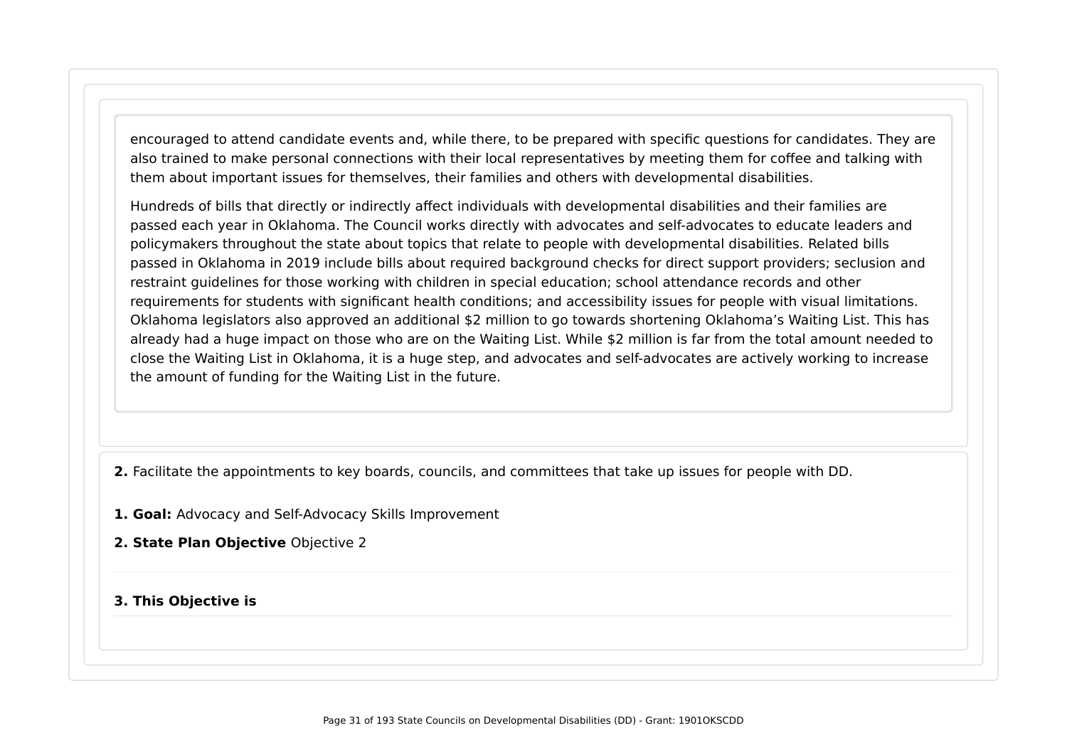encouraged to attend candidate events and, while there, to be prepared with specific questions for candidates. They are also trained to make personal connections with their local representatives by meeting them for coffee and talking with them about important issues for themselves, their families and others with developmental disabilities.

Hundreds of bills that directly or indirectly affect individuals with developmental disabilities and their families are passed each year in Oklahoma. The Council works directly with advocates and self-advocates to educate leaders and policymakers throughout the state about topics that relate to people with developmental disabilities. Related bills passed in Oklahoma in 2019 include bills about required background checks for direct support providers; seclusion and restraint guidelines for those working with children in special education; school attendance records and other requirements for students with significant health conditions; and accessibility issues for people with visual limitations. Oklahoma legislators also approved an additional $2 million to go towards shortening Oklahoma's Waiting List. This has already had a huge impact on those who are on the Waiting List. While $2 million is far from the total amount needed to close the Waiting List in Oklahoma, it is a huge step, and advocates and self-advocates are actively working to increase the amount of funding for the Waiting List in the future.

**2.** Facilitate the appointments to key boards, councils, and committees that take up issues for people with DD.

**1. Goal:** Advocacy and Self-Advocacy Skills Improvement

**2. State Plan Objective** Objective 2

**3. This Objective is**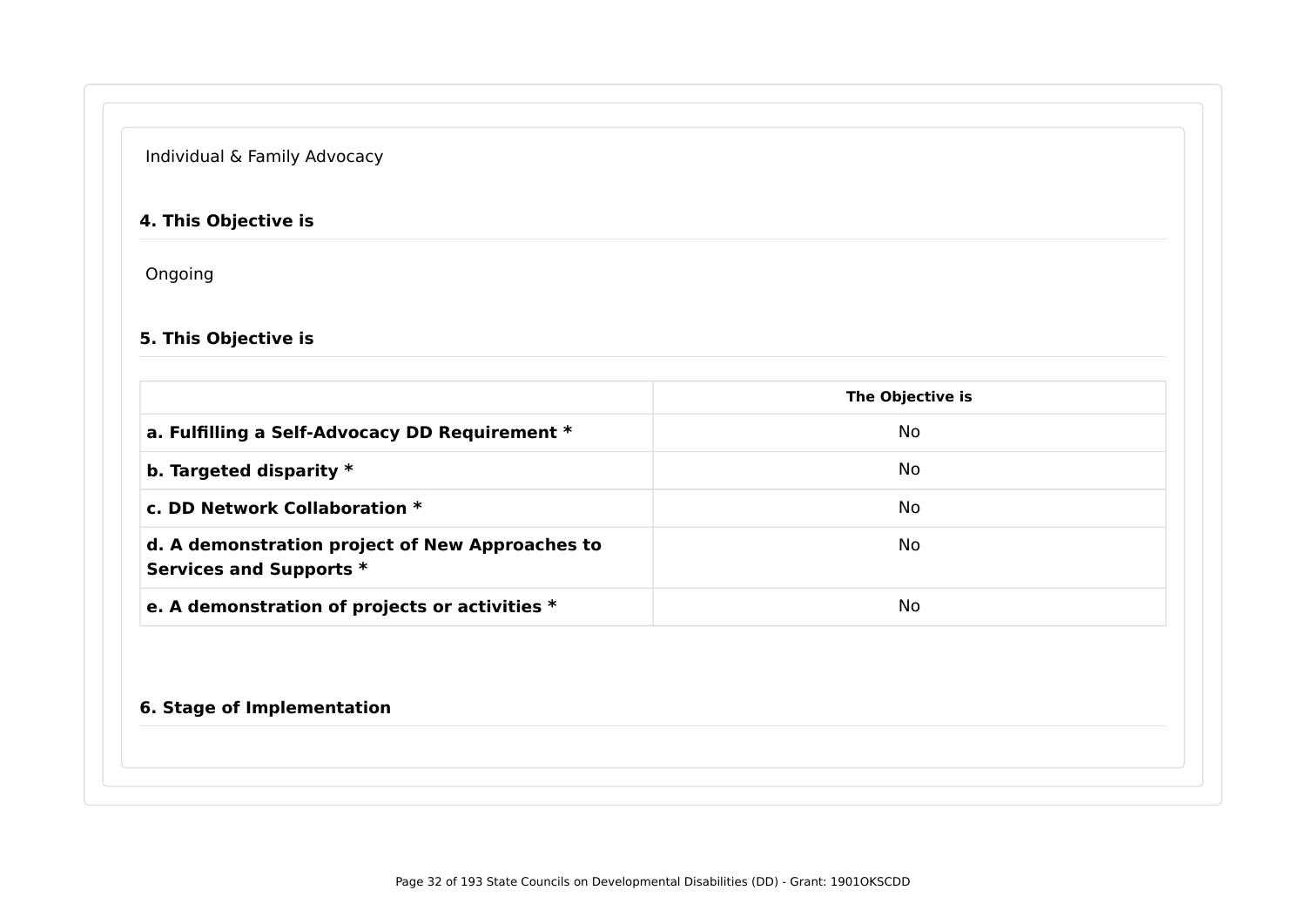Individual & Family Advocacy

**4. This Objective is**

Ongoing

**5. This Objective is**

| | The Objective is |
|---|---|
| **a. Fulfilling a Self-Advocacy DD Requirement *** | No |
| **b. Targeted disparity *** | No |
| **c. DD Network Collaboration *** | No |
| **d. A demonstration project of New Approaches to Services and Supports *** | No |
| **e. A demonstration of projects or activities *** | No |

**6. Stage of Implementation**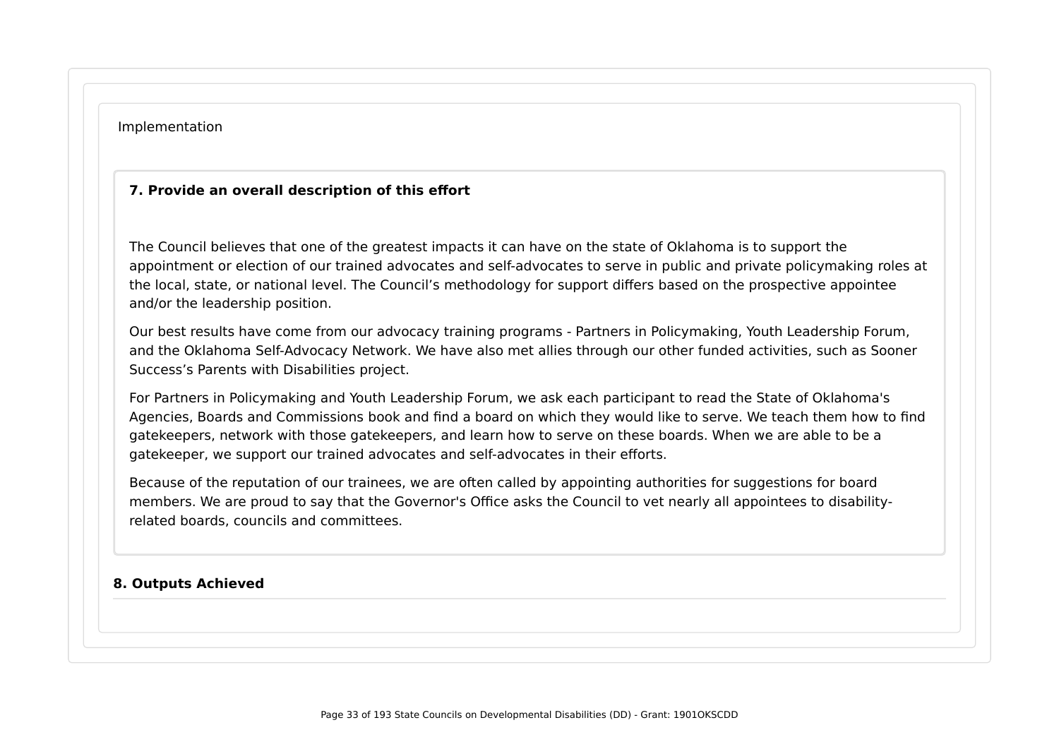Implementation

### 7. Provide an overall description of this effort

The Council believes that one of the greatest impacts it can have on the state of Oklahoma is to support the appointment or election of our trained advocates and self-advocates to serve in public and private policymaking roles at the local, state, or national level. The Council's methodology for support differs based on the prospective appointee and/or the leadership position.

Our best results have come from our advocacy training programs - Partners in Policymaking, Youth Leadership Forum, and the Oklahoma Self-Advocacy Network. We have also met allies through our other funded activities, such as Sooner Success's Parents with Disabilities project.

For Partners in Policymaking and Youth Leadership Forum, we ask each participant to read the State of Oklahoma's Agencies, Boards and Commissions book and find a board on which they would like to serve. We teach them how to find gatekeepers, network with those gatekeepers, and learn how to serve on these boards. When we are able to be a gatekeeper, we support our trained advocates and self-advocates in their efforts.

Because of the reputation of our trainees, we are often called by appointing authorities for suggestions for board members. We are proud to say that the Governor's Office asks the Council to vet nearly all appointees to disability-related boards, councils and committees.

### 8. Outputs Achieved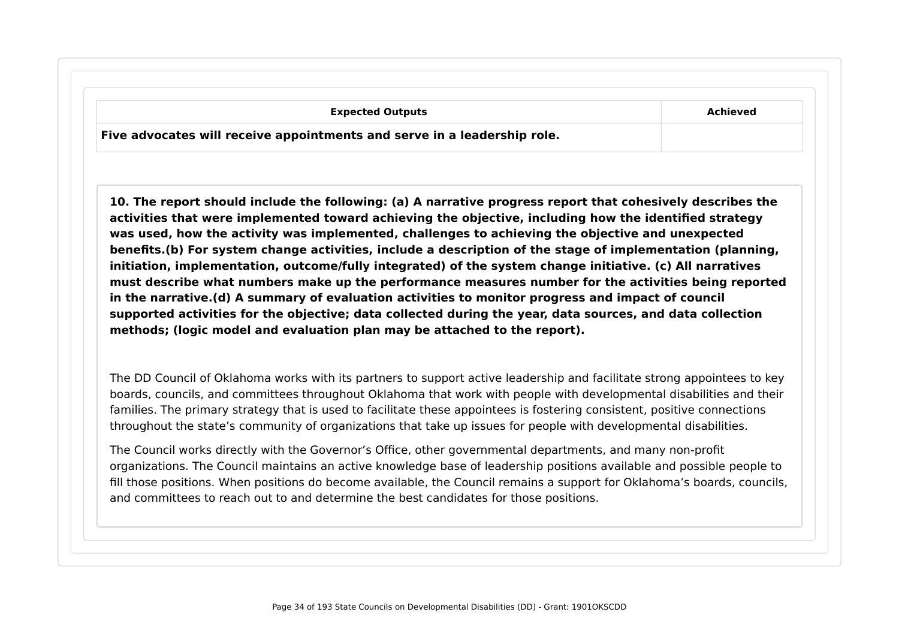| Expected Outputs | Achieved |
| --- | --- |
| **Five advocates will receive appointments and serve in a leadership role.** | |

**10. The report should include the following: (a) A narrative progress report that cohesively describes the activities that were implemented toward achieving the objective, including how the identified strategy was used, how the activity was implemented, challenges to achieving the objective and unexpected benefits.(b) For system change activities, include a description of the stage of implementation (planning, initiation, implementation, outcome/fully integrated) of the system change initiative. (c) All narratives must describe what numbers make up the performance measures number for the activities being reported in the narrative.(d) A summary of evaluation activities to monitor progress and impact of council supported activities for the objective; data collected during the year, data sources, and data collection methods; (logic model and evaluation plan may be attached to the report).**

The DD Council of Oklahoma works with its partners to support active leadership and facilitate strong appointees to key boards, councils, and committees throughout Oklahoma that work with people with developmental disabilities and their families. The primary strategy that is used to facilitate these appointees is fostering consistent, positive connections throughout the state's community of organizations that take up issues for people with developmental disabilities.

The Council works directly with the Governor's Office, other governmental departments, and many non-profit organizations. The Council maintains an active knowledge base of leadership positions available and possible people to fill those positions. When positions do become available, the Council remains a support for Oklahoma's boards, councils, and committees to reach out to and determine the best candidates for those positions.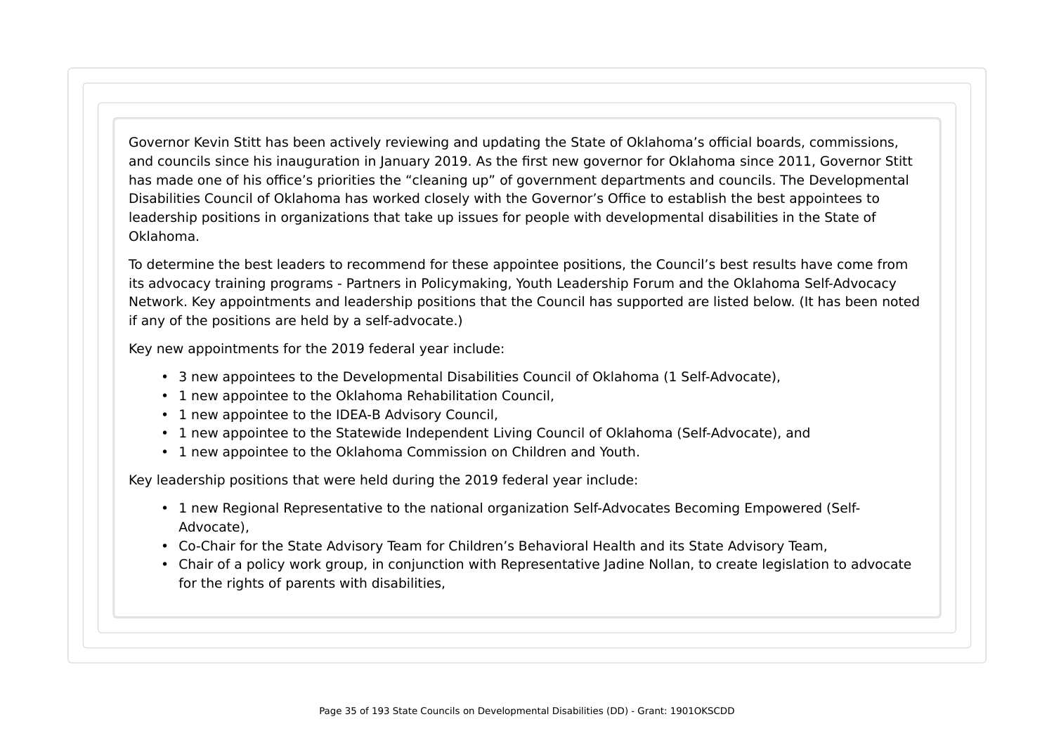Governor Kevin Stitt has been actively reviewing and updating the State of Oklahoma's official boards, commissions, and councils since his inauguration in January 2019. As the first new governor for Oklahoma since 2011, Governor Stitt has made one of his office's priorities the "cleaning up" of government departments and councils. The Developmental Disabilities Council of Oklahoma has worked closely with the Governor's Office to establish the best appointees to leadership positions in organizations that take up issues for people with developmental disabilities in the State of Oklahoma.

To determine the best leaders to recommend for these appointee positions, the Council's best results have come from its advocacy training programs - Partners in Policymaking, Youth Leadership Forum and the Oklahoma Self-Advocacy Network. Key appointments and leadership positions that the Council has supported are listed below. (It has been noted if any of the positions are held by a self-advocate.)

Key new appointments for the 2019 federal year include:

- 3 new appointees to the Developmental Disabilities Council of Oklahoma (1 Self-Advocate),
- 1 new appointee to the Oklahoma Rehabilitation Council,
- 1 new appointee to the IDEA-B Advisory Council,
- 1 new appointee to the Statewide Independent Living Council of Oklahoma (Self-Advocate), and
- 1 new appointee to the Oklahoma Commission on Children and Youth.

Key leadership positions that were held during the 2019 federal year include:

- 1 new Regional Representative to the national organization Self-Advocates Becoming Empowered (Self-Advocate),
- Co-Chair for the State Advisory Team for Children's Behavioral Health and its State Advisory Team,
- Chair of a policy work group, in conjunction with Representative Jadine Nollan, to create legislation to advocate for the rights of parents with disabilities,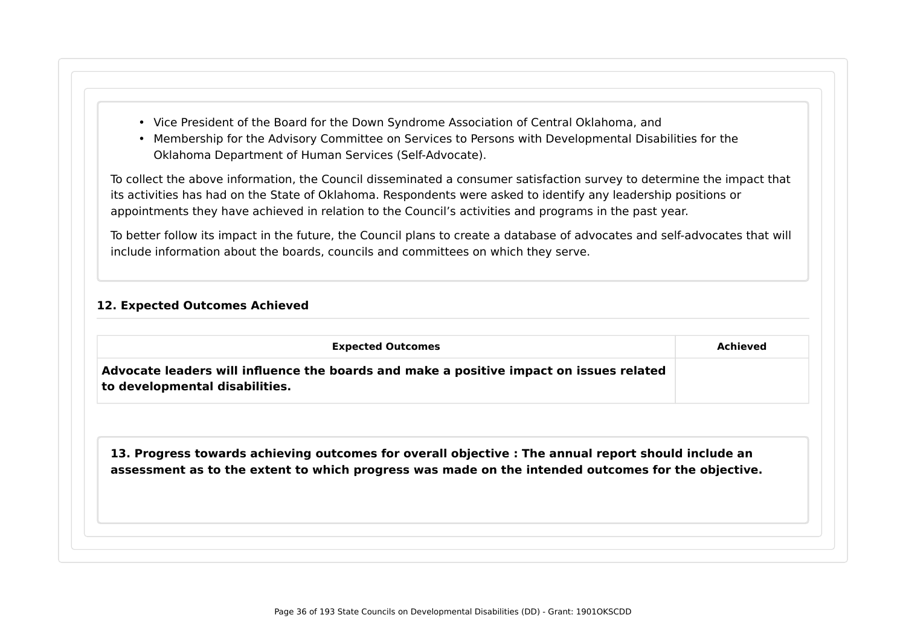- Vice President of the Board for the Down Syndrome Association of Central Oklahoma, and
- Membership for the Advisory Committee on Services to Persons with Developmental Disabilities for the Oklahoma Department of Human Services (Self-Advocate).

To collect the above information, the Council disseminated a consumer satisfaction survey to determine the impact that its activities has had on the State of Oklahoma. Respondents were asked to identify any leadership positions or appointments they have achieved in relation to the Council's activities and programs in the past year.

To better follow its impact in the future, the Council plans to create a database of advocates and self-advocates that will include information about the boards, councils and committees on which they serve.

### 12. Expected Outcomes Achieved

| Expected Outcomes | Achieved |
|---|---|
| **Advocate leaders will influence the boards and make a positive impact on issues related to developmental disabilities.** | |

**13. Progress towards achieving outcomes for overall objective : The annual report should include an assessment as to the extent to which progress was made on the intended outcomes for the objective.**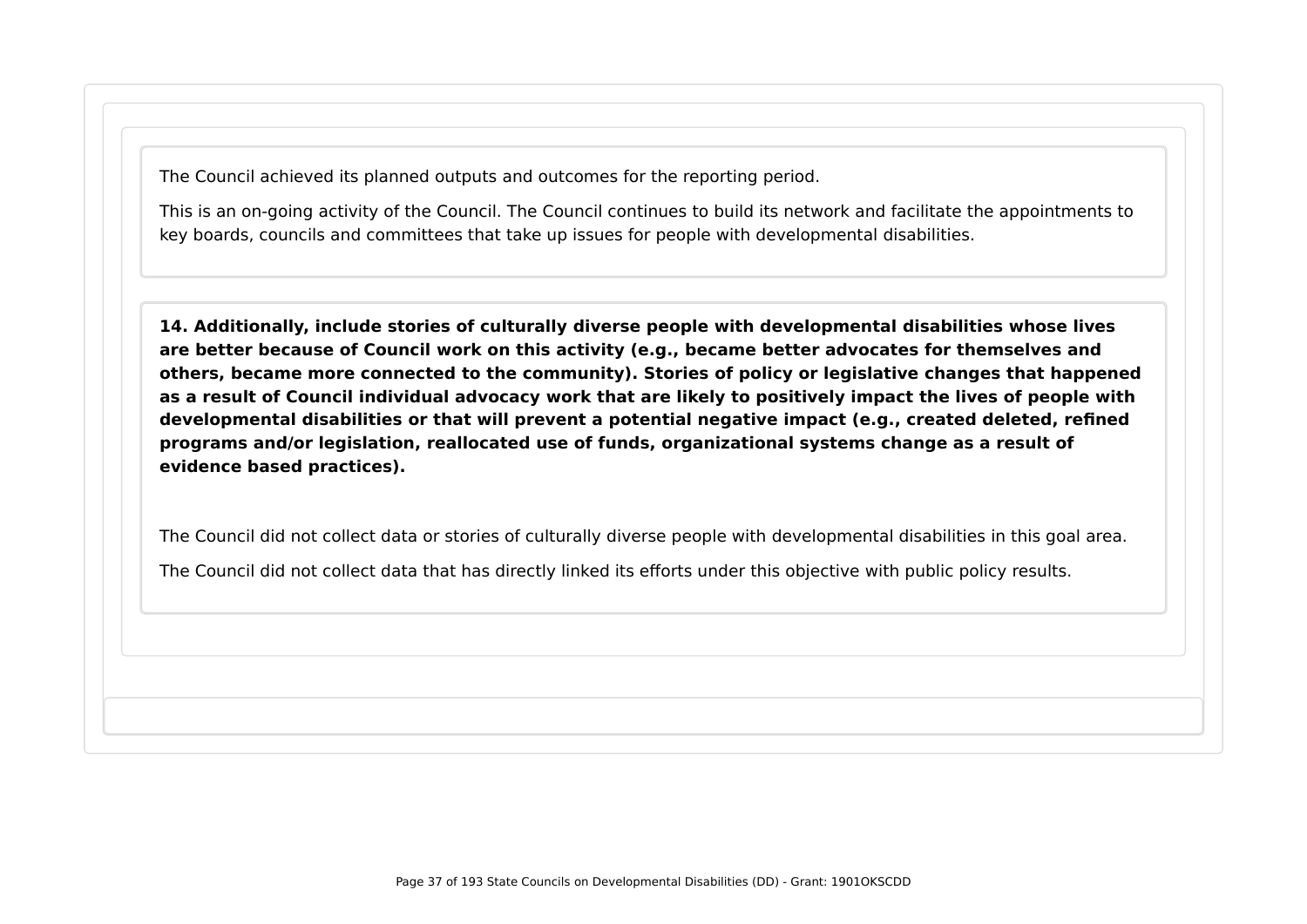The Council achieved its planned outputs and outcomes for the reporting period.

This is an on-going activity of the Council. The Council continues to build its network and facilitate the appointments to key boards, councils and committees that take up issues for people with developmental disabilities.

**14. Additionally, include stories of culturally diverse people with developmental disabilities whose lives are better because of Council work on this activity (e.g., became better advocates for themselves and others, became more connected to the community). Stories of policy or legislative changes that happened as a result of Council individual advocacy work that are likely to positively impact the lives of people with developmental disabilities or that will prevent a potential negative impact (e.g., created deleted, refined programs and/or legislation, reallocated use of funds, organizational systems change as a result of evidence based practices).**

The Council did not collect data or stories of culturally diverse people with developmental disabilities in this goal area.

The Council did not collect data that has directly linked its efforts under this objective with public policy results.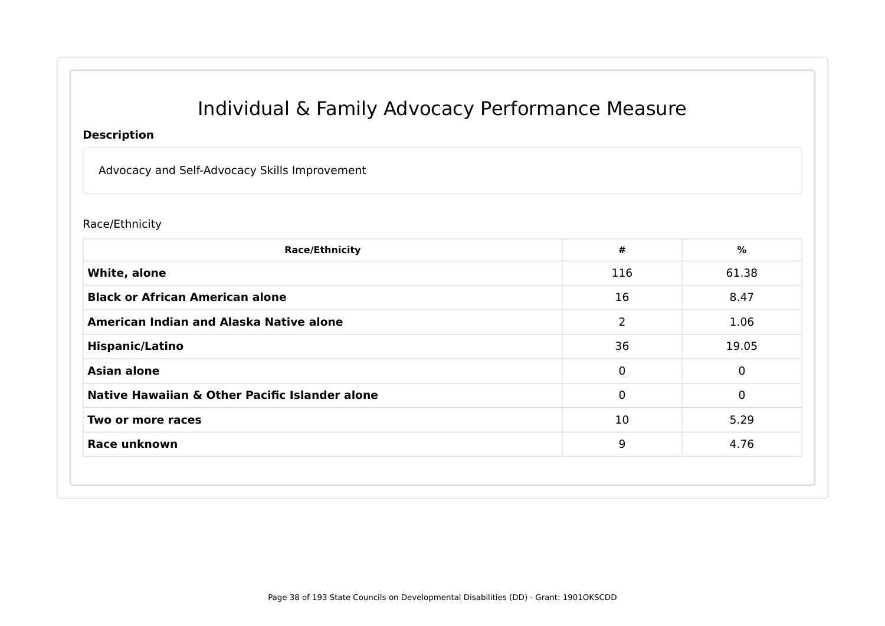# Individual & Family Advocacy Performance Measure

**Description**

Advocacy and Self-Advocacy Skills Improvement

Race/Ethnicity

| Race/Ethnicity | # | % |
| --- | --- | --- |
| **White, alone** | 116 | 61.38 |
| **Black or African American alone** | 16 | 8.47 |
| **American Indian and Alaska Native alone** | 2 | 1.06 |
| **Hispanic/Latino** | 36 | 19.05 |
| **Asian alone** | 0 | 0 |
| **Native Hawaiian & Other Pacific Islander alone** | 0 | 0 |
| **Two or more races** | 10 | 5.29 |
| **Race unknown** | 9 | 4.76 |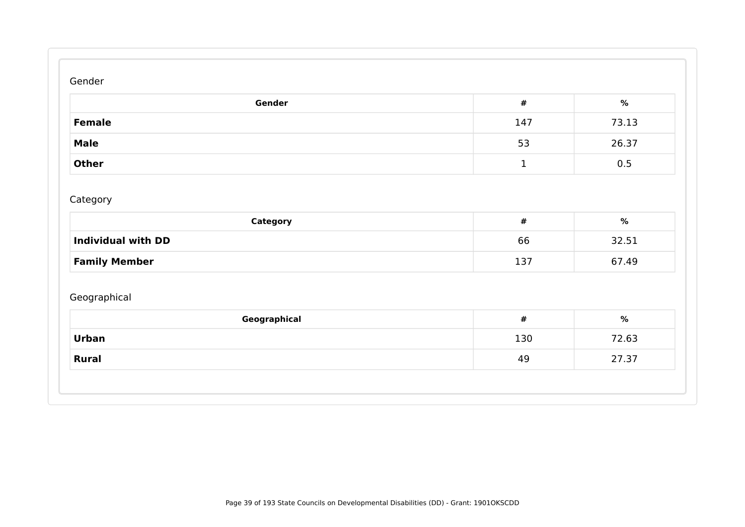Gender

| Gender | # | % |
|---|---|---|
| **Female** | 147 | 73.13 |
| **Male** | 53 | 26.37 |
| **Other** | 1 | 0.5 |

Category

| Category | # | % |
|---|---|---|
| **Individual with DD** | 66 | 32.51 |
| **Family Member** | 137 | 67.49 |

Geographical

| Geographical | # | % |
|---|---|---|
| **Urban** | 130 | 72.63 |
| **Rural** | 49 | 27.37 |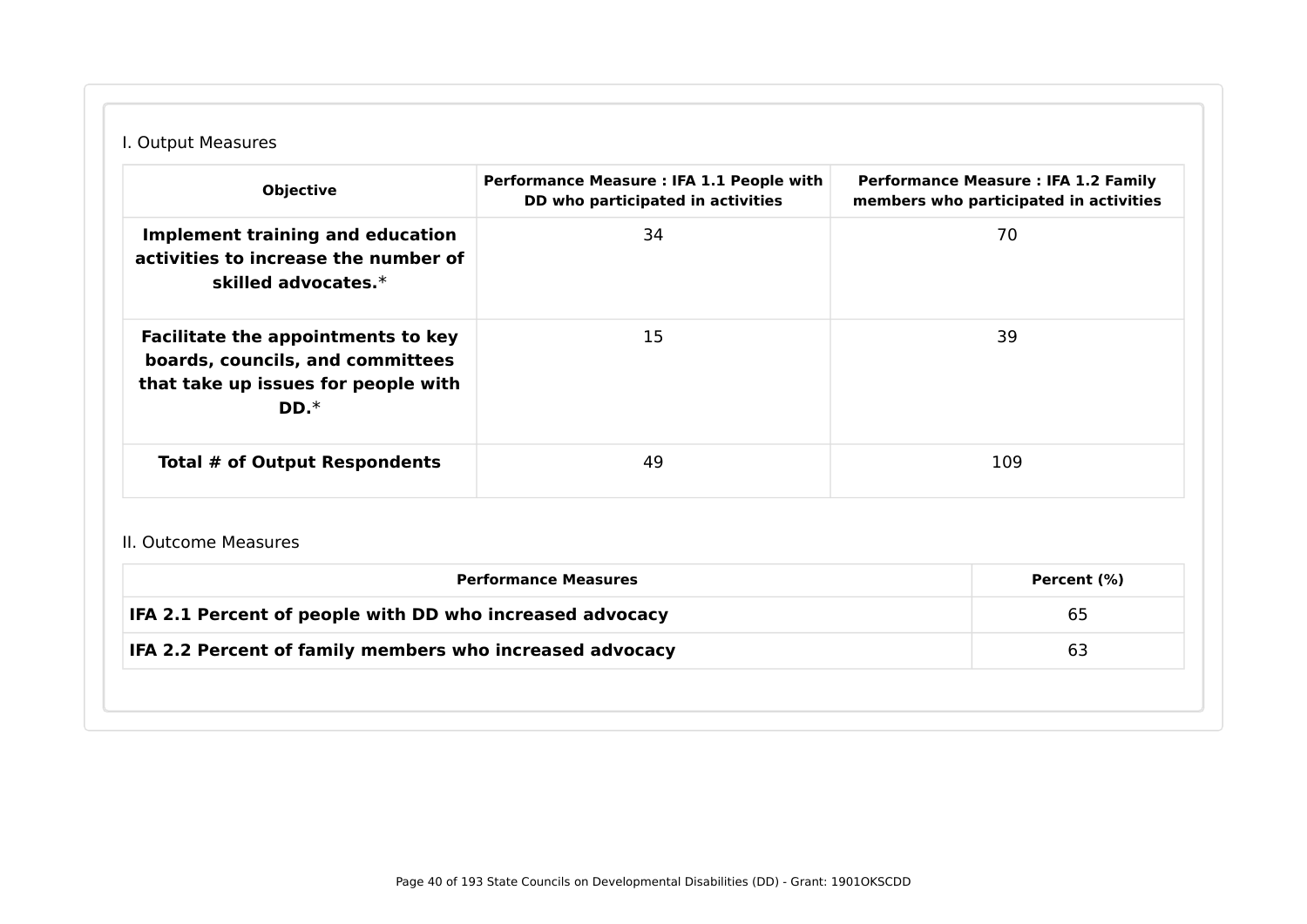I. Output Measures

| Objective | Performance Measure : IFA 1.1 People with DD who participated in activities | Performance Measure : IFA 1.2 Family members who participated in activities |
|---|---|---|
| **Implement training and education activities to increase the number of skilled advocates.*** | 34 | 70 |
| **Facilitate the appointments to key boards, councils, and committees that take up issues for people with DD.*** | 15 | 39 |
| **Total # of Output Respondents** | 49 | 109 |

II. Outcome Measures

| Performance Measures | Percent (%) |
|---|---|
| **IFA 2.1 Percent of people with DD who increased advocacy** | 65 |
| **IFA 2.2 Percent of family members who increased advocacy** | 63 |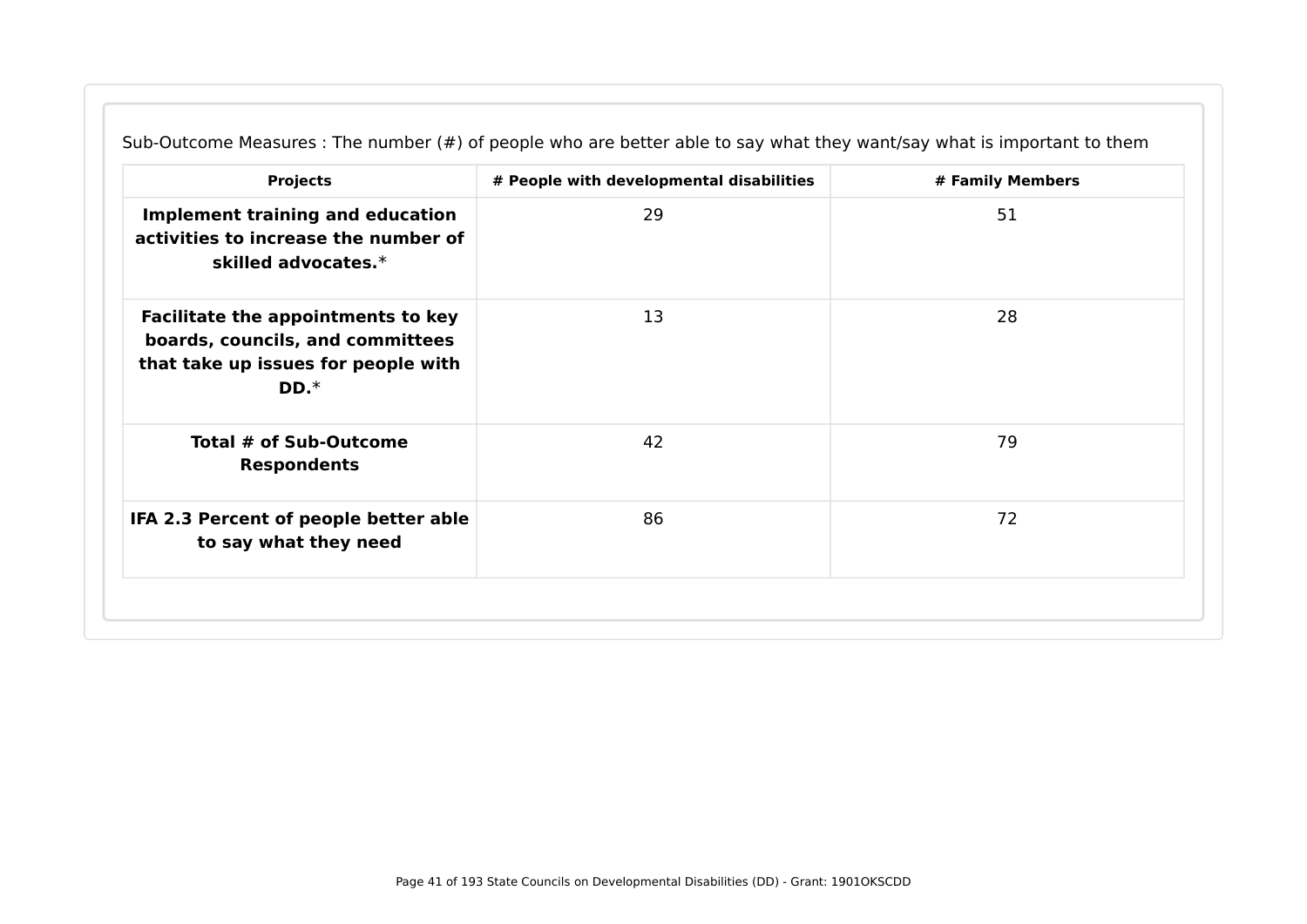Sub-Outcome Measures : The number (#) of people who are better able to say what they want/say what is important to them

| Projects | # People with developmental disabilities | # Family Members |
|---|---|---|
| **Implement training and education activities to increase the number of skilled advocates.*** | 29 | 51 |
| **Facilitate the appointments to key boards, councils, and committees that take up issues for people with DD.*** | 13 | 28 |
| **Total # of Sub-Outcome Respondents** | 42 | 79 |
| **IFA 2.3 Percent of people better able to say what they need** | 86 | 72 |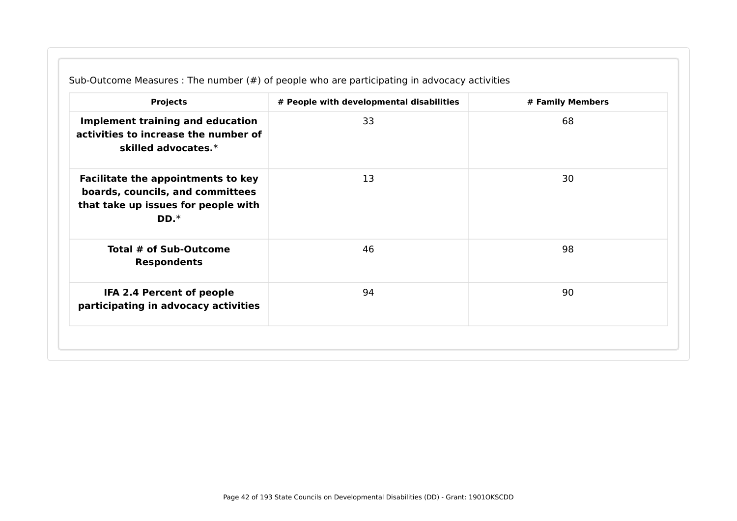Sub-Outcome Measures : The number (#) of people who are participating in advocacy activities

| Projects | # People with developmental disabilities | # Family Members |
| --- | --- | --- |
| **Implement training and education activities to increase the number of skilled advocates.*** | 33 | 68 |
| **Facilitate the appointments to key boards, councils, and committees that take up issues for people with DD.*** | 13 | 30 |
| **Total # of Sub-Outcome Respondents** | 46 | 98 |
| **IFA 2.4 Percent of people participating in advocacy activities** | 94 | 90 |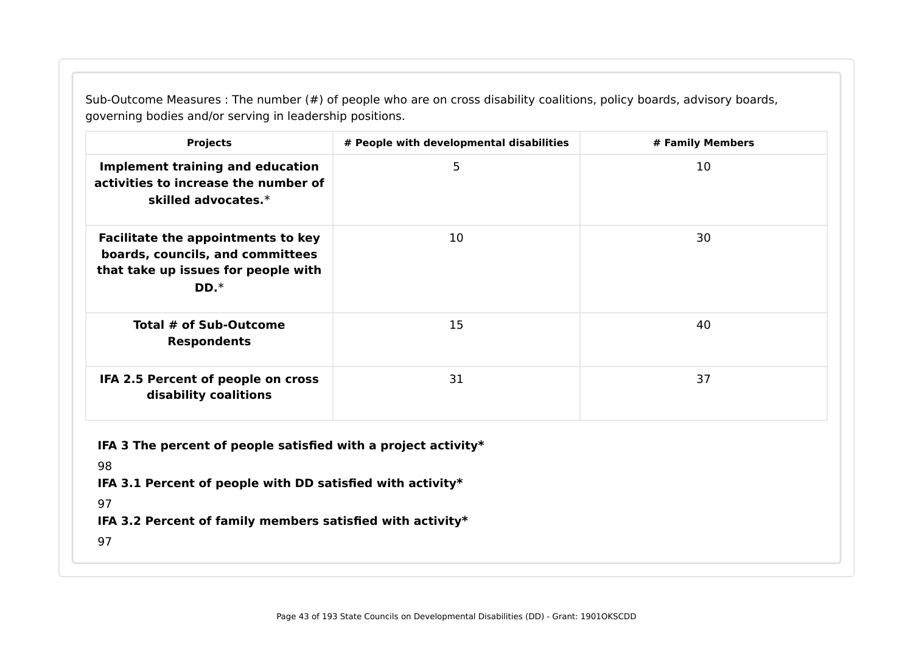Sub-Outcome Measures : The number (#) of people who are on cross disability coalitions, policy boards, advisory boards, governing bodies and/or serving in leadership positions.

| Projects | # People with developmental disabilities | # Family Members |
| --- | --- | --- |
| **Implement training and education activities to increase the number of skilled advocates.*** | 5 | 10 |
| **Facilitate the appointments to key boards, councils, and committees that take up issues for people with DD.*** | 10 | 30 |
| **Total # of Sub-Outcome Respondents** | 15 | 40 |
| **IFA 2.5 Percent of people on cross disability coalitions** | 31 | 37 |

**IFA 3 The percent of people satisfied with a project activity***

98

**IFA 3.1 Percent of people with DD satisfied with activity***

97

**IFA 3.2 Percent of family members satisfied with activity***

97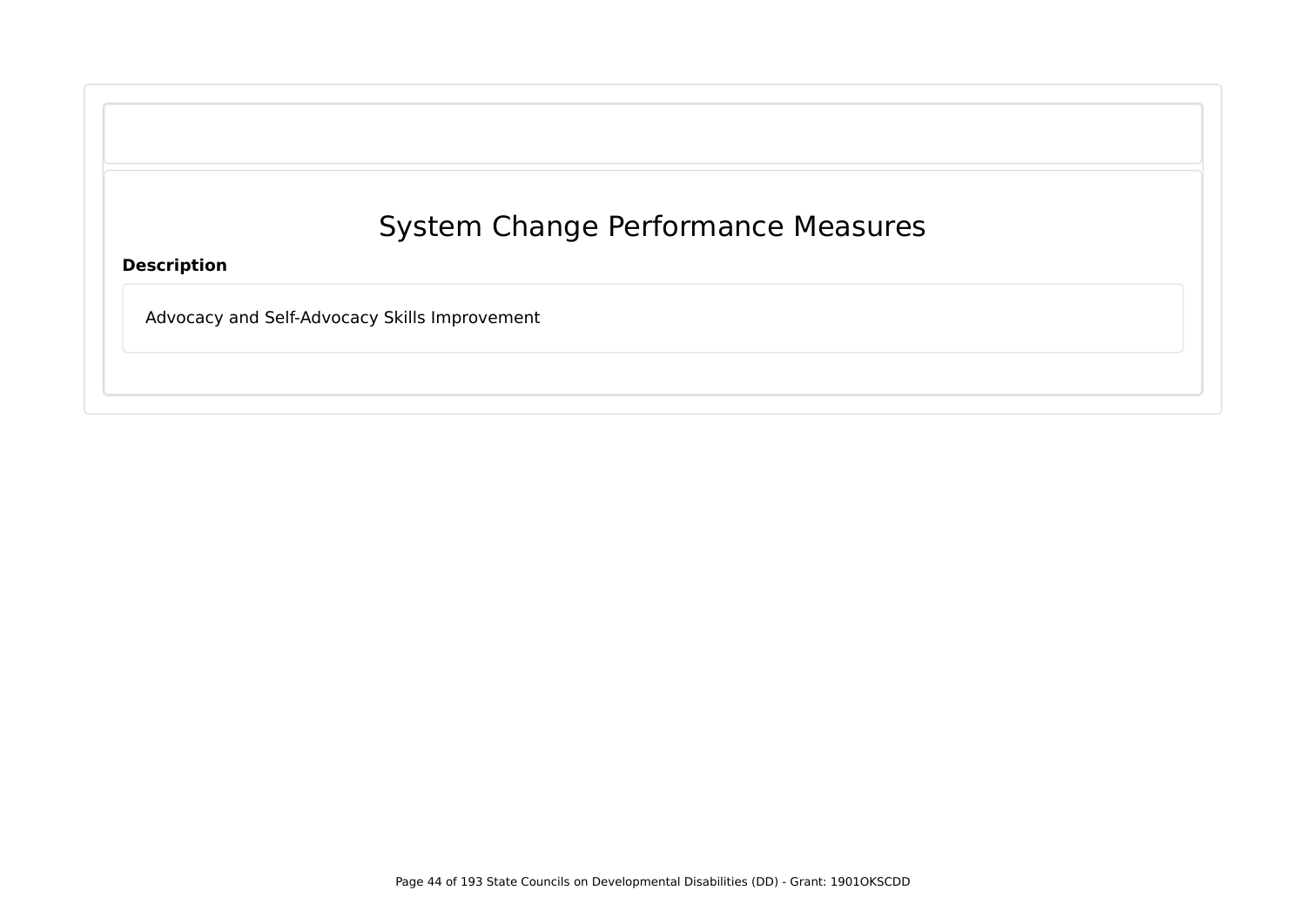# System Change Performance Measures

**Description**

Advocacy and Self-Advocacy Skills Improvement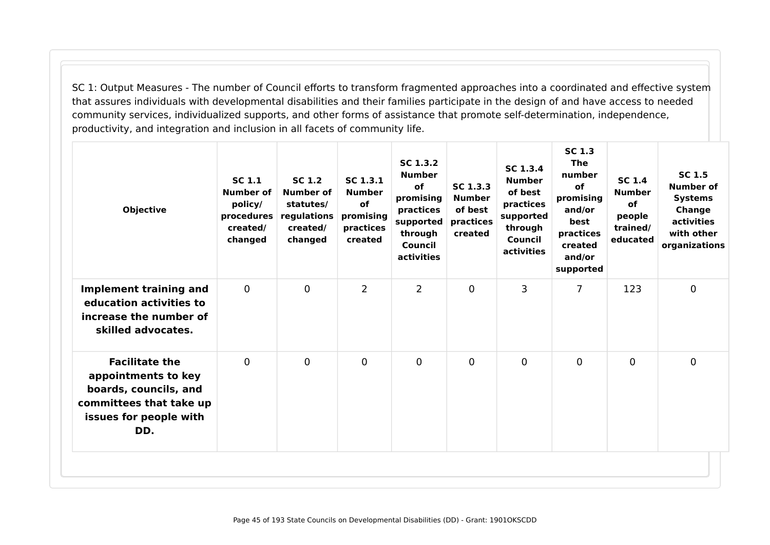SC 1: Output Measures - The number of Council efforts to transform fragmented approaches into a coordinated and effective system that assures individuals with developmental disabilities and their families participate in the design of and have access to needed community services, individualized supports, and other forms of assistance that promote self-determination, independence, productivity, and integration and inclusion in all facets of community life.

| Objective | SC 1.1 Number of policy/ procedures created/ changed | SC 1.2 Number of statutes/ regulations created/ changed | SC 1.3.1 Number of promising practices created | SC 1.3.2 Number of promising practices supported through Council activities | SC 1.3.3 Number of best practices created | SC 1.3.4 Number of best practices supported through Council activities | SC 1.3 The number of promising and/or best practices created and/or supported | SC 1.4 Number of people trained/ educated | SC 1.5 Number of Systems Change activities with other organizations |
|---|---|---|---|---|---|---|---|---|---|
| **Implement training and education activities to increase the number of skilled advocates.** | 0 | 0 | 2 | 2 | 0 | 3 | 7 | 123 | 0 |
| **Facilitate the appointments to key boards, councils, and committees that take up issues for people with DD.** | 0 | 0 | 0 | 0 | 0 | 0 | 0 | 0 | 0 |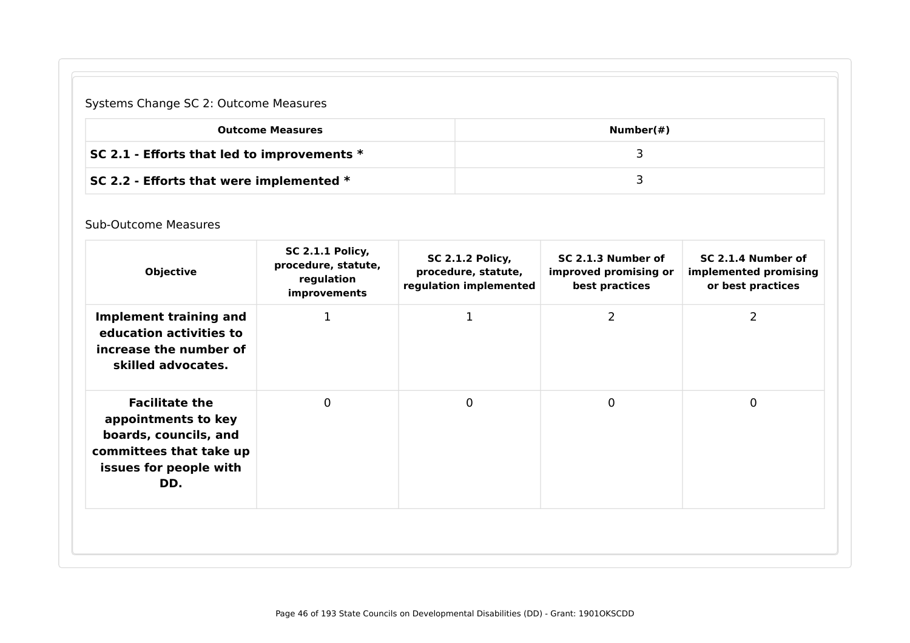Systems Change SC 2: Outcome Measures

| Outcome Measures | Number(#) |
| --- | --- |
| **SC 2.1 - Efforts that led to improvements *** | 3 |
| **SC 2.2 - Efforts that were implemented *** | 3 |

Sub-Outcome Measures

| Objective | SC 2.1.1 Policy, procedure, statute, regulation improvements | SC 2.1.2 Policy, procedure, statute, regulation implemented | SC 2.1.3 Number of improved promising or best practices | SC 2.1.4 Number of implemented promising or best practices |
| --- | --- | --- | --- | --- |
| **Implement training and education activities to increase the number of skilled advocates.** | 1 | 1 | 2 | 2 |
| **Facilitate the appointments to key boards, councils, and committees that take up issues for people with DD.** | 0 | 0 | 0 | 0 |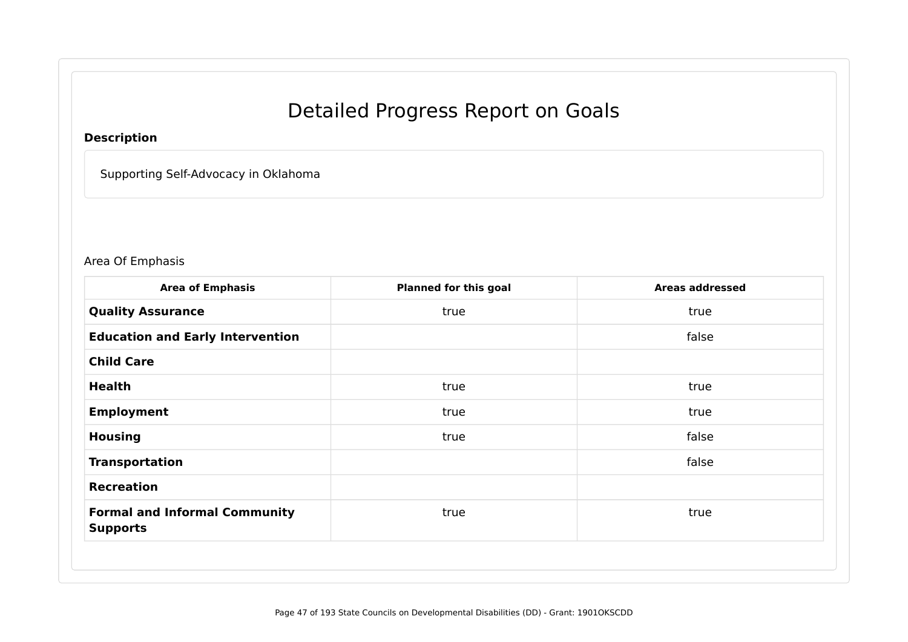# Detailed Progress Report on Goals

**Description**

Supporting Self-Advocacy in Oklahoma

Area Of Emphasis

| Area of Emphasis | Planned for this goal | Areas addressed |
| --- | --- | --- |
| **Quality Assurance** | true | true |
| **Education and Early Intervention** | | false |
| **Child Care** | | |
| **Health** | true | true |
| **Employment** | true | true |
| **Housing** | true | false |
| **Transportation** | | false |
| **Recreation** | | |
| **Formal and Informal Community Supports** | true | true |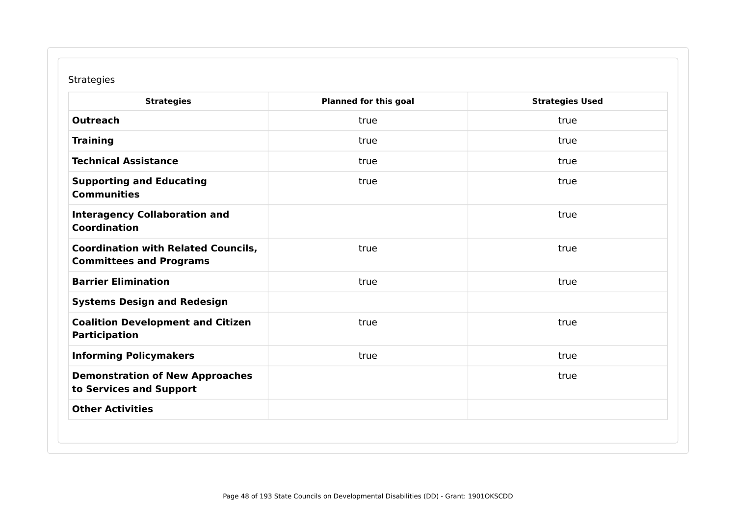Strategies

| Strategies | Planned for this goal | Strategies Used |
| --- | --- | --- |
| **Outreach** | true | true |
| **Training** | true | true |
| **Technical Assistance** | true | true |
| **Supporting and Educating Communities** | true | true |
| **Interagency Collaboration and Coordination** | | true |
| **Coordination with Related Councils, Committees and Programs** | true | true |
| **Barrier Elimination** | true | true |
| **Systems Design and Redesign** | | |
| **Coalition Development and Citizen Participation** | true | true |
| **Informing Policymakers** | true | true |
| **Demonstration of New Approaches to Services and Support** | | true |
| **Other Activities** | | |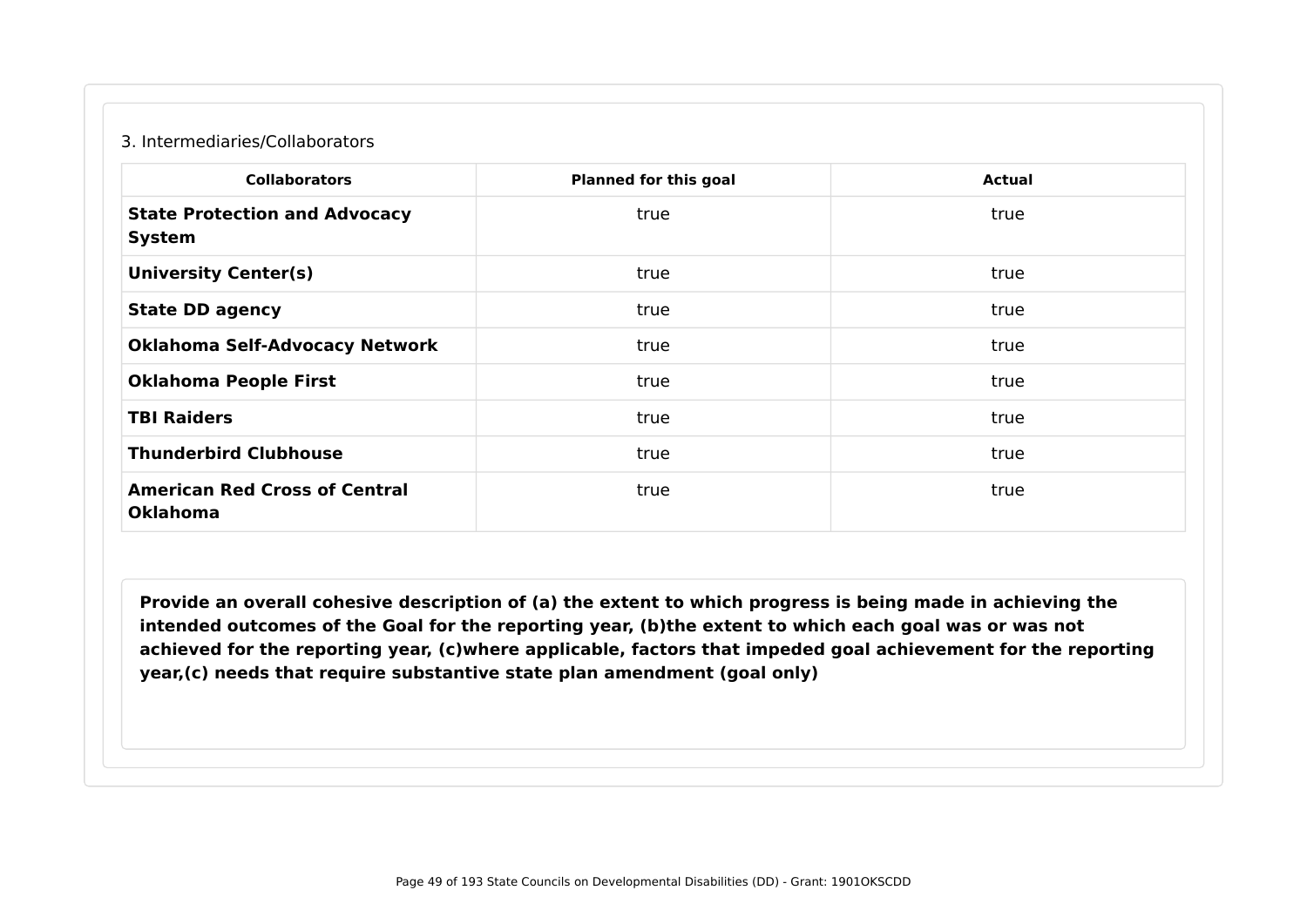3. Intermediaries/Collaborators

| Collaborators | Planned for this goal | Actual |
|---|---|---|
| **State Protection and Advocacy System** | true | true |
| **University Center(s)** | true | true |
| **State DD agency** | true | true |
| **Oklahoma Self-Advocacy Network** | true | true |
| **Oklahoma People First** | true | true |
| **TBI Raiders** | true | true |
| **Thunderbird Clubhouse** | true | true |
| **American Red Cross of Central Oklahoma** | true | true |

**Provide an overall cohesive description of (a) the extent to which progress is being made in achieving the intended outcomes of the Goal for the reporting year, (b)the extent to which each goal was or was not achieved for the reporting year, (c)where applicable, factors that impeded goal achievement for the reporting year,(c) needs that require substantive state plan amendment (goal only)**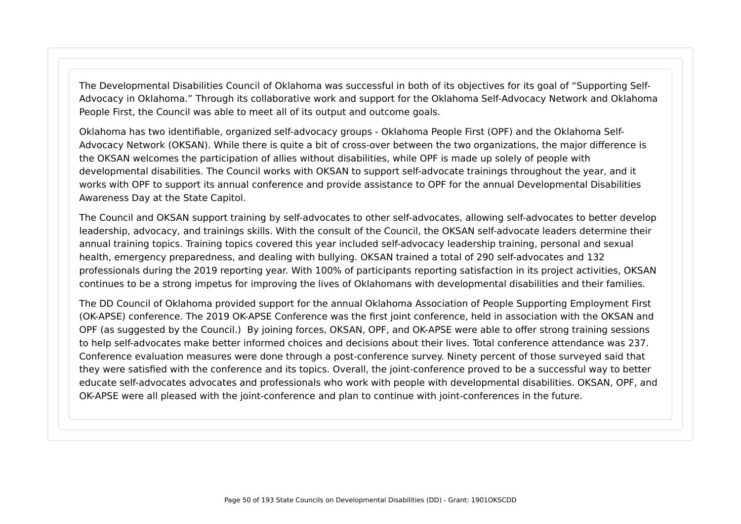The Developmental Disabilities Council of Oklahoma was successful in both of its objectives for its goal of “Supporting Self-Advocacy in Oklahoma.” Through its collaborative work and support for the Oklahoma Self-Advocacy Network and Oklahoma People First, the Council was able to meet all of its output and outcome goals.

Oklahoma has two identifiable, organized self-advocacy groups - Oklahoma People First (OPF) and the Oklahoma Self-Advocacy Network (OKSAN). While there is quite a bit of cross-over between the two organizations, the major difference is the OKSAN welcomes the participation of allies without disabilities, while OPF is made up solely of people with developmental disabilities. The Council works with OKSAN to support self-advocate trainings throughout the year, and it works with OPF to support its annual conference and provide assistance to OPF for the annual Developmental Disabilities Awareness Day at the State Capitol.

The Council and OKSAN support training by self-advocates to other self-advocates, allowing self-advocates to better develop leadership, advocacy, and trainings skills. With the consult of the Council, the OKSAN self-advocate leaders determine their annual training topics. Training topics covered this year included self-advocacy leadership training, personal and sexual health, emergency preparedness, and dealing with bullying. OKSAN trained a total of 290 self-advocates and 132 professionals during the 2019 reporting year. With 100% of participants reporting satisfaction in its project activities, OKSAN continues to be a strong impetus for improving the lives of Oklahomans with developmental disabilities and their families.

The DD Council of Oklahoma provided support for the annual Oklahoma Association of People Supporting Employment First (OK-APSE) conference. The 2019 OK-APSE Conference was the first joint conference, held in association with the OKSAN and OPF (as suggested by the Council.) By joining forces, OKSAN, OPF, and OK-APSE were able to offer strong training sessions to help self-advocates make better informed choices and decisions about their lives. Total conference attendance was 237. Conference evaluation measures were done through a post-conference survey. Ninety percent of those surveyed said that they were satisfied with the conference and its topics. Overall, the joint-conference proved to be a successful way to better educate self-advocates advocates and professionals who work with people with developmental disabilities. OKSAN, OPF, and OK-APSE were all pleased with the joint-conference and plan to continue with joint-conferences in the future.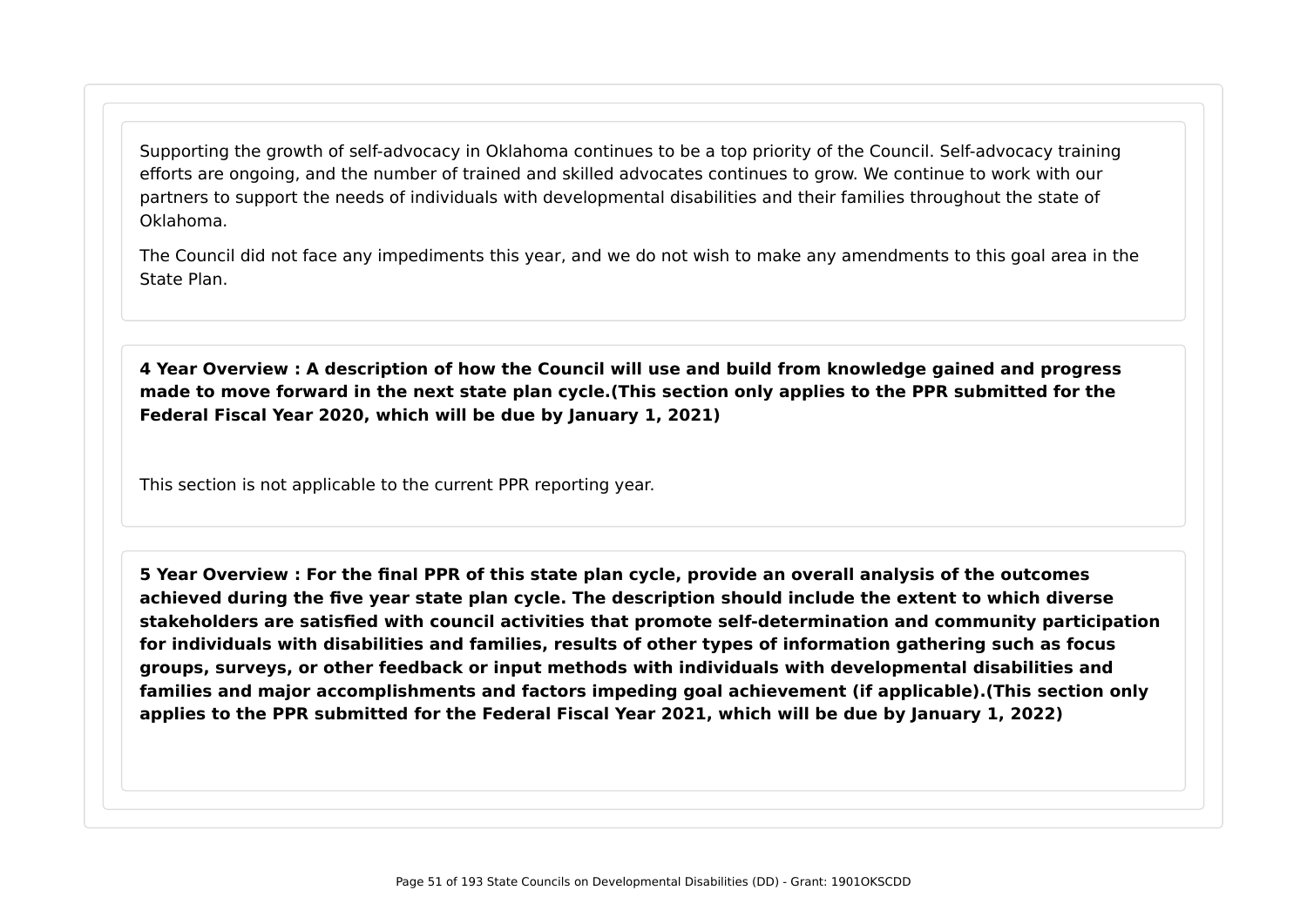Supporting the growth of self-advocacy in Oklahoma continues to be a top priority of the Council. Self-advocacy training efforts are ongoing, and the number of trained and skilled advocates continues to grow. We continue to work with our partners to support the needs of individuals with developmental disabilities and their families throughout the state of Oklahoma.

The Council did not face any impediments this year, and we do not wish to make any amendments to this goal area in the State Plan.

**4 Year Overview : A description of how the Council will use and build from knowledge gained and progress made to move forward in the next state plan cycle.(This section only applies to the PPR submitted for the Federal Fiscal Year 2020, which will be due by January 1, 2021)**

This section is not applicable to the current PPR reporting year.

**5 Year Overview : For the final PPR of this state plan cycle, provide an overall analysis of the outcomes achieved during the five year state plan cycle. The description should include the extent to which diverse stakeholders are satisfied with council activities that promote self-determination and community participation for individuals with disabilities and families, results of other types of information gathering such as focus groups, surveys, or other feedback or input methods with individuals with developmental disabilities and families and major accomplishments and factors impeding goal achievement (if applicable).(This section only applies to the PPR submitted for the Federal Fiscal Year 2021, which will be due by January 1, 2022)**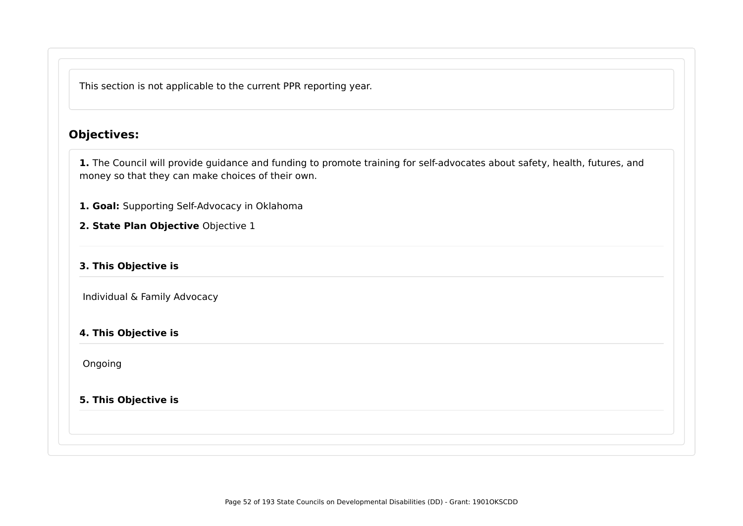This section is not applicable to the current PPR reporting year.

## Objectives:

**1.** The Council will provide guidance and funding to promote training for self-advocates about safety, health, futures, and money so that they can make choices of their own.

**1. Goal:** Supporting Self-Advocacy in Oklahoma

**2. State Plan Objective** Objective 1

**3. This Objective is**

Individual & Family Advocacy

**4. This Objective is**

Ongoing

**5. This Objective is**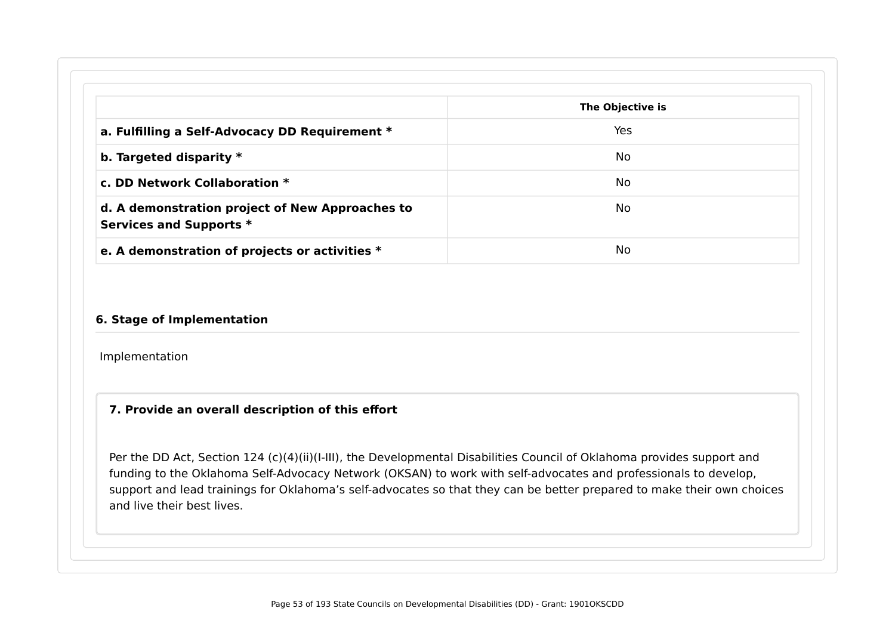| | The Objective is |
|---|---|
| **a. Fulfilling a Self-Advocacy DD Requirement *** | Yes |
| **b. Targeted disparity *** | No |
| **c. DD Network Collaboration *** | No |
| **d. A demonstration project of New Approaches to Services and Supports *** | No |
| **e. A demonstration of projects or activities *** | No |

### 6. Stage of Implementation

Implementation

### 7. Provide an overall description of this effort

Per the DD Act, Section 124 (c)(4)(ii)(I-III), the Developmental Disabilities Council of Oklahoma provides support and funding to the Oklahoma Self-Advocacy Network (OKSAN) to work with self-advocates and professionals to develop, support and lead trainings for Oklahoma's self-advocates so that they can be better prepared to make their own choices and live their best lives.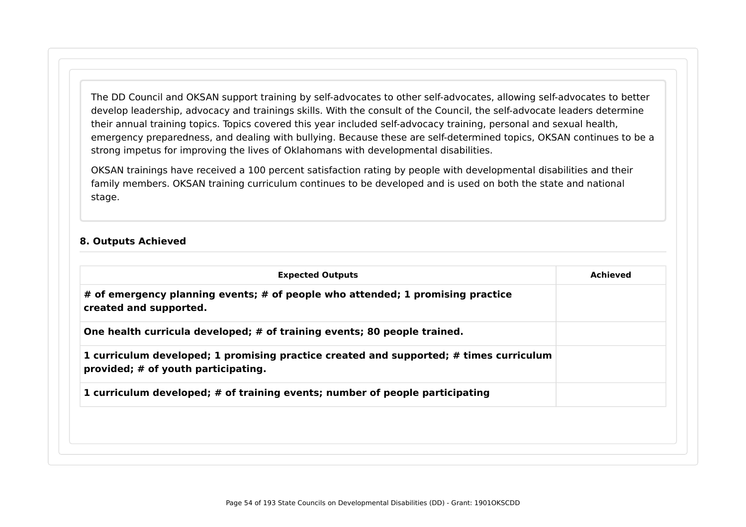The DD Council and OKSAN support training by self-advocates to other self-advocates, allowing self-advocates to better develop leadership, advocacy and trainings skills. With the consult of the Council, the self-advocate leaders determine their annual training topics. Topics covered this year included self-advocacy training, personal and sexual health, emergency preparedness, and dealing with bullying. Because these are self-determined topics, OKSAN continues to be a strong impetus for improving the lives of Oklahomans with developmental disabilities.

OKSAN trainings have received a 100 percent satisfaction rating by people with developmental disabilities and their family members. OKSAN training curriculum continues to be developed and is used on both the state and national stage.

### 8. Outputs Achieved

| Expected Outputs | Achieved |
|---|---|
| **# of emergency planning events; # of people who attended; 1 promising practice created and supported.** | |
| **One health curricula developed; # of training events; 80 people trained.** | |
| **1 curriculum developed; 1 promising practice created and supported; # times curriculum provided; # of youth participating.** | |
| **1 curriculum developed; # of training events; number of people participating** | |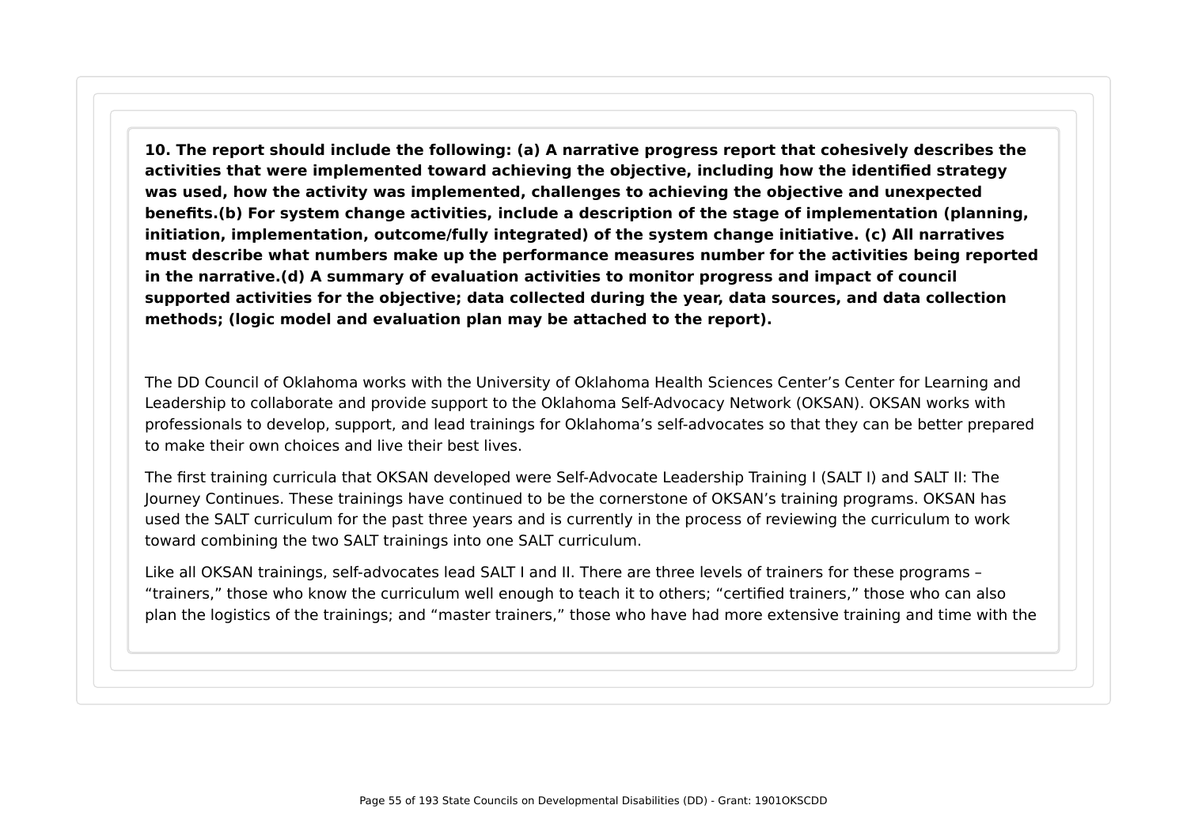**10. The report should include the following: (a) A narrative progress report that cohesively describes the activities that were implemented toward achieving the objective, including how the identified strategy was used, how the activity was implemented, challenges to achieving the objective and unexpected benefits.(b) For system change activities, include a description of the stage of implementation (planning, initiation, implementation, outcome/fully integrated) of the system change initiative. (c) All narratives must describe what numbers make up the performance measures number for the activities being reported in the narrative.(d) A summary of evaluation activities to monitor progress and impact of council supported activities for the objective; data collected during the year, data sources, and data collection methods; (logic model and evaluation plan may be attached to the report).**

The DD Council of Oklahoma works with the University of Oklahoma Health Sciences Center's Center for Learning and Leadership to collaborate and provide support to the Oklahoma Self-Advocacy Network (OKSAN). OKSAN works with professionals to develop, support, and lead trainings for Oklahoma's self-advocates so that they can be better prepared to make their own choices and live their best lives.

The first training curricula that OKSAN developed were Self-Advocate Leadership Training I (SALT I) and SALT II: The Journey Continues. These trainings have continued to be the cornerstone of OKSAN's training programs. OKSAN has used the SALT curriculum for the past three years and is currently in the process of reviewing the curriculum to work toward combining the two SALT trainings into one SALT curriculum.

Like all OKSAN trainings, self-advocates lead SALT I and II. There are three levels of trainers for these programs – "trainers," those who know the curriculum well enough to teach it to others; "certified trainers," those who can also plan the logistics of the trainings; and "master trainers," those who have had more extensive training and time with the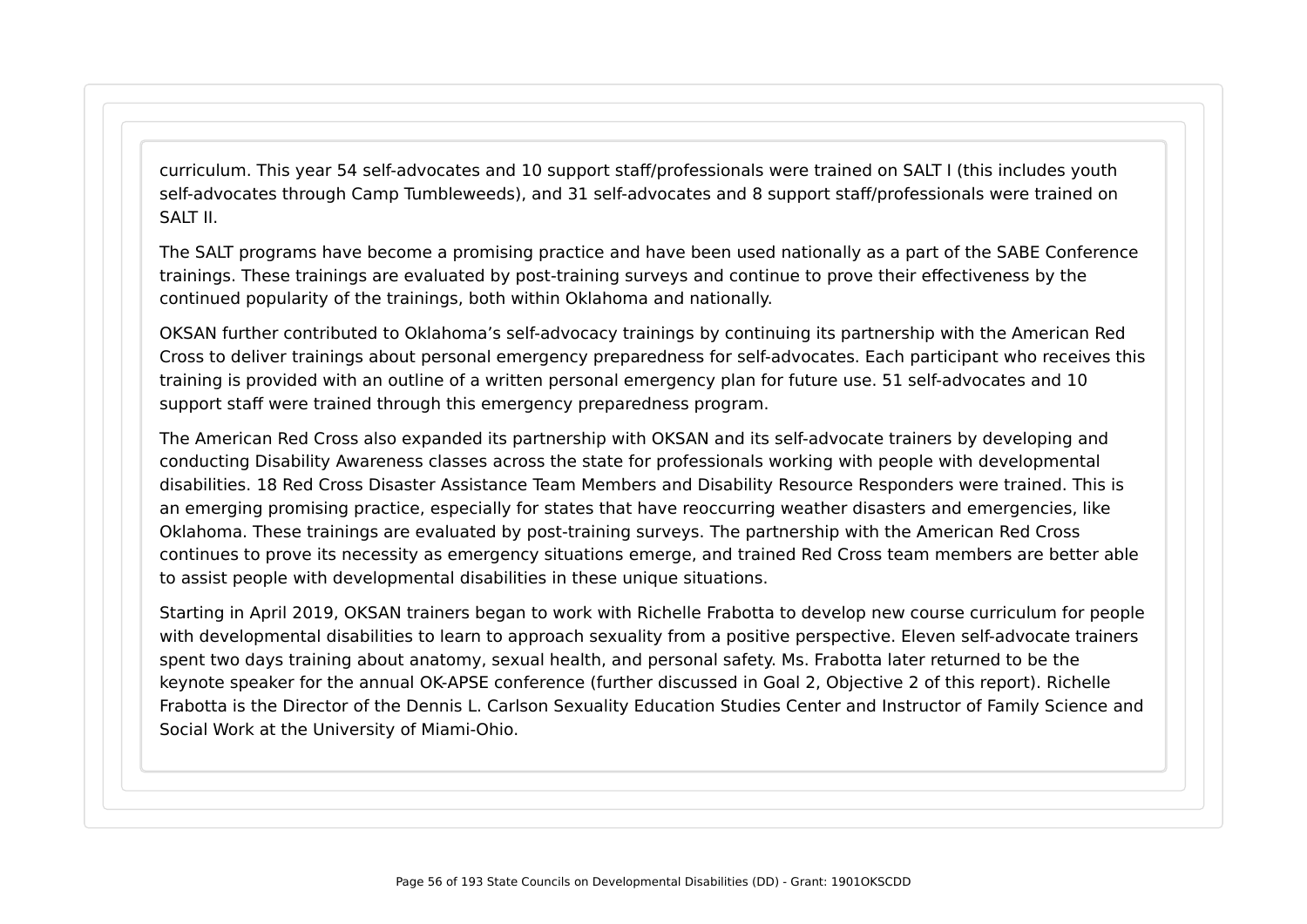curriculum. This year 54 self-advocates and 10 support staff/professionals were trained on SALT I (this includes youth self-advocates through Camp Tumbleweeds), and 31 self-advocates and 8 support staff/professionals were trained on SALT II.

The SALT programs have become a promising practice and have been used nationally as a part of the SABE Conference trainings. These trainings are evaluated by post-training surveys and continue to prove their effectiveness by the continued popularity of the trainings, both within Oklahoma and nationally.

OKSAN further contributed to Oklahoma's self-advocacy trainings by continuing its partnership with the American Red Cross to deliver trainings about personal emergency preparedness for self-advocates. Each participant who receives this training is provided with an outline of a written personal emergency plan for future use. 51 self-advocates and 10 support staff were trained through this emergency preparedness program.

The American Red Cross also expanded its partnership with OKSAN and its self-advocate trainers by developing and conducting Disability Awareness classes across the state for professionals working with people with developmental disabilities. 18 Red Cross Disaster Assistance Team Members and Disability Resource Responders were trained. This is an emerging promising practice, especially for states that have reoccurring weather disasters and emergencies, like Oklahoma. These trainings are evaluated by post-training surveys. The partnership with the American Red Cross continues to prove its necessity as emergency situations emerge, and trained Red Cross team members are better able to assist people with developmental disabilities in these unique situations.

Starting in April 2019, OKSAN trainers began to work with Richelle Frabotta to develop new course curriculum for people with developmental disabilities to learn to approach sexuality from a positive perspective. Eleven self-advocate trainers spent two days training about anatomy, sexual health, and personal safety. Ms. Frabotta later returned to be the keynote speaker for the annual OK-APSE conference (further discussed in Goal 2, Objective 2 of this report). Richelle Frabotta is the Director of the Dennis L. Carlson Sexuality Education Studies Center and Instructor of Family Science and Social Work at the University of Miami-Ohio.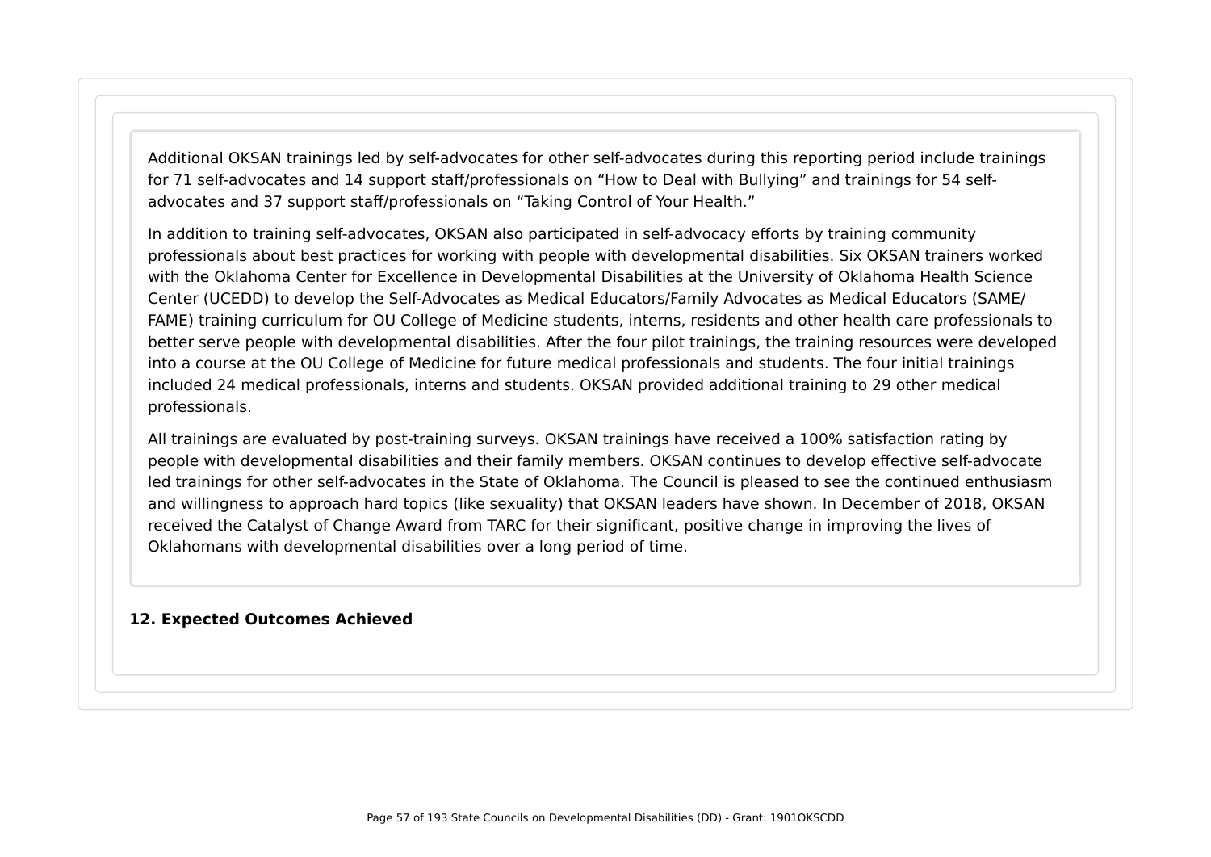Additional OKSAN trainings led by self-advocates for other self-advocates during this reporting period include trainings for 71 self-advocates and 14 support staff/professionals on “How to Deal with Bullying” and trainings for 54 self-advocates and 37 support staff/professionals on “Taking Control of Your Health.”

In addition to training self-advocates, OKSAN also participated in self-advocacy efforts by training community professionals about best practices for working with people with developmental disabilities. Six OKSAN trainers worked with the Oklahoma Center for Excellence in Developmental Disabilities at the University of Oklahoma Health Science Center (UCEDD) to develop the Self-Advocates as Medical Educators/Family Advocates as Medical Educators (SAME/FAME) training curriculum for OU College of Medicine students, interns, residents and other health care professionals to better serve people with developmental disabilities. After the four pilot trainings, the training resources were developed into a course at the OU College of Medicine for future medical professionals and students. The four initial trainings included 24 medical professionals, interns and students. OKSAN provided additional training to 29 other medical professionals.

All trainings are evaluated by post-training surveys. OKSAN trainings have received a 100% satisfaction rating by people with developmental disabilities and their family members. OKSAN continues to develop effective self-advocate led trainings for other self-advocates in the State of Oklahoma. The Council is pleased to see the continued enthusiasm and willingness to approach hard topics (like sexuality) that OKSAN leaders have shown. In December of 2018, OKSAN received the Catalyst of Change Award from TARC for their significant, positive change in improving the lives of Oklahomans with developmental disabilities over a long period of time.

**12. Expected Outcomes Achieved**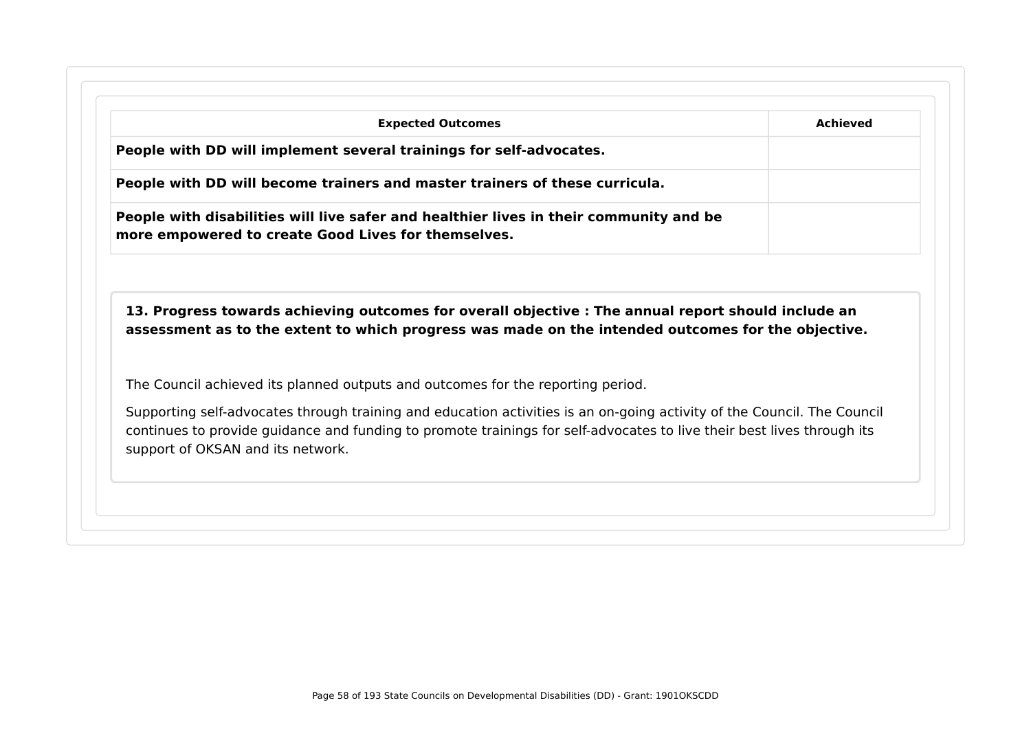| Expected Outcomes | Achieved |
| --- | --- |
| **People with DD will implement several trainings for self-advocates.** | |
| **People with DD will become trainers and master trainers of these curricula.** | |
| **People with disabilities will live safer and healthier lives in their community and be more empowered to create Good Lives for themselves.** | |

**13. Progress towards achieving outcomes for overall objective : The annual report should include an assessment as to the extent to which progress was made on the intended outcomes for the objective.**

The Council achieved its planned outputs and outcomes for the reporting period.

Supporting self-advocates through training and education activities is an on-going activity of the Council. The Council continues to provide guidance and funding to promote trainings for self-advocates to live their best lives through its support of OKSAN and its network.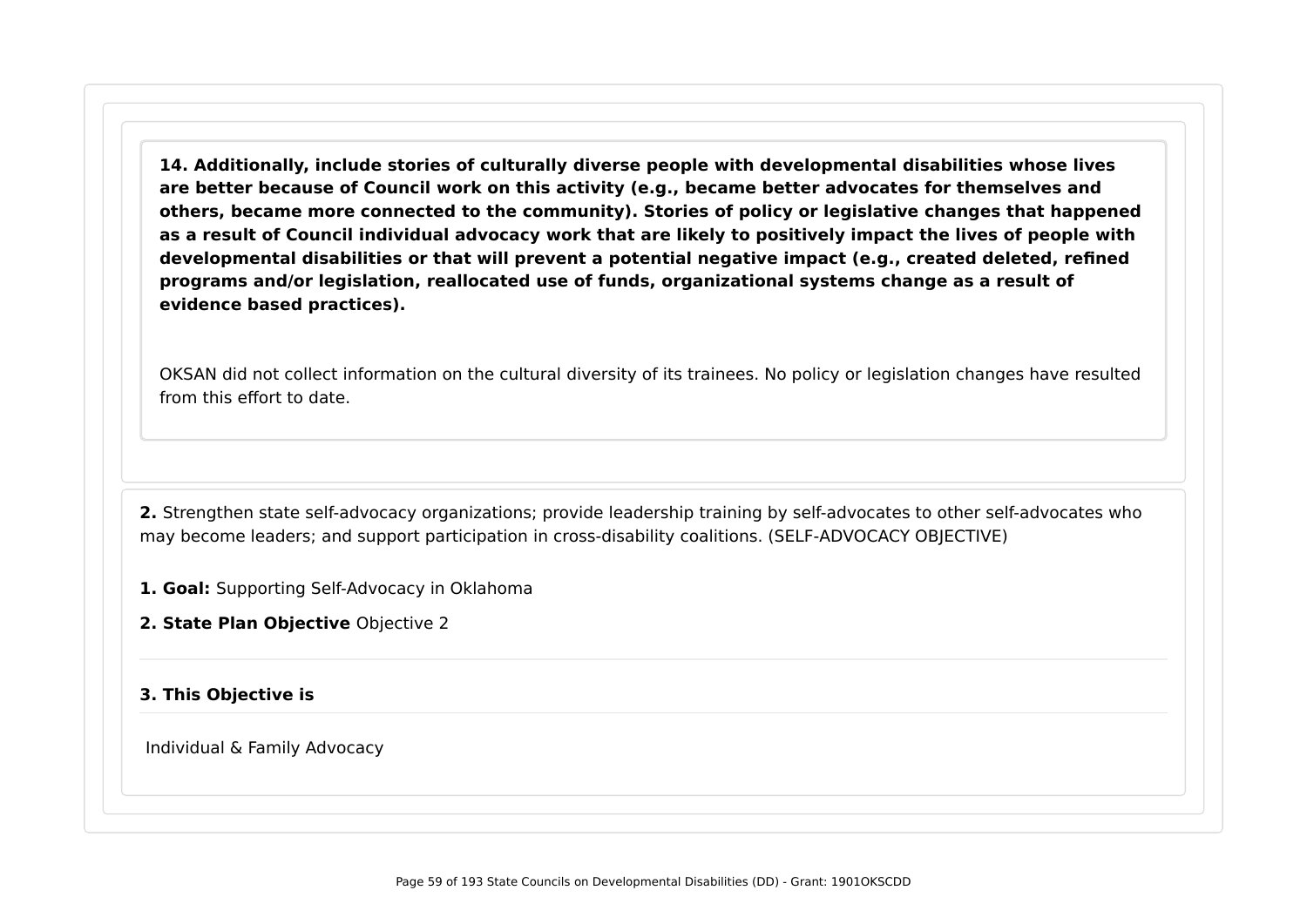**14. Additionally, include stories of culturally diverse people with developmental disabilities whose lives are better because of Council work on this activity (e.g., became better advocates for themselves and others, became more connected to the community). Stories of policy or legislative changes that happened as a result of Council individual advocacy work that are likely to positively impact the lives of people with developmental disabilities or that will prevent a potential negative impact (e.g., created deleted, refined programs and/or legislation, reallocated use of funds, organizational systems change as a result of evidence based practices).**

OKSAN did not collect information on the cultural diversity of its trainees. No policy or legislation changes have resulted from this effort to date.

**2.** Strengthen state self-advocacy organizations; provide leadership training by self-advocates to other self-advocates who may become leaders; and support participation in cross-disability coalitions. (SELF-ADVOCACY OBJECTIVE)

**1. Goal:** Supporting Self-Advocacy in Oklahoma

**2. State Plan Objective** Objective 2

**3. This Objective is**

Individual & Family Advocacy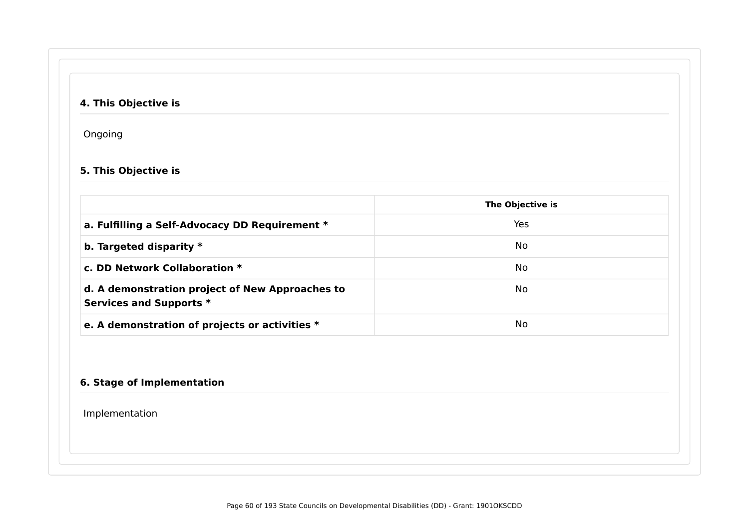### 4. This Objective is

Ongoing

### 5. This Objective is

| | The Objective is |
|---|---|
| **a. Fulfilling a Self-Advocacy DD Requirement *** | Yes |
| **b. Targeted disparity *** | No |
| **c. DD Network Collaboration *** | No |
| **d. A demonstration project of New Approaches to Services and Supports *** | No |
| **e. A demonstration of projects or activities *** | No |

### 6. Stage of Implementation

Implementation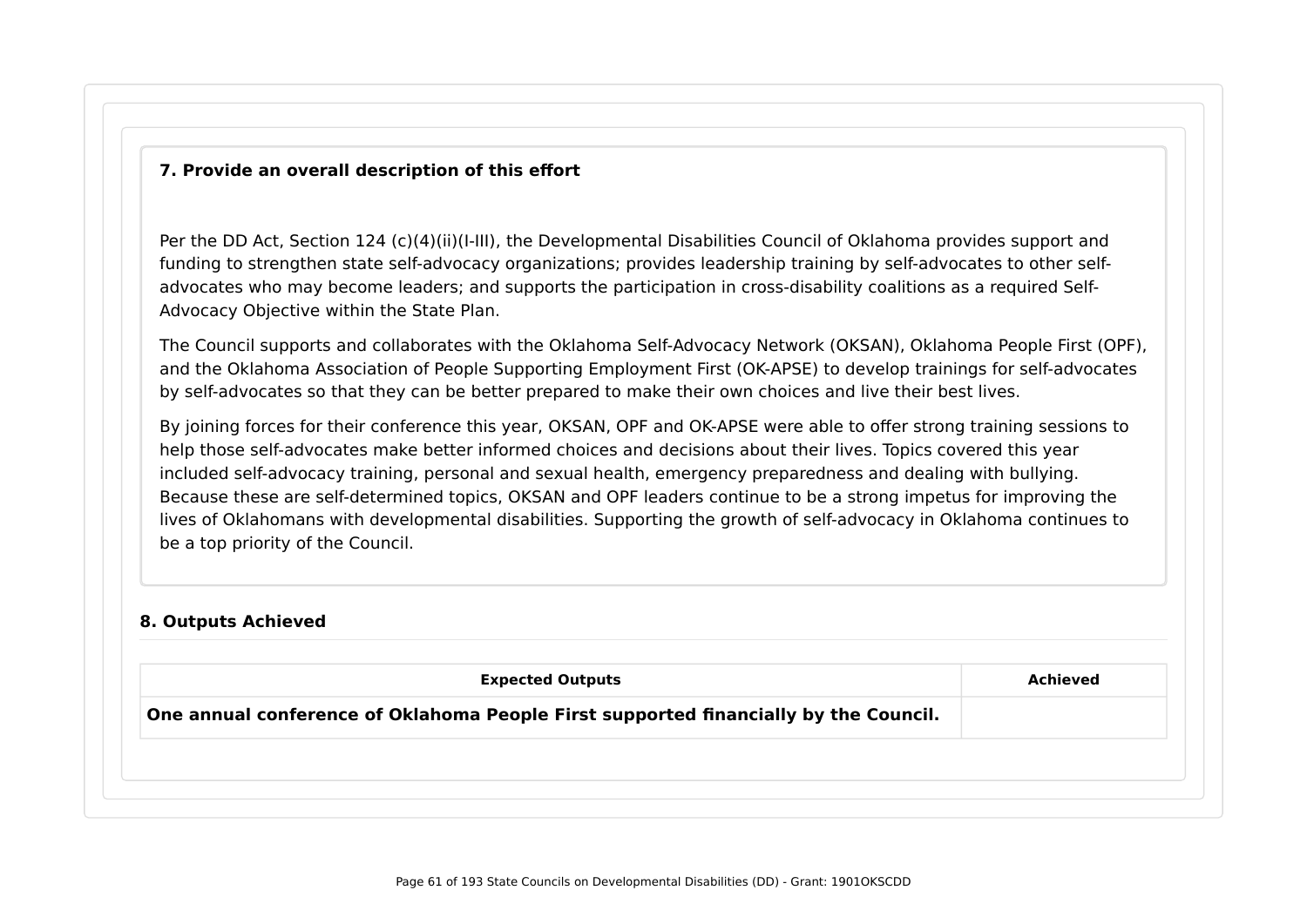### 7. Provide an overall description of this effort

Per the DD Act, Section 124 (c)(4)(ii)(I-III), the Developmental Disabilities Council of Oklahoma provides support and funding to strengthen state self-advocacy organizations; provides leadership training by self-advocates to other self-advocates who may become leaders; and supports the participation in cross-disability coalitions as a required Self-Advocacy Objective within the State Plan.

The Council supports and collaborates with the Oklahoma Self-Advocacy Network (OKSAN), Oklahoma People First (OPF), and the Oklahoma Association of People Supporting Employment First (OK-APSE) to develop trainings for self-advocates by self-advocates so that they can be better prepared to make their own choices and live their best lives.

By joining forces for their conference this year, OKSAN, OPF and OK-APSE were able to offer strong training sessions to help those self-advocates make better informed choices and decisions about their lives. Topics covered this year included self-advocacy training, personal and sexual health, emergency preparedness and dealing with bullying. Because these are self-determined topics, OKSAN and OPF leaders continue to be a strong impetus for improving the lives of Oklahomans with developmental disabilities. Supporting the growth of self-advocacy in Oklahoma continues to be a top priority of the Council.

### 8. Outputs Achieved

| Expected Outputs | Achieved |
| --- | --- |
| **One annual conference of Oklahoma People First supported financially by the Council.** | |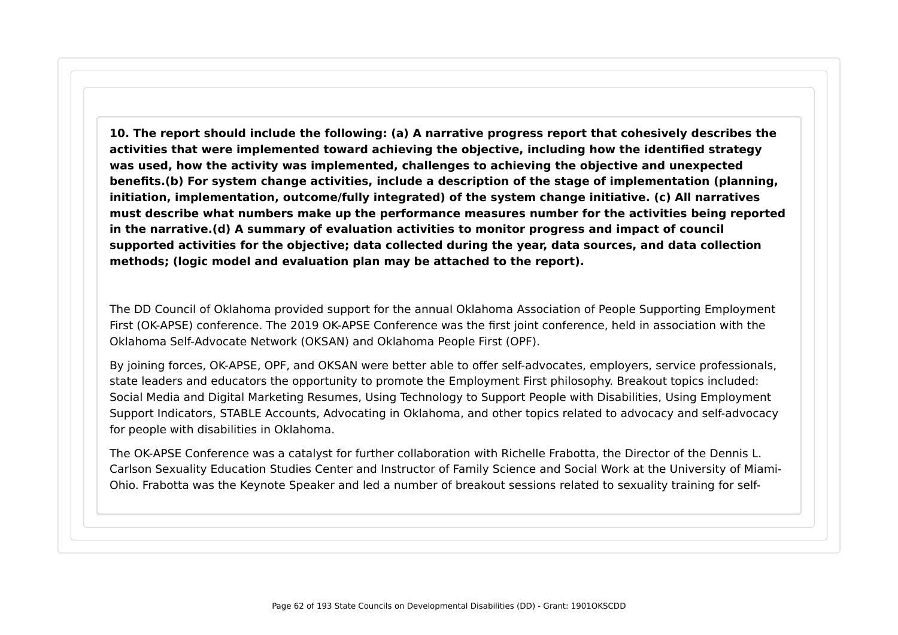**10. The report should include the following: (a) A narrative progress report that cohesively describes the activities that were implemented toward achieving the objective, including how the identified strategy was used, how the activity was implemented, challenges to achieving the objective and unexpected benefits.(b) For system change activities, include a description of the stage of implementation (planning, initiation, implementation, outcome/fully integrated) of the system change initiative. (c) All narratives must describe what numbers make up the performance measures number for the activities being reported in the narrative.(d) A summary of evaluation activities to monitor progress and impact of council supported activities for the objective; data collected during the year, data sources, and data collection methods; (logic model and evaluation plan may be attached to the report).**

The DD Council of Oklahoma provided support for the annual Oklahoma Association of People Supporting Employment First (OK-APSE) conference. The 2019 OK-APSE Conference was the first joint conference, held in association with the Oklahoma Self-Advocate Network (OKSAN) and Oklahoma People First (OPF).

By joining forces, OK-APSE, OPF, and OKSAN were better able to offer self-advocates, employers, service professionals, state leaders and educators the opportunity to promote the Employment First philosophy. Breakout topics included: Social Media and Digital Marketing Resumes, Using Technology to Support People with Disabilities, Using Employment Support Indicators, STABLE Accounts, Advocating in Oklahoma, and other topics related to advocacy and self-advocacy for people with disabilities in Oklahoma.

The OK-APSE Conference was a catalyst for further collaboration with Richelle Frabotta, the Director of the Dennis L. Carlson Sexuality Education Studies Center and Instructor of Family Science and Social Work at the University of Miami-Ohio. Frabotta was the Keynote Speaker and led a number of breakout sessions related to sexuality training for self-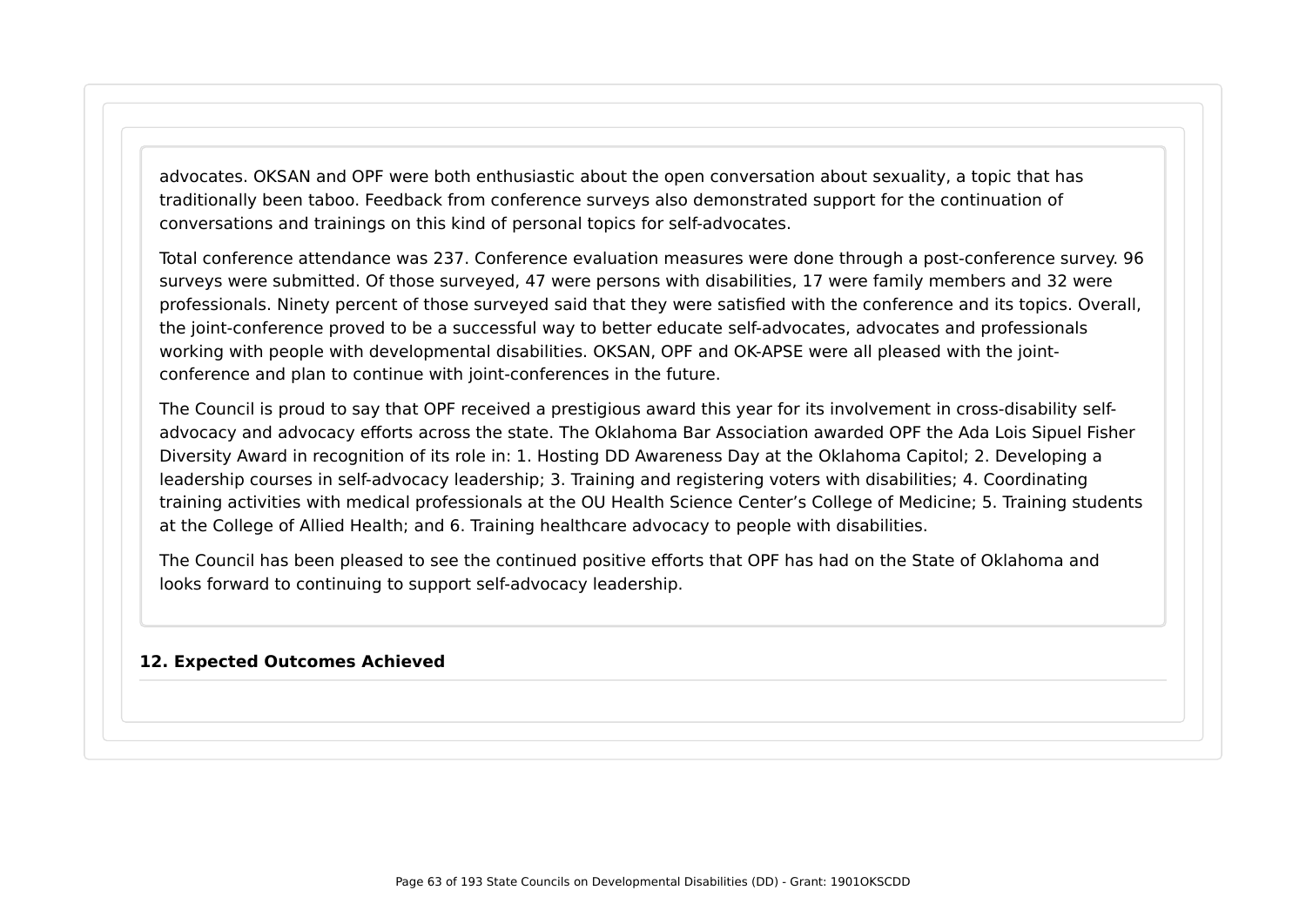advocates. OKSAN and OPF were both enthusiastic about the open conversation about sexuality, a topic that has traditionally been taboo. Feedback from conference surveys also demonstrated support for the continuation of conversations and trainings on this kind of personal topics for self-advocates.

Total conference attendance was 237. Conference evaluation measures were done through a post-conference survey. 96 surveys were submitted. Of those surveyed, 47 were persons with disabilities, 17 were family members and 32 were professionals. Ninety percent of those surveyed said that they were satisfied with the conference and its topics. Overall, the joint-conference proved to be a successful way to better educate self-advocates, advocates and professionals working with people with developmental disabilities. OKSAN, OPF and OK-APSE were all pleased with the joint-conference and plan to continue with joint-conferences in the future.

The Council is proud to say that OPF received a prestigious award this year for its involvement in cross-disability self-advocacy and advocacy efforts across the state. The Oklahoma Bar Association awarded OPF the Ada Lois Sipuel Fisher Diversity Award in recognition of its role in: 1. Hosting DD Awareness Day at the Oklahoma Capitol; 2. Developing a leadership courses in self-advocacy leadership; 3. Training and registering voters with disabilities; 4. Coordinating training activities with medical professionals at the OU Health Science Center's College of Medicine; 5. Training students at the College of Allied Health; and 6. Training healthcare advocacy to people with disabilities.

The Council has been pleased to see the continued positive efforts that OPF has had on the State of Oklahoma and looks forward to continuing to support self-advocacy leadership.

**12. Expected Outcomes Achieved**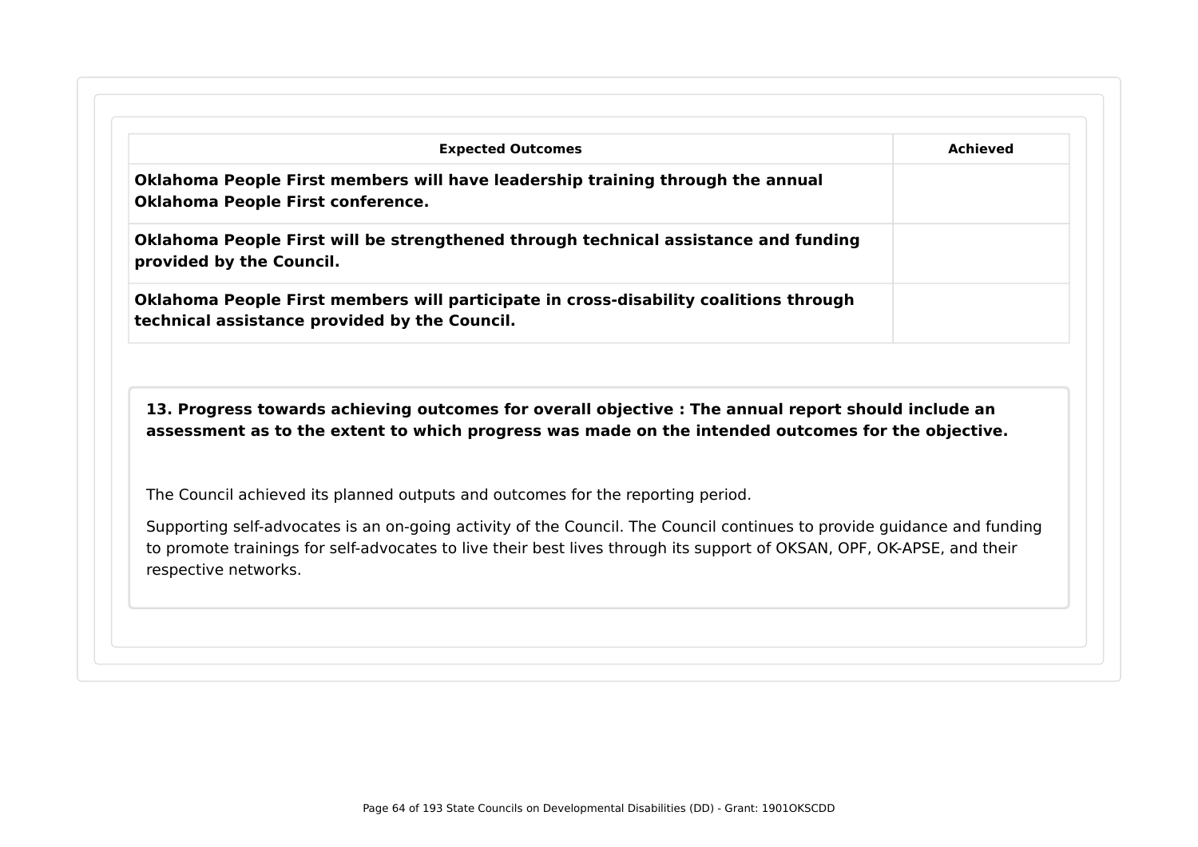| Expected Outcomes | Achieved |
| --- | --- |
| **Oklahoma People First members will have leadership training through the annual Oklahoma People First conference.** | |
| **Oklahoma People First will be strengthened through technical assistance and funding provided by the Council.** | |
| **Oklahoma People First members will participate in cross-disability coalitions through technical assistance provided by the Council.** | |

**13. Progress towards achieving outcomes for overall objective : The annual report should include an assessment as to the extent to which progress was made on the intended outcomes for the objective.**

The Council achieved its planned outputs and outcomes for the reporting period.

Supporting self-advocates is an on-going activity of the Council. The Council continues to provide guidance and funding to promote trainings for self-advocates to live their best lives through its support of OKSAN, OPF, OK-APSE, and their respective networks.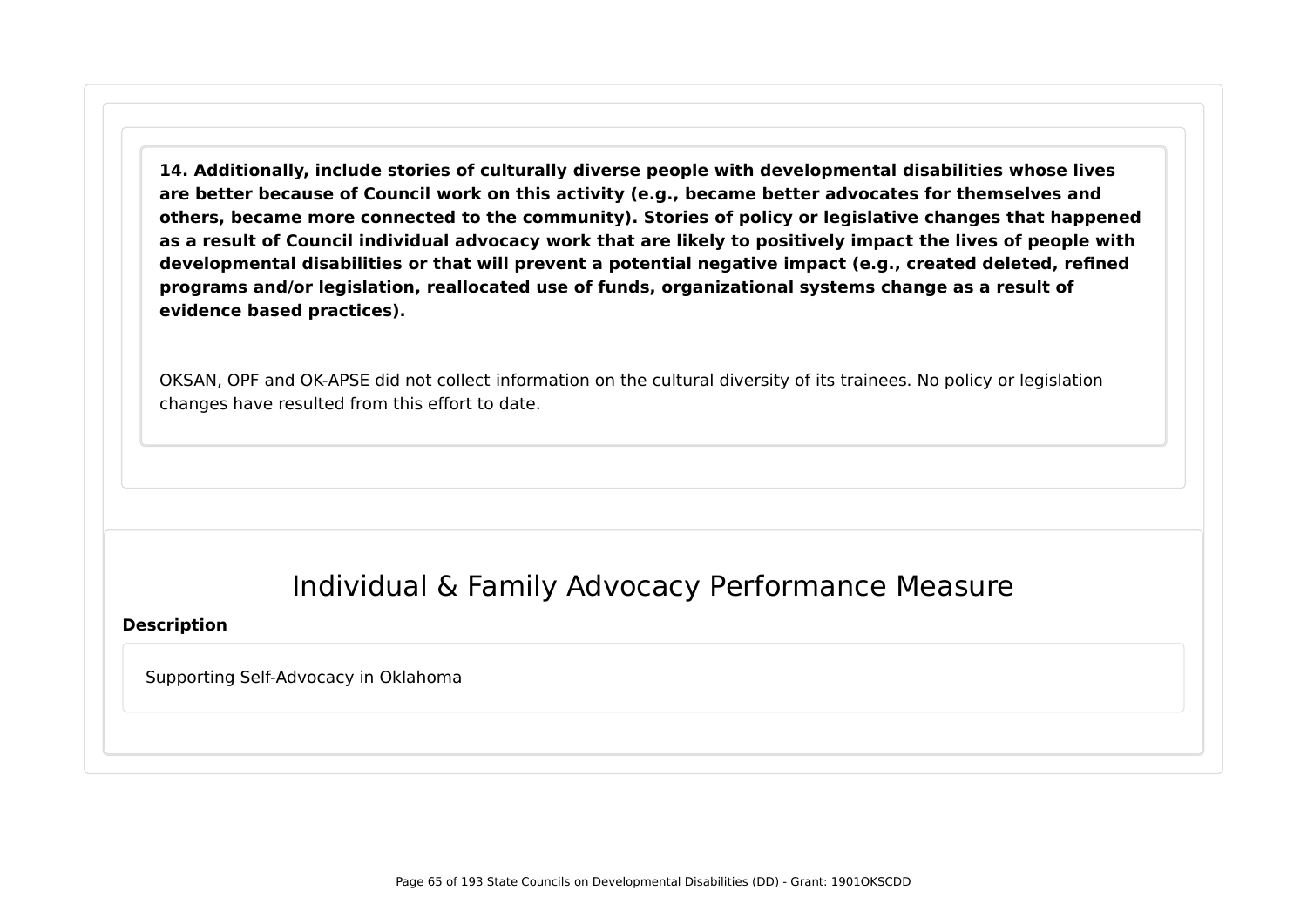**14. Additionally, include stories of culturally diverse people with developmental disabilities whose lives are better because of Council work on this activity (e.g., became better advocates for themselves and others, became more connected to the community). Stories of policy or legislative changes that happened as a result of Council individual advocacy work that are likely to positively impact the lives of people with developmental disabilities or that will prevent a potential negative impact (e.g., created deleted, refined programs and/or legislation, reallocated use of funds, organizational systems change as a result of evidence based practices).**

OKSAN, OPF and OK-APSE did not collect information on the cultural diversity of its trainees. No policy or legislation changes have resulted from this effort to date.

# Individual & Family Advocacy Performance Measure

**Description**

Supporting Self-Advocacy in Oklahoma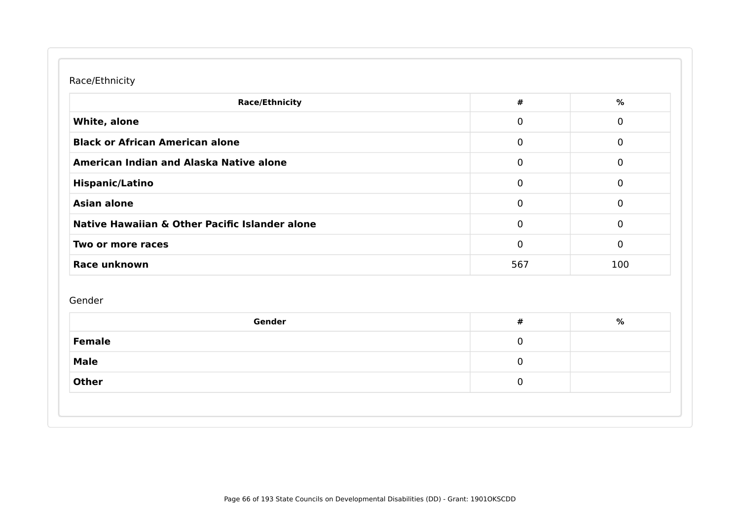Race/Ethnicity

| Race/Ethnicity | # | % |
| --- | --- | --- |
| **White, alone** | 0 | 0 |
| **Black or African American alone** | 0 | 0 |
| **American Indian and Alaska Native alone** | 0 | 0 |
| **Hispanic/Latino** | 0 | 0 |
| **Asian alone** | 0 | 0 |
| **Native Hawaiian & Other Pacific Islander alone** | 0 | 0 |
| **Two or more races** | 0 | 0 |
| **Race unknown** | 567 | 100 |

Gender

| Gender | # | % |
| --- | --- | --- |
| **Female** | 0 | |
| **Male** | 0 | |
| **Other** | 0 | |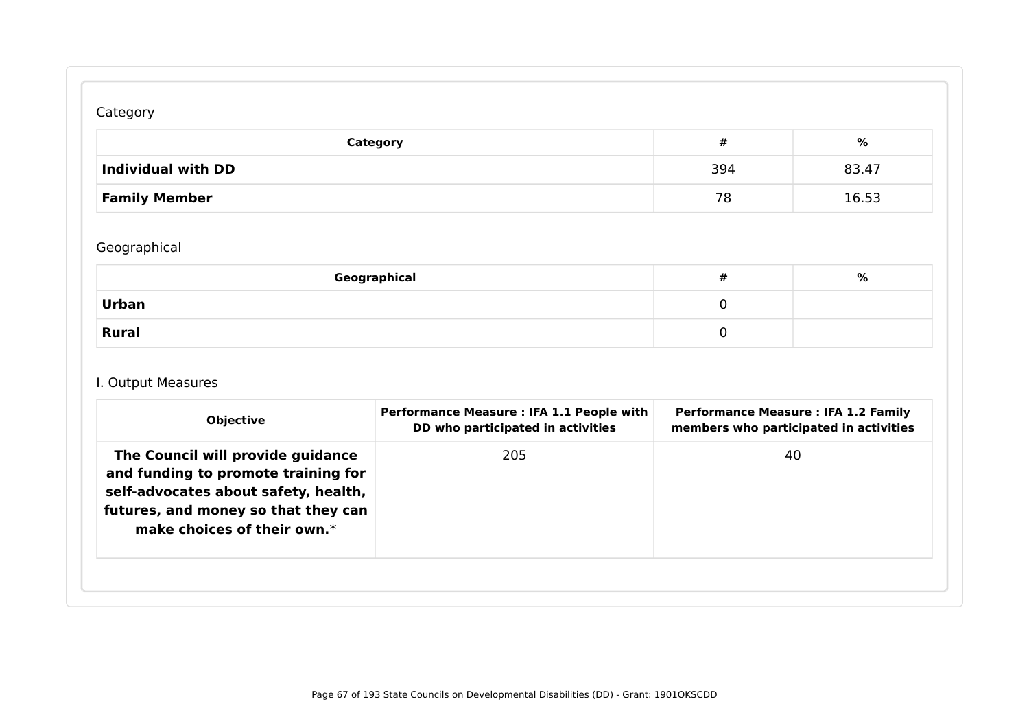Category

| Category | # | % |
| --- | --- | --- |
| **Individual with DD** | 394 | 83.47 |
| **Family Member** | 78 | 16.53 |

Geographical

| Geographical | # | % |
| --- | --- | --- |
| **Urban** | 0 | |
| **Rural** | 0 | |

I. Output Measures

| Objective | Performance Measure : IFA 1.1 People with DD who participated in activities | Performance Measure : IFA 1.2 Family members who participated in activities |
| --- | --- | --- |
| **The Council will provide guidance and funding to promote training for self-advocates about safety, health, futures, and money so that they can make choices of their own.*** | 205 | 40 |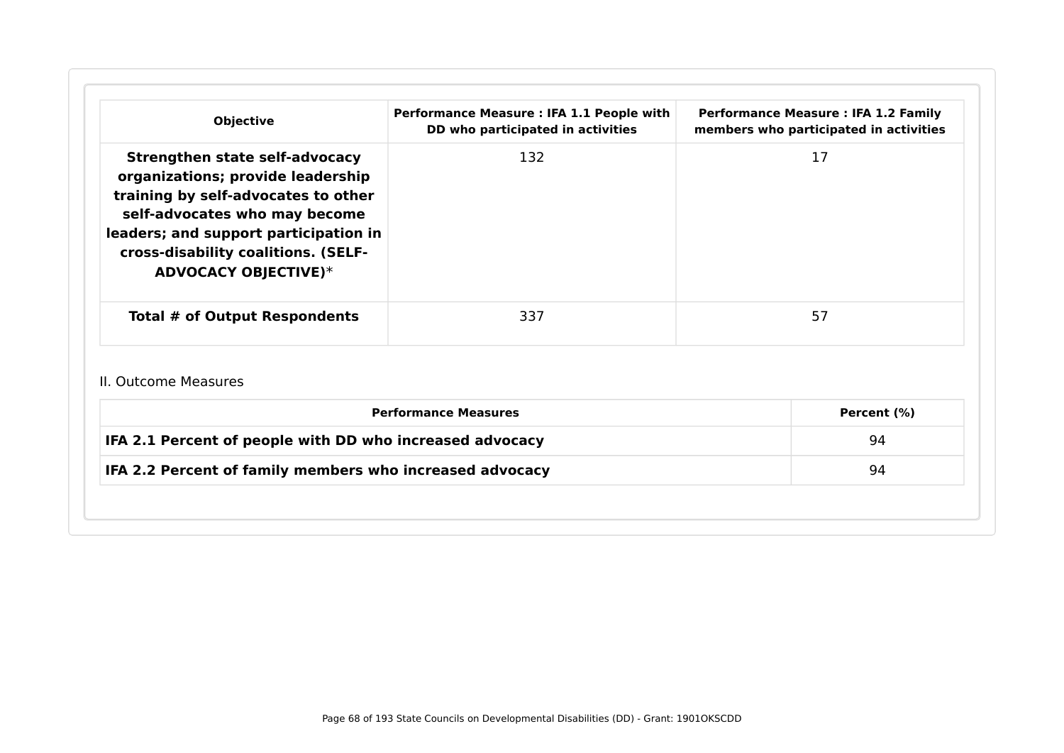| Objective | Performance Measure : IFA 1.1 People with DD who participated in activities | Performance Measure : IFA 1.2 Family members who participated in activities |
|---|---|---|
| **Strengthen state self-advocacy organizations; provide leadership training by self-advocates to other self-advocates who may become leaders; and support participation in cross-disability coalitions. (SELF-ADVOCACY OBJECTIVE)*** | 132 | 17 |
| **Total # of Output Respondents** | 337 | 57 |

II. Outcome Measures

| Performance Measures | Percent (%) |
|---|---|
| **IFA 2.1 Percent of people with DD who increased advocacy** | 94 |
| **IFA 2.2 Percent of family members who increased advocacy** | 94 |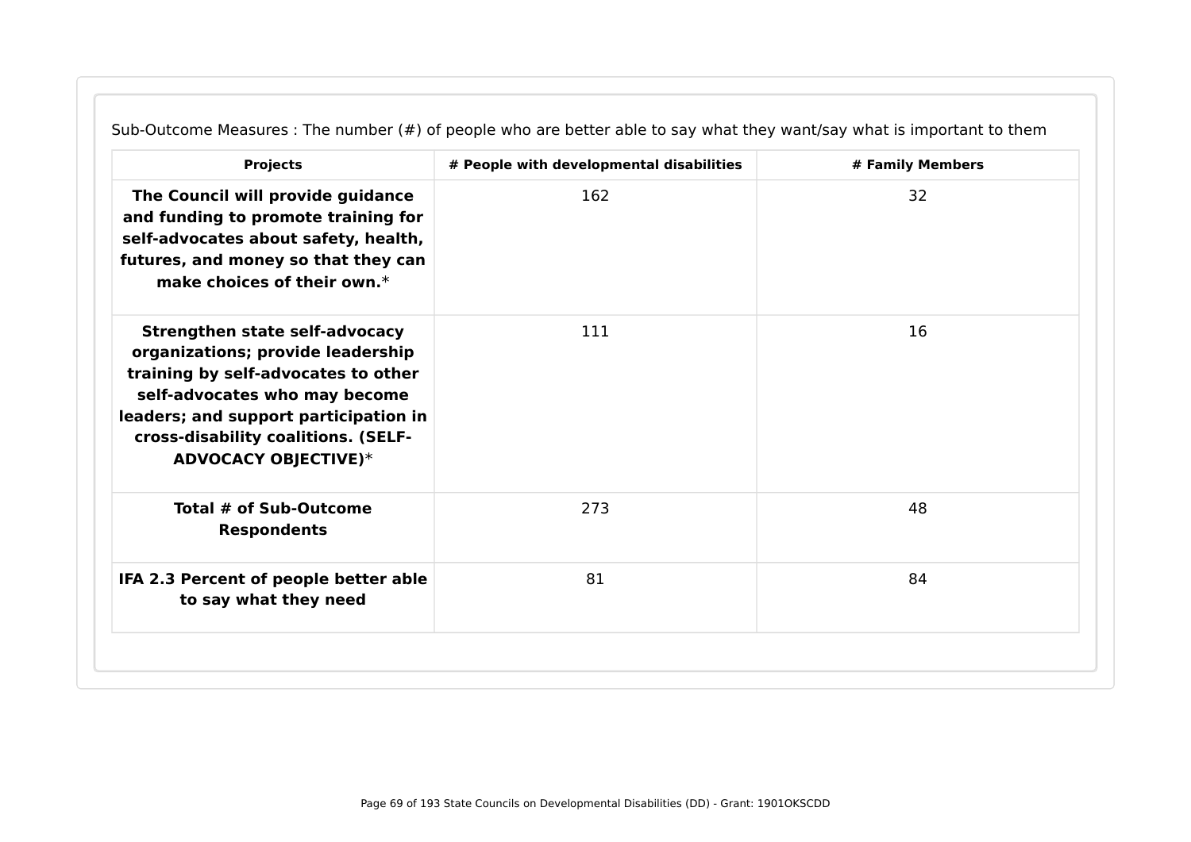Sub-Outcome Measures : The number (#) of people who are better able to say what they want/say what is important to them

| Projects | # People with developmental disabilities | # Family Members |
| --- | --- | --- |
| **The Council will provide guidance and funding to promote training for self-advocates about safety, health, futures, and money so that they can make choices of their own.*** | 162 | 32 |
| **Strengthen state self-advocacy organizations; provide leadership training by self-advocates to other self-advocates who may become leaders; and support participation in cross-disability coalitions. (SELF-ADVOCACY OBJECTIVE)*** | 111 | 16 |
| **Total # of Sub-Outcome Respondents** | 273 | 48 |
| **IFA 2.3 Percent of people better able to say what they need** | 81 | 84 |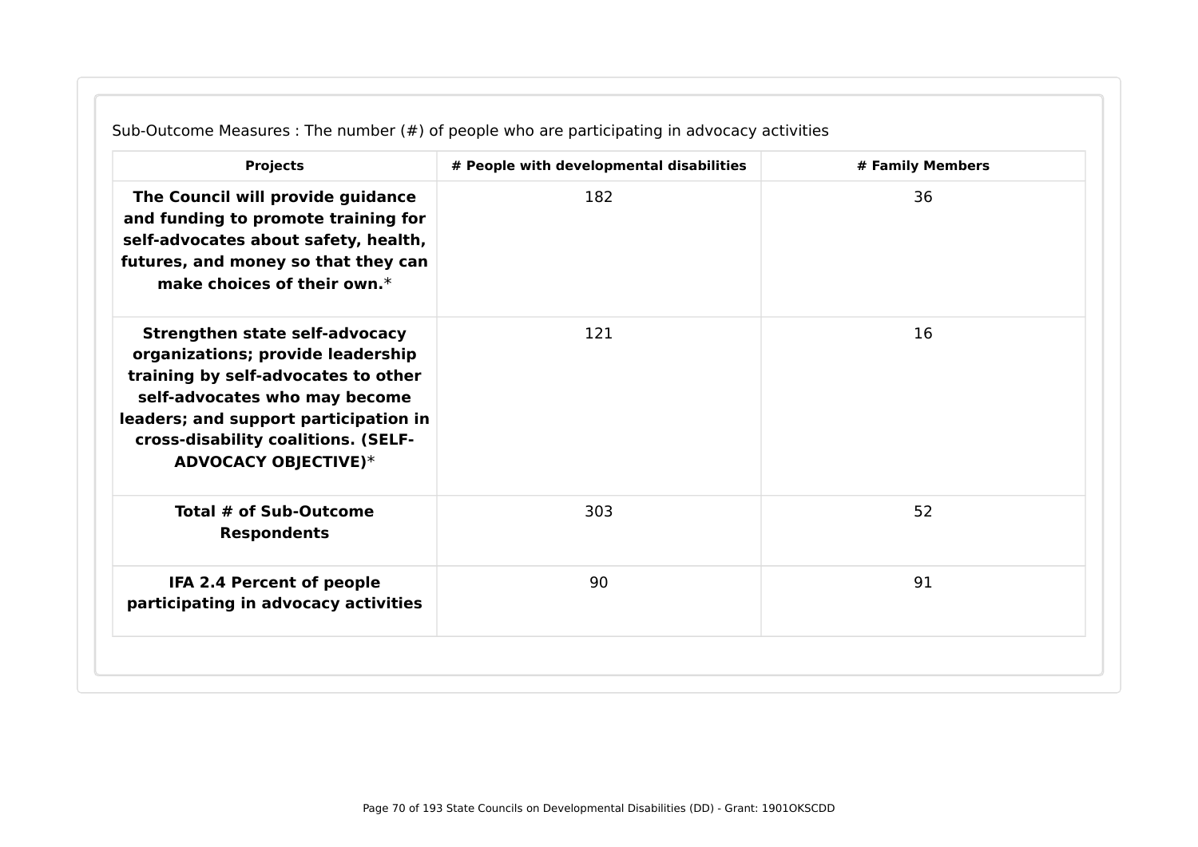Sub-Outcome Measures : The number (#) of people who are participating in advocacy activities

| Projects | # People with developmental disabilities | # Family Members |
| --- | --- | --- |
| **The Council will provide guidance and funding to promote training for self-advocates about safety, health, futures, and money so that they can make choices of their own.*** | 182 | 36 |
| **Strengthen state self-advocacy organizations; provide leadership training by self-advocates to other self-advocates who may become leaders; and support participation in cross-disability coalitions. (SELF-ADVOCACY OBJECTIVE)*** | 121 | 16 |
| **Total # of Sub-Outcome Respondents** | 303 | 52 |
| **IFA 2.4 Percent of people participating in advocacy activities** | 90 | 91 |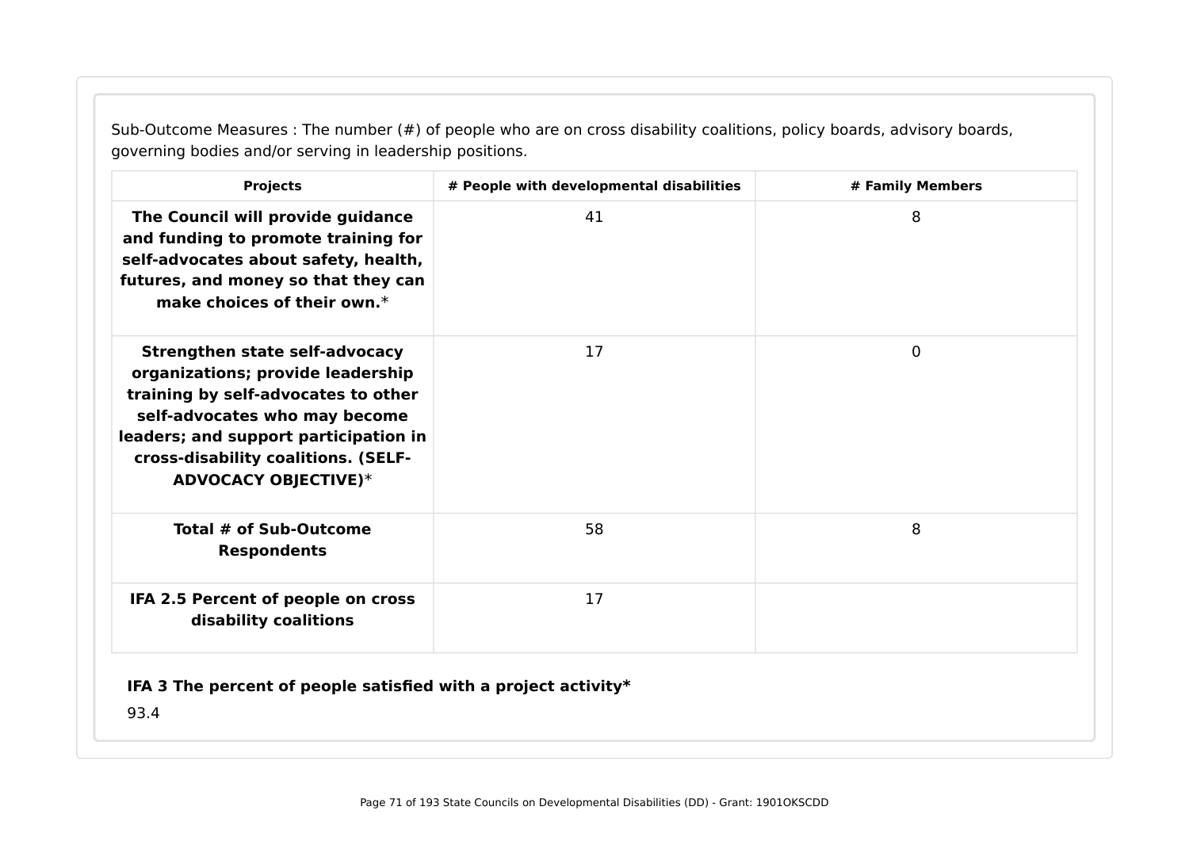Sub-Outcome Measures : The number (#) of people who are on cross disability coalitions, policy boards, advisory boards, governing bodies and/or serving in leadership positions.

| Projects | # People with developmental disabilities | # Family Members |
|---|---|---|
| **The Council will provide guidance and funding to promote training for self-advocates about safety, health, futures, and money so that they can make choices of their own.*** | 41 | 8 |
| **Strengthen state self-advocacy organizations; provide leadership training by self-advocates to other self-advocates who may become leaders; and support participation in cross-disability coalitions. (SELF-ADVOCACY OBJECTIVE)*** | 17 | 0 |
| **Total # of Sub-Outcome Respondents** | 58 | 8 |
| **IFA 2.5 Percent of people on cross disability coalitions** | 17 | |

**IFA 3 The percent of people satisfied with a project activity***

93.4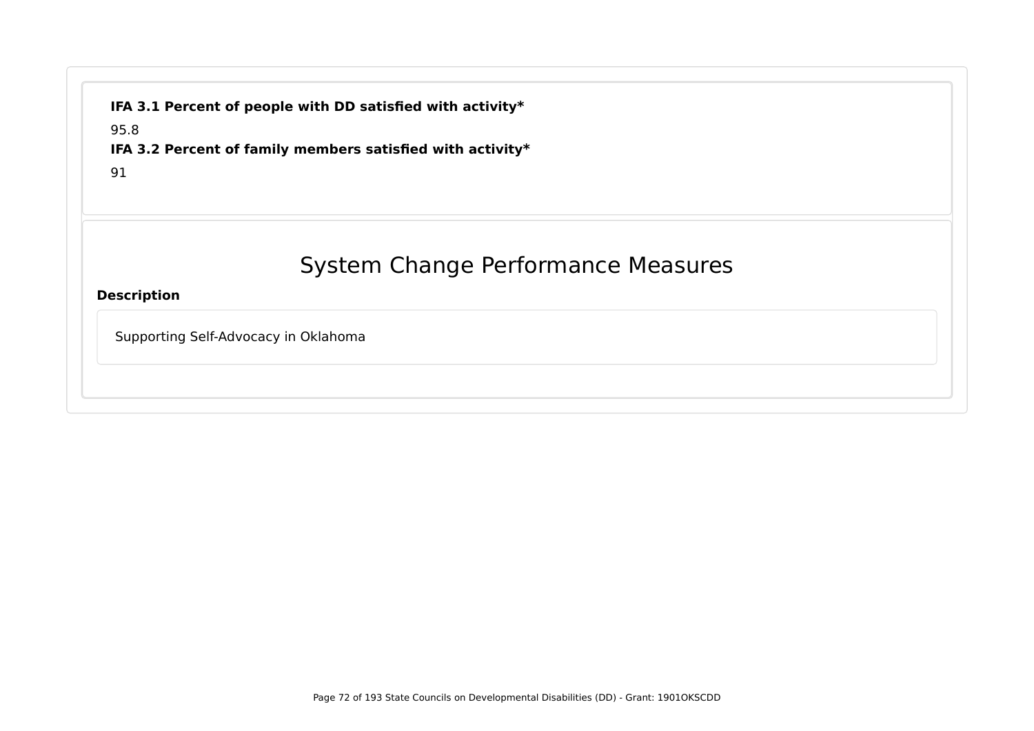**IFA 3.1 Percent of people with DD satisfied with activity***

95.8

**IFA 3.2 Percent of family members satisfied with activity***

91

## System Change Performance Measures

**Description**

Supporting Self-Advocacy in Oklahoma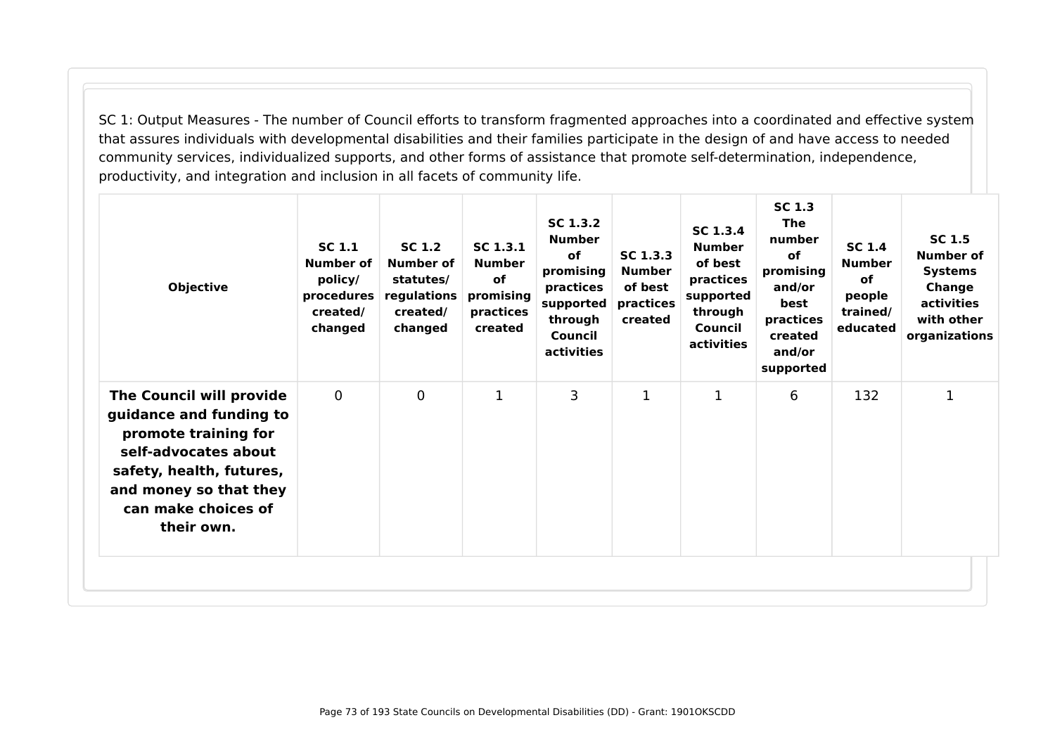SC 1: Output Measures - The number of Council efforts to transform fragmented approaches into a coordinated and effective system that assures individuals with developmental disabilities and their families participate in the design of and have access to needed community services, individualized supports, and other forms of assistance that promote self-determination, independence, productivity, and integration and inclusion in all facets of community life.

| Objective | SC 1.1 Number of policy/ procedures created/ changed | SC 1.2 Number of statutes/ regulations created/ changed | SC 1.3.1 Number of promising practices created | SC 1.3.2 Number of promising practices supported through Council activities | SC 1.3.3 Number of best practices created | SC 1.3.4 Number of best practices supported through Council activities | SC 1.3 The number of promising and/or best practices created and/or supported | SC 1.4 Number of people trained/ educated | SC 1.5 Number of Systems Change activities with other organizations |
|---|---|---|---|---|---|---|---|---|---|
| **The Council will provide guidance and funding to promote training for self-advocates about safety, health, futures, and money so that they can make choices of their own.** | 0 | 0 | 1 | 3 | 1 | 1 | 6 | 132 | 1 |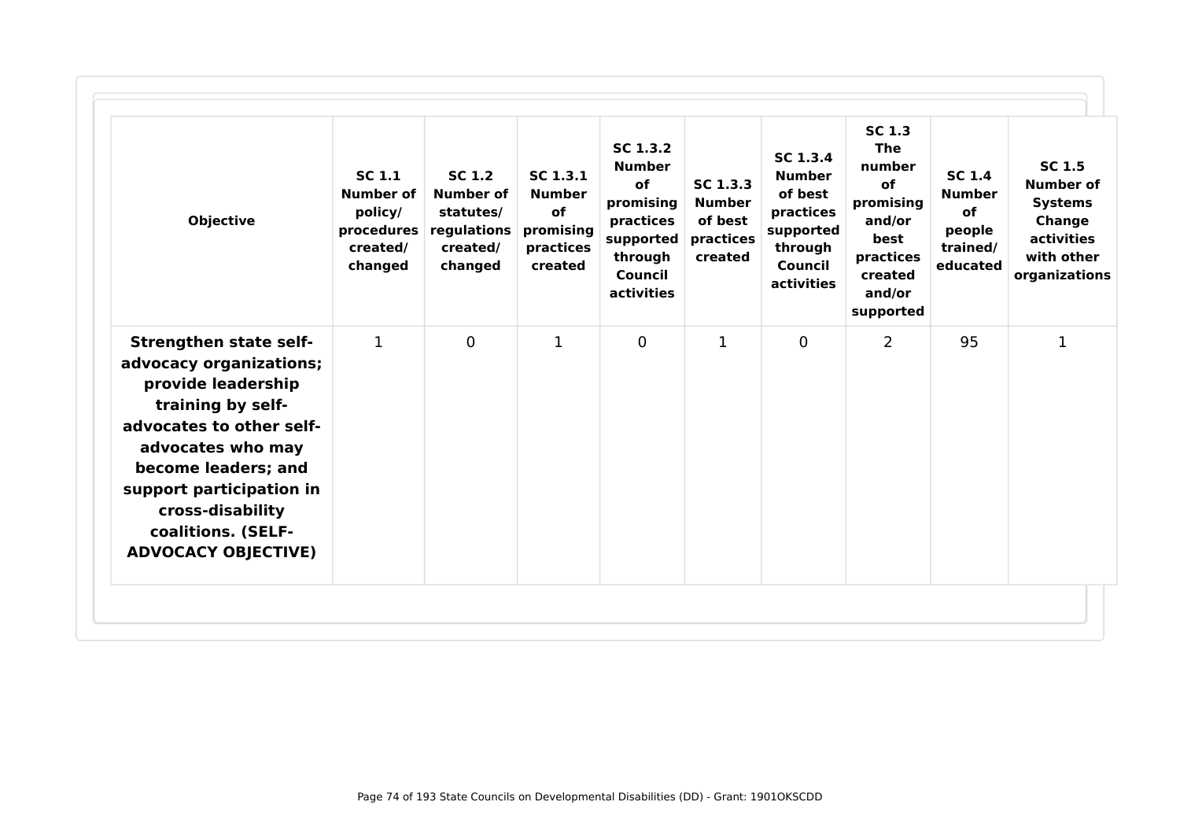| Objective | SC 1.1 Number of policy/ procedures created/ changed | SC 1.2 Number of statutes/ regulations created/ changed | SC 1.3.1 Number of promising practices created | SC 1.3.2 Number of promising practices supported through Council activities | SC 1.3.3 Number of best practices created | SC 1.3.4 Number of best practices supported through Council activities | SC 1.3 The number of promising and/or best practices created and/or supported | SC 1.4 Number of people trained/ educated | SC 1.5 Number of Systems Change activities with other organizations |
|---|---|---|---|---|---|---|---|---|---|
| **Strengthen state self-advocacy organizations; provide leadership training by self-advocates to other self-advocates who may become leaders; and support participation in cross-disability coalitions. (SELF-ADVOCACY OBJECTIVE)** | 1 | 0 | 1 | 0 | 1 | 0 | 2 | 95 | 1 |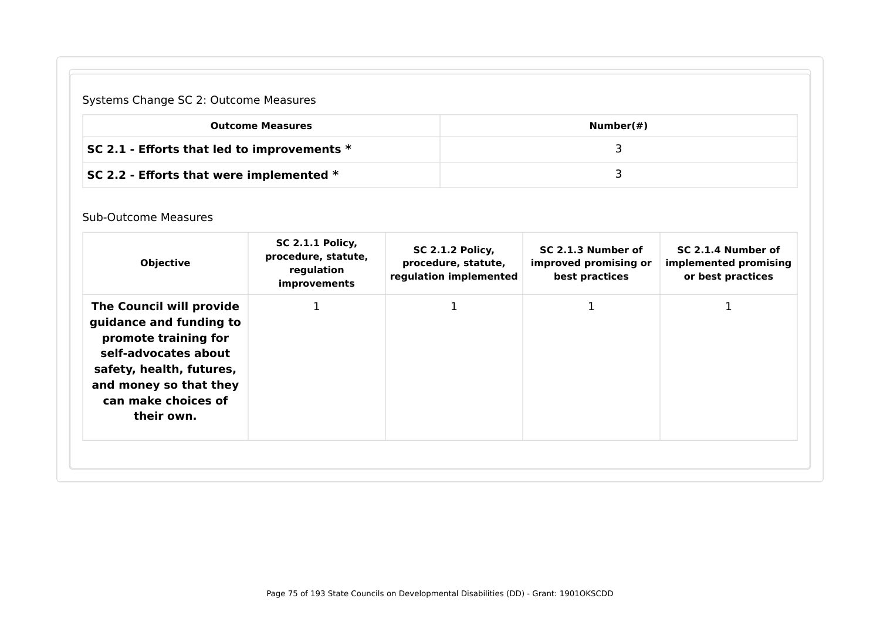Systems Change SC 2: Outcome Measures

| Outcome Measures | Number(#) |
| --- | --- |
| **SC 2.1 - Efforts that led to improvements *** | 3 |
| **SC 2.2 - Efforts that were implemented *** | 3 |

Sub-Outcome Measures

| Objective | SC 2.1.1 Policy, procedure, statute, regulation improvements | SC 2.1.2 Policy, procedure, statute, regulation implemented | SC 2.1.3 Number of improved promising or best practices | SC 2.1.4 Number of implemented promising or best practices |
| --- | --- | --- | --- | --- |
| **The Council will provide guidance and funding to promote training for self-advocates about safety, health, futures, and money so that they can make choices of their own.** | 1 | 1 | 1 | 1 |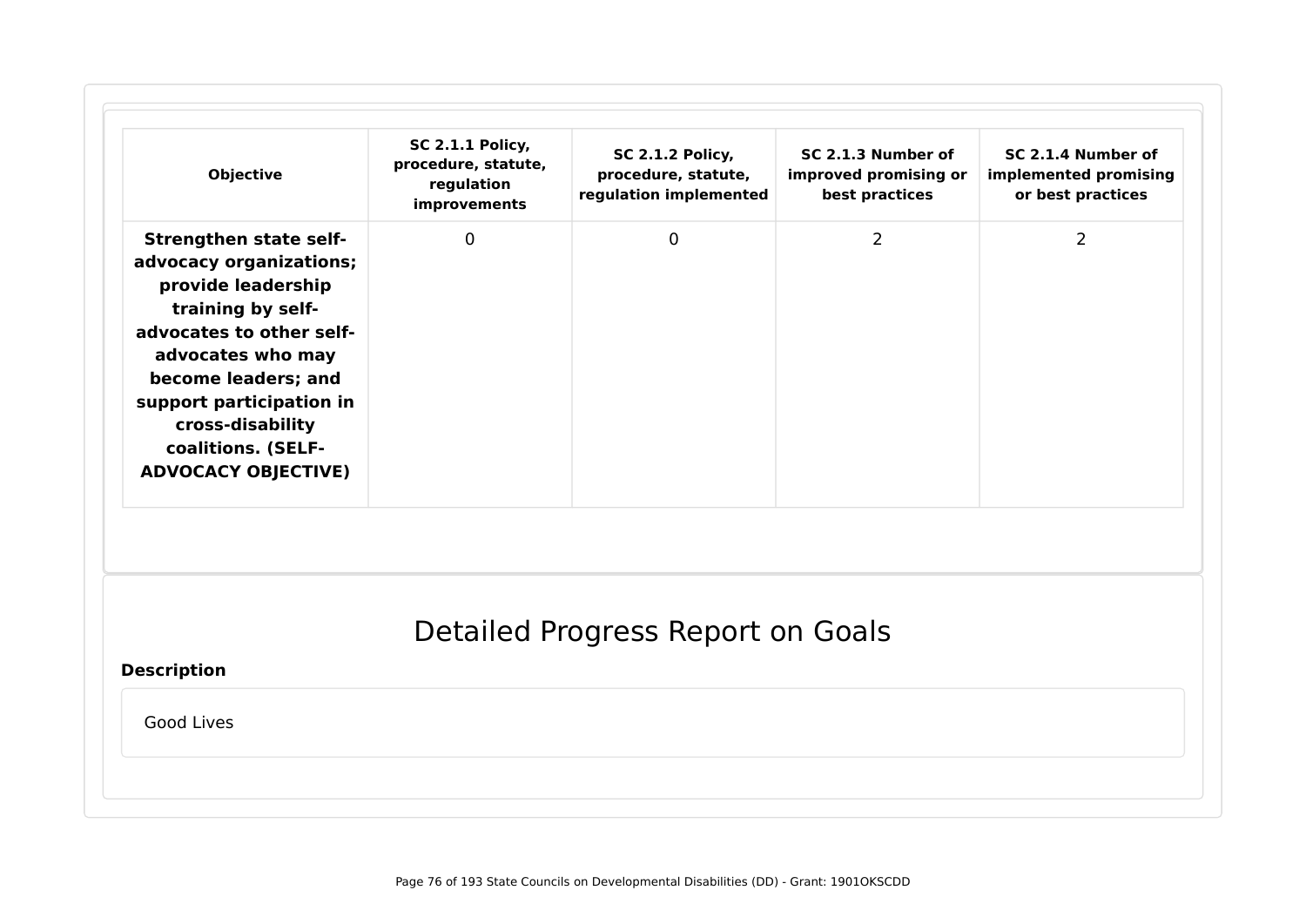| Objective | SC 2.1.1 Policy, procedure, statute, regulation improvements | SC 2.1.2 Policy, procedure, statute, regulation implemented | SC 2.1.3 Number of improved promising or best practices | SC 2.1.4 Number of implemented promising or best practices |
|---|---|---|---|---|
| **Strengthen state self-advocacy organizations; provide leadership training by self-advocates to other self-advocates who may become leaders; and support participation in cross-disability coalitions. (SELF-ADVOCACY OBJECTIVE)** | 0 | 0 | 2 | 2 |

# Detailed Progress Report on Goals

**Description**

Good Lives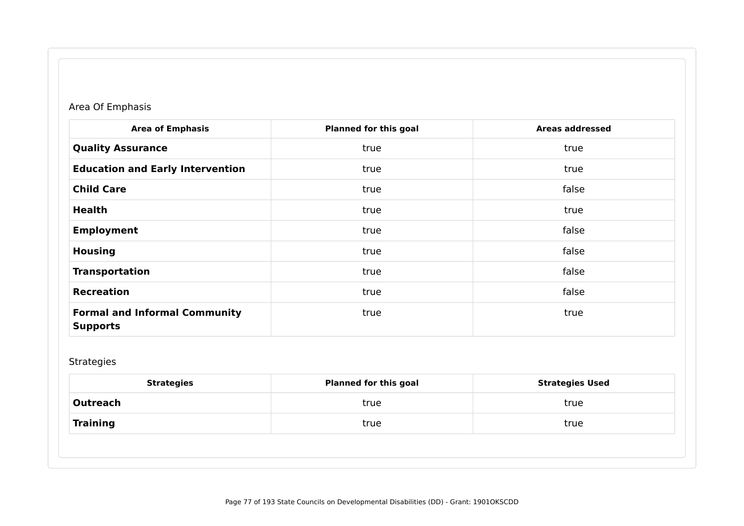Area Of Emphasis

| Area of Emphasis | Planned for this goal | Areas addressed |
|---|---|---|
| **Quality Assurance** | true | true |
| **Education and Early Intervention** | true | true |
| **Child Care** | true | false |
| **Health** | true | true |
| **Employment** | true | false |
| **Housing** | true | false |
| **Transportation** | true | false |
| **Recreation** | true | false |
| **Formal and Informal Community Supports** | true | true |

Strategies

| Strategies | Planned for this goal | Strategies Used |
|---|---|---|
| **Outreach** | true | true |
| **Training** | true | true |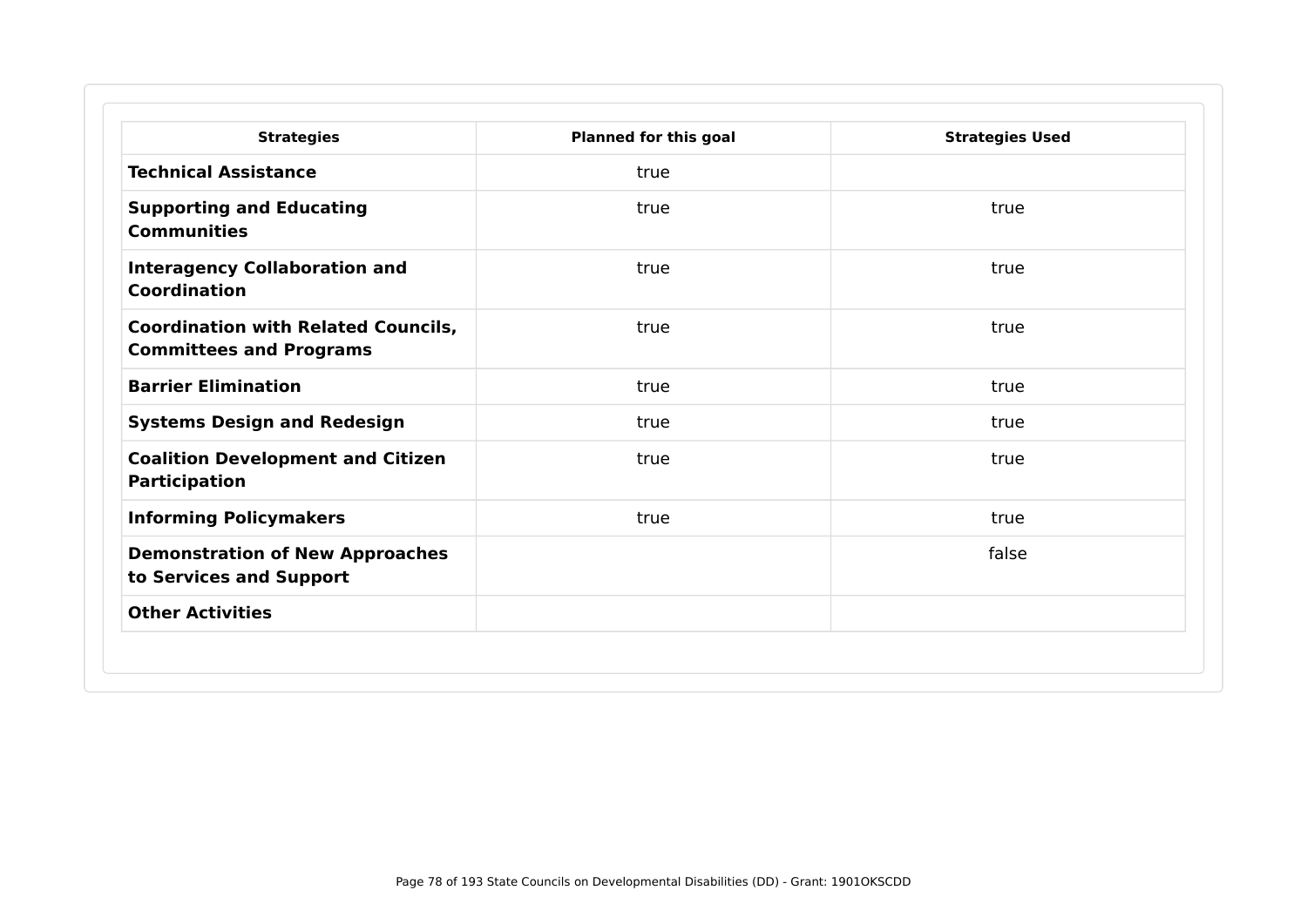| Strategies | Planned for this goal | Strategies Used |
| --- | --- | --- |
| **Technical Assistance** | true | |
| **Supporting and Educating Communities** | true | true |
| **Interagency Collaboration and Coordination** | true | true |
| **Coordination with Related Councils, Committees and Programs** | true | true |
| **Barrier Elimination** | true | true |
| **Systems Design and Redesign** | true | true |
| **Coalition Development and Citizen Participation** | true | true |
| **Informing Policymakers** | true | true |
| **Demonstration of New Approaches to Services and Support** | | false |
| **Other Activities** | | |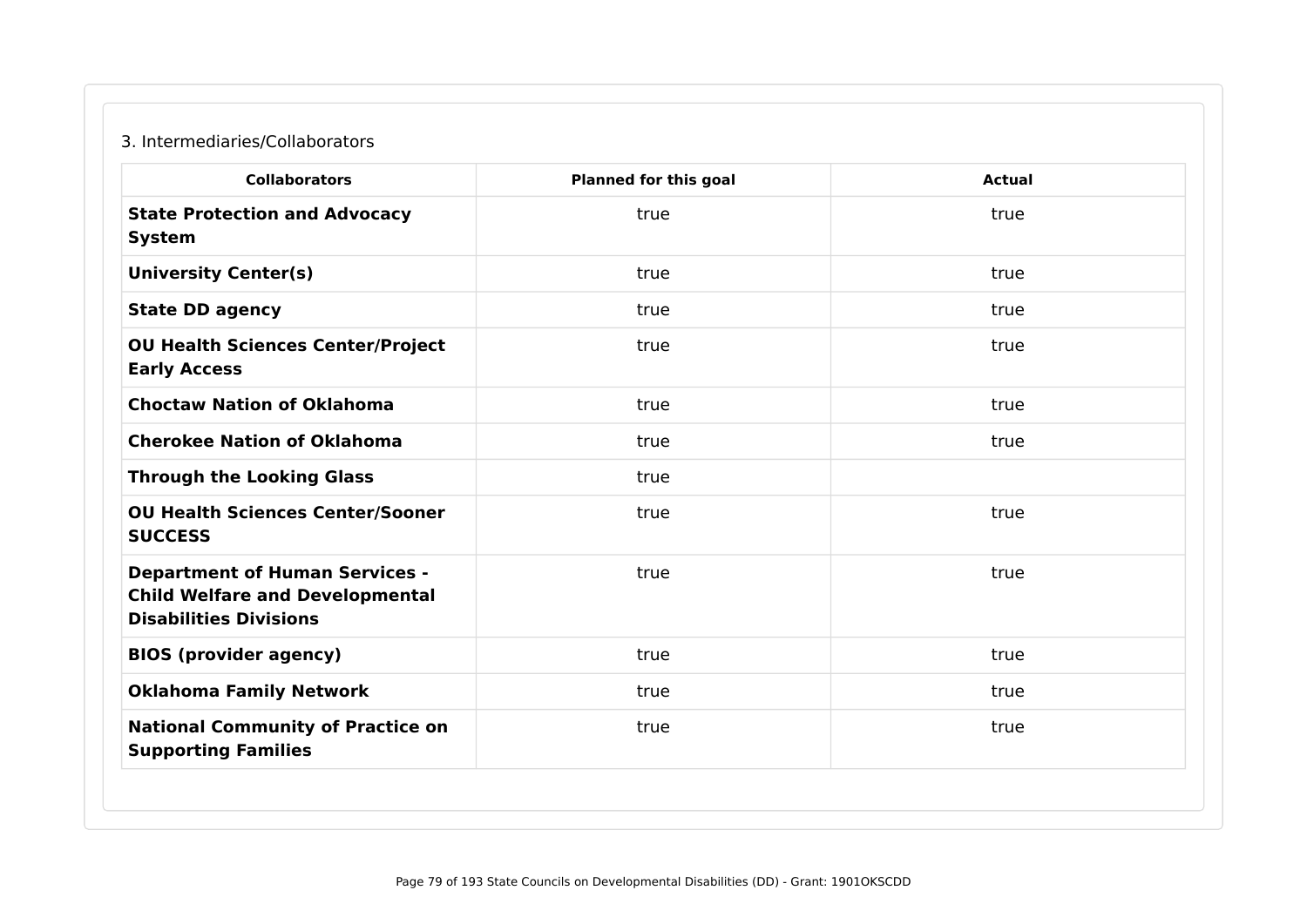3. Intermediaries/Collaborators

| Collaborators | Planned for this goal | Actual |
|---|---|---|
| **State Protection and Advocacy System** | true | true |
| **University Center(s)** | true | true |
| **State DD agency** | true | true |
| **OU Health Sciences Center/Project Early Access** | true | true |
| **Choctaw Nation of Oklahoma** | true | true |
| **Cherokee Nation of Oklahoma** | true | true |
| **Through the Looking Glass** | true | |
| **OU Health Sciences Center/Sooner SUCCESS** | true | true |
| **Department of Human Services - Child Welfare and Developmental Disabilities Divisions** | true | true |
| **BIOS (provider agency)** | true | true |
| **Oklahoma Family Network** | true | true |
| **National Community of Practice on Supporting Families** | true | true |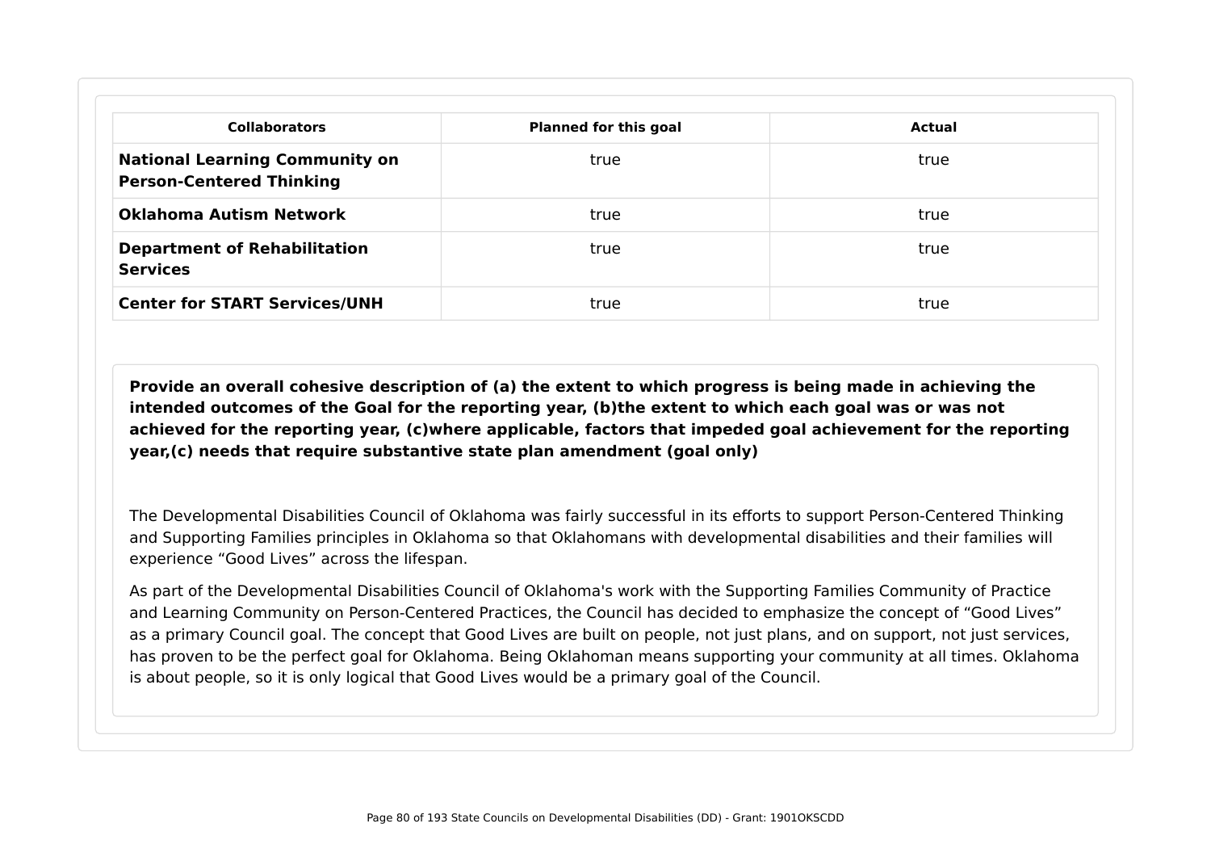| Collaborators | Planned for this goal | Actual |
|---|---|---|
| **National Learning Community on Person-Centered Thinking** | true | true |
| **Oklahoma Autism Network** | true | true |
| **Department of Rehabilitation Services** | true | true |
| **Center for START Services/UNH** | true | true |

**Provide an overall cohesive description of (a) the extent to which progress is being made in achieving the intended outcomes of the Goal for the reporting year, (b)the extent to which each goal was or was not achieved for the reporting year, (c)where applicable, factors that impeded goal achievement for the reporting year,(c) needs that require substantive state plan amendment (goal only)**

The Developmental Disabilities Council of Oklahoma was fairly successful in its efforts to support Person-Centered Thinking and Supporting Families principles in Oklahoma so that Oklahomans with developmental disabilities and their families will experience “Good Lives” across the lifespan.

As part of the Developmental Disabilities Council of Oklahoma's work with the Supporting Families Community of Practice and Learning Community on Person-Centered Practices, the Council has decided to emphasize the concept of “Good Lives” as a primary Council goal. The concept that Good Lives are built on people, not just plans, and on support, not just services, has proven to be the perfect goal for Oklahoma. Being Oklahoman means supporting your community at all times. Oklahoma is about people, so it is only logical that Good Lives would be a primary goal of the Council.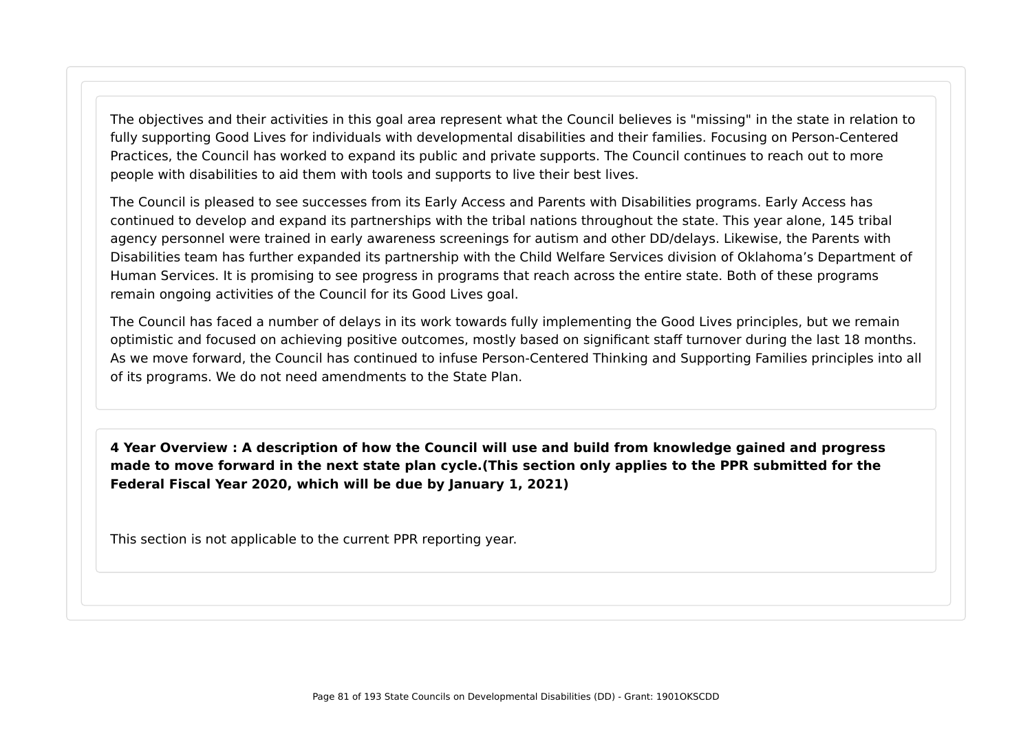The objectives and their activities in this goal area represent what the Council believes is "missing" in the state in relation to fully supporting Good Lives for individuals with developmental disabilities and their families. Focusing on Person-Centered Practices, the Council has worked to expand its public and private supports. The Council continues to reach out to more people with disabilities to aid them with tools and supports to live their best lives.

The Council is pleased to see successes from its Early Access and Parents with Disabilities programs. Early Access has continued to develop and expand its partnerships with the tribal nations throughout the state. This year alone, 145 tribal agency personnel were trained in early awareness screenings for autism and other DD/delays. Likewise, the Parents with Disabilities team has further expanded its partnership with the Child Welfare Services division of Oklahoma's Department of Human Services. It is promising to see progress in programs that reach across the entire state. Both of these programs remain ongoing activities of the Council for its Good Lives goal.

The Council has faced a number of delays in its work towards fully implementing the Good Lives principles, but we remain optimistic and focused on achieving positive outcomes, mostly based on significant staff turnover during the last 18 months. As we move forward, the Council has continued to infuse Person-Centered Thinking and Supporting Families principles into all of its programs. We do not need amendments to the State Plan.

**4 Year Overview : A description of how the Council will use and build from knowledge gained and progress made to move forward in the next state plan cycle.(This section only applies to the PPR submitted for the Federal Fiscal Year 2020, which will be due by January 1, 2021)**

This section is not applicable to the current PPR reporting year.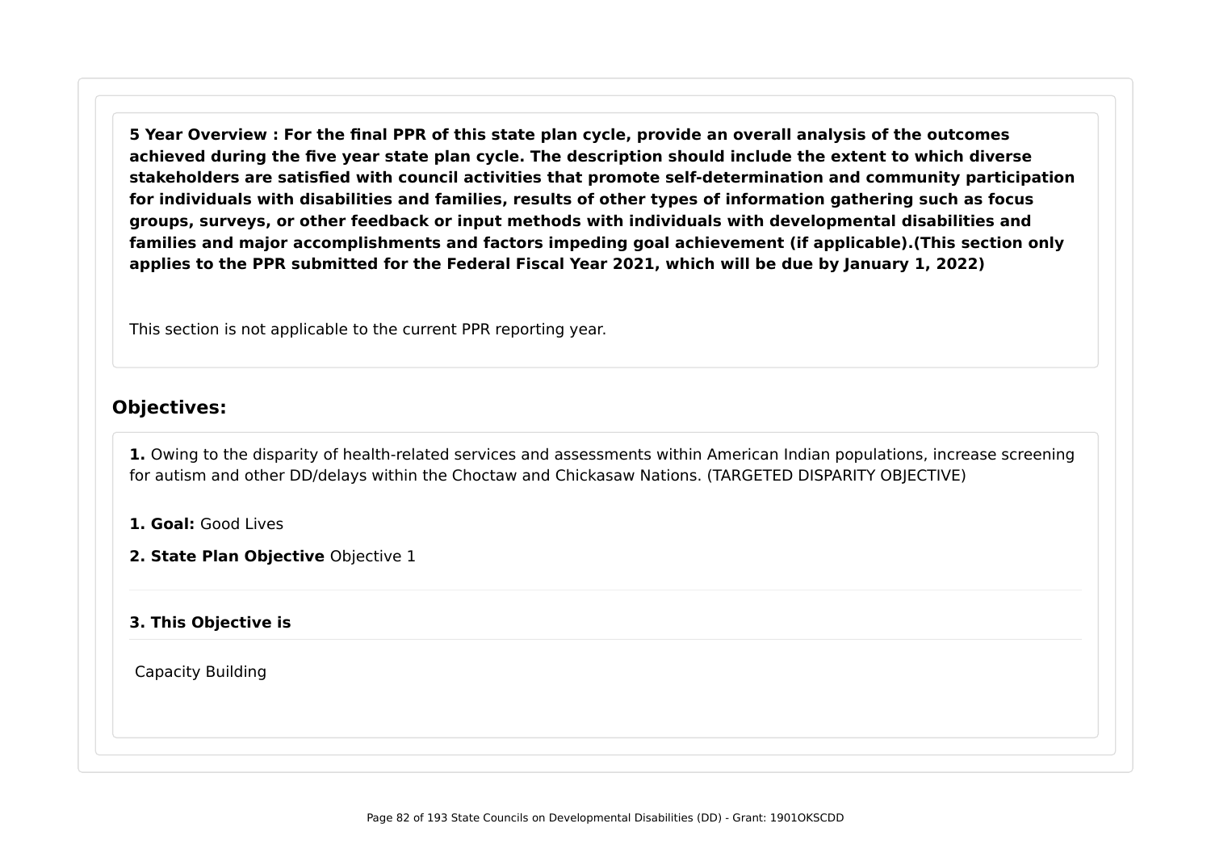**5 Year Overview : For the final PPR of this state plan cycle, provide an overall analysis of the outcomes achieved during the five year state plan cycle. The description should include the extent to which diverse stakeholders are satisfied with council activities that promote self-determination and community participation for individuals with disabilities and families, results of other types of information gathering such as focus groups, surveys, or other feedback or input methods with individuals with developmental disabilities and families and major accomplishments and factors impeding goal achievement (if applicable).(This section only applies to the PPR submitted for the Federal Fiscal Year 2021, which will be due by January 1, 2022)**

This section is not applicable to the current PPR reporting year.

## Objectives:

**1.** Owing to the disparity of health-related services and assessments within American Indian populations, increase screening for autism and other DD/delays within the Choctaw and Chickasaw Nations. (TARGETED DISPARITY OBJECTIVE)

**1. Goal:** Good Lives

**2. State Plan Objective** Objective 1

**3. This Objective is**

Capacity Building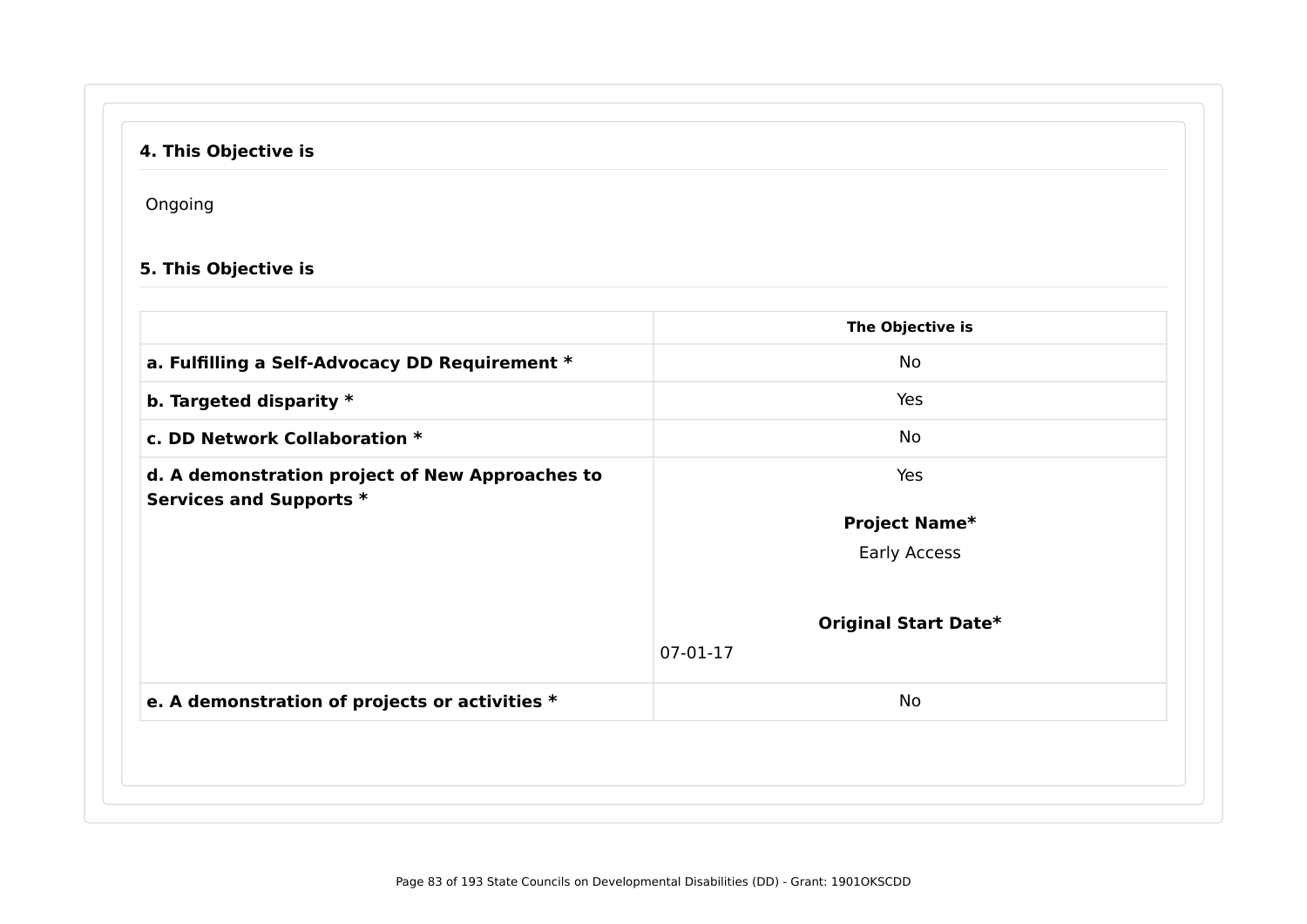#### 4. This Objective is

Ongoing

#### 5. This Objective is

| | The Objective is |
|---|---|
| **a. Fulfilling a Self-Advocacy DD Requirement *** | No |
| **b. Targeted disparity *** | Yes |
| **c. DD Network Collaboration *** | No |
| **d. A demonstration project of New Approaches to Services and Supports *** | Yes<br><br>**Project Name***<br>Early Access<br><br>**Original Start Date***<br>07-01-17 |
| **e. A demonstration of projects or activities *** | No |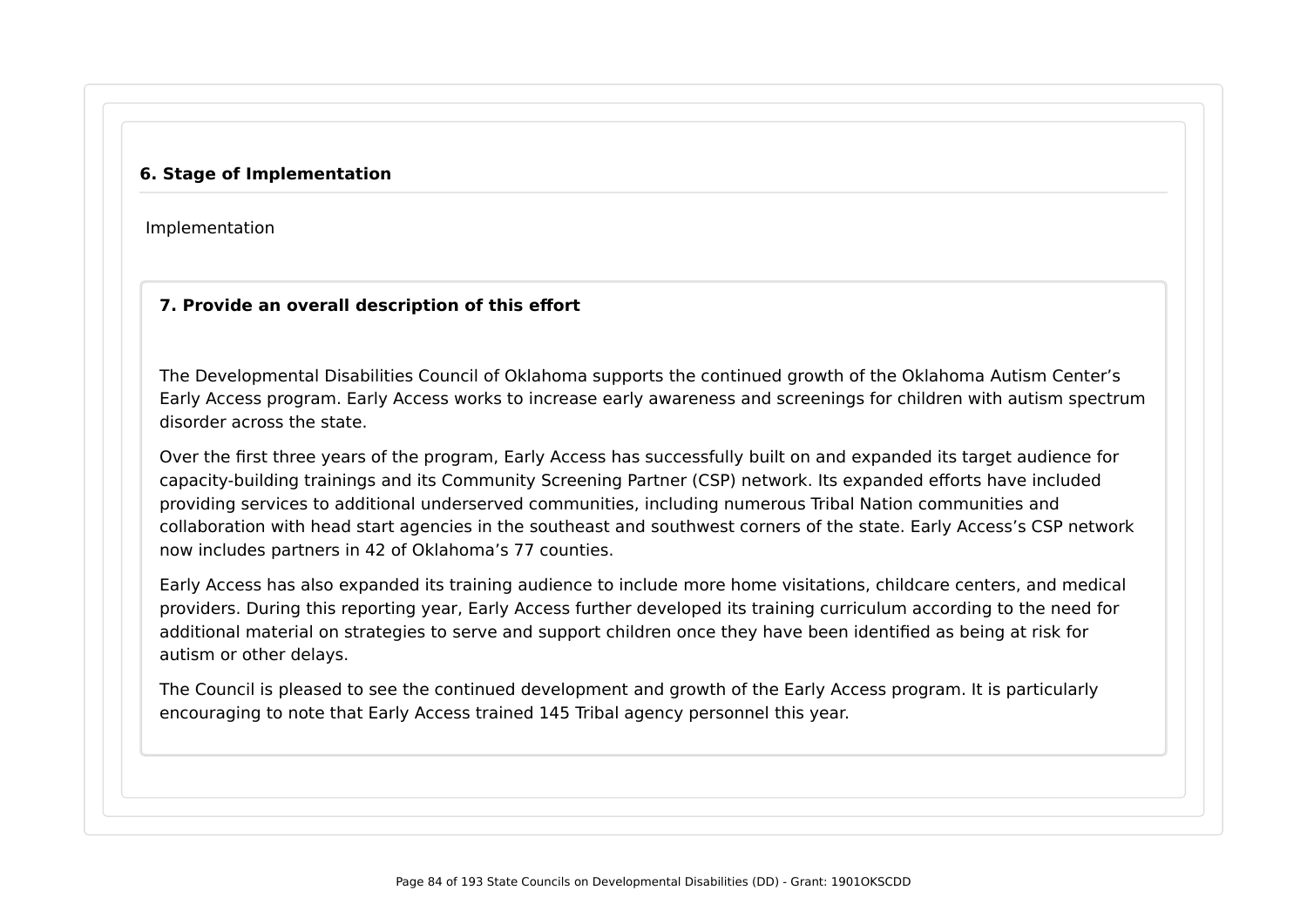**6. Stage of Implementation**

Implementation

**7. Provide an overall description of this effort**

The Developmental Disabilities Council of Oklahoma supports the continued growth of the Oklahoma Autism Center's Early Access program. Early Access works to increase early awareness and screenings for children with autism spectrum disorder across the state.

Over the first three years of the program, Early Access has successfully built on and expanded its target audience for capacity-building trainings and its Community Screening Partner (CSP) network. Its expanded efforts have included providing services to additional underserved communities, including numerous Tribal Nation communities and collaboration with head start agencies in the southeast and southwest corners of the state. Early Access's CSP network now includes partners in 42 of Oklahoma's 77 counties.

Early Access has also expanded its training audience to include more home visitations, childcare centers, and medical providers. During this reporting year, Early Access further developed its training curriculum according to the need for additional material on strategies to serve and support children once they have been identified as being at risk for autism or other delays.

The Council is pleased to see the continued development and growth of the Early Access program. It is particularly encouraging to note that Early Access trained 145 Tribal agency personnel this year.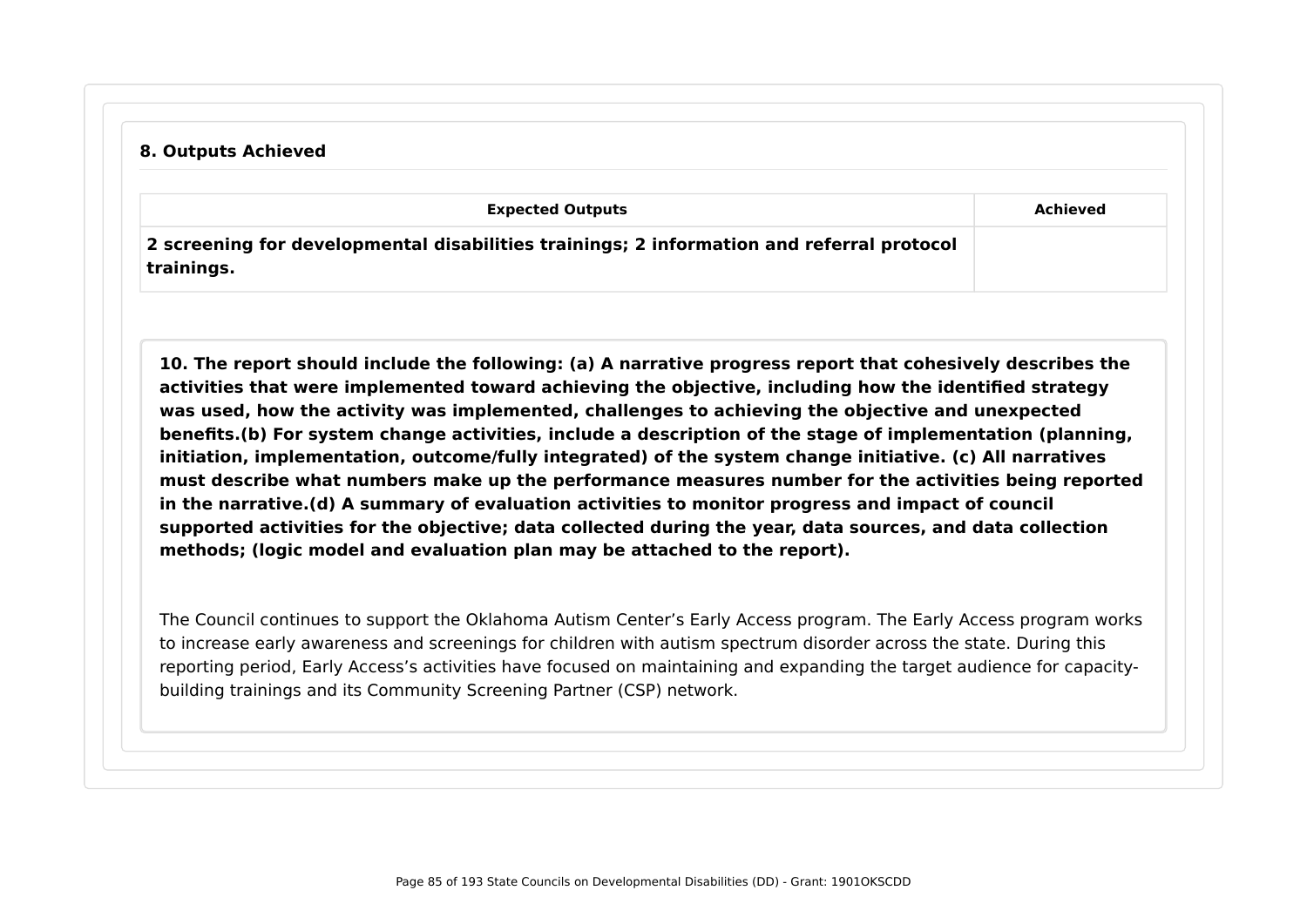### 8. Outputs Achieved

| Expected Outputs | Achieved |
| --- | --- |
| **2 screening for developmental disabilities trainings; 2 information and referral protocol trainings.** | |

**10. The report should include the following: (a) A narrative progress report that cohesively describes the activities that were implemented toward achieving the objective, including how the identified strategy was used, how the activity was implemented, challenges to achieving the objective and unexpected benefits.(b) For system change activities, include a description of the stage of implementation (planning, initiation, implementation, outcome/fully integrated) of the system change initiative. (c) All narratives must describe what numbers make up the performance measures number for the activities being reported in the narrative.(d) A summary of evaluation activities to monitor progress and impact of council supported activities for the objective; data collected during the year, data sources, and data collection methods; (logic model and evaluation plan may be attached to the report).**

The Council continues to support the Oklahoma Autism Center's Early Access program. The Early Access program works to increase early awareness and screenings for children with autism spectrum disorder across the state. During this reporting period, Early Access's activities have focused on maintaining and expanding the target audience for capacity-building trainings and its Community Screening Partner (CSP) network.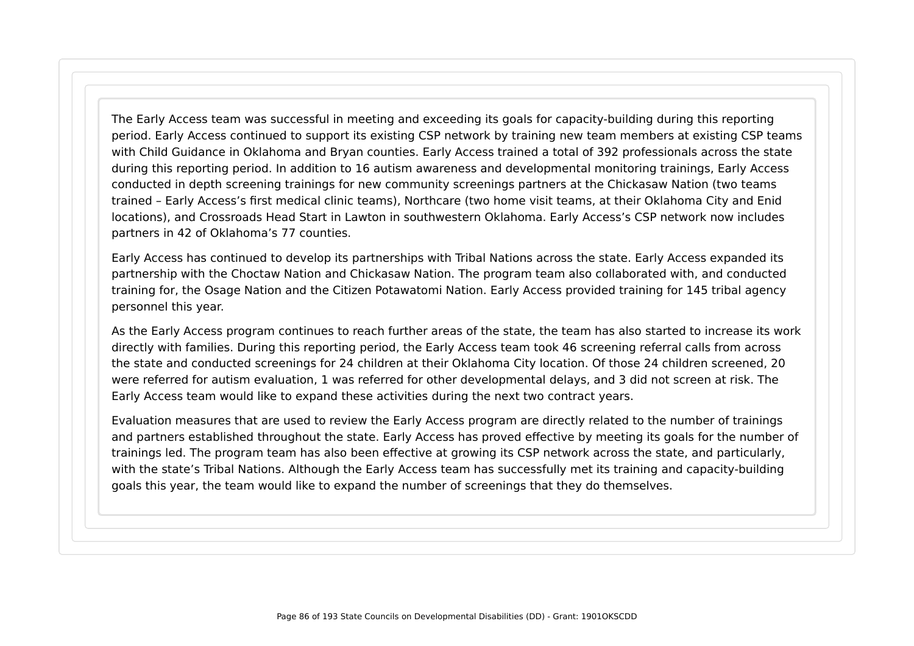The Early Access team was successful in meeting and exceeding its goals for capacity-building during this reporting period. Early Access continued to support its existing CSP network by training new team members at existing CSP teams with Child Guidance in Oklahoma and Bryan counties. Early Access trained a total of 392 professionals across the state during this reporting period. In addition to 16 autism awareness and developmental monitoring trainings, Early Access conducted in depth screening trainings for new community screenings partners at the Chickasaw Nation (two teams trained – Early Access's first medical clinic teams), Northcare (two home visit teams, at their Oklahoma City and Enid locations), and Crossroads Head Start in Lawton in southwestern Oklahoma. Early Access's CSP network now includes partners in 42 of Oklahoma's 77 counties.

Early Access has continued to develop its partnerships with Tribal Nations across the state. Early Access expanded its partnership with the Choctaw Nation and Chickasaw Nation. The program team also collaborated with, and conducted training for, the Osage Nation and the Citizen Potawatomi Nation. Early Access provided training for 145 tribal agency personnel this year.

As the Early Access program continues to reach further areas of the state, the team has also started to increase its work directly with families. During this reporting period, the Early Access team took 46 screening referral calls from across the state and conducted screenings for 24 children at their Oklahoma City location. Of those 24 children screened, 20 were referred for autism evaluation, 1 was referred for other developmental delays, and 3 did not screen at risk. The Early Access team would like to expand these activities during the next two contract years.

Evaluation measures that are used to review the Early Access program are directly related to the number of trainings and partners established throughout the state. Early Access has proved effective by meeting its goals for the number of trainings led. The program team has also been effective at growing its CSP network across the state, and particularly, with the state's Tribal Nations. Although the Early Access team has successfully met its training and capacity-building goals this year, the team would like to expand the number of screenings that they do themselves.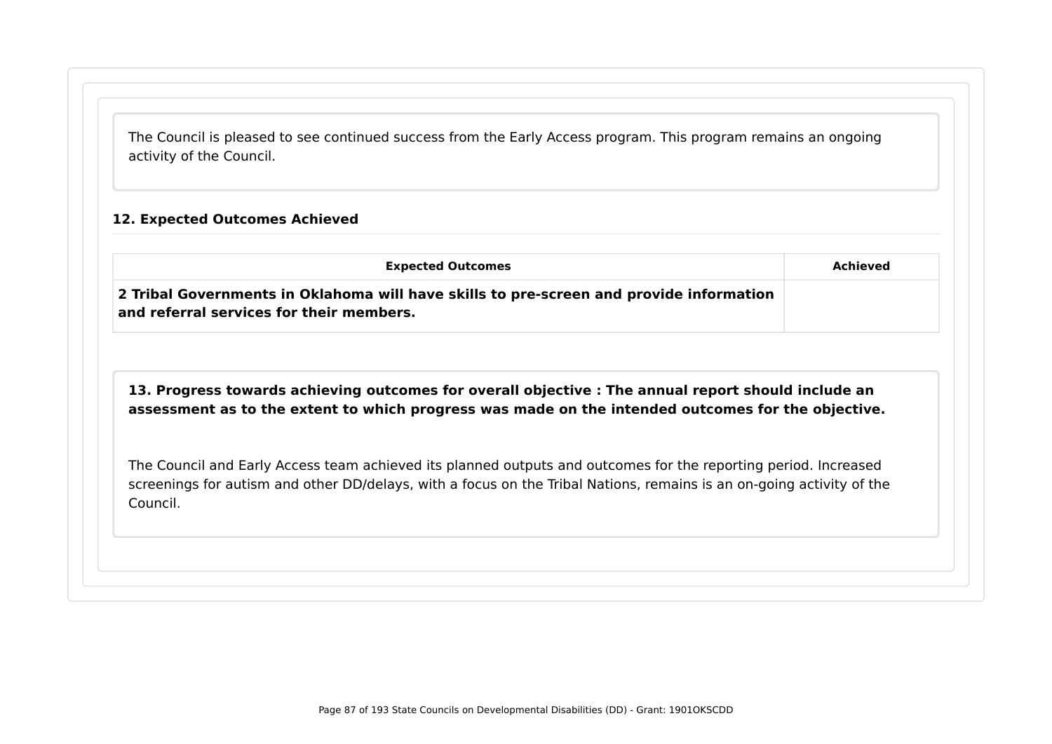The Council is pleased to see continued success from the Early Access program. This program remains an ongoing activity of the Council.

### 12. Expected Outcomes Achieved

| Expected Outcomes | Achieved |
| --- | --- |
| **2 Tribal Governments in Oklahoma will have skills to pre-screen and provide information and referral services for their members.** | |

**13. Progress towards achieving outcomes for overall objective : The annual report should include an assessment as to the extent to which progress was made on the intended outcomes for the objective.**

The Council and Early Access team achieved its planned outputs and outcomes for the reporting period. Increased screenings for autism and other DD/delays, with a focus on the Tribal Nations, remains is an on-going activity of the Council.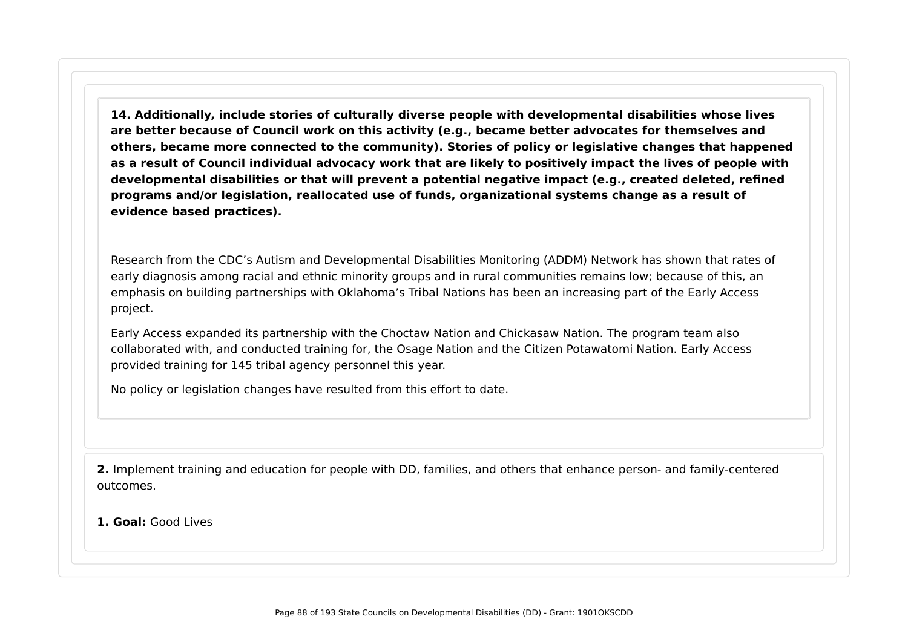**14. Additionally, include stories of culturally diverse people with developmental disabilities whose lives are better because of Council work on this activity (e.g., became better advocates for themselves and others, became more connected to the community). Stories of policy or legislative changes that happened as a result of Council individual advocacy work that are likely to positively impact the lives of people with developmental disabilities or that will prevent a potential negative impact (e.g., created deleted, refined programs and/or legislation, reallocated use of funds, organizational systems change as a result of evidence based practices).**

Research from the CDC's Autism and Developmental Disabilities Monitoring (ADDM) Network has shown that rates of early diagnosis among racial and ethnic minority groups and in rural communities remains low; because of this, an emphasis on building partnerships with Oklahoma's Tribal Nations has been an increasing part of the Early Access project.

Early Access expanded its partnership with the Choctaw Nation and Chickasaw Nation. The program team also collaborated with, and conducted training for, the Osage Nation and the Citizen Potawatomi Nation. Early Access provided training for 145 tribal agency personnel this year.

No policy or legislation changes have resulted from this effort to date.

**2.** Implement training and education for people with DD, families, and others that enhance person- and family-centered outcomes.

**1. Goal:** Good Lives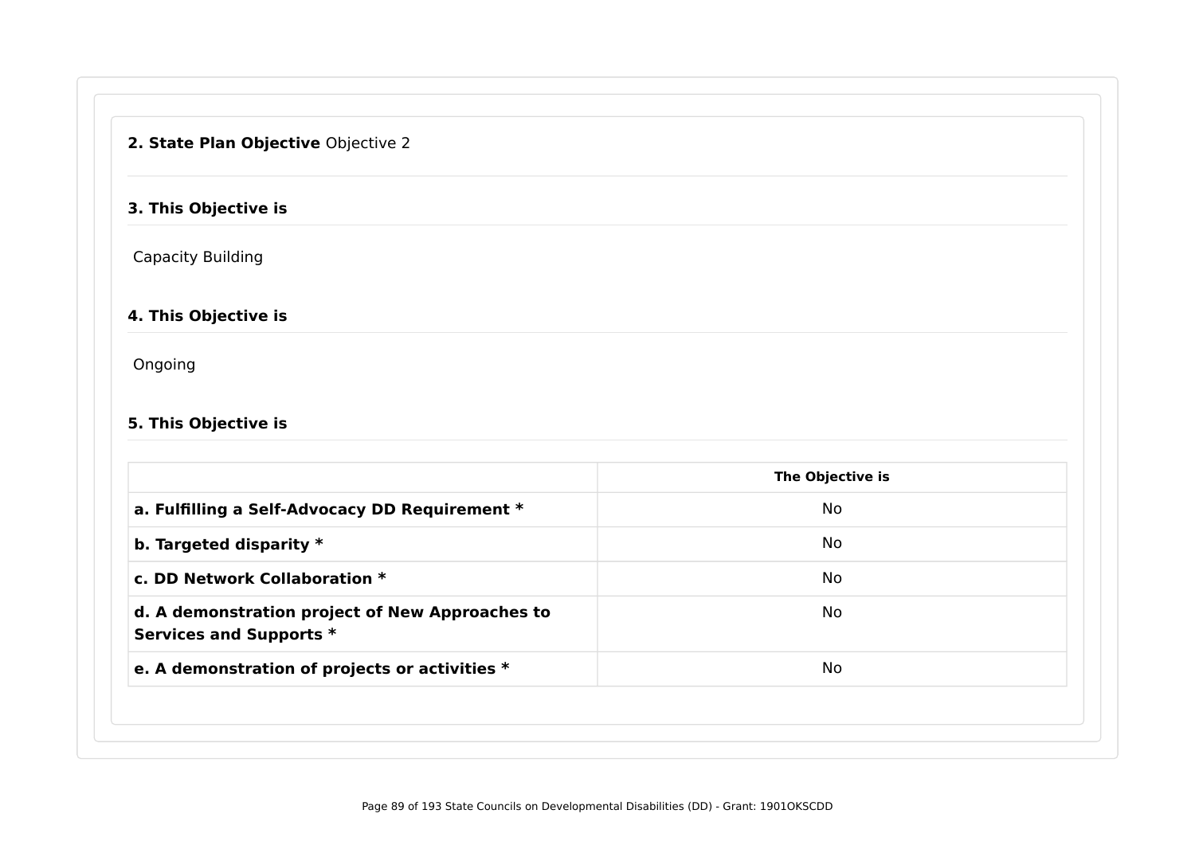**2. State Plan Objective** Objective 2

**3. This Objective is**

Capacity Building

**4. This Objective is**

Ongoing

**5. This Objective is**

| | The Objective is |
|---|---|
| **a. Fulfilling a Self-Advocacy DD Requirement *** | No |
| **b. Targeted disparity *** | No |
| **c. DD Network Collaboration *** | No |
| **d. A demonstration project of New Approaches to Services and Supports *** | No |
| **e. A demonstration of projects or activities *** | No |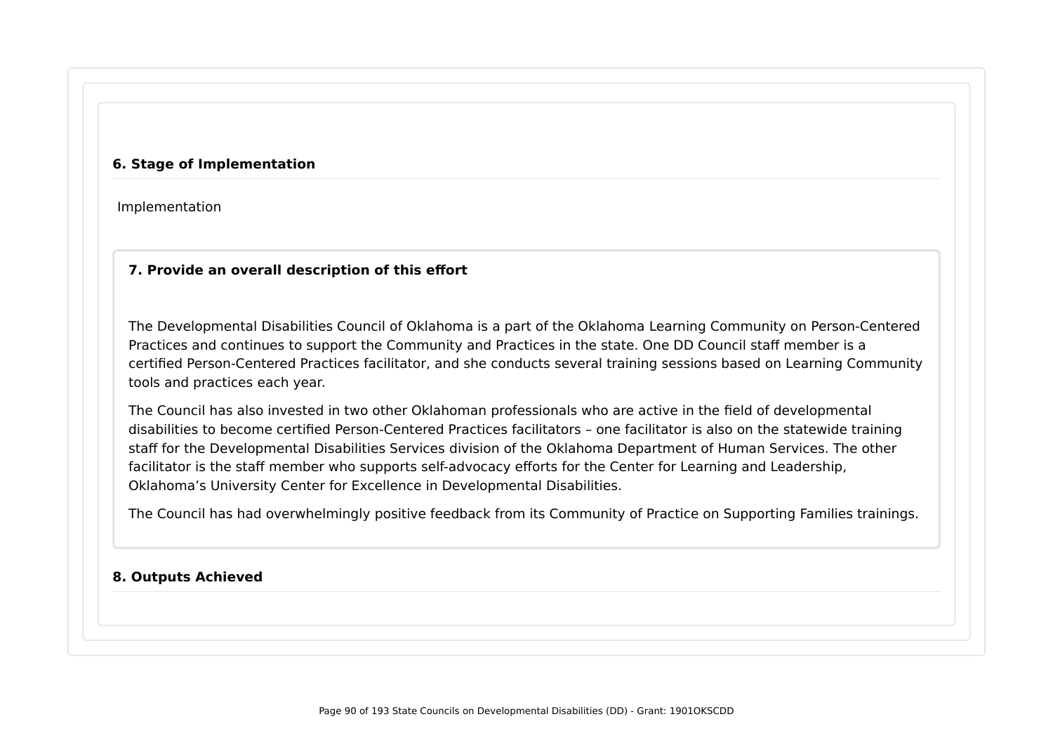**6. Stage of Implementation**

Implementation

**7. Provide an overall description of this effort**

The Developmental Disabilities Council of Oklahoma is a part of the Oklahoma Learning Community on Person-Centered Practices and continues to support the Community and Practices in the state. One DD Council staff member is a certified Person-Centered Practices facilitator, and she conducts several training sessions based on Learning Community tools and practices each year.

The Council has also invested in two other Oklahoman professionals who are active in the field of developmental disabilities to become certified Person-Centered Practices facilitators – one facilitator is also on the statewide training staff for the Developmental Disabilities Services division of the Oklahoma Department of Human Services. The other facilitator is the staff member who supports self-advocacy efforts for the Center for Learning and Leadership, Oklahoma's University Center for Excellence in Developmental Disabilities.

The Council has had overwhelmingly positive feedback from its Community of Practice on Supporting Families trainings.

**8. Outputs Achieved**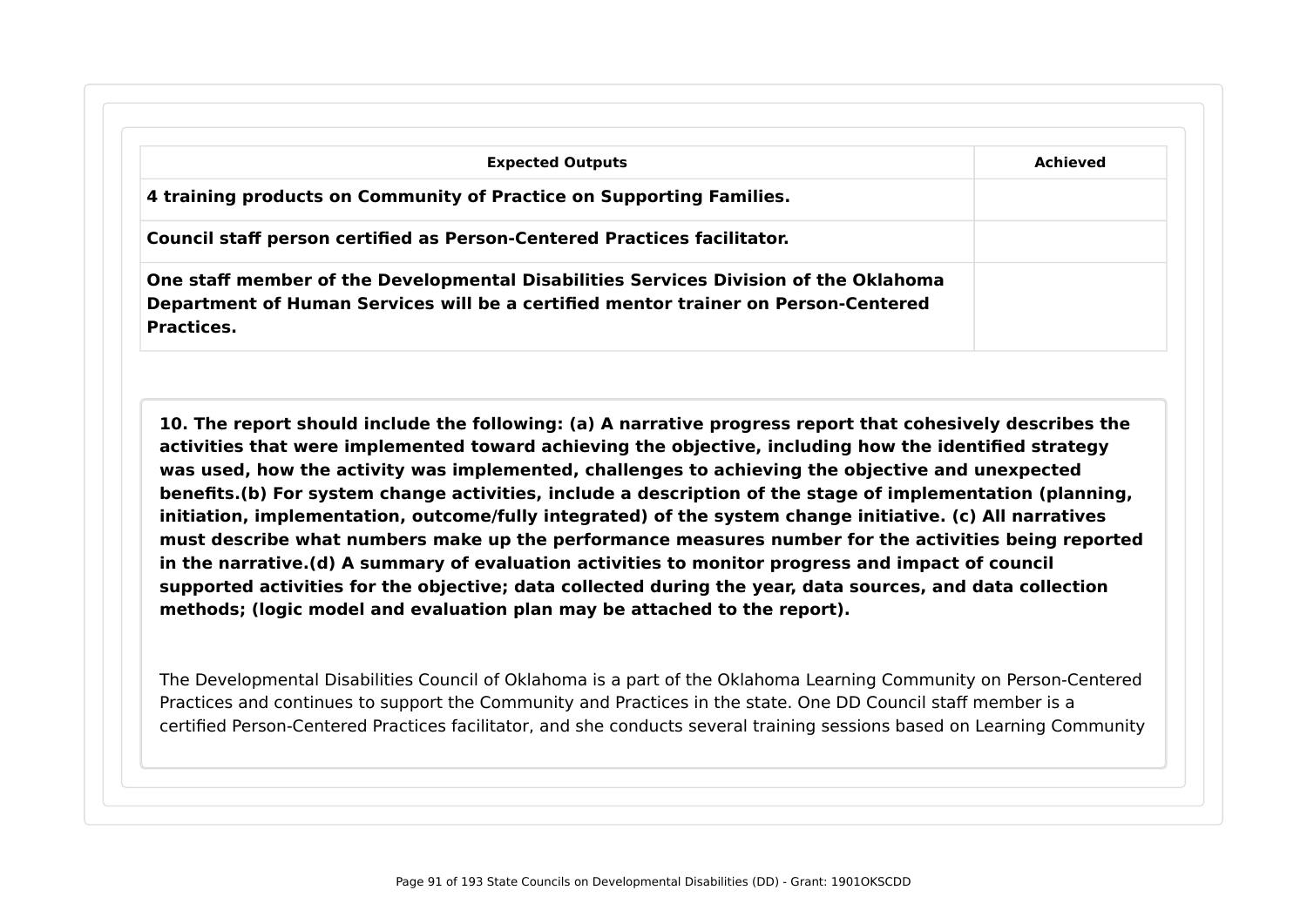| Expected Outputs | Achieved |
| --- | --- |
| **4 training products on Community of Practice on Supporting Families.** | |
| **Council staff person certified as Person-Centered Practices facilitator.** | |
| **One staff member of the Developmental Disabilities Services Division of the Oklahoma Department of Human Services will be a certified mentor trainer on Person-Centered Practices.** | |

**10. The report should include the following: (a) A narrative progress report that cohesively describes the activities that were implemented toward achieving the objective, including how the identified strategy was used, how the activity was implemented, challenges to achieving the objective and unexpected benefits.(b) For system change activities, include a description of the stage of implementation (planning, initiation, implementation, outcome/fully integrated) of the system change initiative. (c) All narratives must describe what numbers make up the performance measures number for the activities being reported in the narrative.(d) A summary of evaluation activities to monitor progress and impact of council supported activities for the objective; data collected during the year, data sources, and data collection methods; (logic model and evaluation plan may be attached to the report).**

The Developmental Disabilities Council of Oklahoma is a part of the Oklahoma Learning Community on Person-Centered Practices and continues to support the Community and Practices in the state. One DD Council staff member is a certified Person-Centered Practices facilitator, and she conducts several training sessions based on Learning Community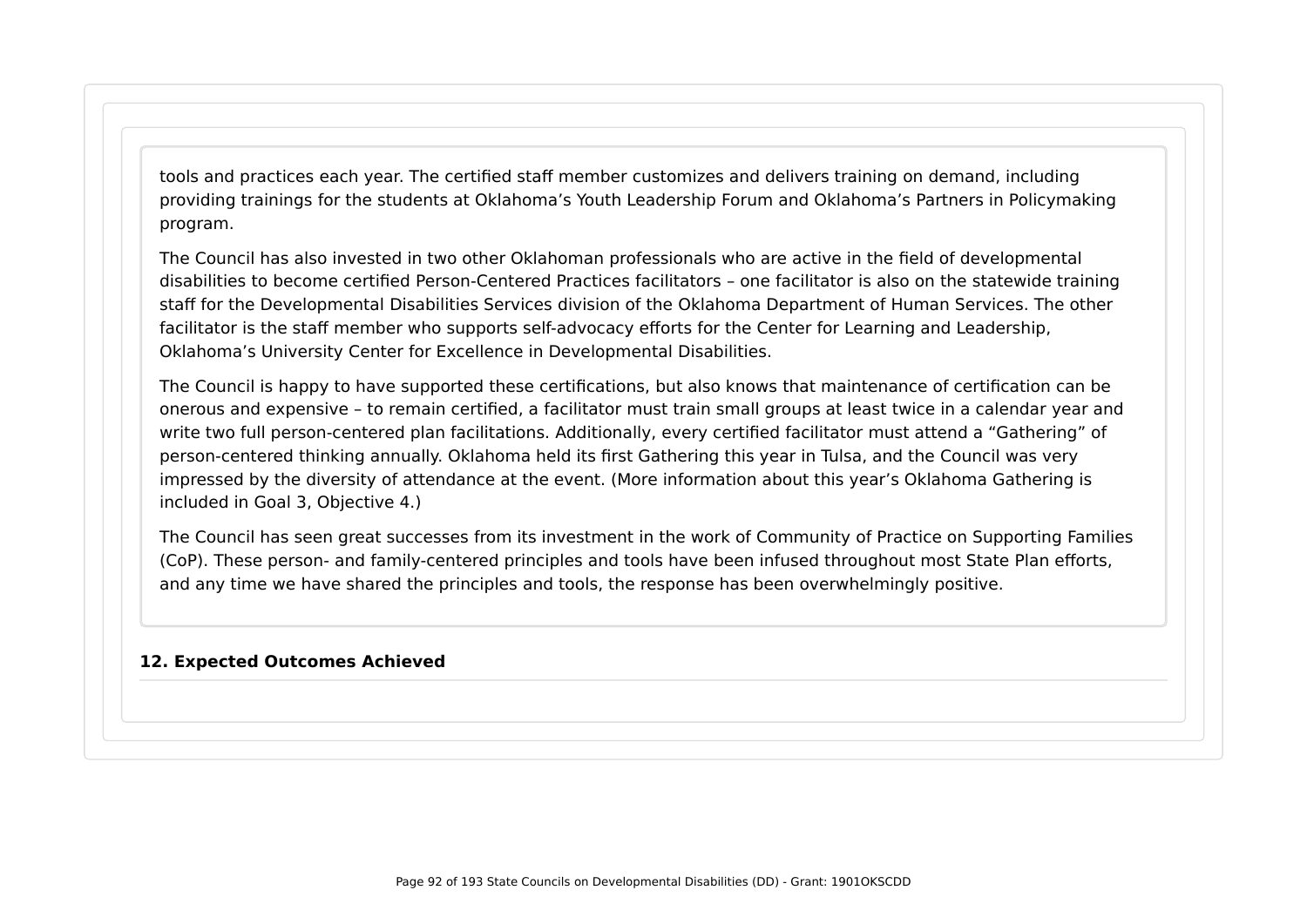tools and practices each year. The certified staff member customizes and delivers training on demand, including providing trainings for the students at Oklahoma's Youth Leadership Forum and Oklahoma's Partners in Policymaking program.

The Council has also invested in two other Oklahoman professionals who are active in the field of developmental disabilities to become certified Person-Centered Practices facilitators – one facilitator is also on the statewide training staff for the Developmental Disabilities Services division of the Oklahoma Department of Human Services. The other facilitator is the staff member who supports self-advocacy efforts for the Center for Learning and Leadership, Oklahoma's University Center for Excellence in Developmental Disabilities.

The Council is happy to have supported these certifications, but also knows that maintenance of certification can be onerous and expensive – to remain certified, a facilitator must train small groups at least twice in a calendar year and write two full person-centered plan facilitations. Additionally, every certified facilitator must attend a "Gathering" of person-centered thinking annually. Oklahoma held its first Gathering this year in Tulsa, and the Council was very impressed by the diversity of attendance at the event. (More information about this year's Oklahoma Gathering is included in Goal 3, Objective 4.)

The Council has seen great successes from its investment in the work of Community of Practice on Supporting Families (CoP). These person- and family-centered principles and tools have been infused throughout most State Plan efforts, and any time we have shared the principles and tools, the response has been overwhelmingly positive.

**12. Expected Outcomes Achieved**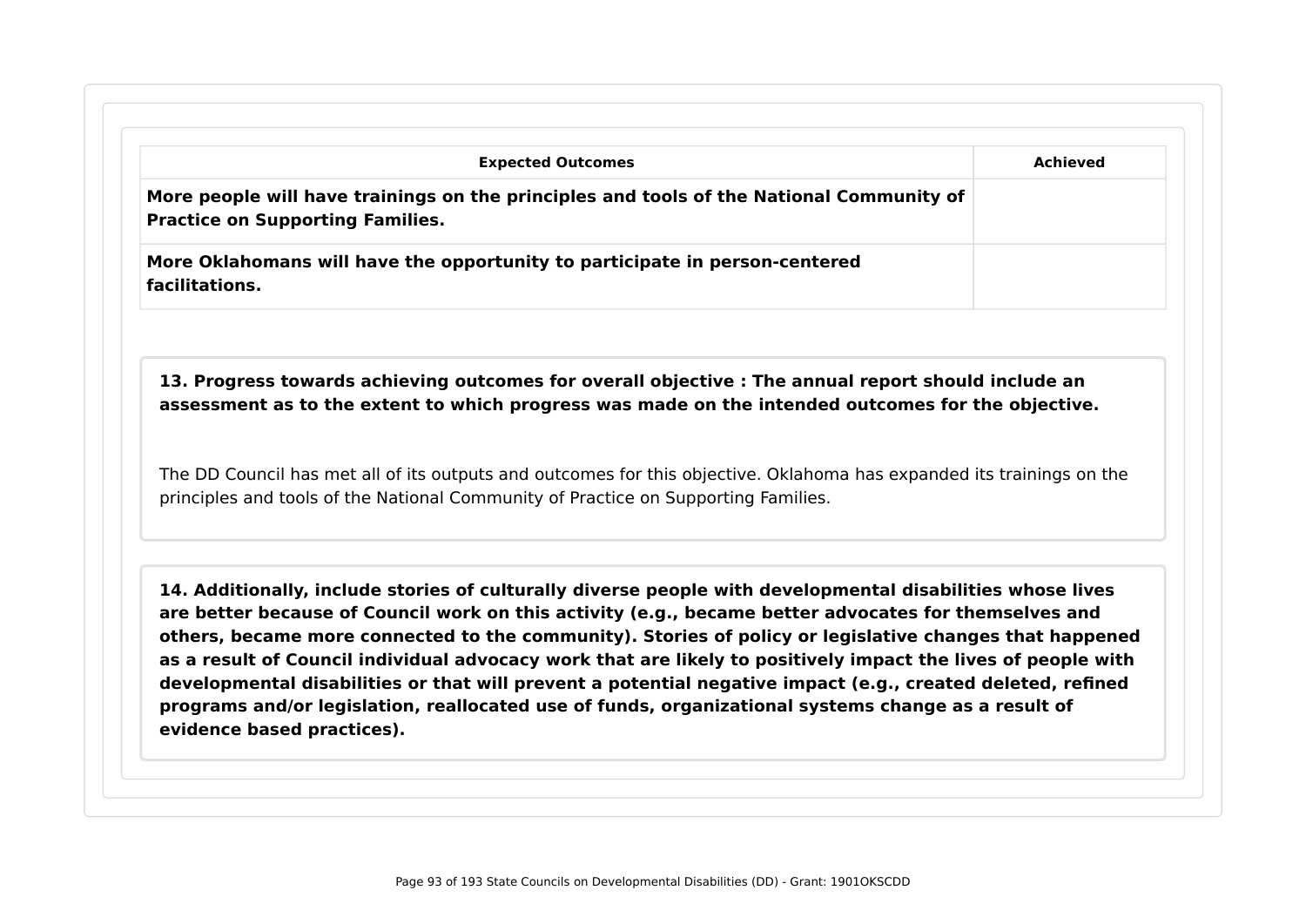| Expected Outcomes | Achieved |
| --- | --- |
| **More people will have trainings on the principles and tools of the National Community of Practice on Supporting Families.** | |
| **More Oklahomans will have the opportunity to participate in person-centered facilitations.** | |

**13. Progress towards achieving outcomes for overall objective : The annual report should include an assessment as to the extent to which progress was made on the intended outcomes for the objective.**

The DD Council has met all of its outputs and outcomes for this objective. Oklahoma has expanded its trainings on the principles and tools of the National Community of Practice on Supporting Families.

**14. Additionally, include stories of culturally diverse people with developmental disabilities whose lives are better because of Council work on this activity (e.g., became better advocates for themselves and others, became more connected to the community). Stories of policy or legislative changes that happened as a result of Council individual advocacy work that are likely to positively impact the lives of people with developmental disabilities or that will prevent a potential negative impact (e.g., created deleted, refined programs and/or legislation, reallocated use of funds, organizational systems change as a result of evidence based practices).**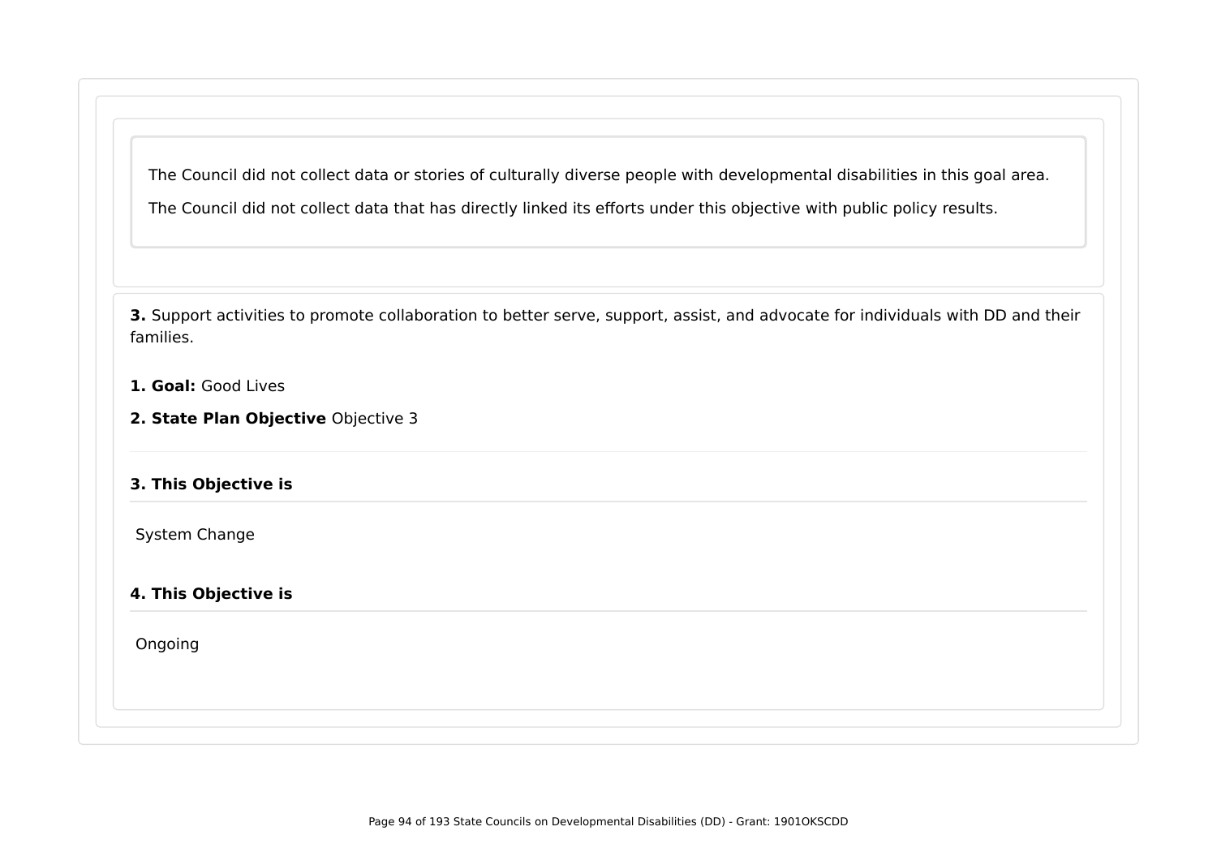The Council did not collect data or stories of culturally diverse people with developmental disabilities in this goal area.

The Council did not collect data that has directly linked its efforts under this objective with public policy results.

**3.** Support activities to promote collaboration to better serve, support, assist, and advocate for individuals with DD and their families.

**1. Goal:** Good Lives

**2. State Plan Objective** Objective 3

**3. This Objective is**

System Change

**4. This Objective is**

Ongoing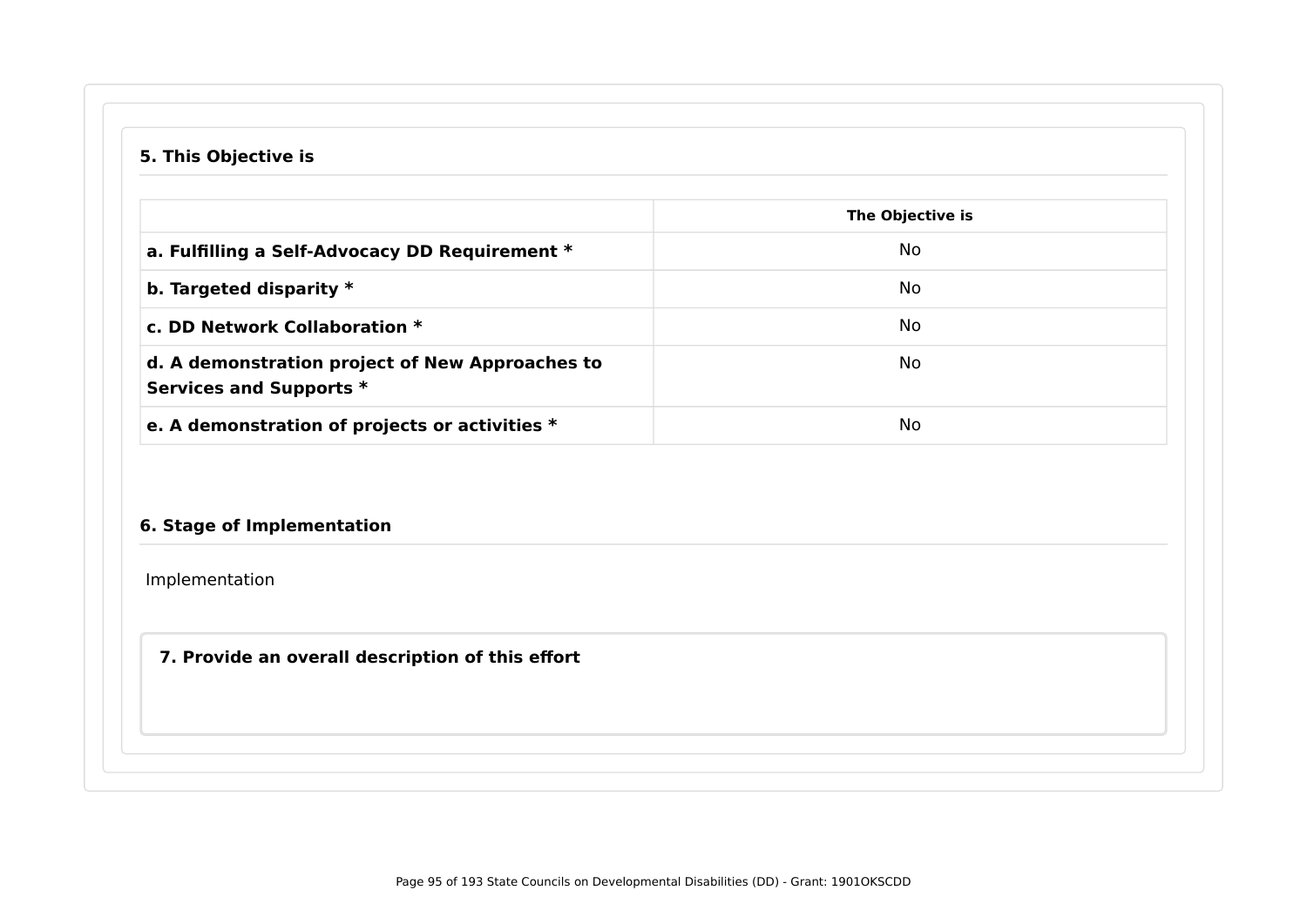### 5. This Objective is

| | The Objective is |
|---|---|
| **a. Fulfilling a Self-Advocacy DD Requirement *** | No |
| **b. Targeted disparity *** | No |
| **c. DD Network Collaboration *** | No |
| **d. A demonstration project of New Approaches to Services and Supports *** | No |
| **e. A demonstration of projects or activities *** | No |

### 6. Stage of Implementation

Implementation

### 7. Provide an overall description of this effort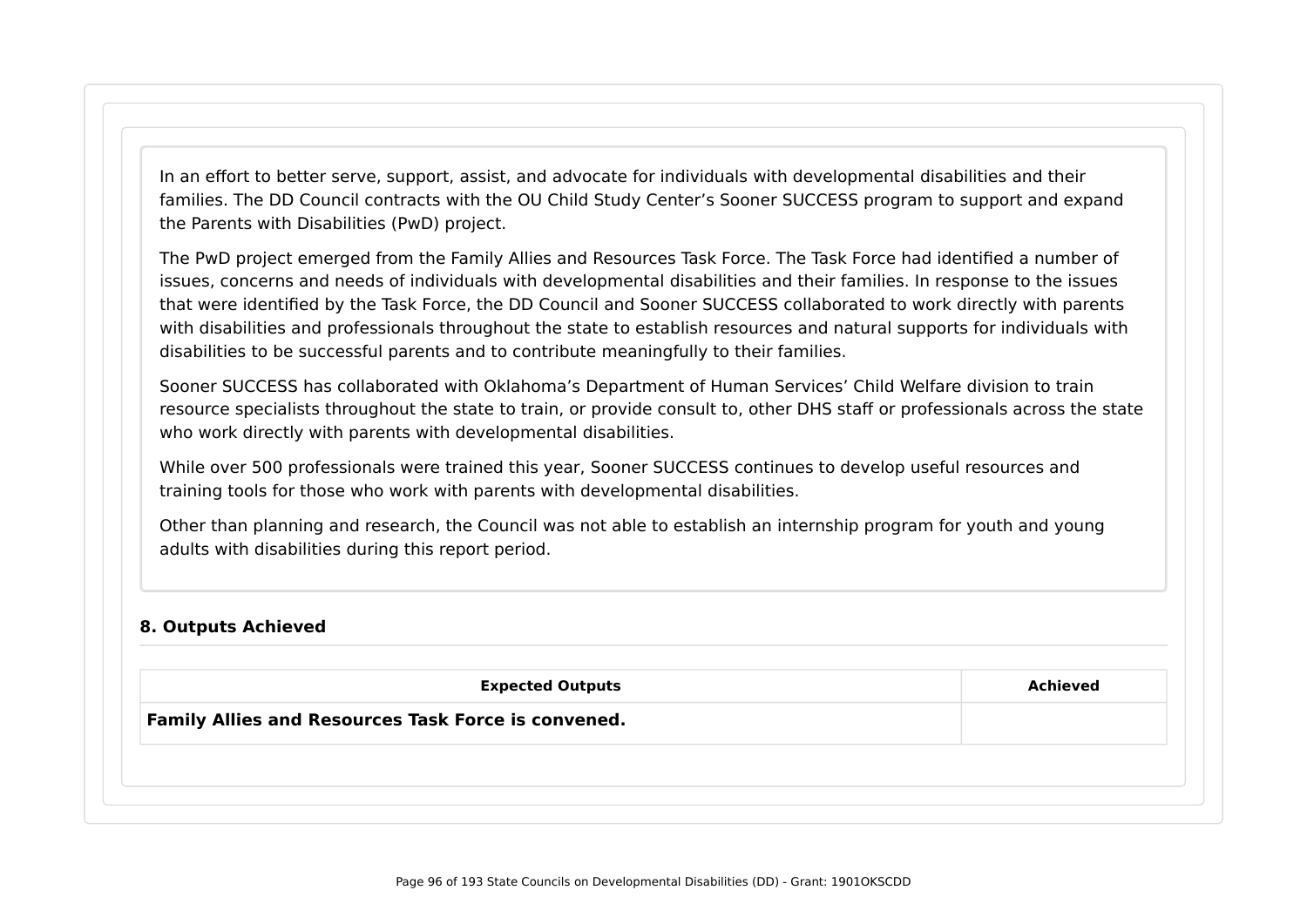In an effort to better serve, support, assist, and advocate for individuals with developmental disabilities and their families. The DD Council contracts with the OU Child Study Center's Sooner SUCCESS program to support and expand the Parents with Disabilities (PwD) project.

The PwD project emerged from the Family Allies and Resources Task Force. The Task Force had identified a number of issues, concerns and needs of individuals with developmental disabilities and their families. In response to the issues that were identified by the Task Force, the DD Council and Sooner SUCCESS collaborated to work directly with parents with disabilities and professionals throughout the state to establish resources and natural supports for individuals with disabilities to be successful parents and to contribute meaningfully to their families.

Sooner SUCCESS has collaborated with Oklahoma's Department of Human Services' Child Welfare division to train resource specialists throughout the state to train, or provide consult to, other DHS staff or professionals across the state who work directly with parents with developmental disabilities.

While over 500 professionals were trained this year, Sooner SUCCESS continues to develop useful resources and training tools for those who work with parents with developmental disabilities.

Other than planning and research, the Council was not able to establish an internship program for youth and young adults with disabilities during this report period.

### 8. Outputs Achieved

| Expected Outputs | Achieved |
| --- | --- |
| **Family Allies and Resources Task Force is convened.** | |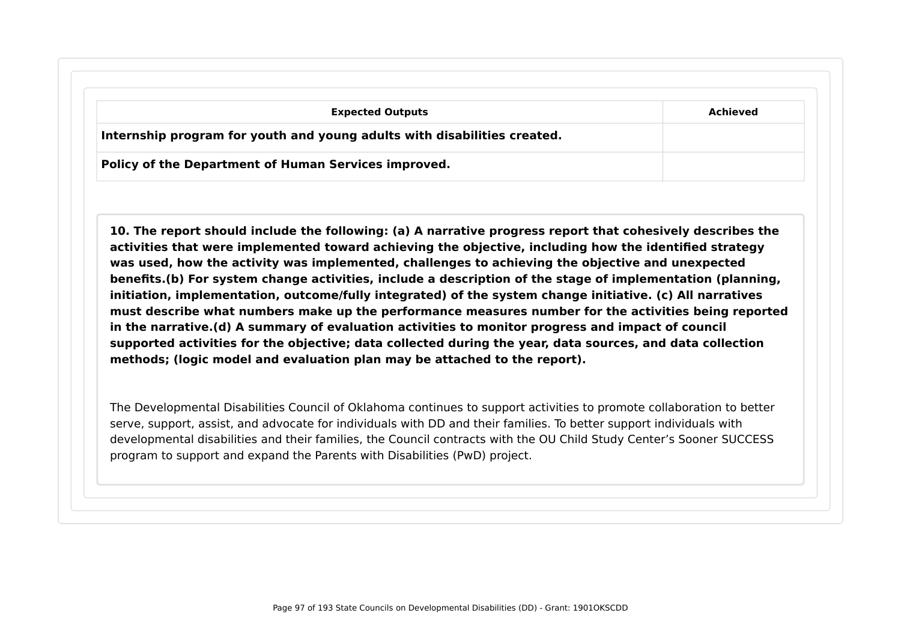| Expected Outputs | Achieved |
|---|---|
| **Internship program for youth and young adults with disabilities created.** | |
| **Policy of the Department of Human Services improved.** | |

**10. The report should include the following: (a) A narrative progress report that cohesively describes the activities that were implemented toward achieving the objective, including how the identified strategy was used, how the activity was implemented, challenges to achieving the objective and unexpected benefits.(b) For system change activities, include a description of the stage of implementation (planning, initiation, implementation, outcome/fully integrated) of the system change initiative. (c) All narratives must describe what numbers make up the performance measures number for the activities being reported in the narrative.(d) A summary of evaluation activities to monitor progress and impact of council supported activities for the objective; data collected during the year, data sources, and data collection methods; (logic model and evaluation plan may be attached to the report).**

The Developmental Disabilities Council of Oklahoma continues to support activities to promote collaboration to better serve, support, assist, and advocate for individuals with DD and their families. To better support individuals with developmental disabilities and their families, the Council contracts with the OU Child Study Center's Sooner SUCCESS program to support and expand the Parents with Disabilities (PwD) project.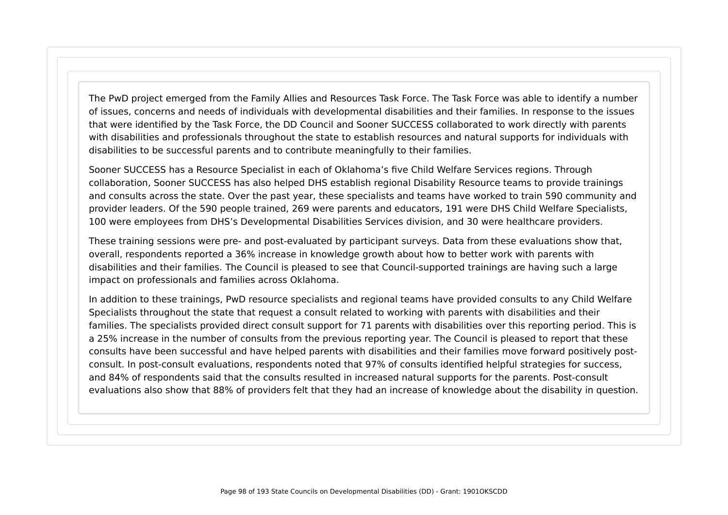The PwD project emerged from the Family Allies and Resources Task Force. The Task Force was able to identify a number of issues, concerns and needs of individuals with developmental disabilities and their families. In response to the issues that were identified by the Task Force, the DD Council and Sooner SUCCESS collaborated to work directly with parents with disabilities and professionals throughout the state to establish resources and natural supports for individuals with disabilities to be successful parents and to contribute meaningfully to their families.

Sooner SUCCESS has a Resource Specialist in each of Oklahoma's five Child Welfare Services regions. Through collaboration, Sooner SUCCESS has also helped DHS establish regional Disability Resource teams to provide trainings and consults across the state. Over the past year, these specialists and teams have worked to train 590 community and provider leaders. Of the 590 people trained, 269 were parents and educators, 191 were DHS Child Welfare Specialists, 100 were employees from DHS's Developmental Disabilities Services division, and 30 were healthcare providers.

These training sessions were pre- and post-evaluated by participant surveys. Data from these evaluations show that, overall, respondents reported a 36% increase in knowledge growth about how to better work with parents with disabilities and their families. The Council is pleased to see that Council-supported trainings are having such a large impact on professionals and families across Oklahoma.

In addition to these trainings, PwD resource specialists and regional teams have provided consults to any Child Welfare Specialists throughout the state that request a consult related to working with parents with disabilities and their families. The specialists provided direct consult support for 71 parents with disabilities over this reporting period. This is a 25% increase in the number of consults from the previous reporting year. The Council is pleased to report that these consults have been successful and have helped parents with disabilities and their families move forward positively post-consult. In post-consult evaluations, respondents noted that 97% of consults identified helpful strategies for success, and 84% of respondents said that the consults resulted in increased natural supports for the parents. Post-consult evaluations also show that 88% of providers felt that they had an increase of knowledge about the disability in question.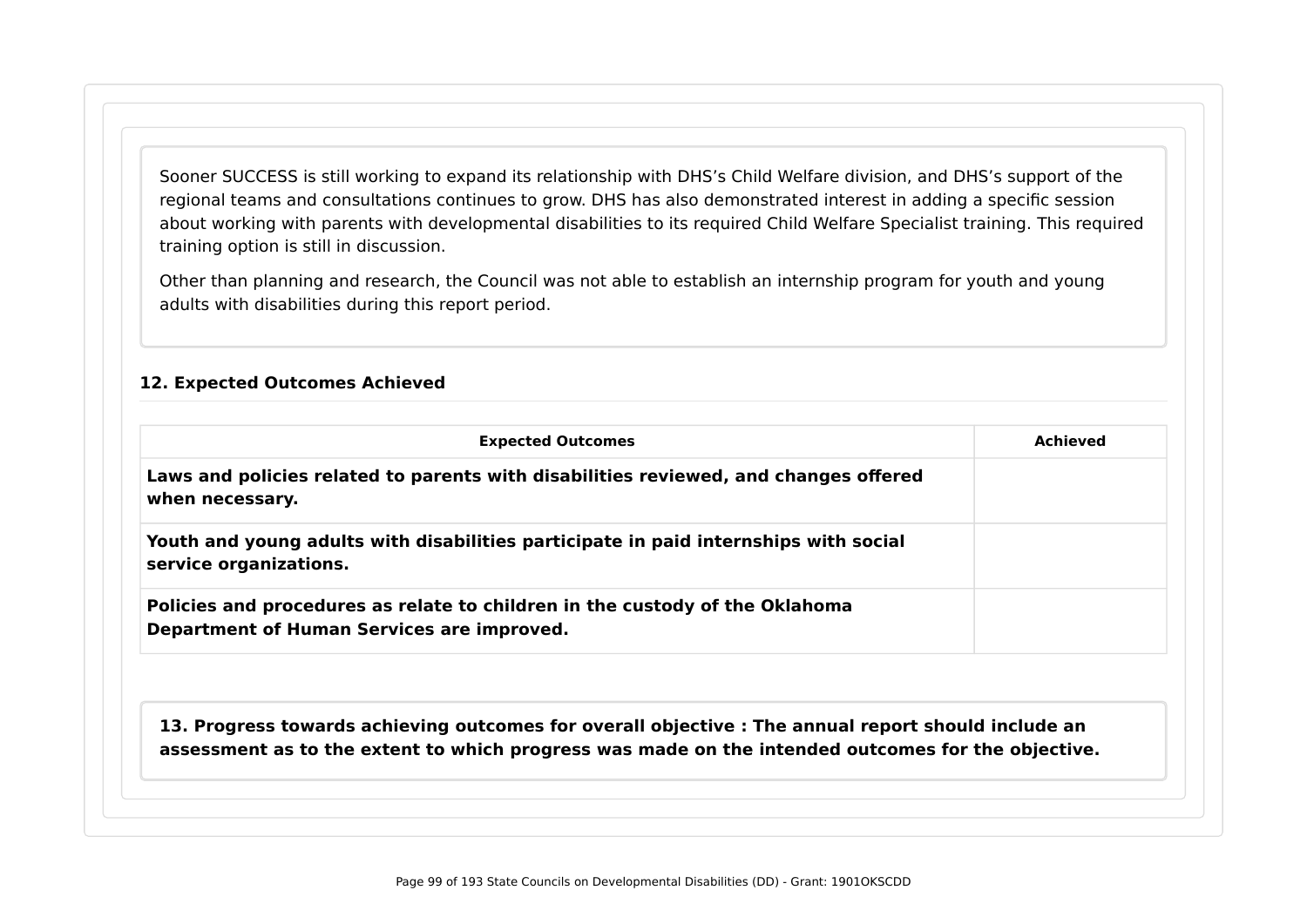Sooner SUCCESS is still working to expand its relationship with DHS's Child Welfare division, and DHS's support of the regional teams and consultations continues to grow. DHS has also demonstrated interest in adding a specific session about working with parents with developmental disabilities to its required Child Welfare Specialist training. This required training option is still in discussion.

Other than planning and research, the Council was not able to establish an internship program for youth and young adults with disabilities during this report period.

**12. Expected Outcomes Achieved**

| Expected Outcomes | Achieved |
| --- | --- |
| **Laws and policies related to parents with disabilities reviewed, and changes offered when necessary.** | |
| **Youth and young adults with disabilities participate in paid internships with social service organizations.** | |
| **Policies and procedures as relate to children in the custody of the Oklahoma Department of Human Services are improved.** | |

**13. Progress towards achieving outcomes for overall objective : The annual report should include an assessment as to the extent to which progress was made on the intended outcomes for the objective.**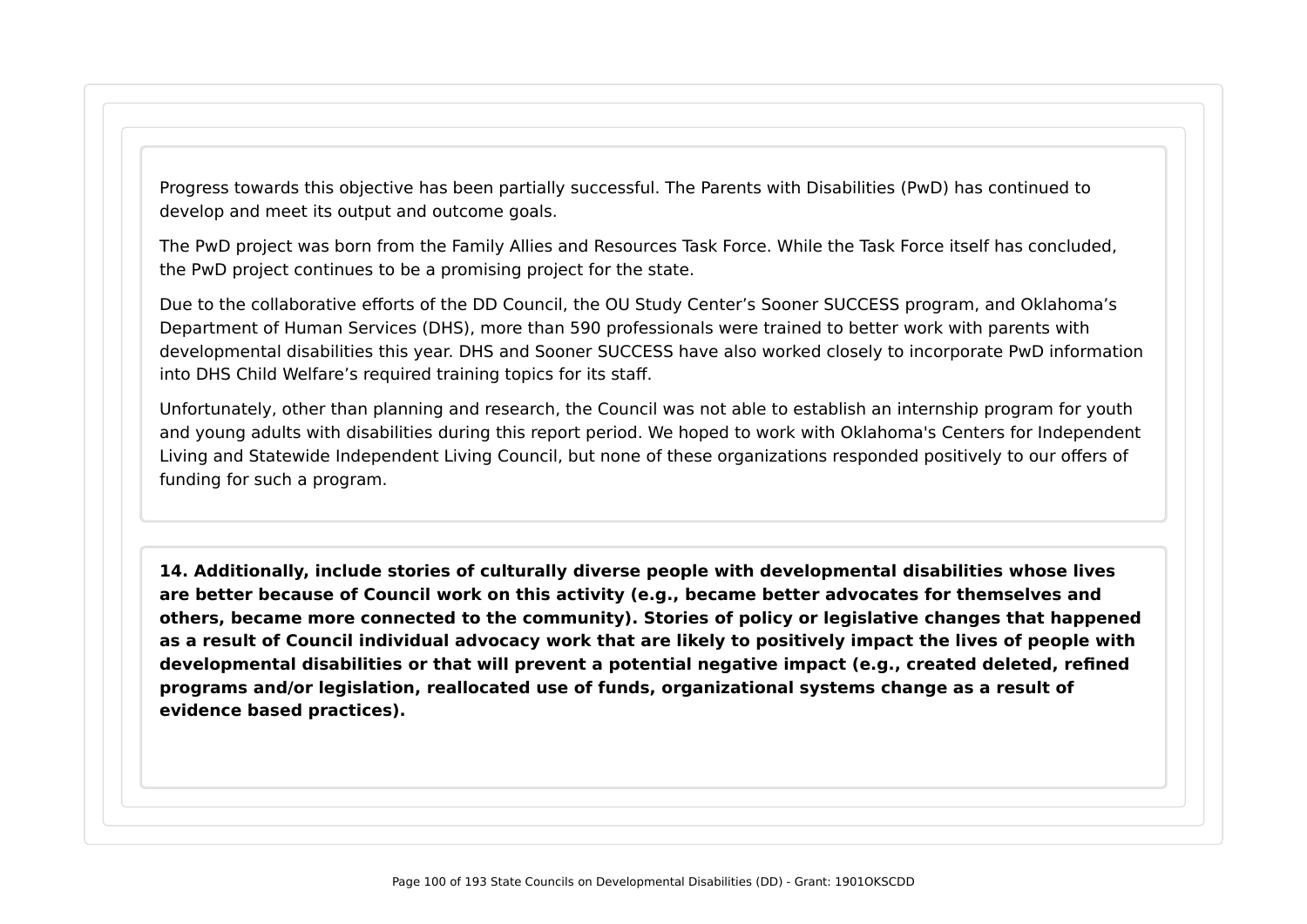Progress towards this objective has been partially successful. The Parents with Disabilities (PwD) has continued to develop and meet its output and outcome goals.

The PwD project was born from the Family Allies and Resources Task Force. While the Task Force itself has concluded, the PwD project continues to be a promising project for the state.

Due to the collaborative efforts of the DD Council, the OU Study Center’s Sooner SUCCESS program, and Oklahoma’s Department of Human Services (DHS), more than 590 professionals were trained to better work with parents with developmental disabilities this year. DHS and Sooner SUCCESS have also worked closely to incorporate PwD information into DHS Child Welfare’s required training topics for its staff.

Unfortunately, other than planning and research, the Council was not able to establish an internship program for youth and young adults with disabilities during this report period. We hoped to work with Oklahoma's Centers for Independent Living and Statewide Independent Living Council, but none of these organizations responded positively to our offers of funding for such a program.

**14. Additionally, include stories of culturally diverse people with developmental disabilities whose lives are better because of Council work on this activity (e.g., became better advocates for themselves and others, became more connected to the community). Stories of policy or legislative changes that happened as a result of Council individual advocacy work that are likely to positively impact the lives of people with developmental disabilities or that will prevent a potential negative impact (e.g., created deleted, refined programs and/or legislation, reallocated use of funds, organizational systems change as a result of evidence based practices).**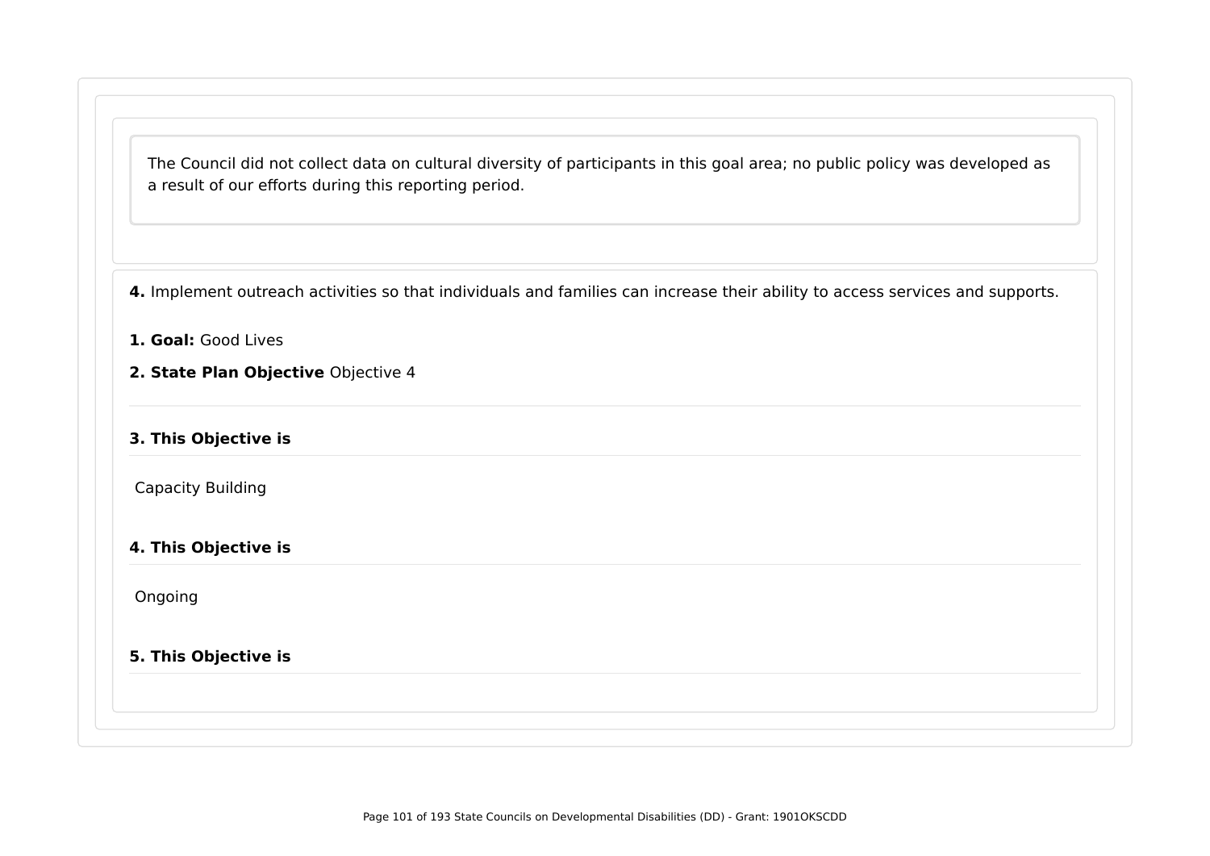The Council did not collect data on cultural diversity of participants in this goal area; no public policy was developed as a result of our efforts during this reporting period.

**4.** Implement outreach activities so that individuals and families can increase their ability to access services and supports.

**1. Goal:** Good Lives

**2. State Plan Objective** Objective 4

**3. This Objective is**

Capacity Building

**4. This Objective is**

Ongoing

**5. This Objective is**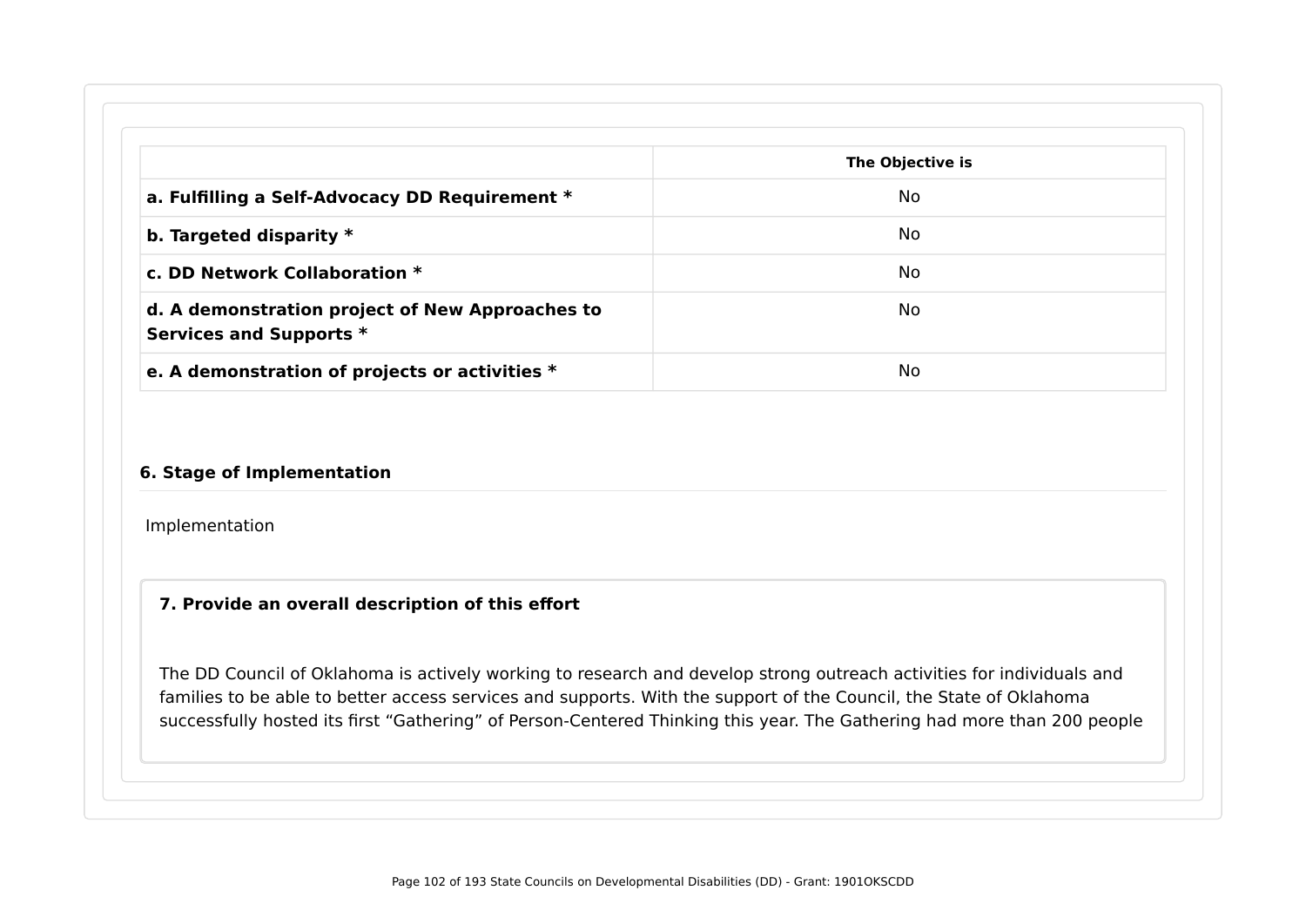| | The Objective is |
|---|---|
| **a. Fulfilling a Self-Advocacy DD Requirement *** | No |
| **b. Targeted disparity *** | No |
| **c. DD Network Collaboration *** | No |
| **d. A demonstration project of New Approaches to Services and Supports *** | No |
| **e. A demonstration of projects or activities *** | No |

### 6. Stage of Implementation

Implementation

### 7. Provide an overall description of this effort

The DD Council of Oklahoma is actively working to research and develop strong outreach activities for individuals and families to be able to better access services and supports. With the support of the Council, the State of Oklahoma successfully hosted its first “Gathering” of Person-Centered Thinking this year. The Gathering had more than 200 people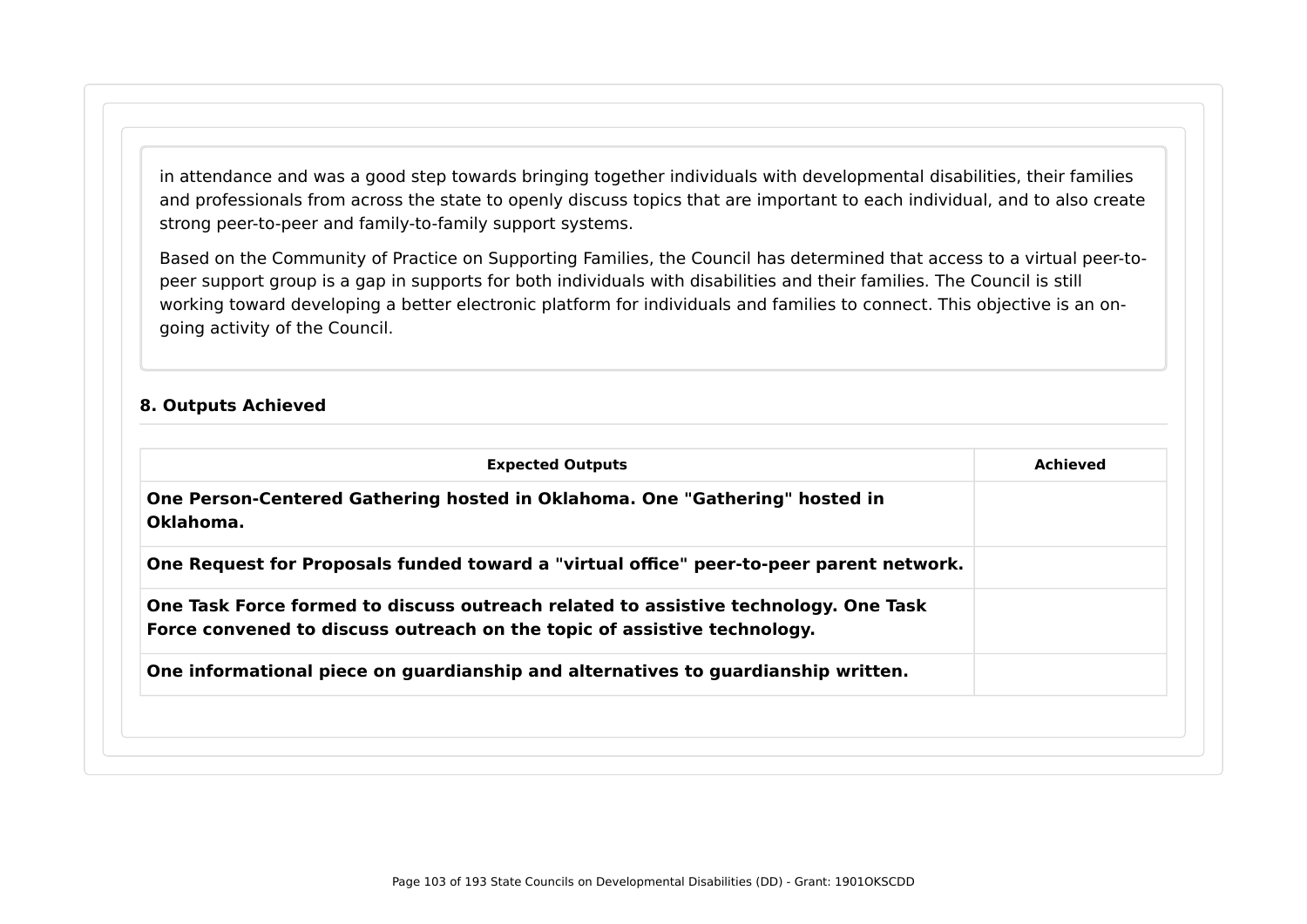in attendance and was a good step towards bringing together individuals with developmental disabilities, their families and professionals from across the state to openly discuss topics that are important to each individual, and to also create strong peer-to-peer and family-to-family support systems.

Based on the Community of Practice on Supporting Families, the Council has determined that access to a virtual peer-to-peer support group is a gap in supports for both individuals with disabilities and their families. The Council is still working toward developing a better electronic platform for individuals and families to connect. This objective is an on-going activity of the Council.

### 8. Outputs Achieved

| Expected Outputs | Achieved |
|---|---|
| **One Person-Centered Gathering hosted in Oklahoma. One "Gathering" hosted in Oklahoma.** | |
| **One Request for Proposals funded toward a "virtual office" peer-to-peer parent network.** | |
| **One Task Force formed to discuss outreach related to assistive technology. One Task Force convened to discuss outreach on the topic of assistive technology.** | |
| **One informational piece on guardianship and alternatives to guardianship written.** | |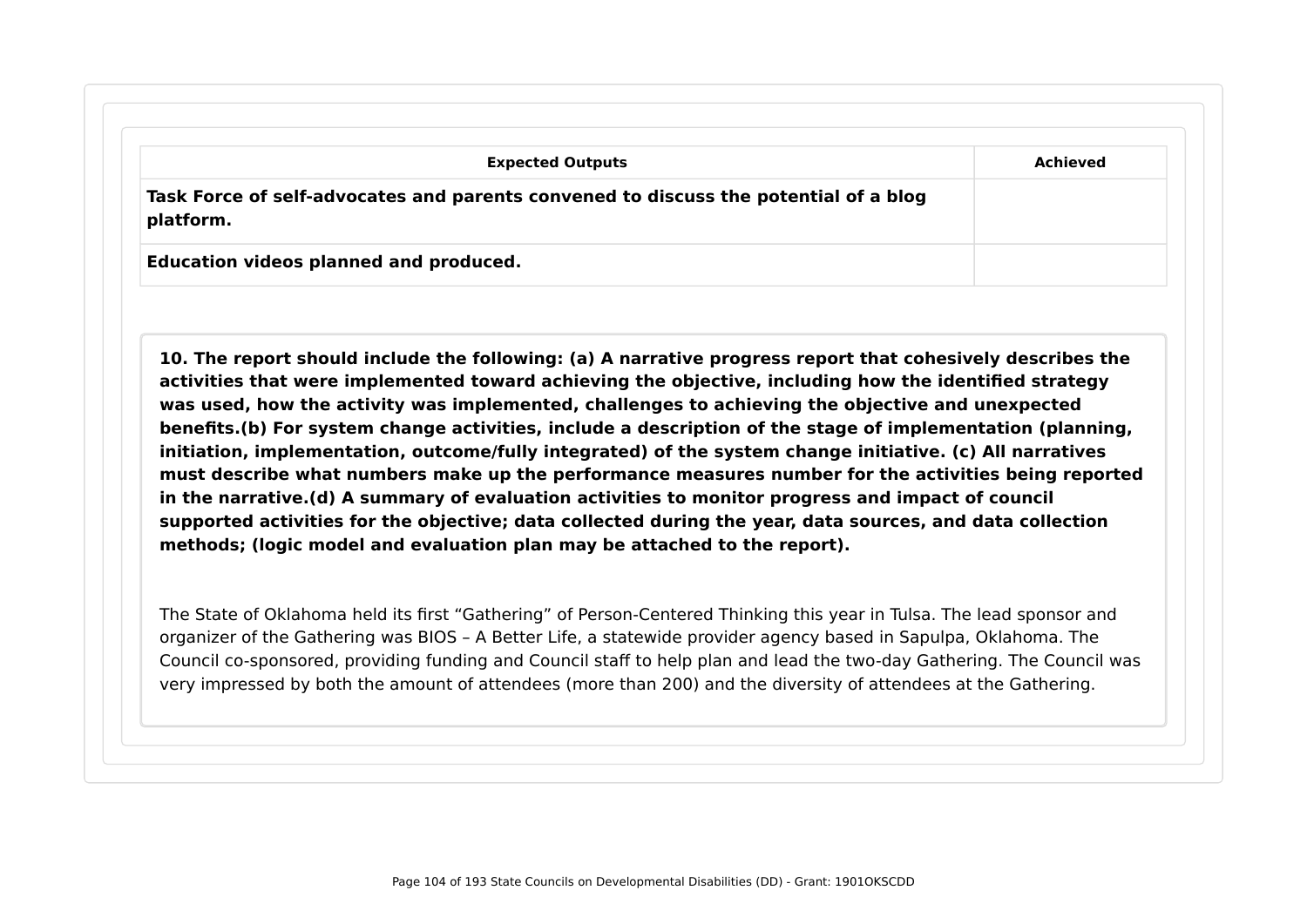| Expected Outputs | Achieved |
| --- | --- |
| **Task Force of self-advocates and parents convened to discuss the potential of a blog platform.** | |
| **Education videos planned and produced.** | |

**10. The report should include the following: (a) A narrative progress report that cohesively describes the activities that were implemented toward achieving the objective, including how the identified strategy was used, how the activity was implemented, challenges to achieving the objective and unexpected benefits.(b) For system change activities, include a description of the stage of implementation (planning, initiation, implementation, outcome/fully integrated) of the system change initiative. (c) All narratives must describe what numbers make up the performance measures number for the activities being reported in the narrative.(d) A summary of evaluation activities to monitor progress and impact of council supported activities for the objective; data collected during the year, data sources, and data collection methods; (logic model and evaluation plan may be attached to the report).**

The State of Oklahoma held its first “Gathering” of Person-Centered Thinking this year in Tulsa. The lead sponsor and organizer of the Gathering was BIOS – A Better Life, a statewide provider agency based in Sapulpa, Oklahoma. The Council co-sponsored, providing funding and Council staff to help plan and lead the two-day Gathering. The Council was very impressed by both the amount of attendees (more than 200) and the diversity of attendees at the Gathering.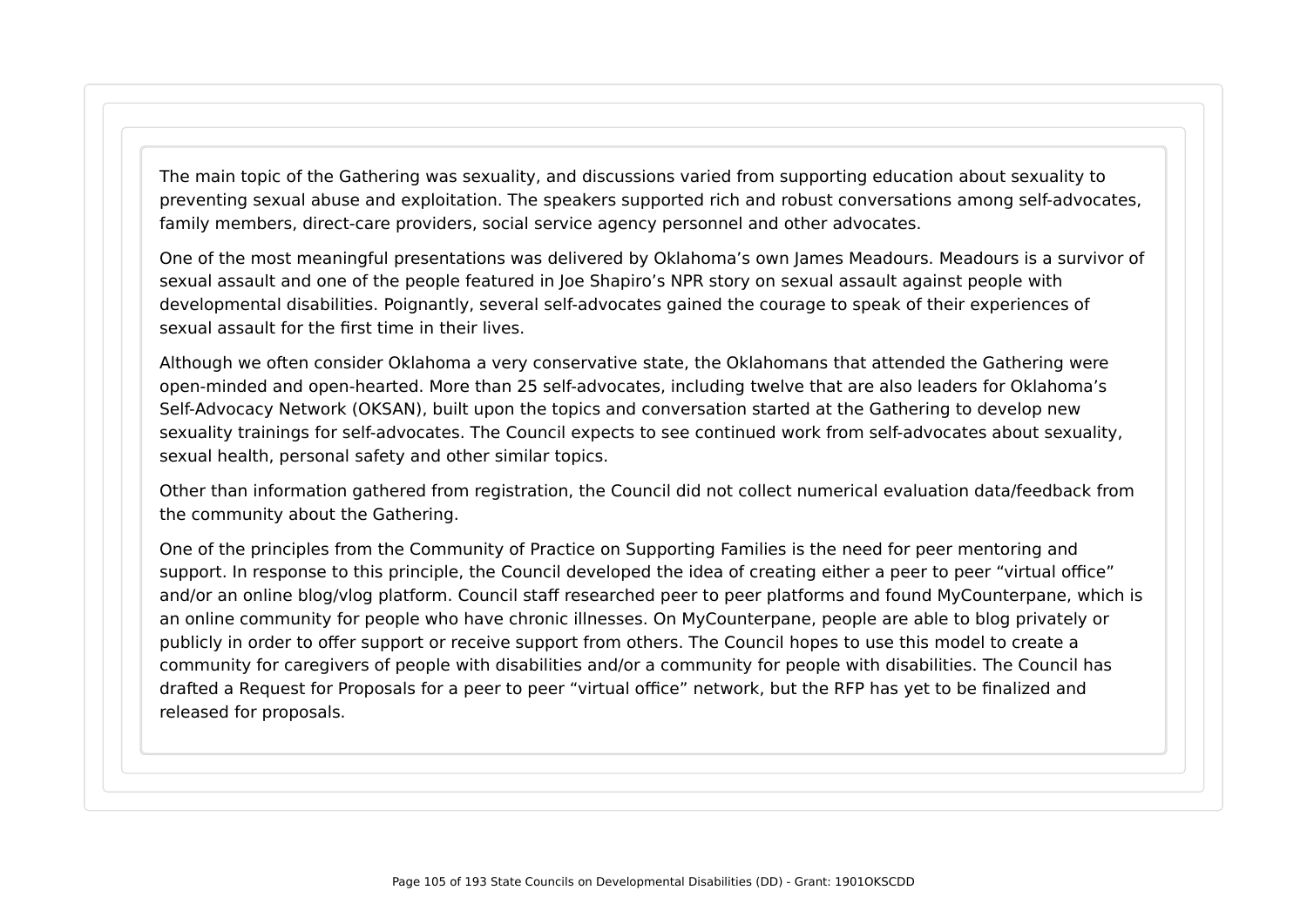The main topic of the Gathering was sexuality, and discussions varied from supporting education about sexuality to preventing sexual abuse and exploitation. The speakers supported rich and robust conversations among self-advocates, family members, direct-care providers, social service agency personnel and other advocates.

One of the most meaningful presentations was delivered by Oklahoma's own James Meadours. Meadours is a survivor of sexual assault and one of the people featured in Joe Shapiro's NPR story on sexual assault against people with developmental disabilities. Poignantly, several self-advocates gained the courage to speak of their experiences of sexual assault for the first time in their lives.

Although we often consider Oklahoma a very conservative state, the Oklahomans that attended the Gathering were open-minded and open-hearted. More than 25 self-advocates, including twelve that are also leaders for Oklahoma's Self-Advocacy Network (OKSAN), built upon the topics and conversation started at the Gathering to develop new sexuality trainings for self-advocates. The Council expects to see continued work from self-advocates about sexuality, sexual health, personal safety and other similar topics.

Other than information gathered from registration, the Council did not collect numerical evaluation data/feedback from the community about the Gathering.

One of the principles from the Community of Practice on Supporting Families is the need for peer mentoring and support. In response to this principle, the Council developed the idea of creating either a peer to peer "virtual office" and/or an online blog/vlog platform. Council staff researched peer to peer platforms and found MyCounterpane, which is an online community for people who have chronic illnesses. On MyCounterpane, people are able to blog privately or publicly in order to offer support or receive support from others. The Council hopes to use this model to create a community for caregivers of people with disabilities and/or a community for people with disabilities. The Council has drafted a Request for Proposals for a peer to peer "virtual office" network, but the RFP has yet to be finalized and released for proposals.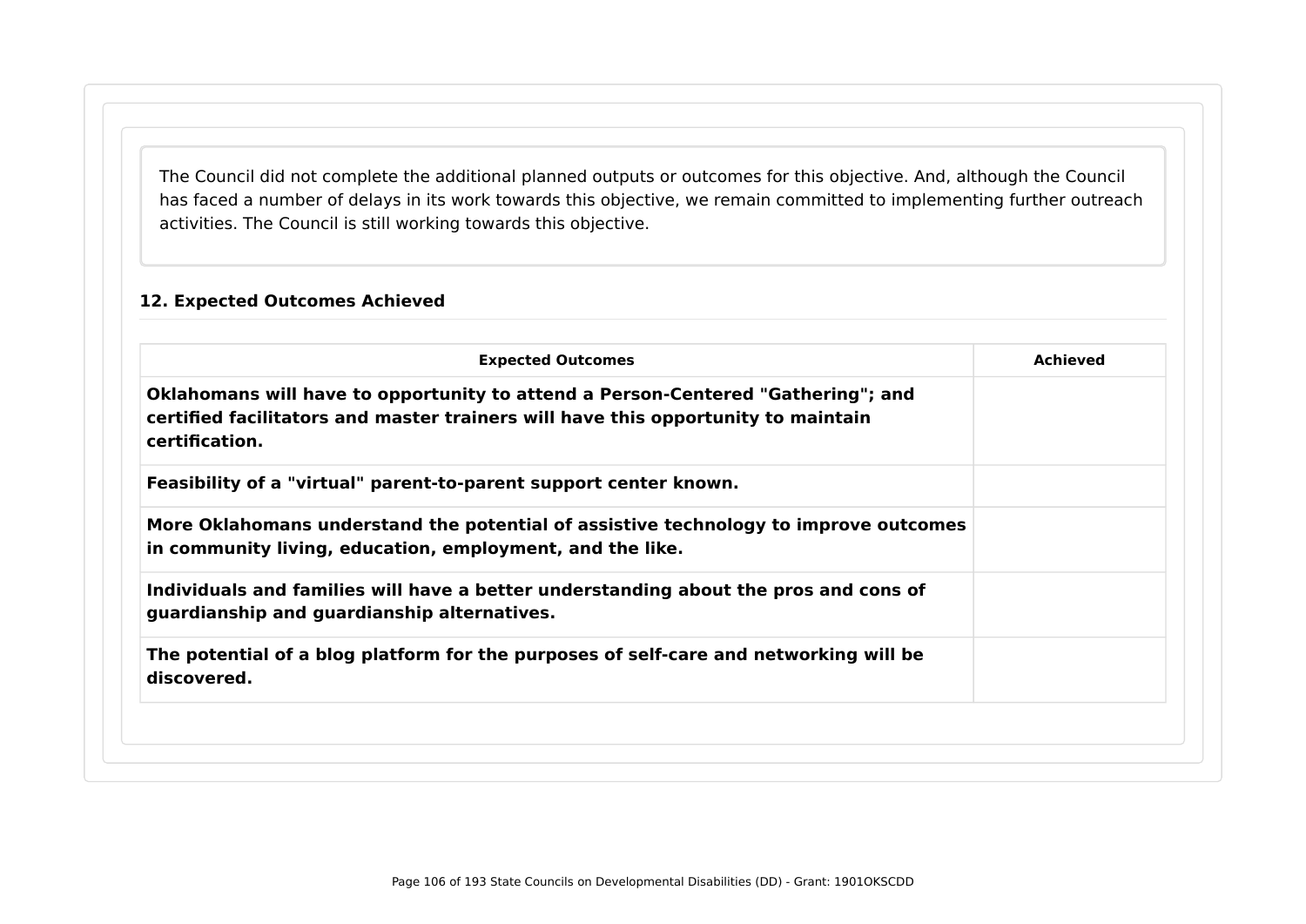The Council did not complete the additional planned outputs or outcomes for this objective. And, although the Council has faced a number of delays in its work towards this objective, we remain committed to implementing further outreach activities. The Council is still working towards this objective.

### 12. Expected Outcomes Achieved

| Expected Outcomes | Achieved |
|---|---|
| **Oklahomans will have to opportunity to attend a Person-Centered "Gathering"; and certified facilitators and master trainers will have this opportunity to maintain certification.** | |
| **Feasibility of a "virtual" parent-to-parent support center known.** | |
| **More Oklahomans understand the potential of assistive technology to improve outcomes in community living, education, employment, and the like.** | |
| **Individuals and families will have a better understanding about the pros and cons of guardianship and guardianship alternatives.** | |
| **The potential of a blog platform for the purposes of self-care and networking will be discovered.** | |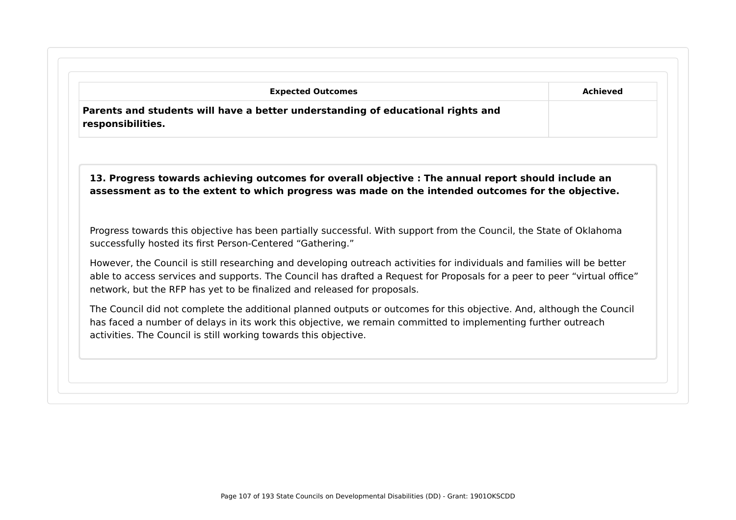| Expected Outcomes | Achieved |
| --- | --- |
| **Parents and students will have a better understanding of educational rights and responsibilities.** | |

**13. Progress towards achieving outcomes for overall objective : The annual report should include an assessment as to the extent to which progress was made on the intended outcomes for the objective.**

Progress towards this objective has been partially successful. With support from the Council, the State of Oklahoma successfully hosted its first Person-Centered “Gathering.”

However, the Council is still researching and developing outreach activities for individuals and families will be better able to access services and supports. The Council has drafted a Request for Proposals for a peer to peer “virtual office” network, but the RFP has yet to be finalized and released for proposals.

The Council did not complete the additional planned outputs or outcomes for this objective. And, although the Council has faced a number of delays in its work this objective, we remain committed to implementing further outreach activities. The Council is still working towards this objective.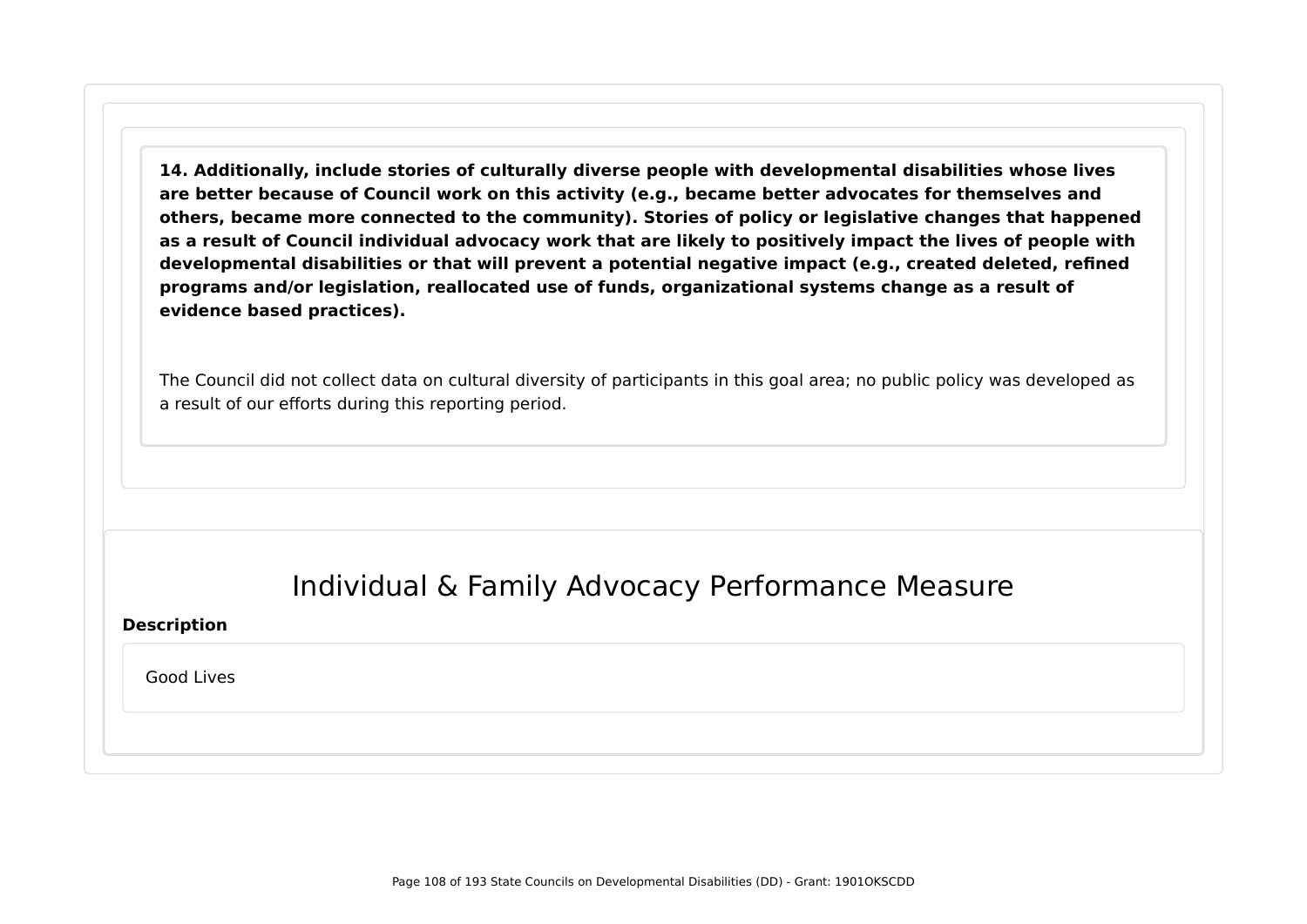**14. Additionally, include stories of culturally diverse people with developmental disabilities whose lives are better because of Council work on this activity (e.g., became better advocates for themselves and others, became more connected to the community). Stories of policy or legislative changes that happened as a result of Council individual advocacy work that are likely to positively impact the lives of people with developmental disabilities or that will prevent a potential negative impact (e.g., created deleted, refined programs and/or legislation, reallocated use of funds, organizational systems change as a result of evidence based practices).**

The Council did not collect data on cultural diversity of participants in this goal area; no public policy was developed as a result of our efforts during this reporting period.

## Individual & Family Advocacy Performance Measure

**Description**

Good Lives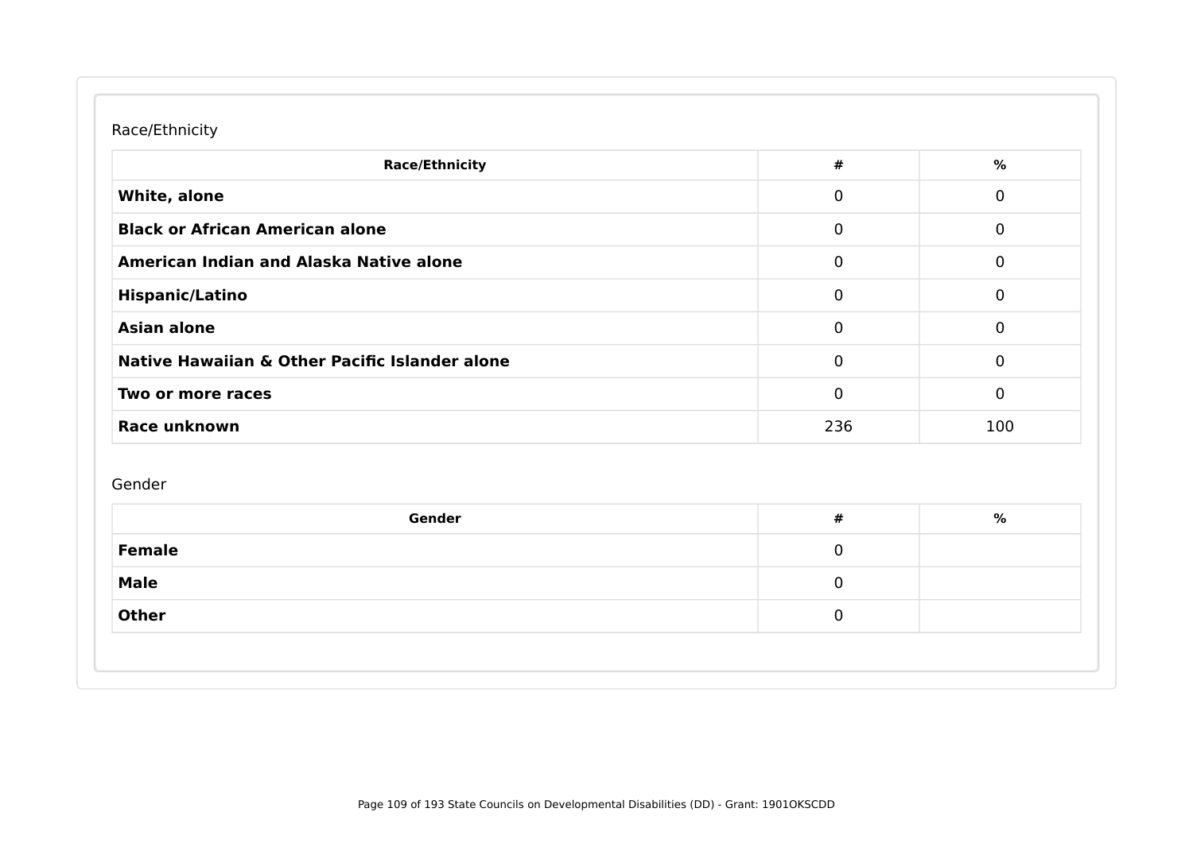Race/Ethnicity

| Race/Ethnicity | # | % |
| --- | --- | --- |
| **White, alone** | 0 | 0 |
| **Black or African American alone** | 0 | 0 |
| **American Indian and Alaska Native alone** | 0 | 0 |
| **Hispanic/Latino** | 0 | 0 |
| **Asian alone** | 0 | 0 |
| **Native Hawaiian & Other Pacific Islander alone** | 0 | 0 |
| **Two or more races** | 0 | 0 |
| **Race unknown** | 236 | 100 |

Gender

| Gender | # | % |
| --- | --- | --- |
| **Female** | 0 | |
| **Male** | 0 | |
| **Other** | 0 | |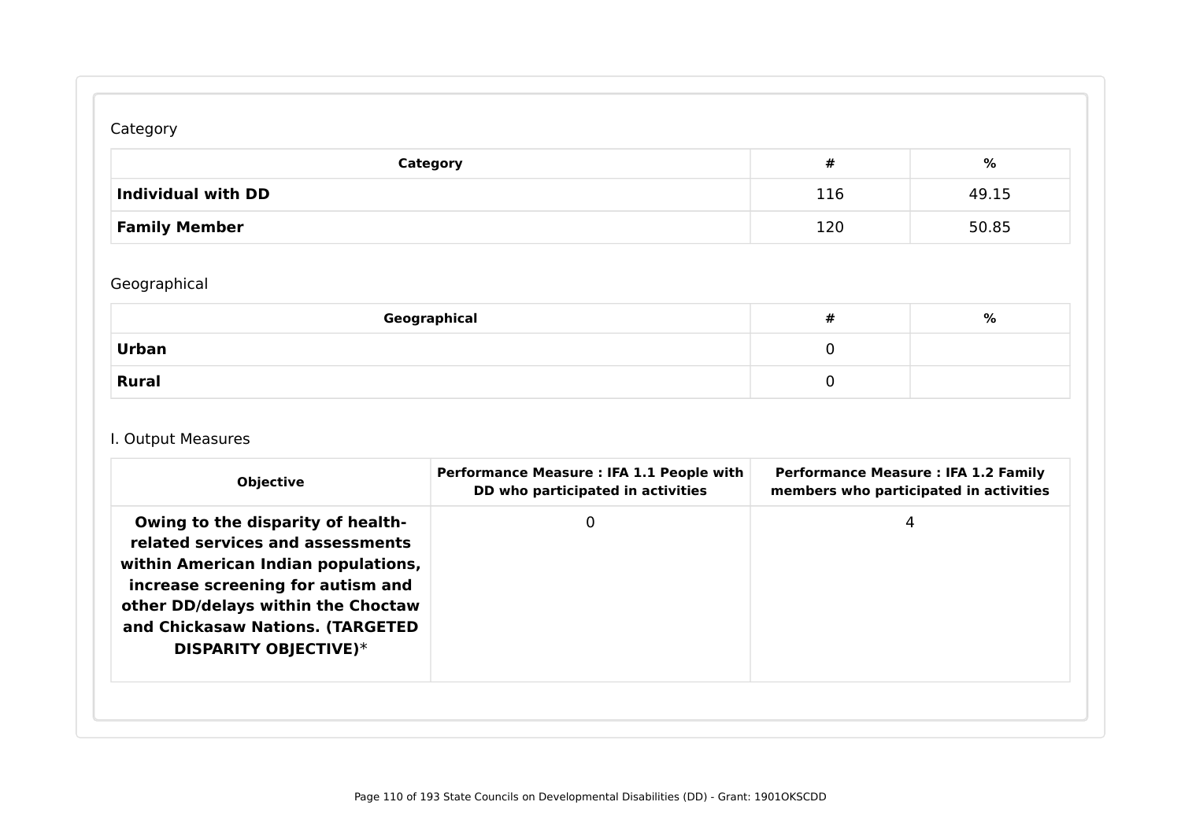Category

| Category | # | % |
| --- | --- | --- |
| **Individual with DD** | 116 | 49.15 |
| **Family Member** | 120 | 50.85 |

Geographical

| Geographical | # | % |
| --- | --- | --- |
| **Urban** | 0 | |
| **Rural** | 0 | |

I. Output Measures

| Objective | Performance Measure : IFA 1.1 People with DD who participated in activities | Performance Measure : IFA 1.2 Family members who participated in activities |
| --- | --- | --- |
| **Owing to the disparity of health-related services and assessments within American Indian populations, increase screening for autism and other DD/delays within the Choctaw and Chickasaw Nations. (TARGETED DISPARITY OBJECTIVE)*** | 0 | 4 |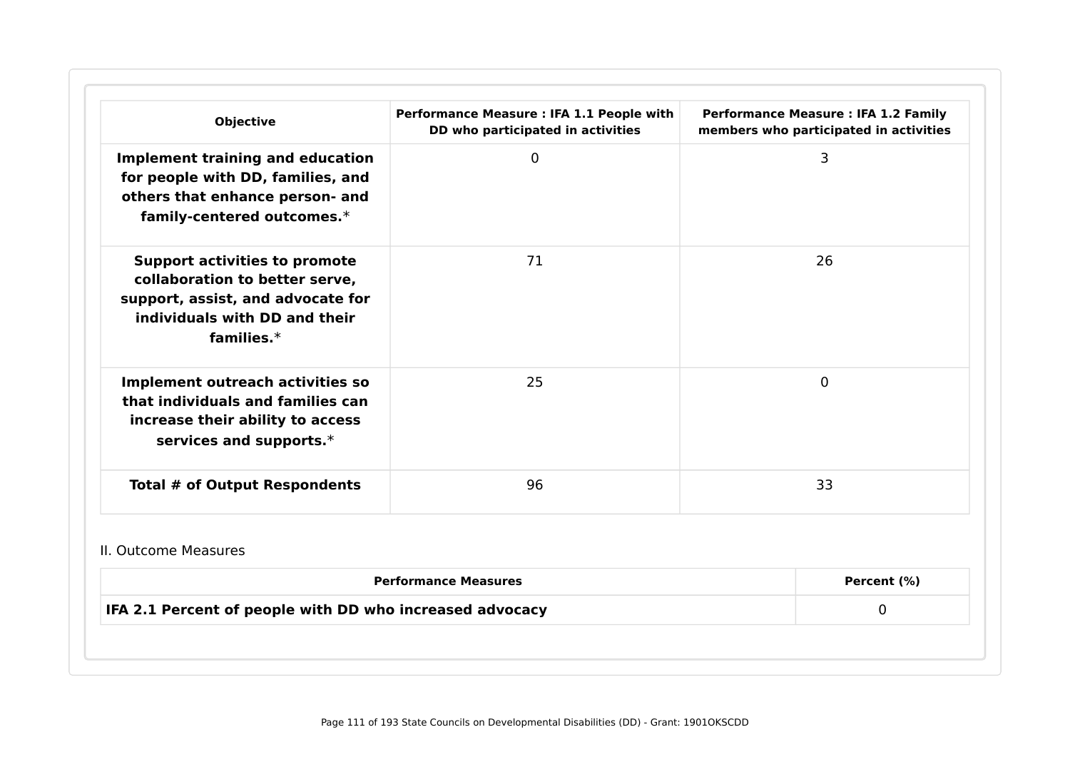| Objective | Performance Measure : IFA 1.1 People with DD who participated in activities | Performance Measure : IFA 1.2 Family members who participated in activities |
| --- | --- | --- |
| **Implement training and education for people with DD, families, and others that enhance person- and family-centered outcomes.*** | 0 | 3 |
| **Support activities to promote collaboration to better serve, support, assist, and advocate for individuals with DD and their families.*** | 71 | 26 |
| **Implement outreach activities so that individuals and families can increase their ability to access services and supports.*** | 25 | 0 |
| **Total # of Output Respondents** | 96 | 33 |

II. Outcome Measures

| Performance Measures | Percent (%) |
| --- | --- |
| **IFA 2.1 Percent of people with DD who increased advocacy** | 0 |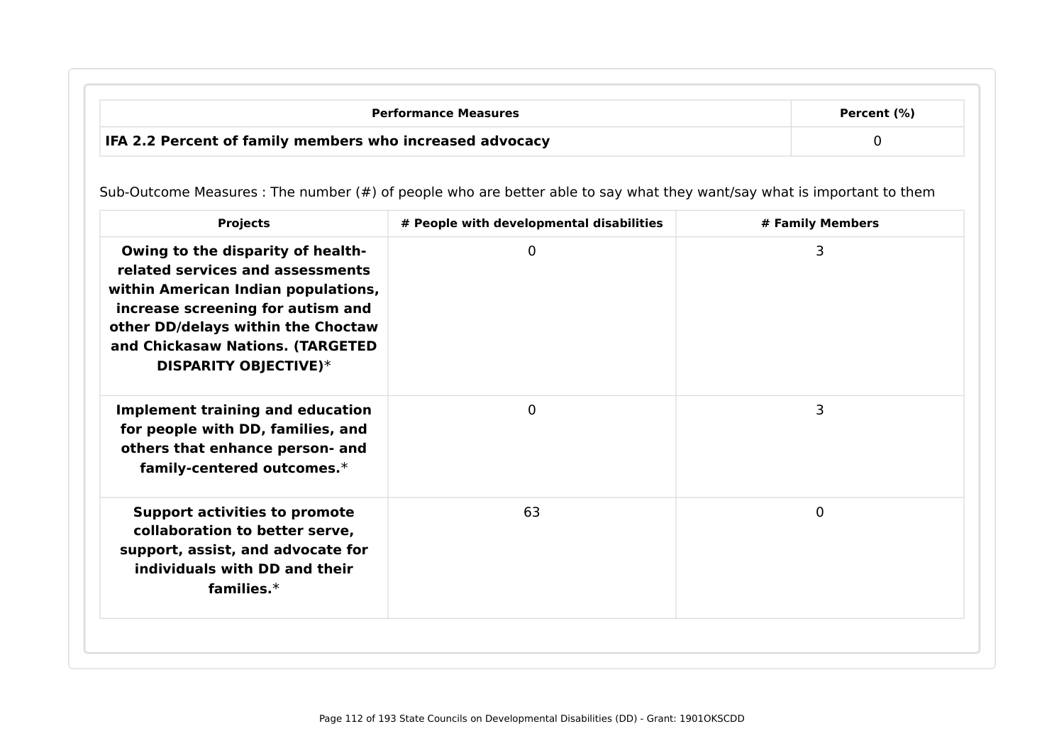| Performance Measures | Percent (%) |
|---|---|
| **IFA 2.2 Percent of family members who increased advocacy** | 0 |

Sub-Outcome Measures : The number (#) of people who are better able to say what they want/say what is important to them

| Projects | # People with developmental disabilities | # Family Members |
|---|---|---|
| **Owing to the disparity of health-related services and assessments within American Indian populations, increase screening for autism and other DD/delays within the Choctaw and Chickasaw Nations. (TARGETED DISPARITY OBJECTIVE)*** | 0 | 3 |
| **Implement training and education for people with DD, families, and others that enhance person- and family-centered outcomes.*** | 0 | 3 |
| **Support activities to promote collaboration to better serve, support, assist, and advocate for individuals with DD and their families.*** | 63 | 0 |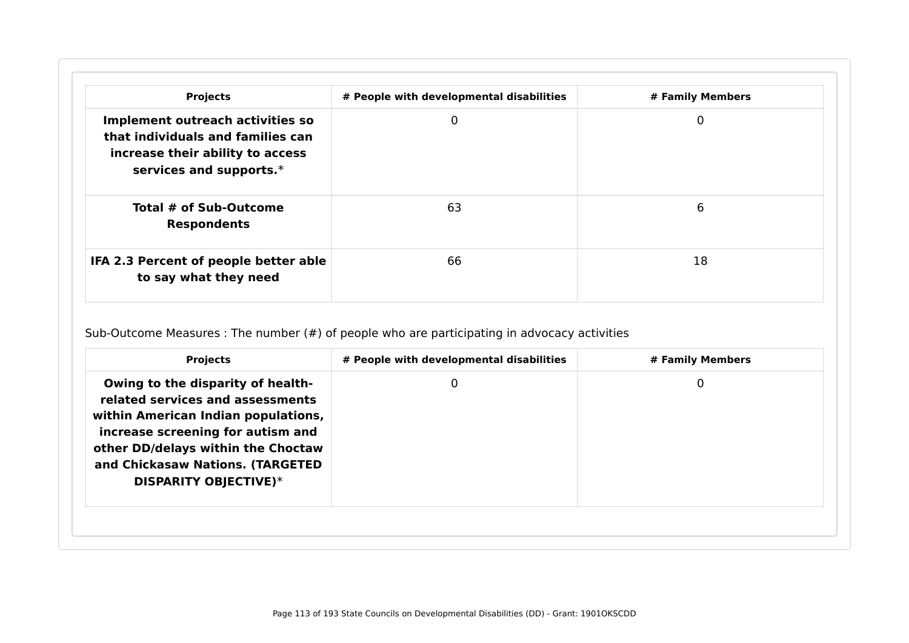| Projects | # People with developmental disabilities | # Family Members |
| --- | --- | --- |
| **Implement outreach activities so that individuals and families can increase their ability to access services and supports.*** | 0 | 0 |
| **Total # of Sub-Outcome Respondents** | 63 | 6 |
| **IFA 2.3 Percent of people better able to say what they need** | 66 | 18 |

Sub-Outcome Measures : The number (#) of people who are participating in advocacy activities

| Projects | # People with developmental disabilities | # Family Members |
| --- | --- | --- |
| **Owing to the disparity of health-related services and assessments within American Indian populations, increase screening for autism and other DD/delays within the Choctaw and Chickasaw Nations. (TARGETED DISPARITY OBJECTIVE)*** | 0 | 0 |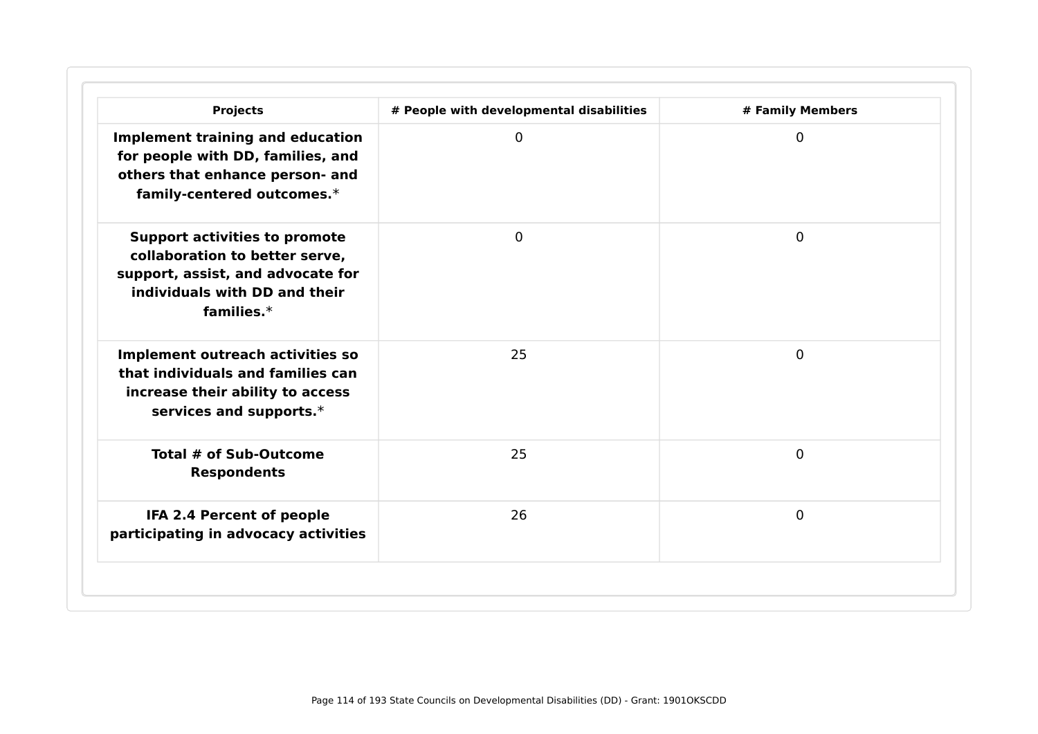| Projects | # People with developmental disabilities | # Family Members |
| --- | --- | --- |
| **Implement training and education for people with DD, families, and others that enhance person- and family-centered outcomes.*** | 0 | 0 |
| **Support activities to promote collaboration to better serve, support, assist, and advocate for individuals with DD and their families.*** | 0 | 0 |
| **Implement outreach activities so that individuals and families can increase their ability to access services and supports.*** | 25 | 0 |
| **Total # of Sub-Outcome Respondents** | 25 | 0 |
| **IFA 2.4 Percent of people participating in advocacy activities** | 26 | 0 |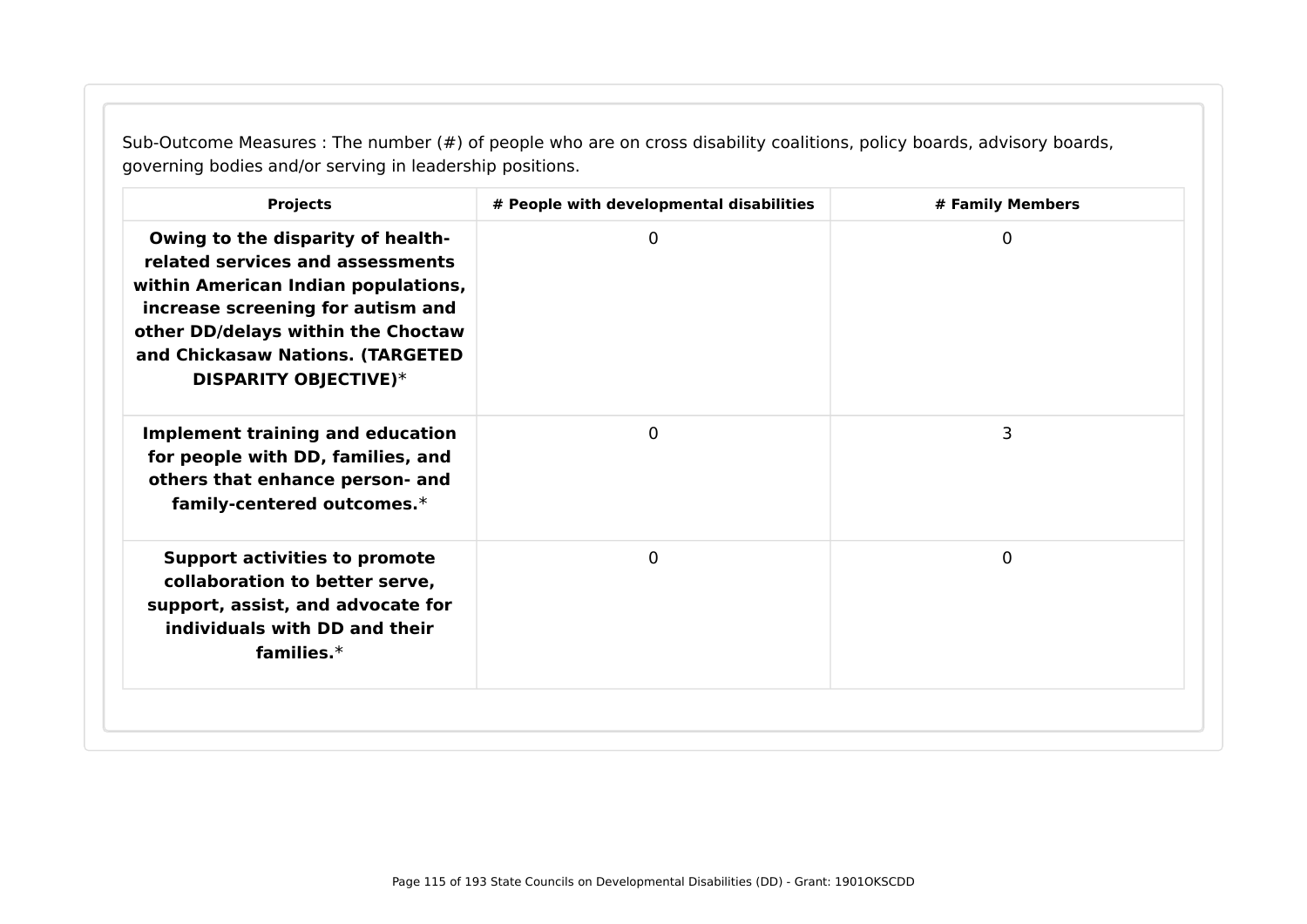Sub-Outcome Measures : The number (#) of people who are on cross disability coalitions, policy boards, advisory boards, governing bodies and/or serving in leadership positions.

| Projects | # People with developmental disabilities | # Family Members |
| --- | --- | --- |
| **Owing to the disparity of health-related services and assessments within American Indian populations, increase screening for autism and other DD/delays within the Choctaw and Chickasaw Nations. (TARGETED DISPARITY OBJECTIVE)*** | 0 | 0 |
| **Implement training and education for people with DD, families, and others that enhance person- and family-centered outcomes.*** | 0 | 3 |
| **Support activities to promote collaboration to better serve, support, assist, and advocate for individuals with DD and their families.*** | 0 | 0 |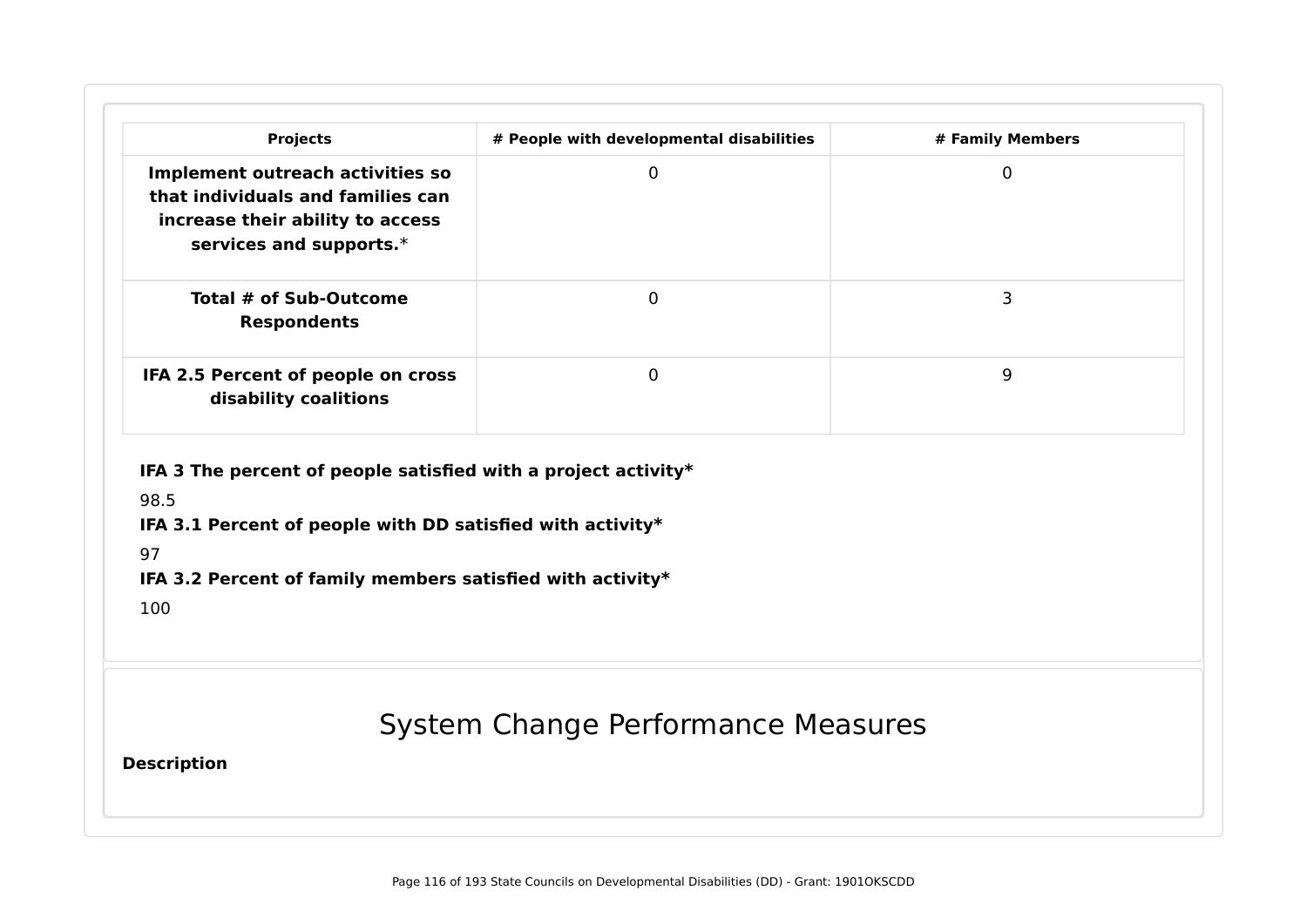| Projects | # People with developmental disabilities | # Family Members |
| --- | --- | --- |
| **Implement outreach activities so that individuals and families can increase their ability to access services and supports.*** | 0 | 0 |
| **Total # of Sub-Outcome Respondents** | 0 | 3 |
| **IFA 2.5 Percent of people on cross disability coalitions** | 0 | 9 |

**IFA 3 The percent of people satisfied with a project activity***

98.5

**IFA 3.1 Percent of people with DD satisfied with activity***

97

**IFA 3.2 Percent of family members satisfied with activity***

100

# System Change Performance Measures

**Description**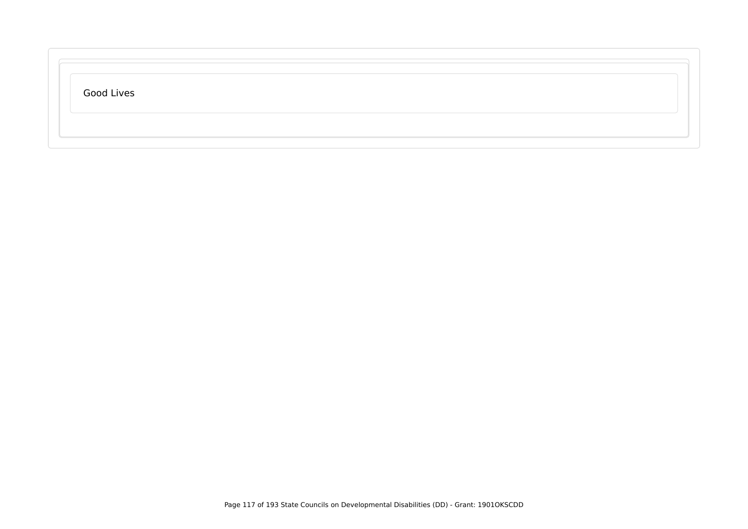Good Lives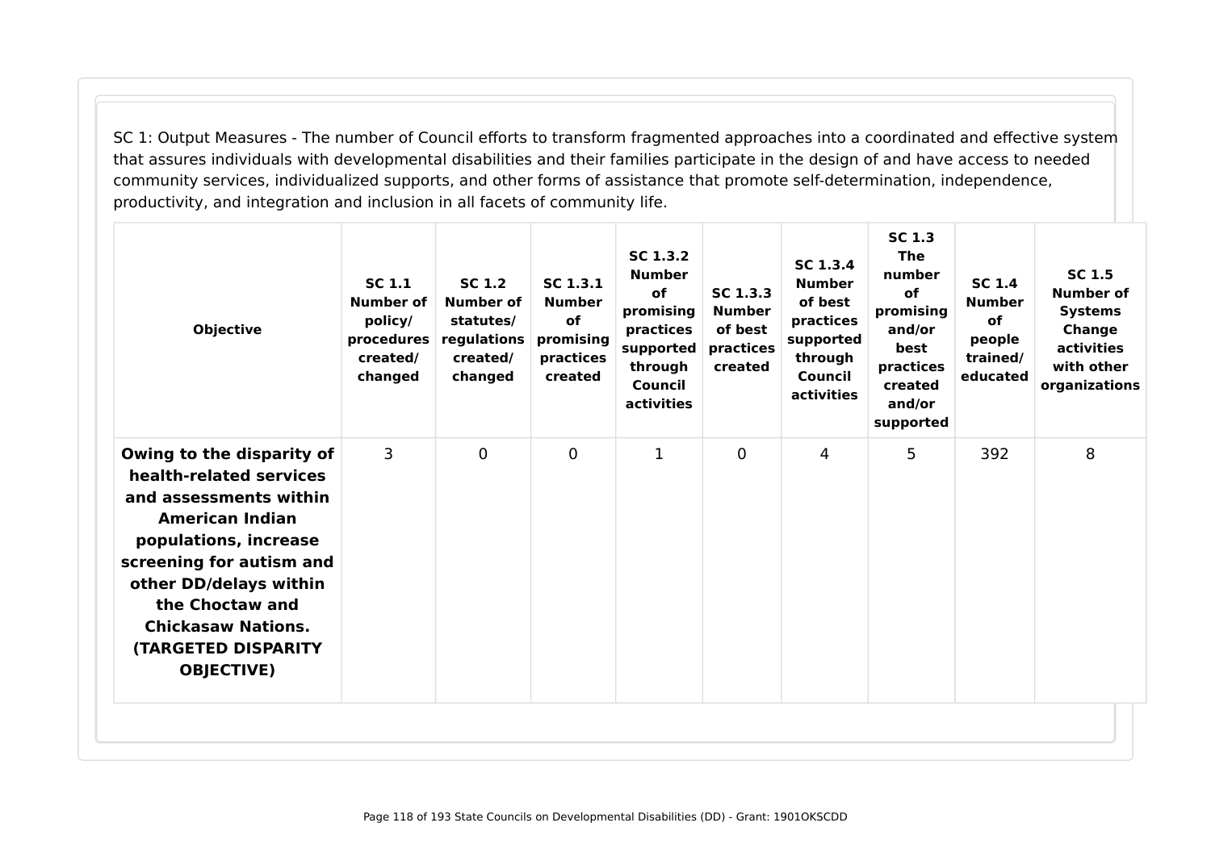SC 1: Output Measures - The number of Council efforts to transform fragmented approaches into a coordinated and effective system that assures individuals with developmental disabilities and their families participate in the design of and have access to needed community services, individualized supports, and other forms of assistance that promote self-determination, independence, productivity, and integration and inclusion in all facets of community life.

| Objective | SC 1.1 Number of policy/ procedures created/ changed | SC 1.2 Number of statutes/ regulations created/ changed | SC 1.3.1 Number of promising practices created | SC 1.3.2 Number of promising practices supported through Council activities | SC 1.3.3 Number of best practices created | SC 1.3.4 Number of best practices supported through Council activities | SC 1.3 The number of promising and/or best practices created and/or supported | SC 1.4 Number of people trained/ educated | SC 1.5 Number of Systems Change activities with other organizations |
|---|---|---|---|---|---|---|---|---|---|
| **Owing to the disparity of health-related services and assessments within American Indian populations, increase screening for autism and other DD/delays within the Choctaw and Chickasaw Nations. (TARGETED DISPARITY OBJECTIVE)** | 3 | 0 | 0 | 1 | 0 | 4 | 5 | 392 | 8 |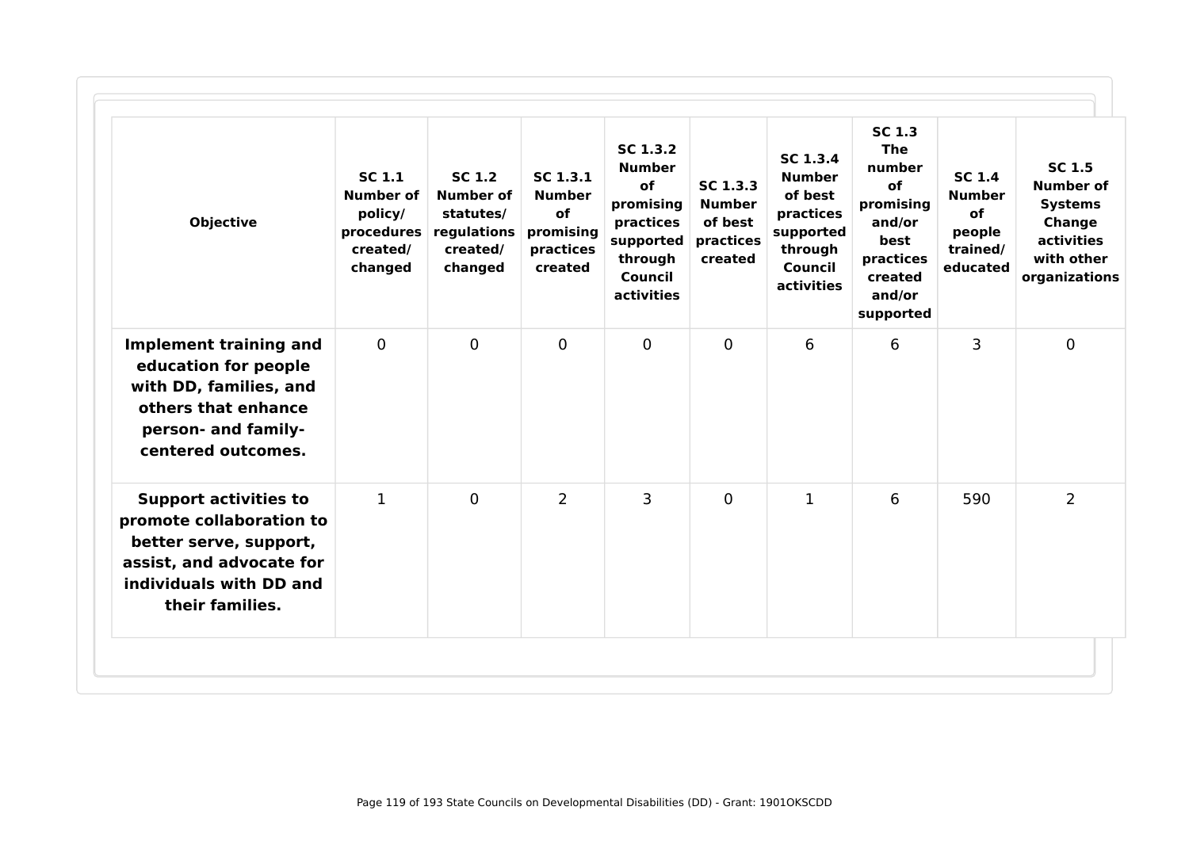| Objective | SC 1.1 Number of policy/ procedures created/ changed | SC 1.2 Number of statutes/ regulations created/ changed | SC 1.3.1 Number of promising practices created | SC 1.3.2 Number of promising practices supported through Council activities | SC 1.3.3 Number of best practices created | SC 1.3.4 Number of best practices supported through Council activities | SC 1.3 The number of promising and/or best practices created and/or supported | SC 1.4 Number of people trained/ educated | SC 1.5 Number of Systems Change activities with other organizations |
|---|---|---|---|---|---|---|---|---|---|
| **Implement training and education for people with DD, families, and others that enhance person- and family-centered outcomes.** | 0 | 0 | 0 | 0 | 0 | 6 | 6 | 3 | 0 |
| **Support activities to promote collaboration to better serve, support, assist, and advocate for individuals with DD and their families.** | 1 | 0 | 2 | 3 | 0 | 1 | 6 | 590 | 2 |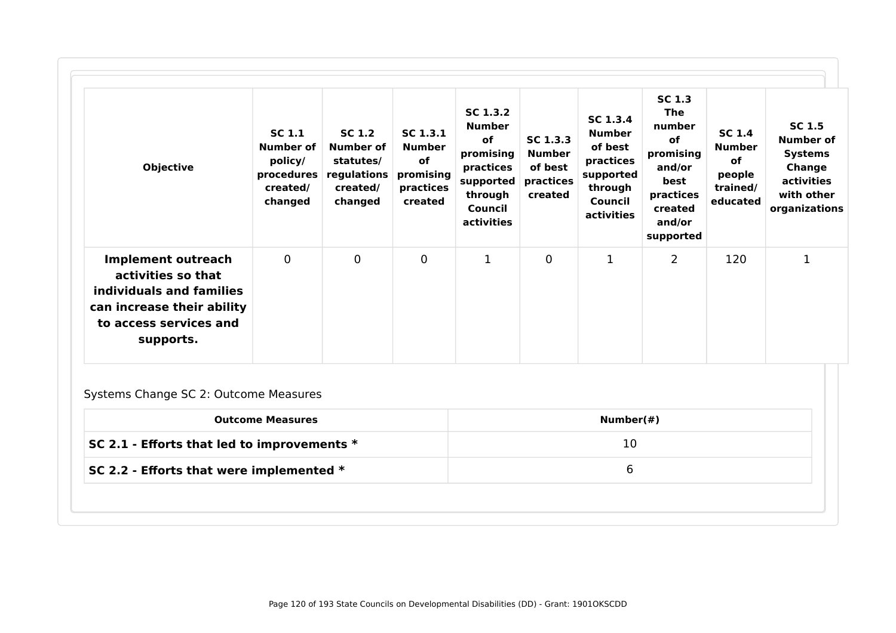| Objective | SC 1.1 Number of policy/ procedures created/ changed | SC 1.2 Number of statutes/ regulations created/ changed | SC 1.3.1 Number of promising practices created | SC 1.3.2 Number of promising practices supported through Council activities | SC 1.3.3 Number of best practices created | SC 1.3.4 Number of best practices supported through Council activities | SC 1.3 The number of promising and/or best practices created and/or supported | SC 1.4 Number of people trained/ educated | SC 1.5 Number of Systems Change activities with other organizations |
|---|---|---|---|---|---|---|---|---|---|
| **Implement outreach activities so that individuals and families can increase their ability to access services and supports.** | 0 | 0 | 0 | 1 | 0 | 1 | 2 | 120 | 1 |

Systems Change SC 2: Outcome Measures

| Outcome Measures | Number(#) |
|---|---|
| **SC 2.1 - Efforts that led to improvements *** | 10 |
| **SC 2.2 - Efforts that were implemented *** | 6 |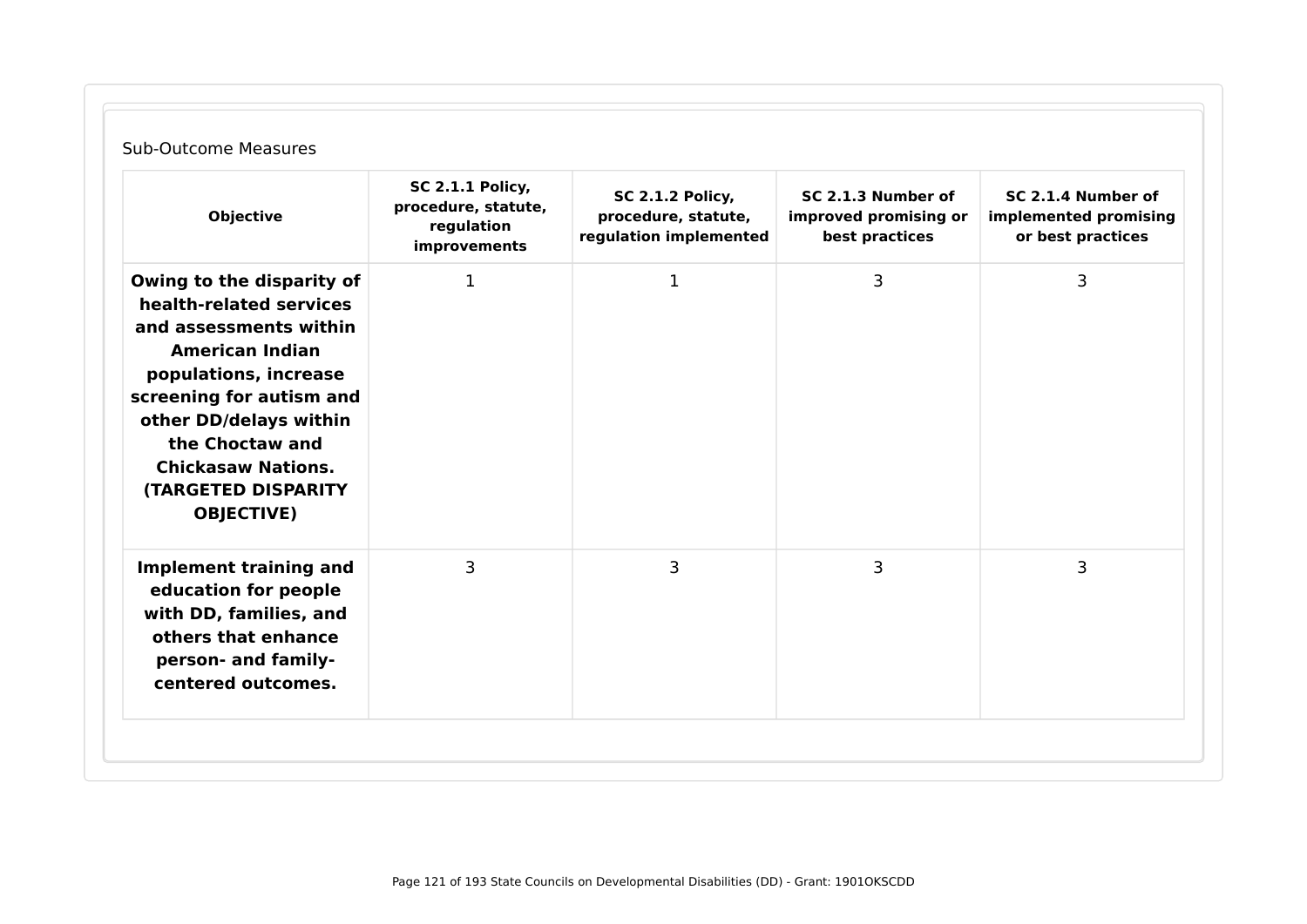Sub-Outcome Measures

| Objective | SC 2.1.1 Policy, procedure, statute, regulation improvements | SC 2.1.2 Policy, procedure, statute, regulation implemented | SC 2.1.3 Number of improved promising or best practices | SC 2.1.4 Number of implemented promising or best practices |
|---|---|---|---|---|
| **Owing to the disparity of health-related services and assessments within American Indian populations, increase screening for autism and other DD/delays within the Choctaw and Chickasaw Nations. (TARGETED DISPARITY OBJECTIVE)** | 1 | 1 | 3 | 3 |
| **Implement training and education for people with DD, families, and others that enhance person- and family-centered outcomes.** | 3 | 3 | 3 | 3 |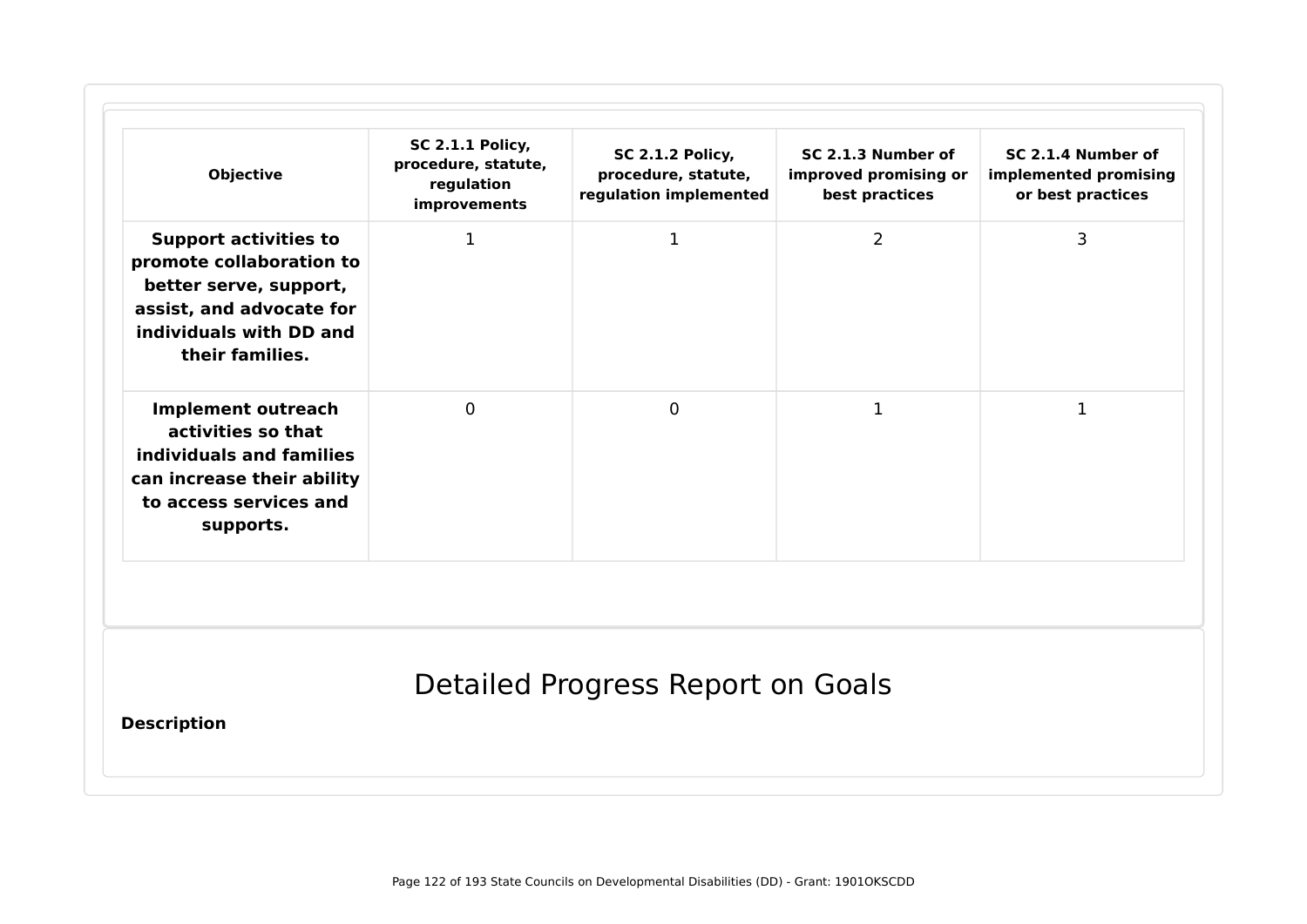| Objective | SC 2.1.1 Policy, procedure, statute, regulation improvements | SC 2.1.2 Policy, procedure, statute, regulation implemented | SC 2.1.3 Number of improved promising or best practices | SC 2.1.4 Number of implemented promising or best practices |
| --- | --- | --- | --- | --- |
| **Support activities to promote collaboration to better serve, support, assist, and advocate for individuals with DD and their families.** | 1 | 1 | 2 | 3 |
| **Implement outreach activities so that individuals and families can increase their ability to access services and supports.** | 0 | 0 | 1 | 1 |

# Detailed Progress Report on Goals

**Description**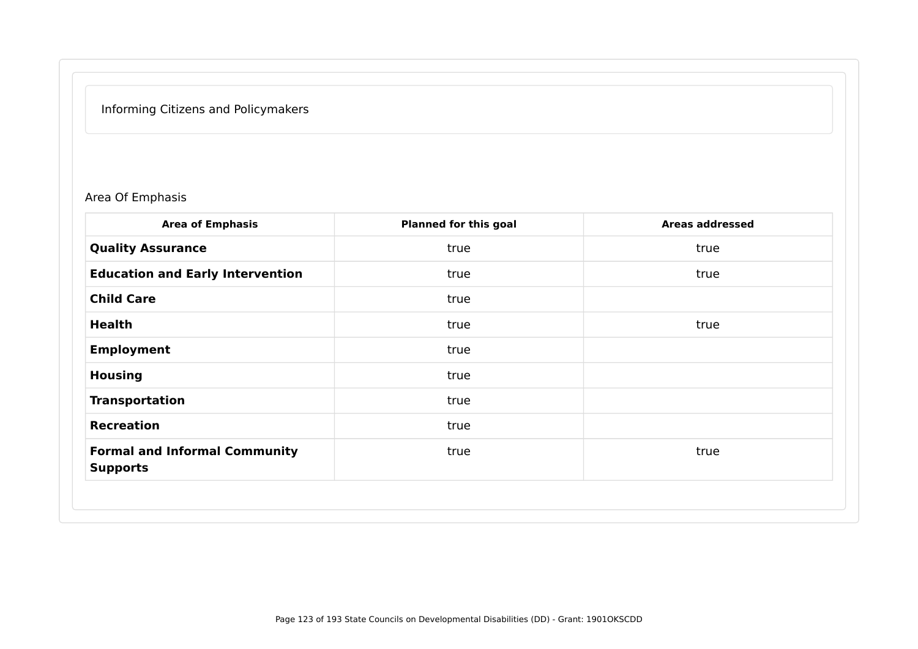Informing Citizens and Policymakers

Area Of Emphasis

| Area of Emphasis | Planned for this goal | Areas addressed |
|---|---|---|
| **Quality Assurance** | true | true |
| **Education and Early Intervention** | true | true |
| **Child Care** | true | |
| **Health** | true | true |
| **Employment** | true | |
| **Housing** | true | |
| **Transportation** | true | |
| **Recreation** | true | |
| **Formal and Informal Community Supports** | true | true |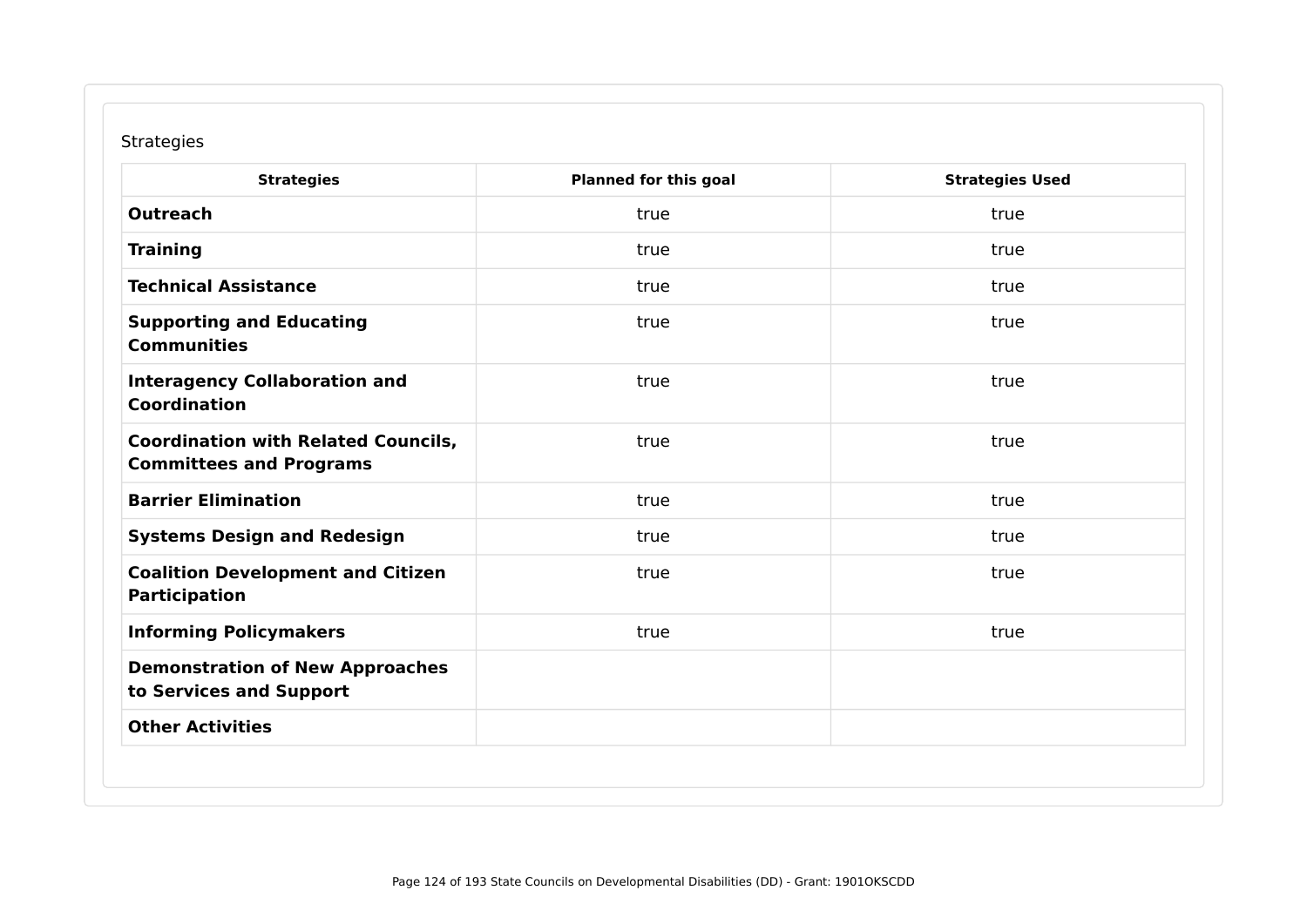Strategies

| Strategies | Planned for this goal | Strategies Used |
|---|---|---|
| **Outreach** | true | true |
| **Training** | true | true |
| **Technical Assistance** | true | true |
| **Supporting and Educating Communities** | true | true |
| **Interagency Collaboration and Coordination** | true | true |
| **Coordination with Related Councils, Committees and Programs** | true | true |
| **Barrier Elimination** | true | true |
| **Systems Design and Redesign** | true | true |
| **Coalition Development and Citizen Participation** | true | true |
| **Informing Policymakers** | true | true |
| **Demonstration of New Approaches to Services and Support** | | |
| **Other Activities** | | |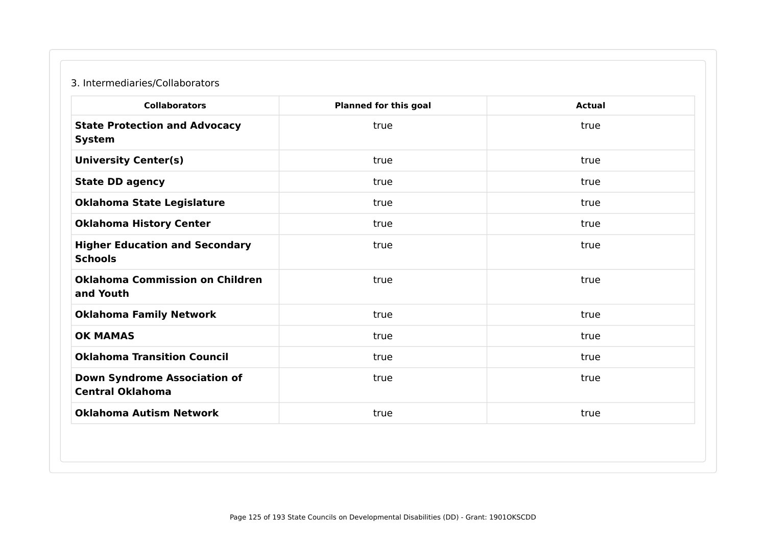3. Intermediaries/Collaborators

| Collaborators | Planned for this goal | Actual |
| --- | --- | --- |
| **State Protection and Advocacy System** | true | true |
| **University Center(s)** | true | true |
| **State DD agency** | true | true |
| **Oklahoma State Legislature** | true | true |
| **Oklahoma History Center** | true | true |
| **Higher Education and Secondary Schools** | true | true |
| **Oklahoma Commission on Children and Youth** | true | true |
| **Oklahoma Family Network** | true | true |
| **OK MAMAS** | true | true |
| **Oklahoma Transition Council** | true | true |
| **Down Syndrome Association of Central Oklahoma** | true | true |
| **Oklahoma Autism Network** | true | true |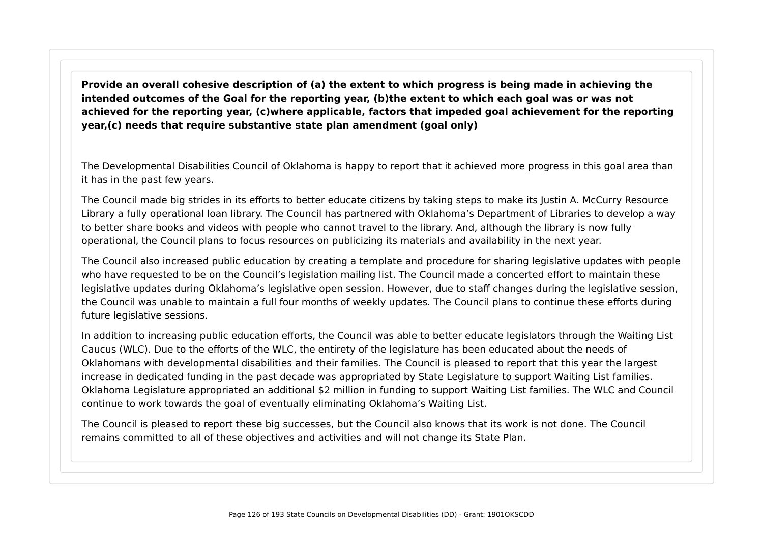**Provide an overall cohesive description of (a) the extent to which progress is being made in achieving the intended outcomes of the Goal for the reporting year, (b)the extent to which each goal was or was not achieved for the reporting year, (c)where applicable, factors that impeded goal achievement for the reporting year,(c) needs that require substantive state plan amendment (goal only)**

The Developmental Disabilities Council of Oklahoma is happy to report that it achieved more progress in this goal area than it has in the past few years.

The Council made big strides in its efforts to better educate citizens by taking steps to make its Justin A. McCurry Resource Library a fully operational loan library. The Council has partnered with Oklahoma's Department of Libraries to develop a way to better share books and videos with people who cannot travel to the library. And, although the library is now fully operational, the Council plans to focus resources on publicizing its materials and availability in the next year.

The Council also increased public education by creating a template and procedure for sharing legislative updates with people who have requested to be on the Council's legislation mailing list. The Council made a concerted effort to maintain these legislative updates during Oklahoma's legislative open session. However, due to staff changes during the legislative session, the Council was unable to maintain a full four months of weekly updates. The Council plans to continue these efforts during future legislative sessions.

In addition to increasing public education efforts, the Council was able to better educate legislators through the Waiting List Caucus (WLC). Due to the efforts of the WLC, the entirety of the legislature has been educated about the needs of Oklahomans with developmental disabilities and their families. The Council is pleased to report that this year the largest increase in dedicated funding in the past decade was appropriated by State Legislature to support Waiting List families. Oklahoma Legislature appropriated an additional $2 million in funding to support Waiting List families. The WLC and Council continue to work towards the goal of eventually eliminating Oklahoma's Waiting List.

The Council is pleased to report these big successes, but the Council also knows that its work is not done. The Council remains committed to all of these objectives and activities and will not change its State Plan.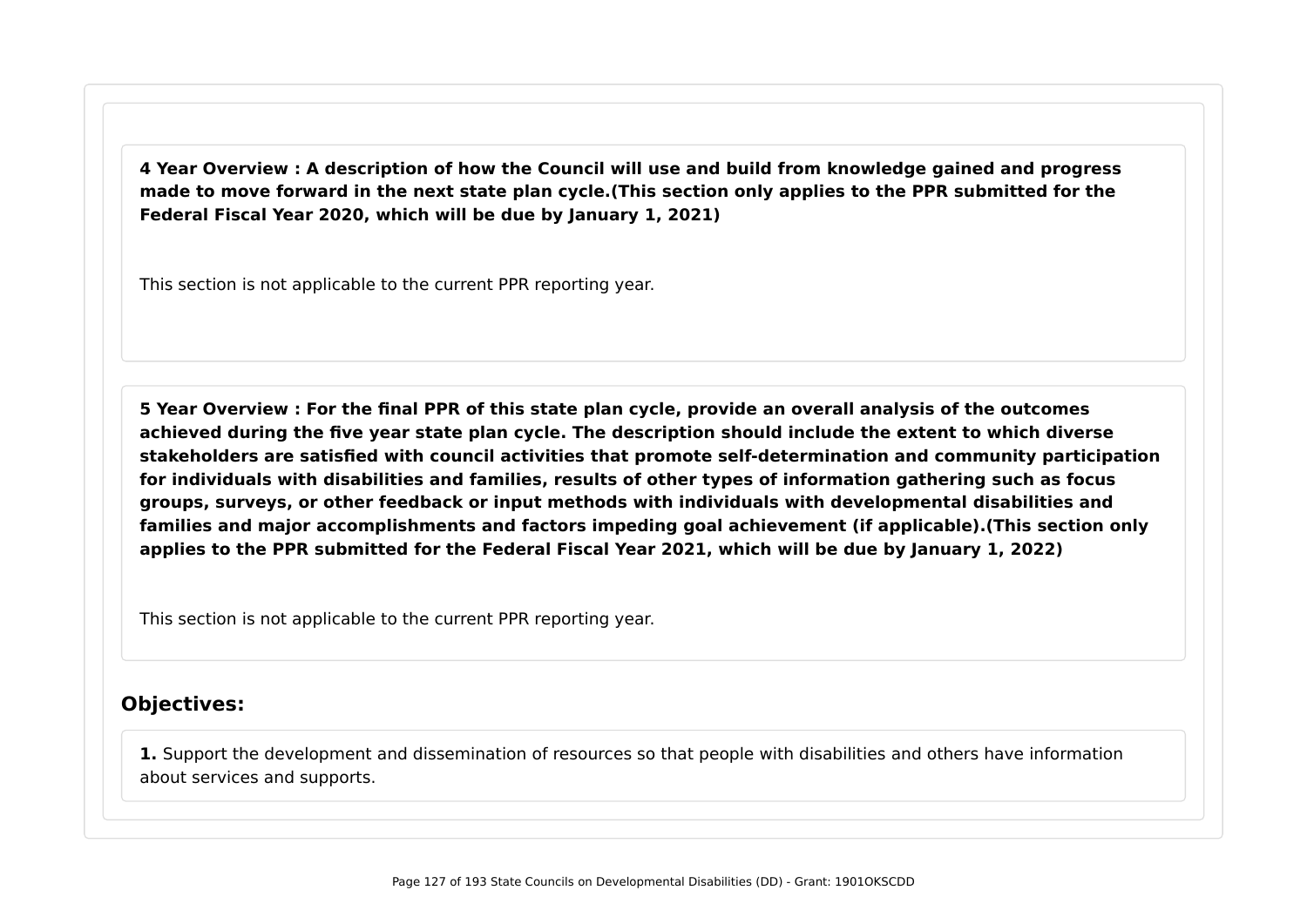**4 Year Overview : A description of how the Council will use and build from knowledge gained and progress made to move forward in the next state plan cycle.(This section only applies to the PPR submitted for the Federal Fiscal Year 2020, which will be due by January 1, 2021)**

This section is not applicable to the current PPR reporting year.

**5 Year Overview : For the final PPR of this state plan cycle, provide an overall analysis of the outcomes achieved during the five year state plan cycle. The description should include the extent to which diverse stakeholders are satisfied with council activities that promote self-determination and community participation for individuals with disabilities and families, results of other types of information gathering such as focus groups, surveys, or other feedback or input methods with individuals with developmental disabilities and families and major accomplishments and factors impeding goal achievement (if applicable).(This section only applies to the PPR submitted for the Federal Fiscal Year 2021, which will be due by January 1, 2022)**

This section is not applicable to the current PPR reporting year.

## Objectives:

**1.** Support the development and dissemination of resources so that people with disabilities and others have information about services and supports.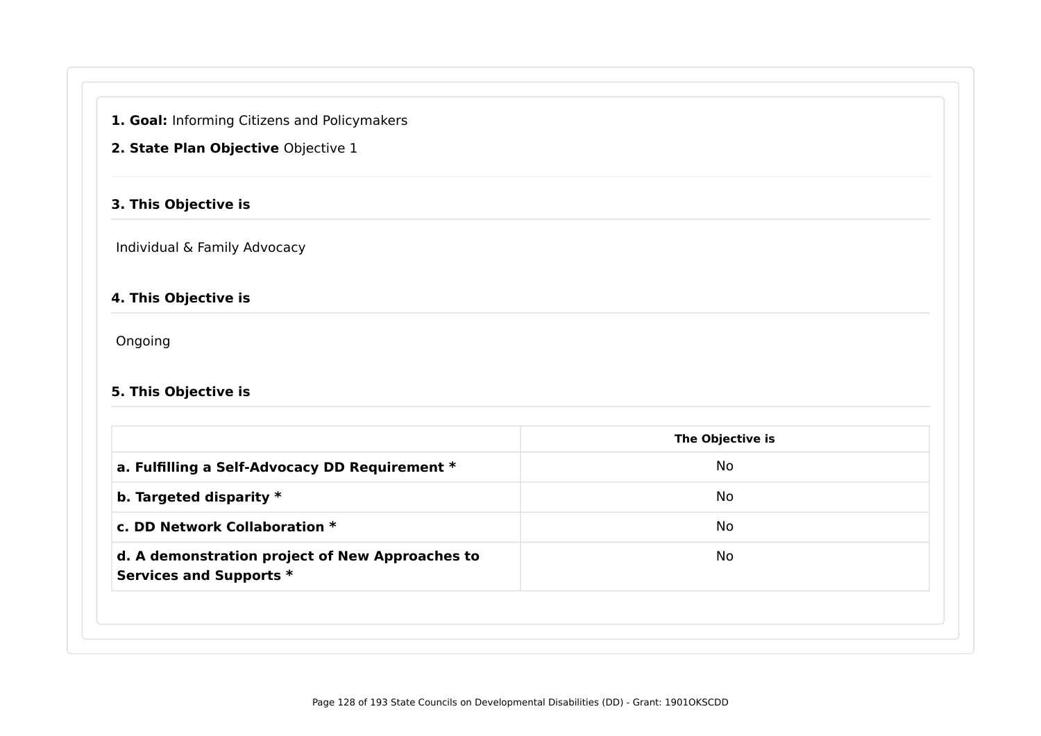**1. Goal:** Informing Citizens and Policymakers

**2. State Plan Objective** Objective 1

### 3. This Objective is

Individual & Family Advocacy

### 4. This Objective is

Ongoing

### 5. This Objective is

| | The Objective is |
|---|---|
| **a. Fulfilling a Self-Advocacy DD Requirement *** | No |
| **b. Targeted disparity *** | No |
| **c. DD Network Collaboration *** | No |
| **d. A demonstration project of New Approaches to Services and Supports *** | No |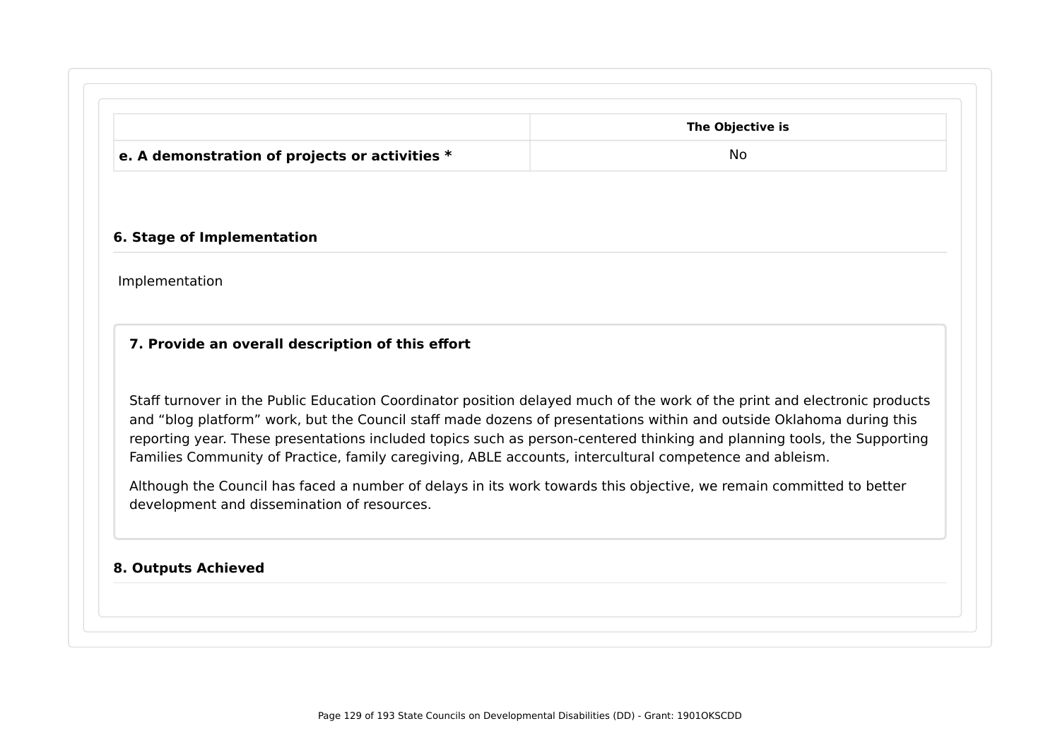| | The Objective is |
|---|---|
| **e. A demonstration of projects or activities *** | No |

### 6. Stage of Implementation

Implementation

### 7. Provide an overall description of this effort

Staff turnover in the Public Education Coordinator position delayed much of the work of the print and electronic products and “blog platform” work, but the Council staff made dozens of presentations within and outside Oklahoma during this reporting year. These presentations included topics such as person-centered thinking and planning tools, the Supporting Families Community of Practice, family caregiving, ABLE accounts, intercultural competence and ableism.

Although the Council has faced a number of delays in its work towards this objective, we remain committed to better development and dissemination of resources.

### 8. Outputs Achieved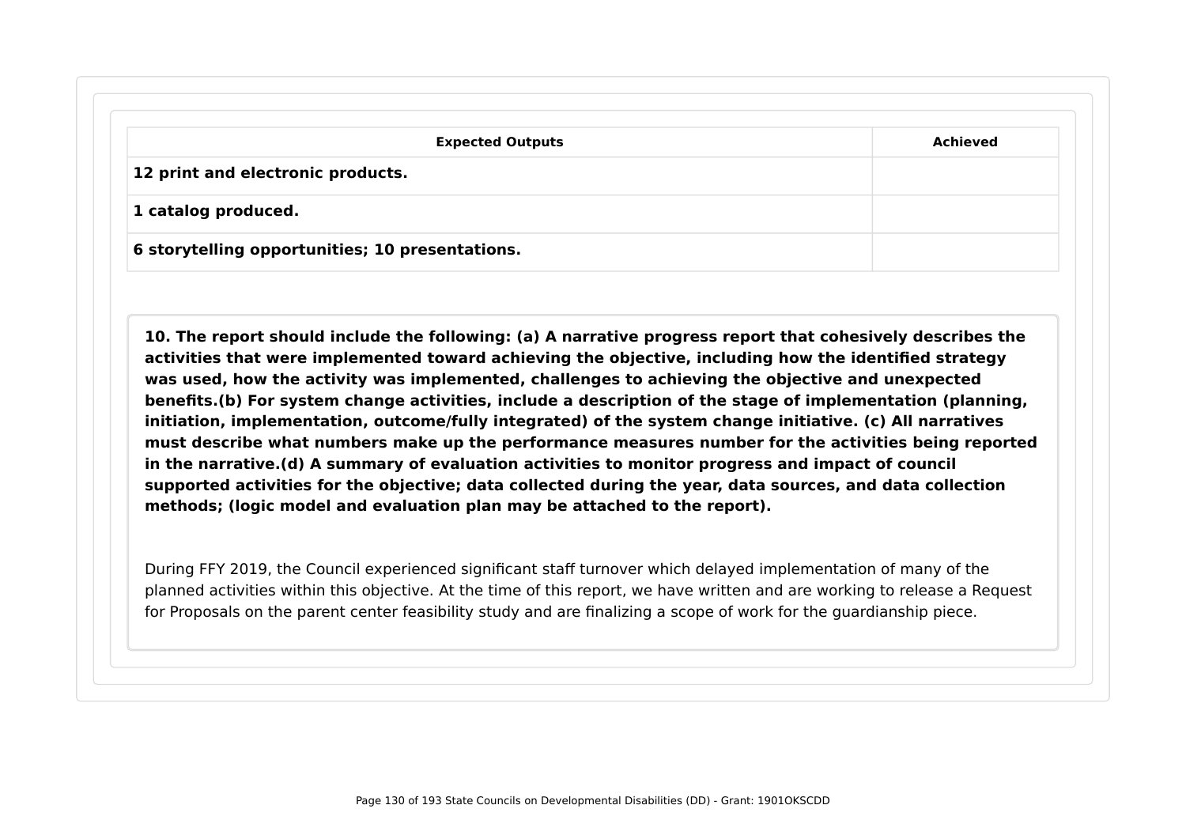| Expected Outputs | Achieved |
| --- | --- |
| **12 print and electronic products.** | |
| **1 catalog produced.** | |
| **6 storytelling opportunities; 10 presentations.** | |

**10. The report should include the following: (a) A narrative progress report that cohesively describes the activities that were implemented toward achieving the objective, including how the identified strategy was used, how the activity was implemented, challenges to achieving the objective and unexpected benefits.(b) For system change activities, include a description of the stage of implementation (planning, initiation, implementation, outcome/fully integrated) of the system change initiative. (c) All narratives must describe what numbers make up the performance measures number for the activities being reported in the narrative.(d) A summary of evaluation activities to monitor progress and impact of council supported activities for the objective; data collected during the year, data sources, and data collection methods; (logic model and evaluation plan may be attached to the report).**

During FFY 2019, the Council experienced significant staff turnover which delayed implementation of many of the planned activities within this objective. At the time of this report, we have written and are working to release a Request for Proposals on the parent center feasibility study and are finalizing a scope of work for the guardianship piece.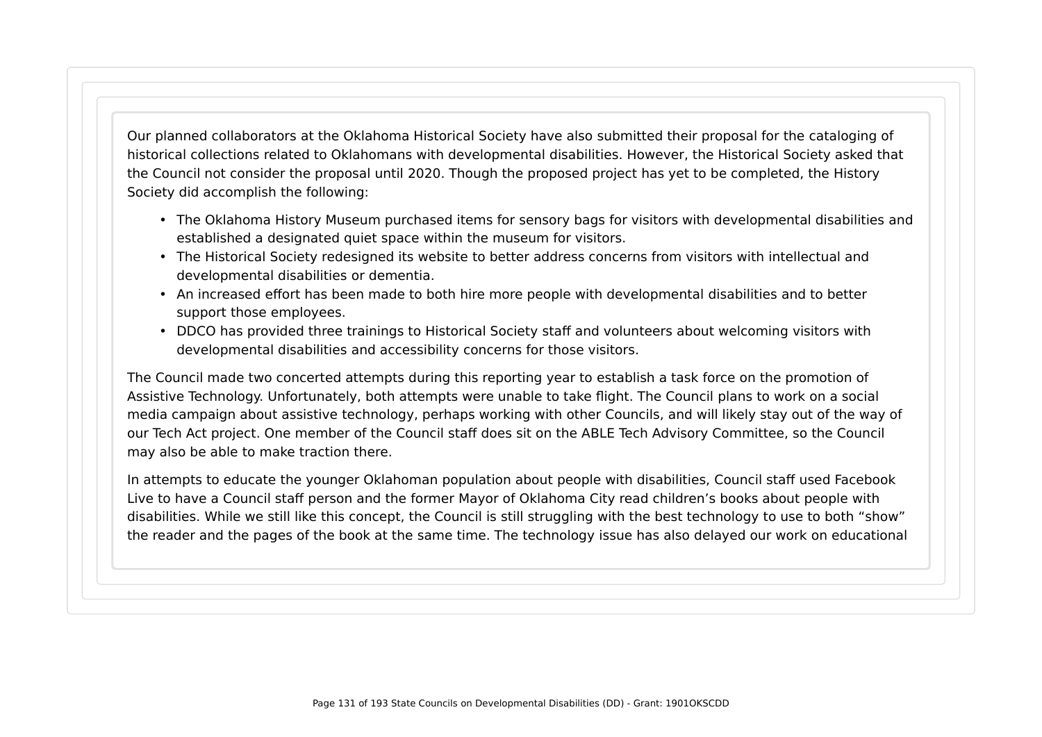Our planned collaborators at the Oklahoma Historical Society have also submitted their proposal for the cataloging of historical collections related to Oklahomans with developmental disabilities. However, the Historical Society asked that the Council not consider the proposal until 2020. Though the proposed project has yet to be completed, the History Society did accomplish the following:

- The Oklahoma History Museum purchased items for sensory bags for visitors with developmental disabilities and established a designated quiet space within the museum for visitors.
- The Historical Society redesigned its website to better address concerns from visitors with intellectual and developmental disabilities or dementia.
- An increased effort has been made to both hire more people with developmental disabilities and to better support those employees.
- DDCO has provided three trainings to Historical Society staff and volunteers about welcoming visitors with developmental disabilities and accessibility concerns for those visitors.

The Council made two concerted attempts during this reporting year to establish a task force on the promotion of Assistive Technology. Unfortunately, both attempts were unable to take flight. The Council plans to work on a social media campaign about assistive technology, perhaps working with other Councils, and will likely stay out of the way of our Tech Act project. One member of the Council staff does sit on the ABLE Tech Advisory Committee, so the Council may also be able to make traction there.

In attempts to educate the younger Oklahoman population about people with disabilities, Council staff used Facebook Live to have a Council staff person and the former Mayor of Oklahoma City read children's books about people with disabilities. While we still like this concept, the Council is still struggling with the best technology to use to both "show" the reader and the pages of the book at the same time. The technology issue has also delayed our work on educational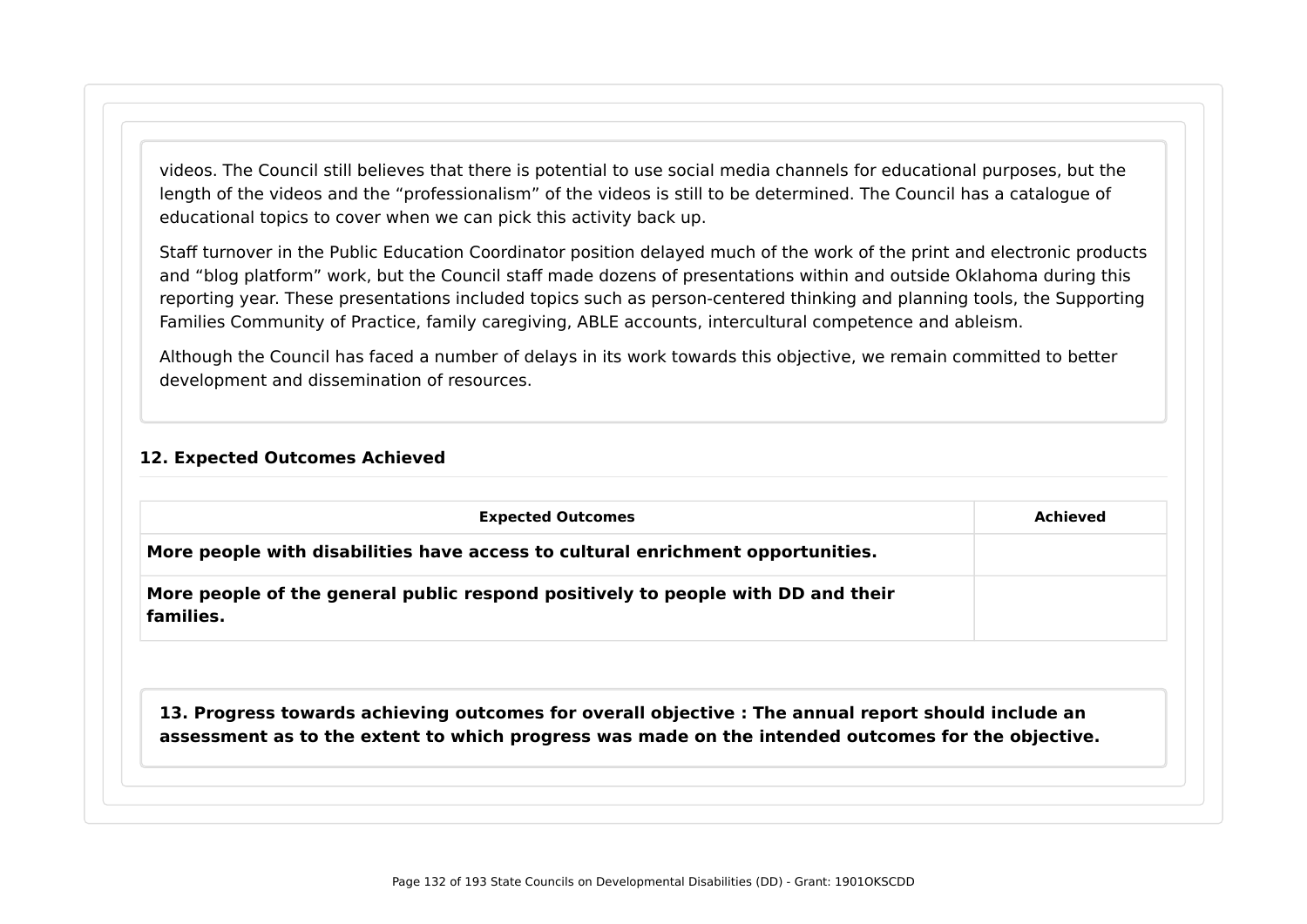videos. The Council still believes that there is potential to use social media channels for educational purposes, but the length of the videos and the "professionalism" of the videos is still to be determined. The Council has a catalogue of educational topics to cover when we can pick this activity back up.

Staff turnover in the Public Education Coordinator position delayed much of the work of the print and electronic products and "blog platform" work, but the Council staff made dozens of presentations within and outside Oklahoma during this reporting year. These presentations included topics such as person-centered thinking and planning tools, the Supporting Families Community of Practice, family caregiving, ABLE accounts, intercultural competence and ableism.

Although the Council has faced a number of delays in its work towards this objective, we remain committed to better development and dissemination of resources.

### 12. Expected Outcomes Achieved

| Expected Outcomes | Achieved |
| --- | --- |
| **More people with disabilities have access to cultural enrichment opportunities.** | |
| **More people of the general public respond positively to people with DD and their families.** | |

**13. Progress towards achieving outcomes for overall objective : The annual report should include an assessment as to the extent to which progress was made on the intended outcomes for the objective.**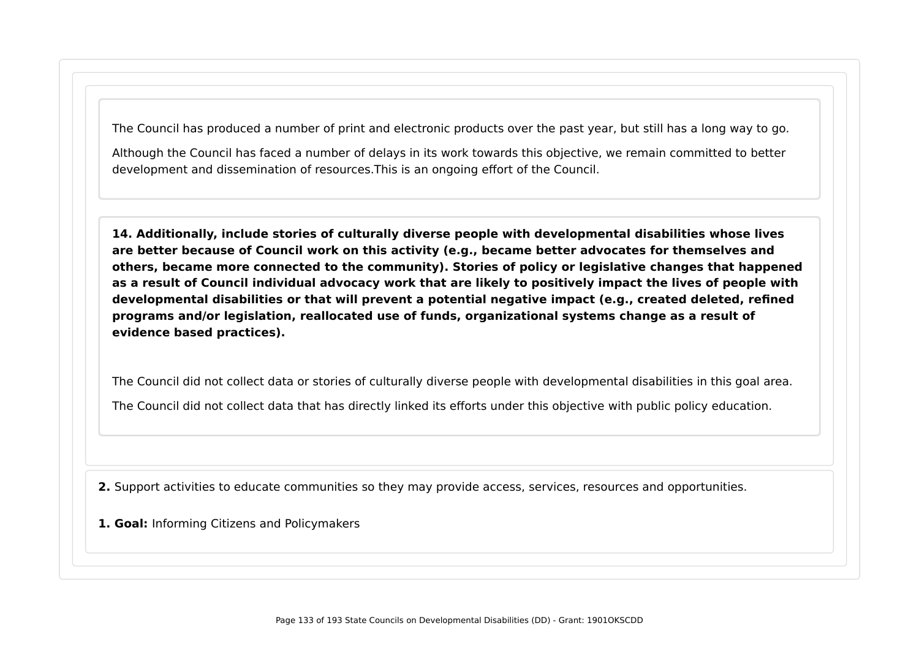The Council has produced a number of print and electronic products over the past year, but still has a long way to go.

Although the Council has faced a number of delays in its work towards this objective, we remain committed to better development and dissemination of resources.This is an ongoing effort of the Council.

**14. Additionally, include stories of culturally diverse people with developmental disabilities whose lives are better because of Council work on this activity (e.g., became better advocates for themselves and others, became more connected to the community). Stories of policy or legislative changes that happened as a result of Council individual advocacy work that are likely to positively impact the lives of people with developmental disabilities or that will prevent a potential negative impact (e.g., created deleted, refined programs and/or legislation, reallocated use of funds, organizational systems change as a result of evidence based practices).**

The Council did not collect data or stories of culturally diverse people with developmental disabilities in this goal area.

The Council did not collect data that has directly linked its efforts under this objective with public policy education.

**2.** Support activities to educate communities so they may provide access, services, resources and opportunities.

**1. Goal:** Informing Citizens and Policymakers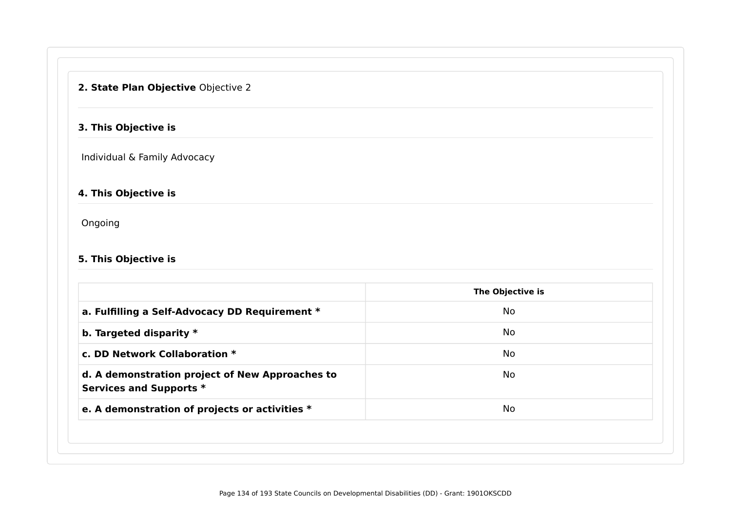**2. State Plan Objective** Objective 2

**3. This Objective is**

Individual & Family Advocacy

**4. This Objective is**

Ongoing

**5. This Objective is**

| | The Objective is |
|---|---|
| **a. Fulfilling a Self-Advocacy DD Requirement *** | No |
| **b. Targeted disparity *** | No |
| **c. DD Network Collaboration *** | No |
| **d. A demonstration project of New Approaches to Services and Supports *** | No |
| **e. A demonstration of projects or activities *** | No |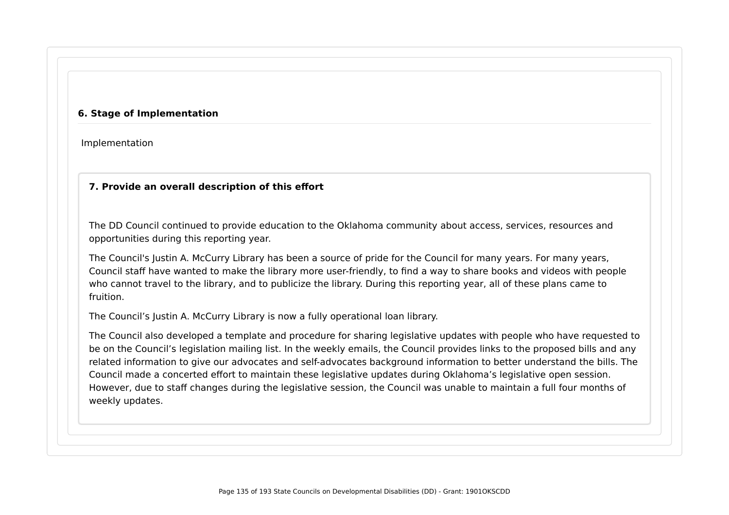### 6. Stage of Implementation

Implementation

### 7. Provide an overall description of this effort

The DD Council continued to provide education to the Oklahoma community about access, services, resources and opportunities during this reporting year.

The Council's Justin A. McCurry Library has been a source of pride for the Council for many years. For many years, Council staff have wanted to make the library more user-friendly, to find a way to share books and videos with people who cannot travel to the library, and to publicize the library. During this reporting year, all of these plans came to fruition.

The Council’s Justin A. McCurry Library is now a fully operational loan library.

The Council also developed a template and procedure for sharing legislative updates with people who have requested to be on the Council’s legislation mailing list. In the weekly emails, the Council provides links to the proposed bills and any related information to give our advocates and self-advocates background information to better understand the bills. The Council made a concerted effort to maintain these legislative updates during Oklahoma’s legislative open session. However, due to staff changes during the legislative session, the Council was unable to maintain a full four months of weekly updates.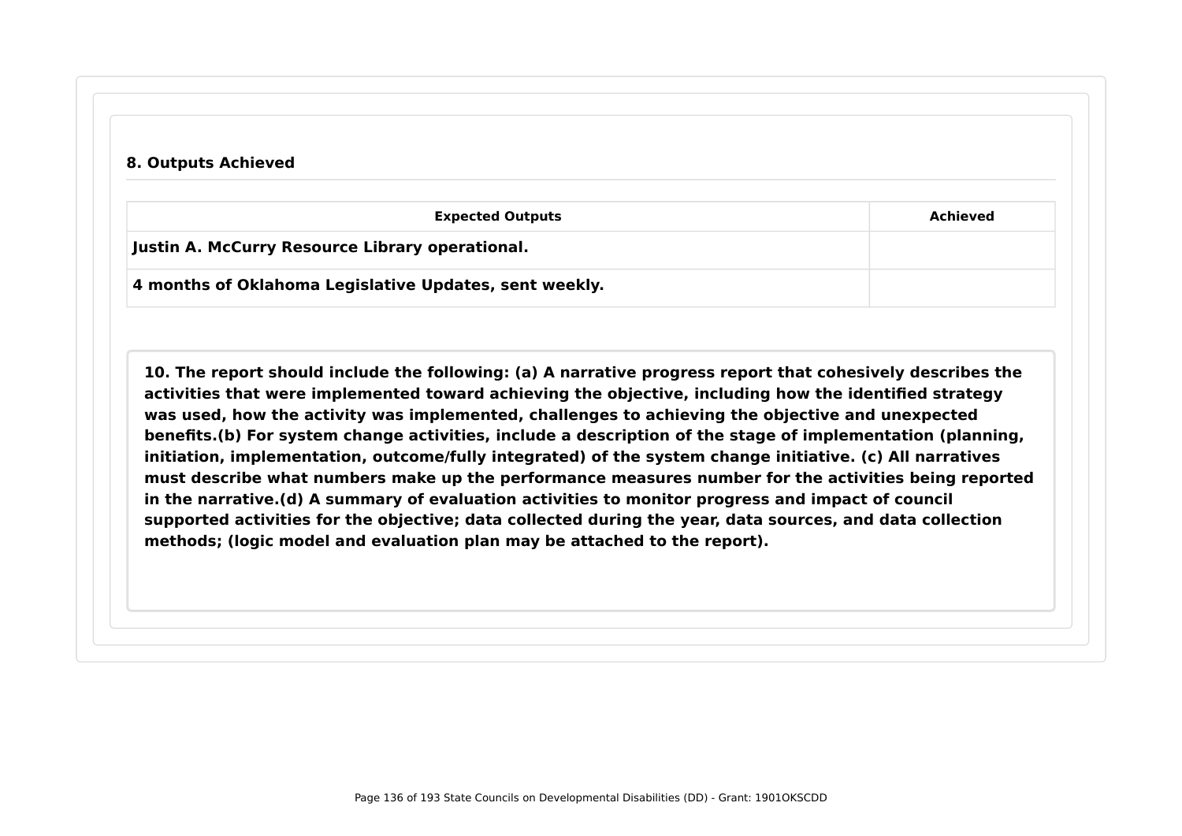### 8. Outputs Achieved

| Expected Outputs | Achieved |
| --- | --- |
| **Justin A. McCurry Resource Library operational.** | |
| **4 months of Oklahoma Legislative Updates, sent weekly.** | |

**10. The report should include the following: (a) A narrative progress report that cohesively describes the activities that were implemented toward achieving the objective, including how the identified strategy was used, how the activity was implemented, challenges to achieving the objective and unexpected benefits.(b) For system change activities, include a description of the stage of implementation (planning, initiation, implementation, outcome/fully integrated) of the system change initiative. (c) All narratives must describe what numbers make up the performance measures number for the activities being reported in the narrative.(d) A summary of evaluation activities to monitor progress and impact of council supported activities for the objective; data collected during the year, data sources, and data collection methods; (logic model and evaluation plan may be attached to the report).**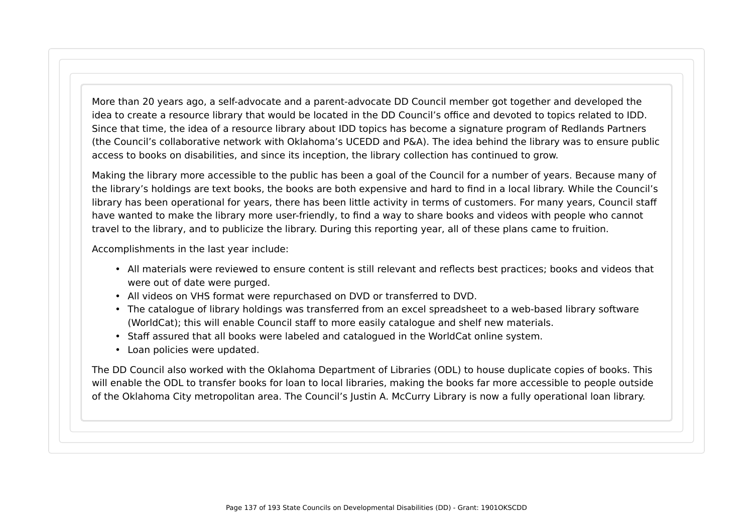More than 20 years ago, a self-advocate and a parent-advocate DD Council member got together and developed the idea to create a resource library that would be located in the DD Council's office and devoted to topics related to IDD. Since that time, the idea of a resource library about IDD topics has become a signature program of Redlands Partners (the Council's collaborative network with Oklahoma's UCEDD and P&A). The idea behind the library was to ensure public access to books on disabilities, and since its inception, the library collection has continued to grow.

Making the library more accessible to the public has been a goal of the Council for a number of years. Because many of the library's holdings are text books, the books are both expensive and hard to find in a local library. While the Council's library has been operational for years, there has been little activity in terms of customers. For many years, Council staff have wanted to make the library more user-friendly, to find a way to share books and videos with people who cannot travel to the library, and to publicize the library. During this reporting year, all of these plans came to fruition.

Accomplishments in the last year include:

- All materials were reviewed to ensure content is still relevant and reflects best practices; books and videos that were out of date were purged.
- All videos on VHS format were repurchased on DVD or transferred to DVD.
- The catalogue of library holdings was transferred from an excel spreadsheet to a web-based library software (WorldCat); this will enable Council staff to more easily catalogue and shelf new materials.
- Staff assured that all books were labeled and catalogued in the WorldCat online system.
- Loan policies were updated.

The DD Council also worked with the Oklahoma Department of Libraries (ODL) to house duplicate copies of books. This will enable the ODL to transfer books for loan to local libraries, making the books far more accessible to people outside of the Oklahoma City metropolitan area. The Council's Justin A. McCurry Library is now a fully operational loan library.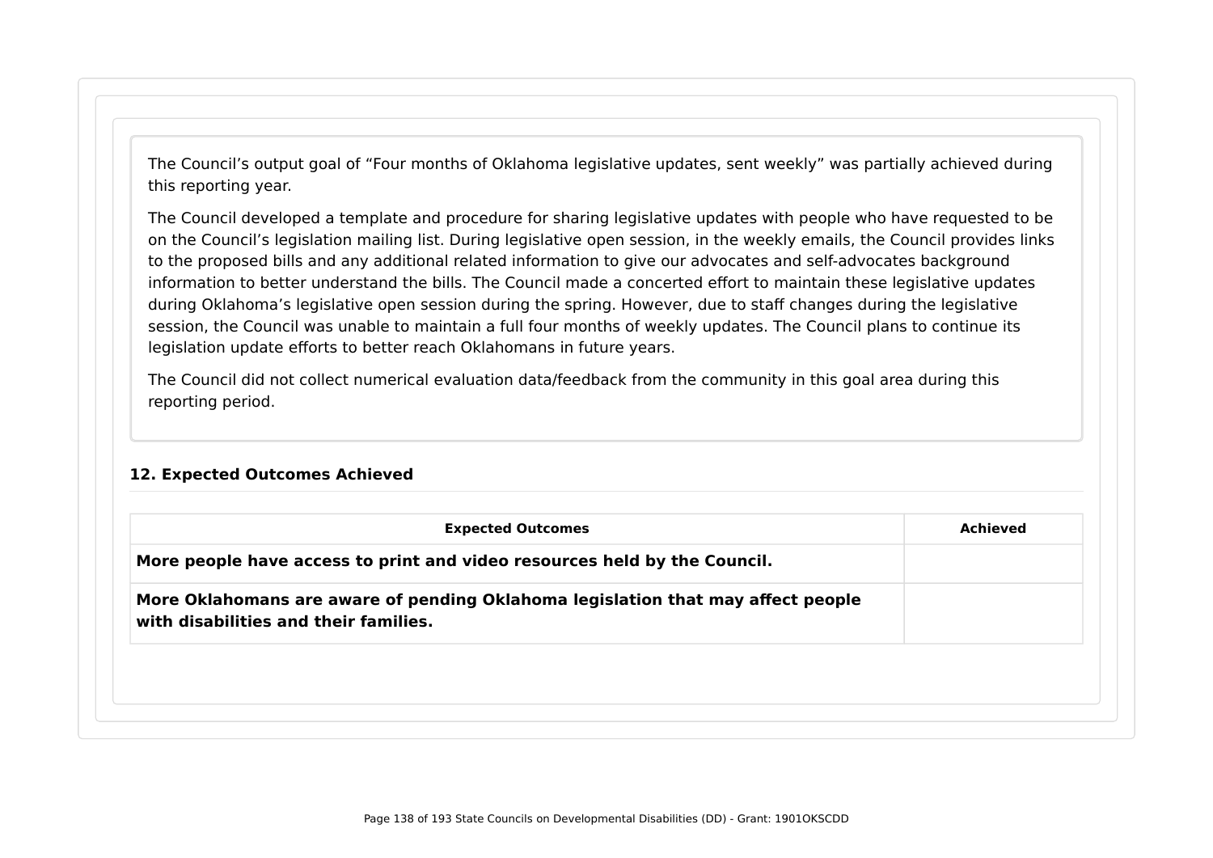The Council's output goal of "Four months of Oklahoma legislative updates, sent weekly" was partially achieved during this reporting year.

The Council developed a template and procedure for sharing legislative updates with people who have requested to be on the Council's legislation mailing list. During legislative open session, in the weekly emails, the Council provides links to the proposed bills and any additional related information to give our advocates and self-advocates background information to better understand the bills. The Council made a concerted effort to maintain these legislative updates during Oklahoma's legislative open session during the spring. However, due to staff changes during the legislative session, the Council was unable to maintain a full four months of weekly updates. The Council plans to continue its legislation update efforts to better reach Oklahomans in future years.

The Council did not collect numerical evaluation data/feedback from the community in this goal area during this reporting period.

### 12. Expected Outcomes Achieved

| Expected Outcomes | Achieved |
|---|---|
| **More people have access to print and video resources held by the Council.** | |
| **More Oklahomans are aware of pending Oklahoma legislation that may affect people with disabilities and their families.** | |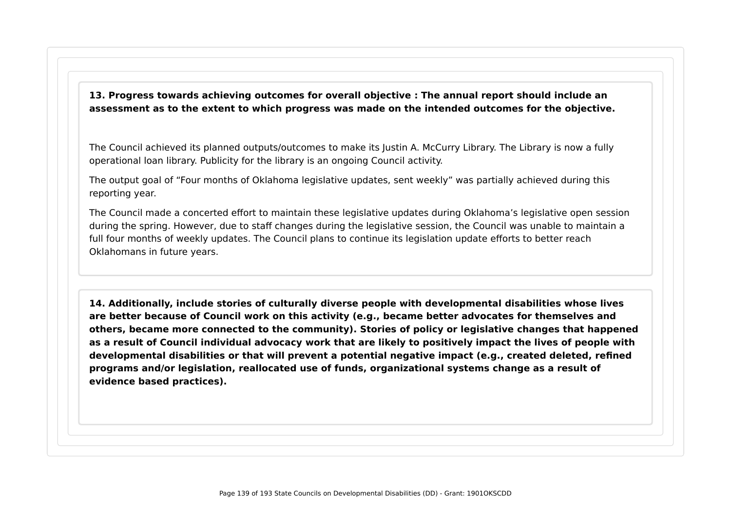**13. Progress towards achieving outcomes for overall objective : The annual report should include an assessment as to the extent to which progress was made on the intended outcomes for the objective.**

The Council achieved its planned outputs/outcomes to make its Justin A. McCurry Library. The Library is now a fully operational loan library. Publicity for the library is an ongoing Council activity.

The output goal of "Four months of Oklahoma legislative updates, sent weekly" was partially achieved during this reporting year.

The Council made a concerted effort to maintain these legislative updates during Oklahoma's legislative open session during the spring. However, due to staff changes during the legislative session, the Council was unable to maintain a full four months of weekly updates. The Council plans to continue its legislation update efforts to better reach Oklahomans in future years.

**14. Additionally, include stories of culturally diverse people with developmental disabilities whose lives are better because of Council work on this activity (e.g., became better advocates for themselves and others, became more connected to the community). Stories of policy or legislative changes that happened as a result of Council individual advocacy work that are likely to positively impact the lives of people with developmental disabilities or that will prevent a potential negative impact (e.g., created deleted, refined programs and/or legislation, reallocated use of funds, organizational systems change as a result of evidence based practices).**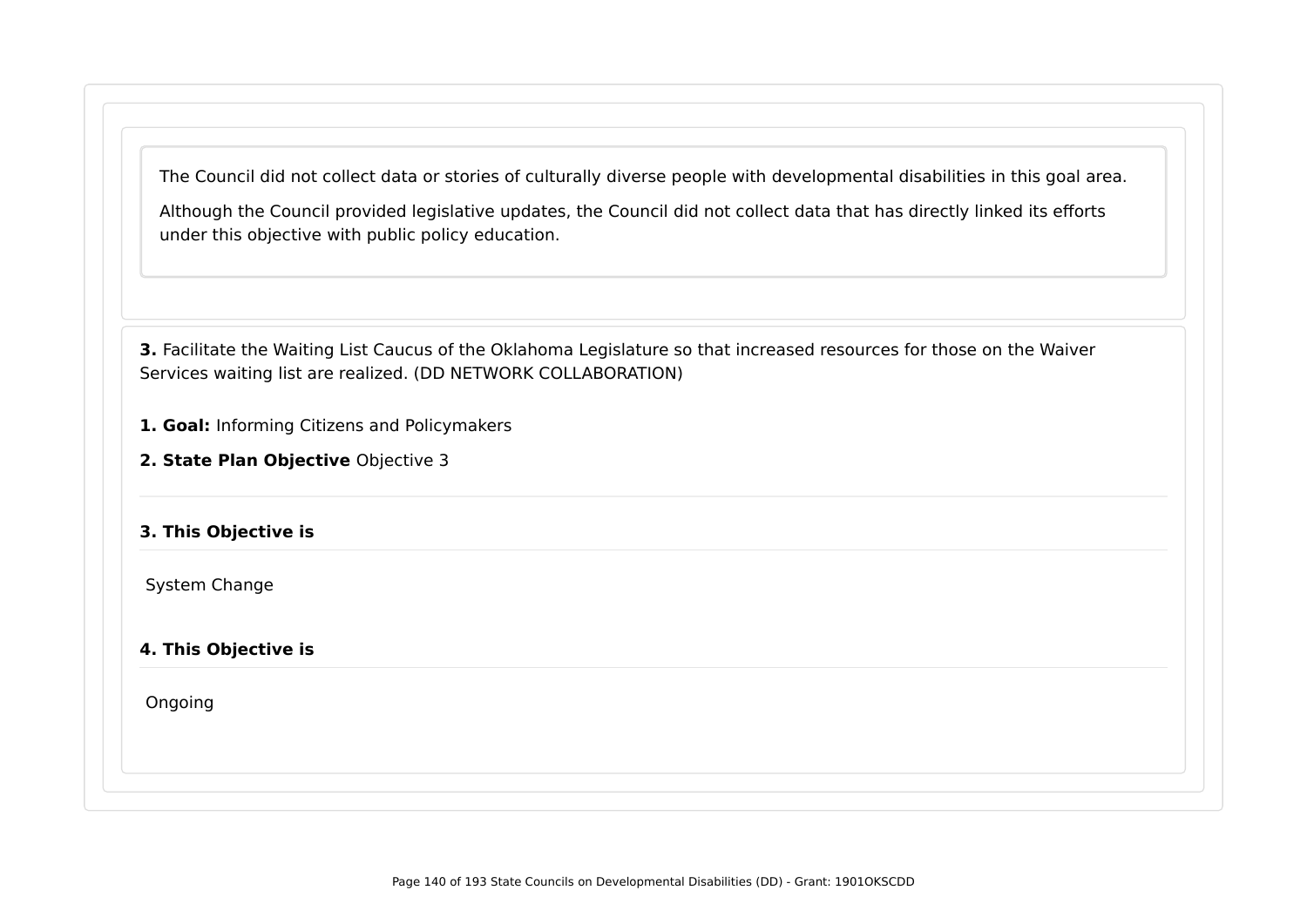The Council did not collect data or stories of culturally diverse people with developmental disabilities in this goal area.

Although the Council provided legislative updates, the Council did not collect data that has directly linked its efforts under this objective with public policy education.

**3.** Facilitate the Waiting List Caucus of the Oklahoma Legislature so that increased resources for those on the Waiver Services waiting list are realized. (DD NETWORK COLLABORATION)

**1. Goal:** Informing Citizens and Policymakers

**2. State Plan Objective** Objective 3

**3. This Objective is**

System Change

**4. This Objective is**

Ongoing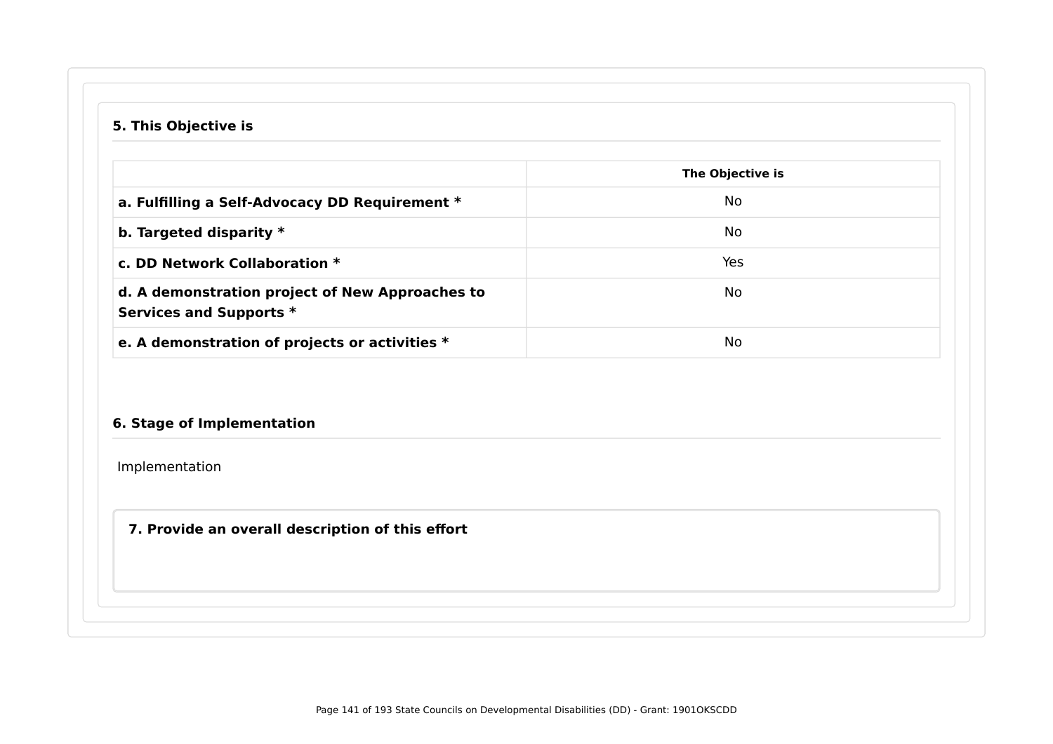### 5. This Objective is

| | The Objective is |
|---|---|
| **a. Fulfilling a Self-Advocacy DD Requirement *** | No |
| **b. Targeted disparity *** | No |
| **c. DD Network Collaboration *** | Yes |
| **d. A demonstration project of New Approaches to Services and Supports *** | No |
| **e. A demonstration of projects or activities *** | No |

### 6. Stage of Implementation

Implementation

### 7. Provide an overall description of this effort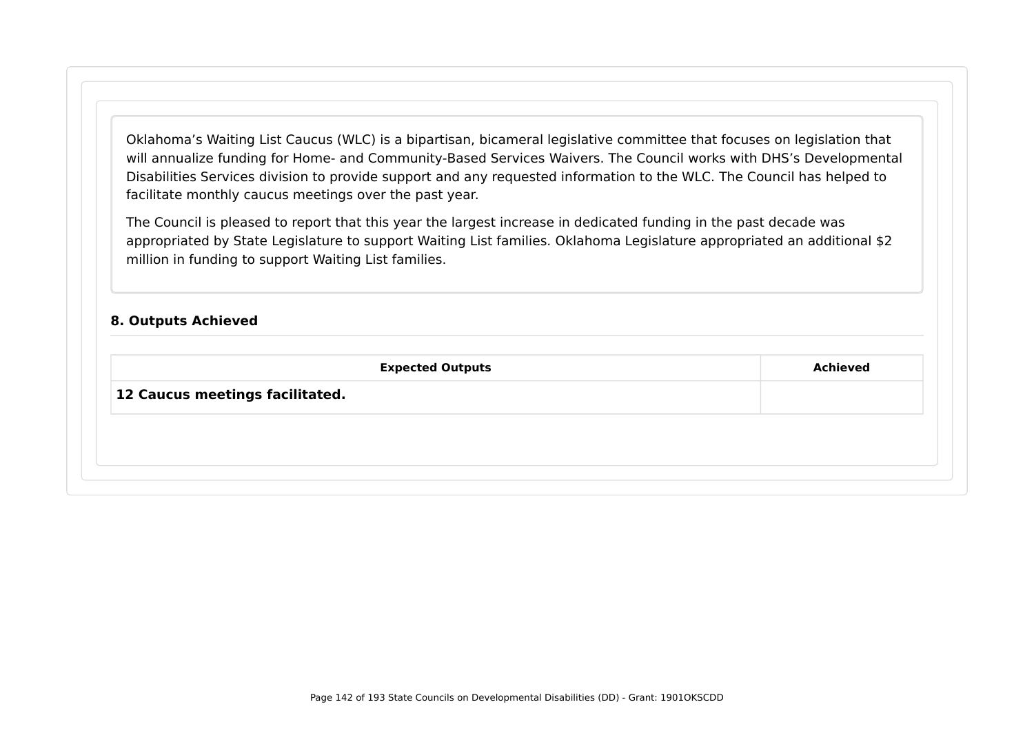Oklahoma’s Waiting List Caucus (WLC) is a bipartisan, bicameral legislative committee that focuses on legislation that will annualize funding for Home- and Community-Based Services Waivers. The Council works with DHS’s Developmental Disabilities Services division to provide support and any requested information to the WLC. The Council has helped to facilitate monthly caucus meetings over the past year.

The Council is pleased to report that this year the largest increase in dedicated funding in the past decade was appropriated by State Legislature to support Waiting List families. Oklahoma Legislature appropriated an additional $2 million in funding to support Waiting List families.

### 8. Outputs Achieved

| Expected Outputs | Achieved |
| --- | --- |
| **12 Caucus meetings facilitated.** | |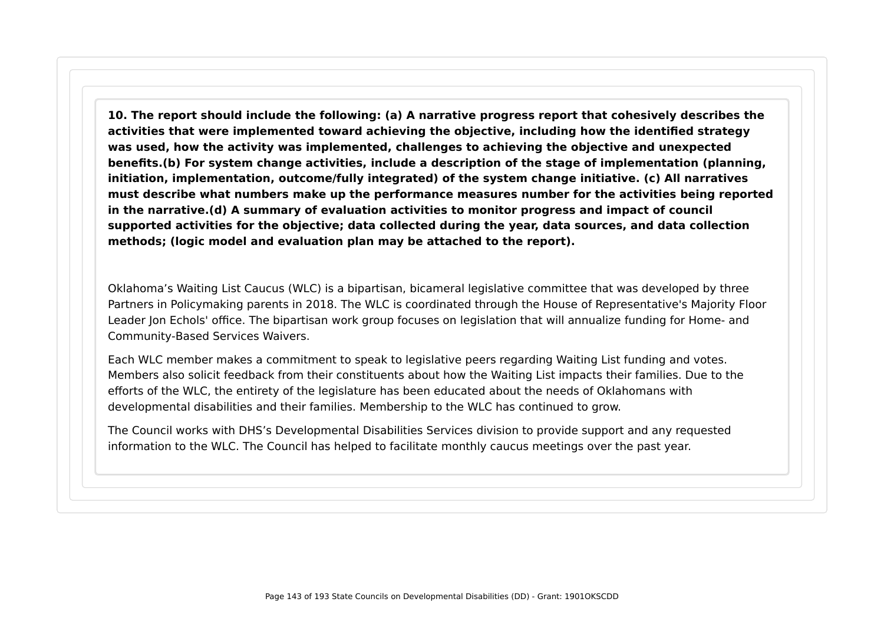**10. The report should include the following: (a) A narrative progress report that cohesively describes the activities that were implemented toward achieving the objective, including how the identified strategy was used, how the activity was implemented, challenges to achieving the objective and unexpected benefits.(b) For system change activities, include a description of the stage of implementation (planning, initiation, implementation, outcome/fully integrated) of the system change initiative. (c) All narratives must describe what numbers make up the performance measures number for the activities being reported in the narrative.(d) A summary of evaluation activities to monitor progress and impact of council supported activities for the objective; data collected during the year, data sources, and data collection methods; (logic model and evaluation plan may be attached to the report).**

Oklahoma's Waiting List Caucus (WLC) is a bipartisan, bicameral legislative committee that was developed by three Partners in Policymaking parents in 2018. The WLC is coordinated through the House of Representative's Majority Floor Leader Jon Echols' office. The bipartisan work group focuses on legislation that will annualize funding for Home- and Community-Based Services Waivers.

Each WLC member makes a commitment to speak to legislative peers regarding Waiting List funding and votes. Members also solicit feedback from their constituents about how the Waiting List impacts their families. Due to the efforts of the WLC, the entirety of the legislature has been educated about the needs of Oklahomans with developmental disabilities and their families. Membership to the WLC has continued to grow.

The Council works with DHS's Developmental Disabilities Services division to provide support and any requested information to the WLC. The Council has helped to facilitate monthly caucus meetings over the past year.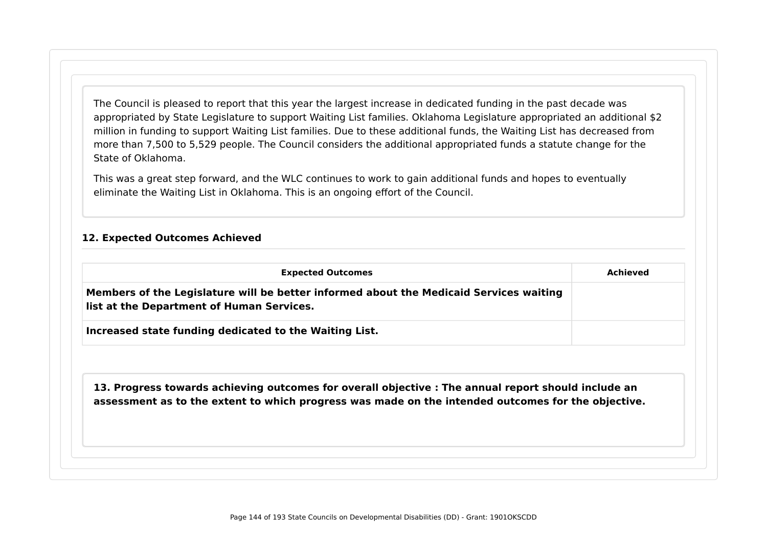The Council is pleased to report that this year the largest increase in dedicated funding in the past decade was appropriated by State Legislature to support Waiting List families. Oklahoma Legislature appropriated an additional $2 million in funding to support Waiting List families. Due to these additional funds, the Waiting List has decreased from more than 7,500 to 5,529 people. The Council considers the additional appropriated funds a statute change for the State of Oklahoma.

This was a great step forward, and the WLC continues to work to gain additional funds and hopes to eventually eliminate the Waiting List in Oklahoma. This is an ongoing effort of the Council.

### 12. Expected Outcomes Achieved

| Expected Outcomes | Achieved |
|---|---|
| **Members of the Legislature will be better informed about the Medicaid Services waiting list at the Department of Human Services.** | |
| **Increased state funding dedicated to the Waiting List.** | |

**13. Progress towards achieving outcomes for overall objective : The annual report should include an assessment as to the extent to which progress was made on the intended outcomes for the objective.**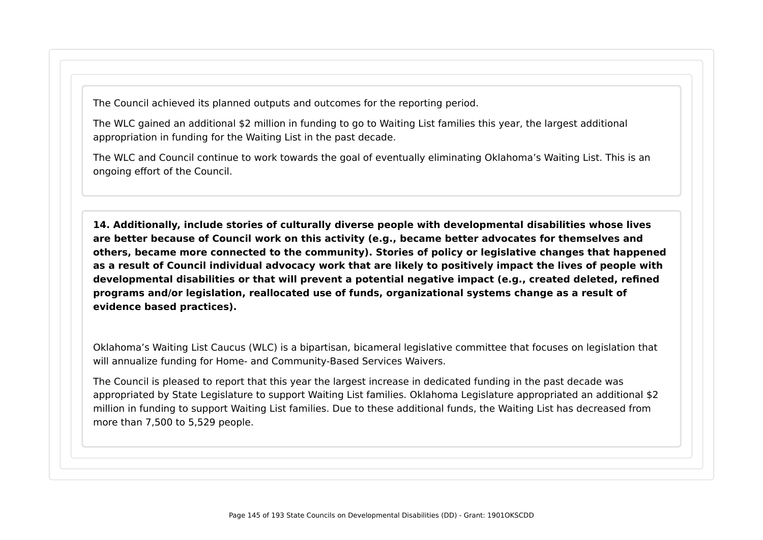The Council achieved its planned outputs and outcomes for the reporting period.

The WLC gained an additional $2 million in funding to go to Waiting List families this year, the largest additional appropriation in funding for the Waiting List in the past decade.

The WLC and Council continue to work towards the goal of eventually eliminating Oklahoma's Waiting List. This is an ongoing effort of the Council.

**14. Additionally, include stories of culturally diverse people with developmental disabilities whose lives are better because of Council work on this activity (e.g., became better advocates for themselves and others, became more connected to the community). Stories of policy or legislative changes that happened as a result of Council individual advocacy work that are likely to positively impact the lives of people with developmental disabilities or that will prevent a potential negative impact (e.g., created deleted, refined programs and/or legislation, reallocated use of funds, organizational systems change as a result of evidence based practices).**

Oklahoma's Waiting List Caucus (WLC) is a bipartisan, bicameral legislative committee that focuses on legislation that will annualize funding for Home- and Community-Based Services Waivers.

The Council is pleased to report that this year the largest increase in dedicated funding in the past decade was appropriated by State Legislature to support Waiting List families. Oklahoma Legislature appropriated an additional $2 million in funding to support Waiting List families. Due to these additional funds, the Waiting List has decreased from more than 7,500 to 5,529 people.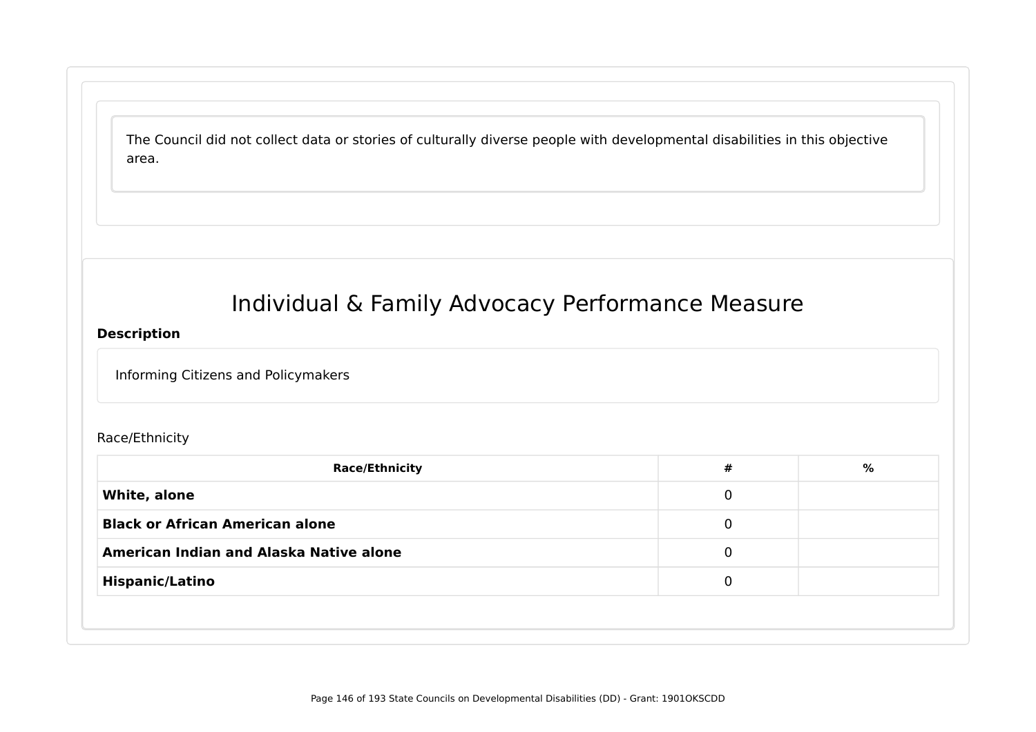The Council did not collect data or stories of culturally diverse people with developmental disabilities in this objective area.

# Individual & Family Advocacy Performance Measure

**Description**

Informing Citizens and Policymakers

Race/Ethnicity

| Race/Ethnicity | # | % |
| --- | --- | --- |
| **White, alone** | 0 | |
| **Black or African American alone** | 0 | |
| **American Indian and Alaska Native alone** | 0 | |
| **Hispanic/Latino** | 0 | |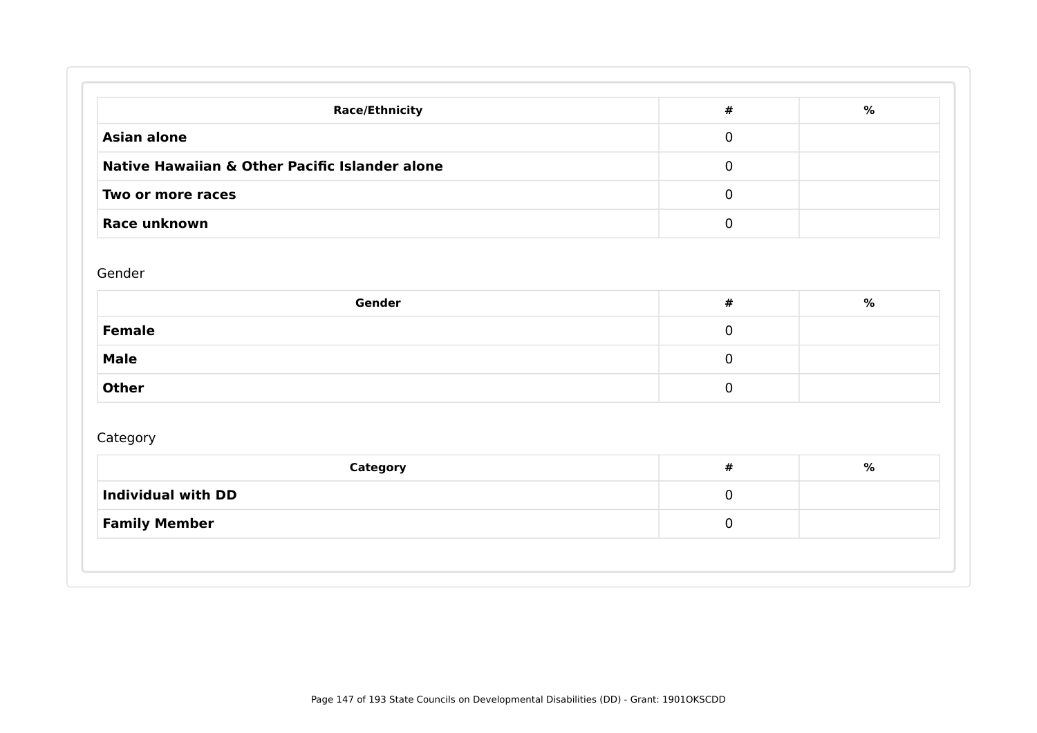| Race/Ethnicity | # | % |
| --- | --- | --- |
| **Asian alone** | 0 | |
| **Native Hawaiian & Other Pacific Islander alone** | 0 | |
| **Two or more races** | 0 | |
| **Race unknown** | 0 | |

Gender

| Gender | # | % |
| --- | --- | --- |
| **Female** | 0 | |
| **Male** | 0 | |
| **Other** | 0 | |

Category

| Category | # | % |
| --- | --- | --- |
| **Individual with DD** | 0 | |
| **Family Member** | 0 | |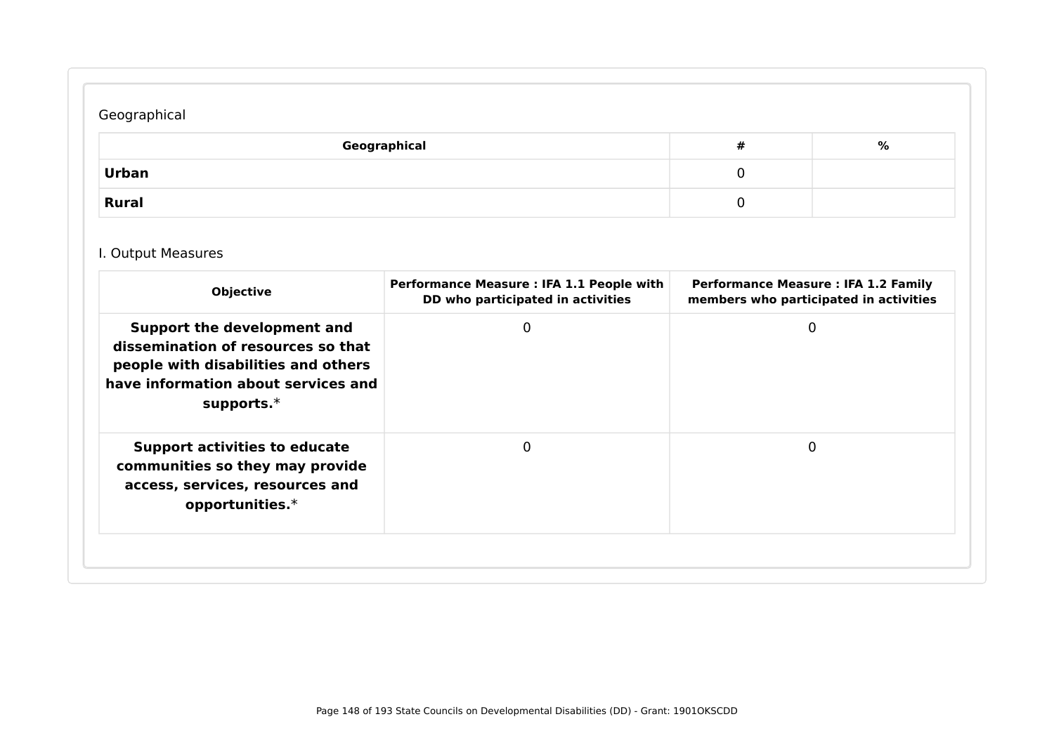Geographical

| Geographical | # | % |
|---|---|---|
| **Urban** | 0 | |
| **Rural** | 0 | |

I. Output Measures

| Objective | Performance Measure : IFA 1.1 People with DD who participated in activities | Performance Measure : IFA 1.2 Family members who participated in activities |
|---|---|---|
| **Support the development and dissemination of resources so that people with disabilities and others have information about services and supports.*** | 0 | 0 |
| **Support activities to educate communities so they may provide access, services, resources and opportunities.*** | 0 | 0 |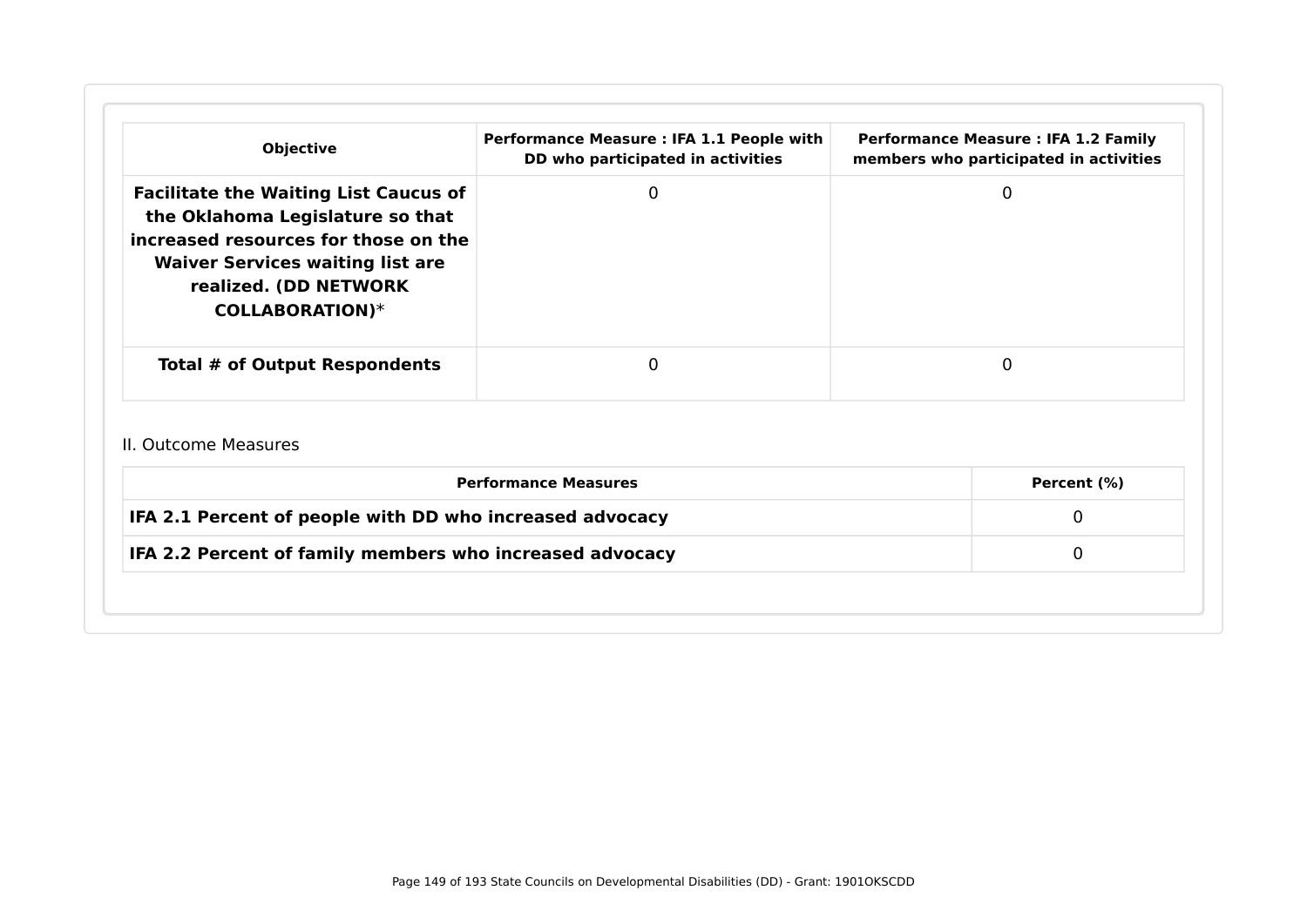| Objective | Performance Measure : IFA 1.1 People with DD who participated in activities | Performance Measure : IFA 1.2 Family members who participated in activities |
|---|---|---|
| **Facilitate the Waiting List Caucus of the Oklahoma Legislature so that increased resources for those on the Waiver Services waiting list are realized. (DD NETWORK COLLABORATION)*** | 0 | 0 |
| **Total # of Output Respondents** | 0 | 0 |

II. Outcome Measures

| Performance Measures | Percent (%) |
|---|---|
| **IFA 2.1 Percent of people with DD who increased advocacy** | 0 |
| **IFA 2.2 Percent of family members who increased advocacy** | 0 |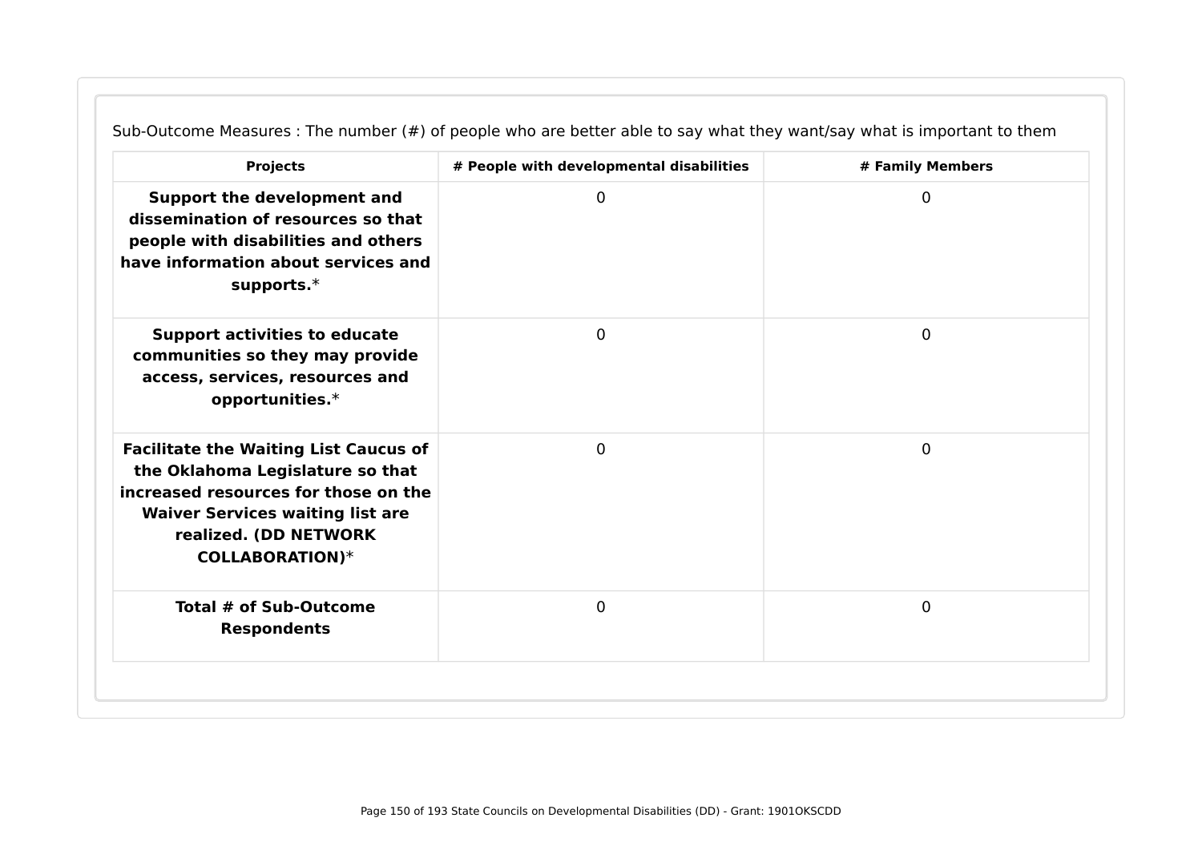Sub-Outcome Measures : The number (#) of people who are better able to say what they want/say what is important to them

| Projects | # People with developmental disabilities | # Family Members |
|---|---|---|
| **Support the development and dissemination of resources so that people with disabilities and others have information about services and supports.*** | 0 | 0 |
| **Support activities to educate communities so they may provide access, services, resources and opportunities.*** | 0 | 0 |
| **Facilitate the Waiting List Caucus of the Oklahoma Legislature so that increased resources for those on the Waiver Services waiting list are realized. (DD NETWORK COLLABORATION)*** | 0 | 0 |
| **Total # of Sub-Outcome Respondents** | 0 | 0 |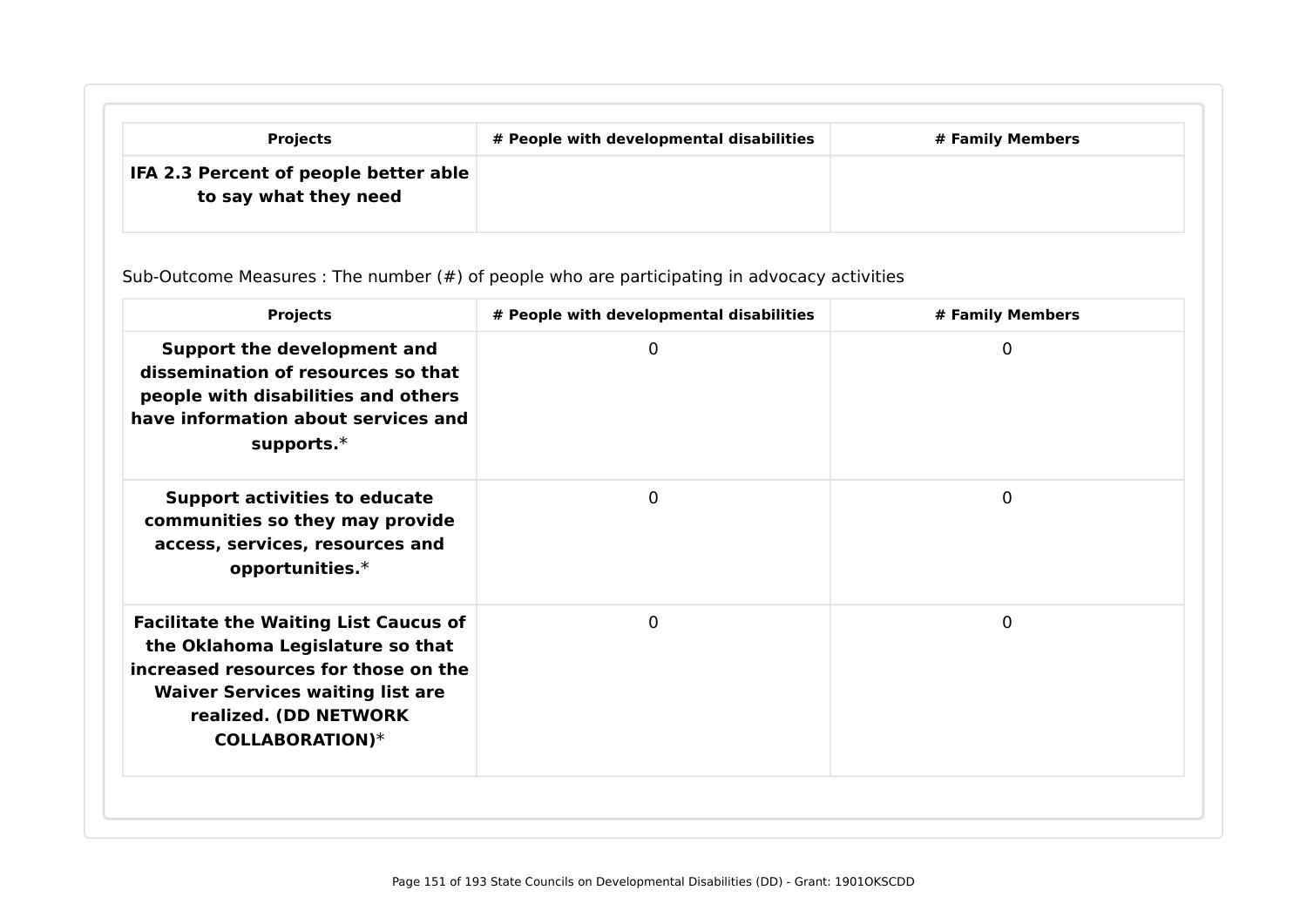| Projects | # People with developmental disabilities | # Family Members |
|---|---|---|
| **IFA 2.3 Percent of people better able to say what they need** | | |

Sub-Outcome Measures : The number (#) of people who are participating in advocacy activities

| Projects | # People with developmental disabilities | # Family Members |
|---|---|---|
| **Support the development and dissemination of resources so that people with disabilities and others have information about services and supports.*** | 0 | 0 |
| **Support activities to educate communities so they may provide access, services, resources and opportunities.*** | 0 | 0 |
| **Facilitate the Waiting List Caucus of the Oklahoma Legislature so that increased resources for those on the Waiver Services waiting list are realized. (DD NETWORK COLLABORATION)*** | 0 | 0 |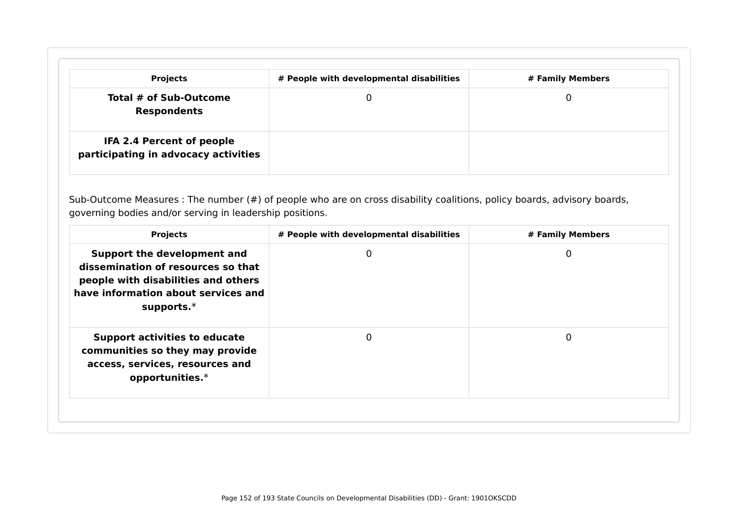| Projects | # People with developmental disabilities | # Family Members |
|---|---|---|
| **Total # of Sub-Outcome Respondents** | 0 | 0 |
| **IFA 2.4 Percent of people participating in advocacy activities** | | |

Sub-Outcome Measures : The number (#) of people who are on cross disability coalitions, policy boards, advisory boards, governing bodies and/or serving in leadership positions.

| Projects | # People with developmental disabilities | # Family Members |
|---|---|---|
| **Support the development and dissemination of resources so that people with disabilities and others have information about services and supports.*** | 0 | 0 |
| **Support activities to educate communities so they may provide access, services, resources and opportunities.*** | 0 | 0 |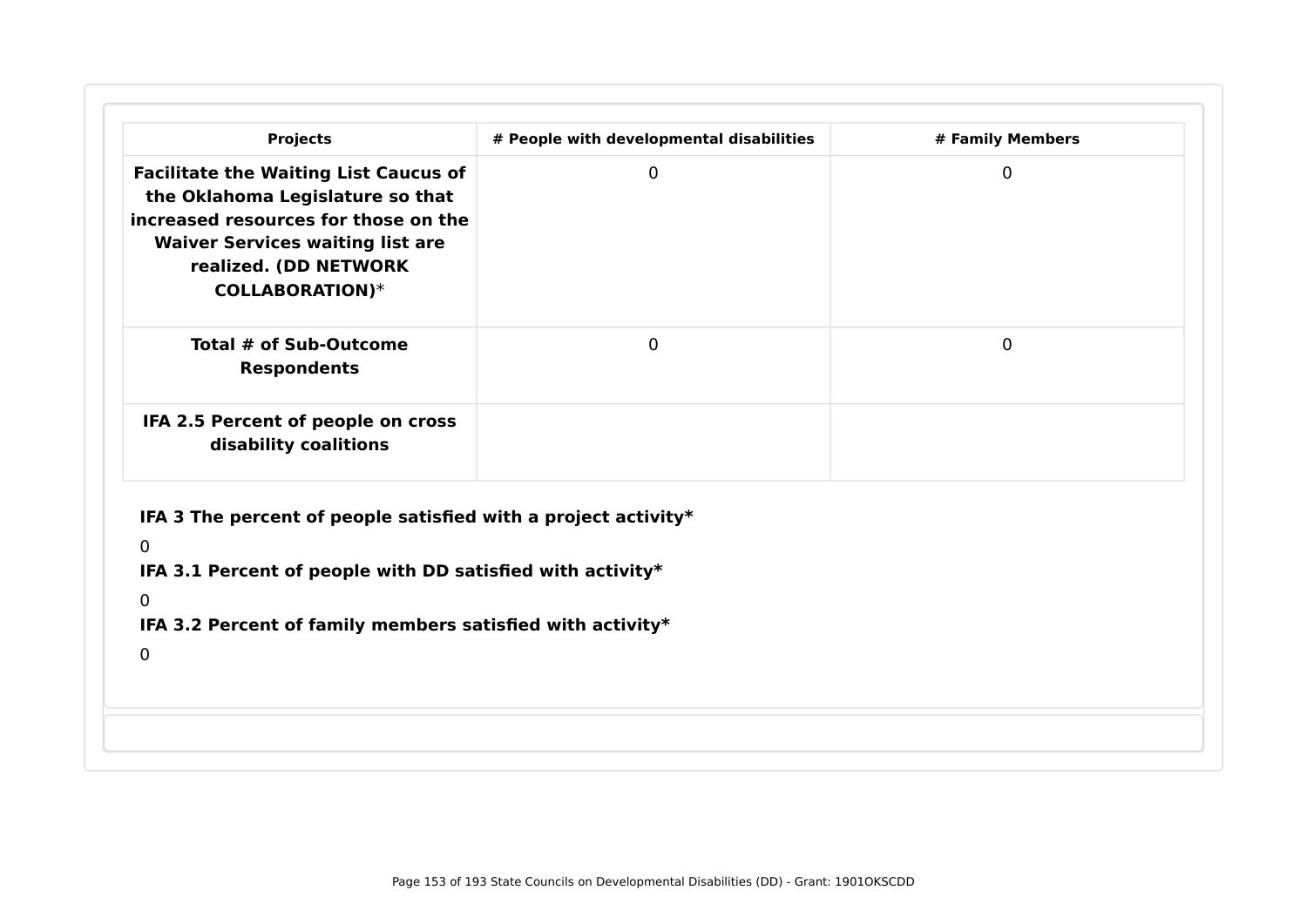| Projects | # People with developmental disabilities | # Family Members |
|---|---|---|
| **Facilitate the Waiting List Caucus of the Oklahoma Legislature so that increased resources for those on the Waiver Services waiting list are realized. (DD NETWORK COLLABORATION)*** | 0 | 0 |
| **Total # of Sub-Outcome Respondents** | 0 | 0 |
| **IFA 2.5 Percent of people on cross disability coalitions** | | |

**IFA 3 The percent of people satisfied with a project activity***

0

**IFA 3.1 Percent of people with DD satisfied with activity***

0

**IFA 3.2 Percent of family members satisfied with activity***

0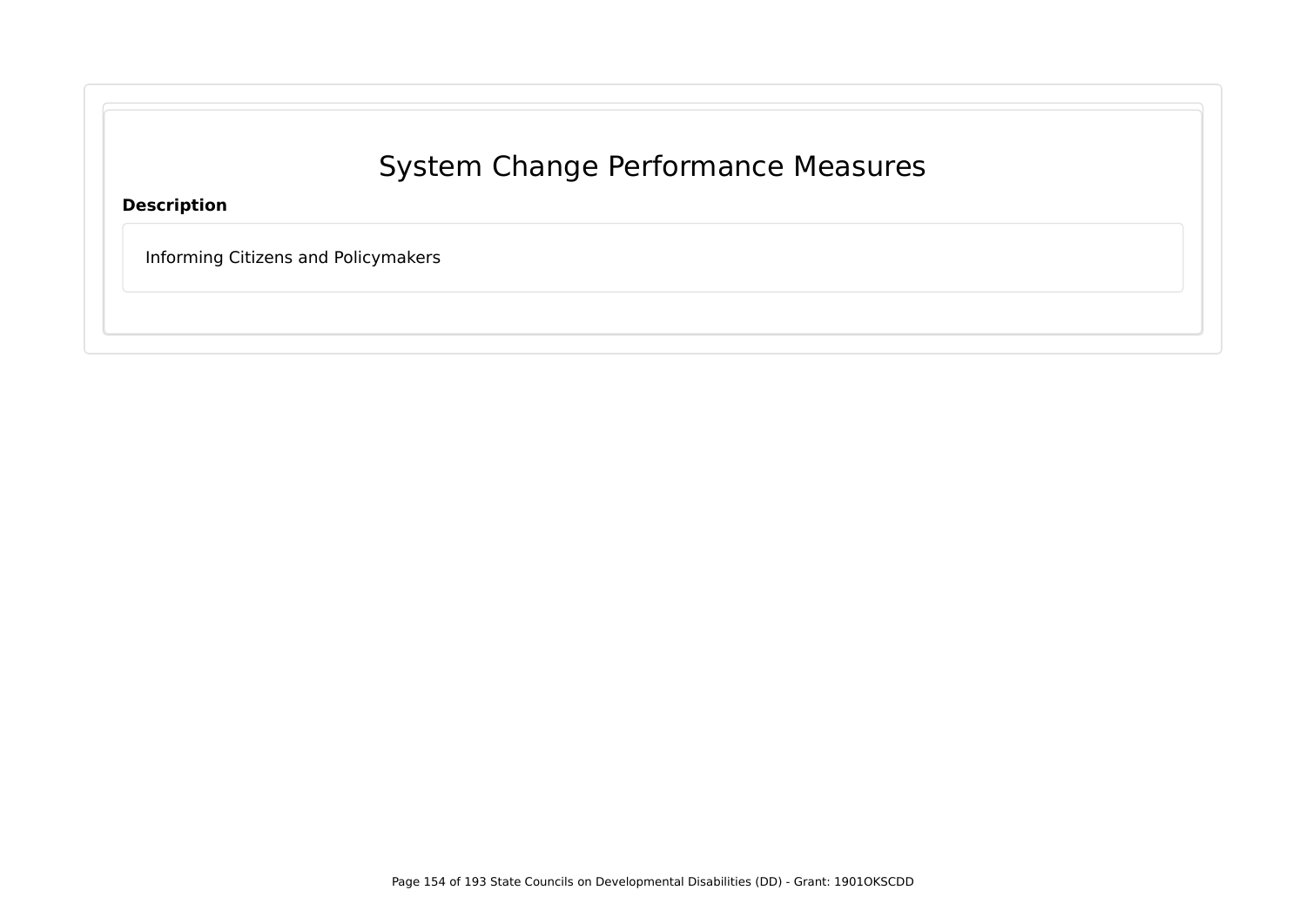# System Change Performance Measures

**Description**

Informing Citizens and Policymakers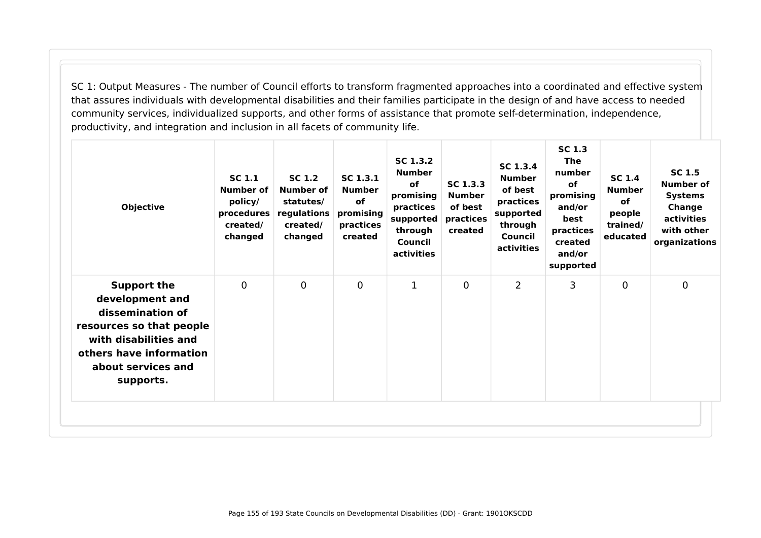SC 1: Output Measures - The number of Council efforts to transform fragmented approaches into a coordinated and effective system that assures individuals with developmental disabilities and their families participate in the design of and have access to needed community services, individualized supports, and other forms of assistance that promote self-determination, independence, productivity, and integration and inclusion in all facets of community life.

| Objective | SC 1.1 Number of policy/ procedures created/ changed | SC 1.2 Number of statutes/ regulations created/ changed | SC 1.3.1 Number of promising practices created | SC 1.3.2 Number of promising practices supported through Council activities | SC 1.3.3 Number of best practices created | SC 1.3.4 Number of best practices supported through Council activities | SC 1.3 The number of promising and/or best practices created and/or supported | SC 1.4 Number of people trained/ educated | SC 1.5 Number of Systems Change activities with other organizations |
| --- | --- | --- | --- | --- | --- | --- | --- | --- | --- |
| **Support the development and dissemination of resources so that people with disabilities and others have information about services and supports.** | 0 | 0 | 0 | 1 | 0 | 2 | 3 | 0 | 0 |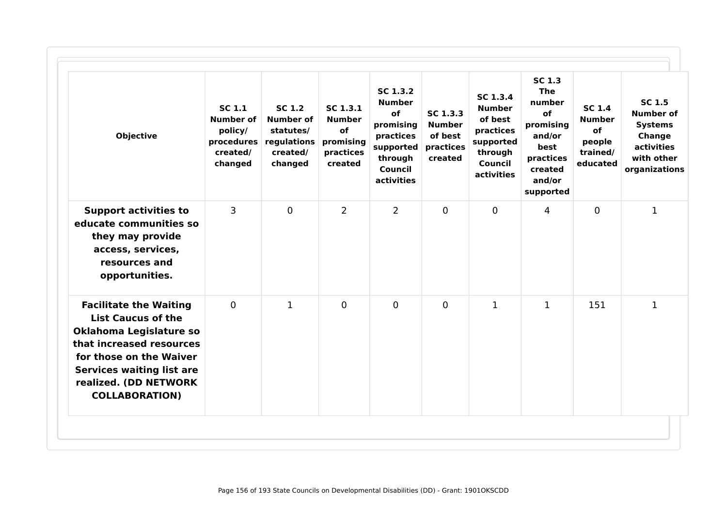| Objective | SC 1.1 Number of policy/ procedures created/ changed | SC 1.2 Number of statutes/ regulations created/ changed | SC 1.3.1 Number of promising practices created | SC 1.3.2 Number of promising practices supported through Council activities | SC 1.3.3 Number of best practices created | SC 1.3.4 Number of best practices supported through Council activities | SC 1.3 The number of promising and/or best practices created and/or supported | SC 1.4 Number of people trained/ educated | SC 1.5 Number of Systems Change activities with other organizations |
|---|---|---|---|---|---|---|---|---|---|
| **Support activities to educate communities so they may provide access, services, resources and opportunities.** | 3 | 0 | 2 | 2 | 0 | 0 | 4 | 0 | 1 |
| **Facilitate the Waiting List Caucus of the Oklahoma Legislature so that increased resources for those on the Waiver Services waiting list are realized. (DD NETWORK COLLABORATION)** | 0 | 1 | 0 | 0 | 0 | 1 | 1 | 151 | 1 |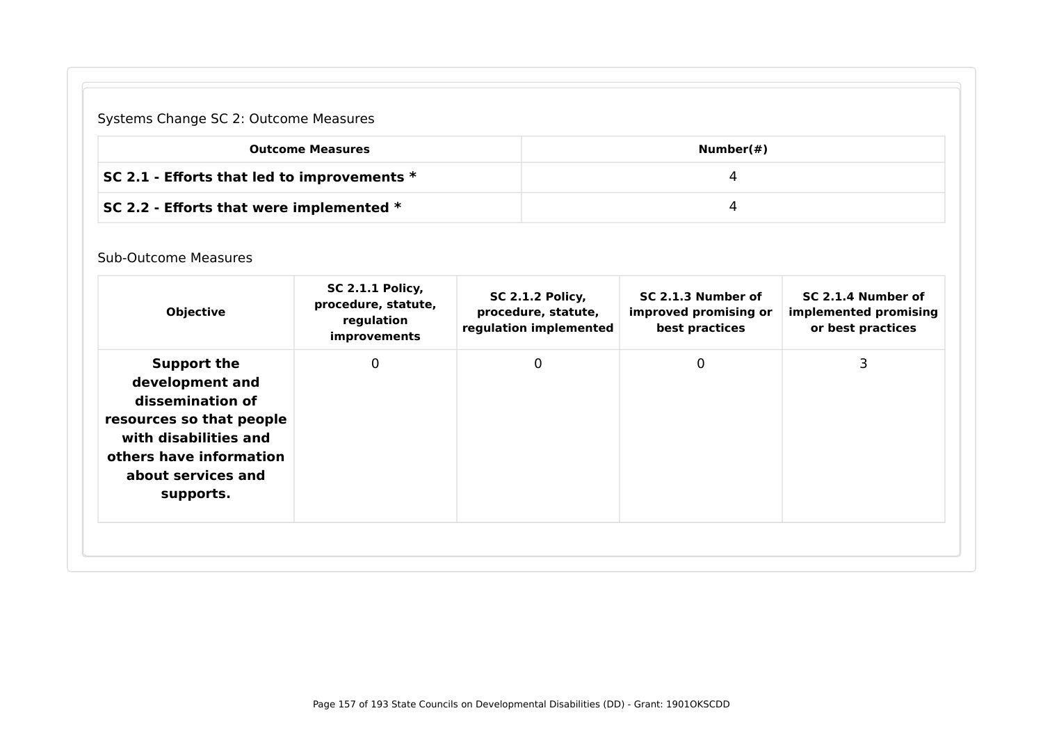Systems Change SC 2: Outcome Measures

| Outcome Measures | Number(#) |
|---|---|
| **SC 2.1 - Efforts that led to improvements *** | 4 |
| **SC 2.2 - Efforts that were implemented *** | 4 |

Sub-Outcome Measures

| Objective | SC 2.1.1 Policy, procedure, statute, regulation improvements | SC 2.1.2 Policy, procedure, statute, regulation implemented | SC 2.1.3 Number of improved promising or best practices | SC 2.1.4 Number of implemented promising or best practices |
|---|---|---|---|---|
| **Support the development and dissemination of resources so that people with disabilities and others have information about services and supports.** | 0 | 0 | 0 | 3 |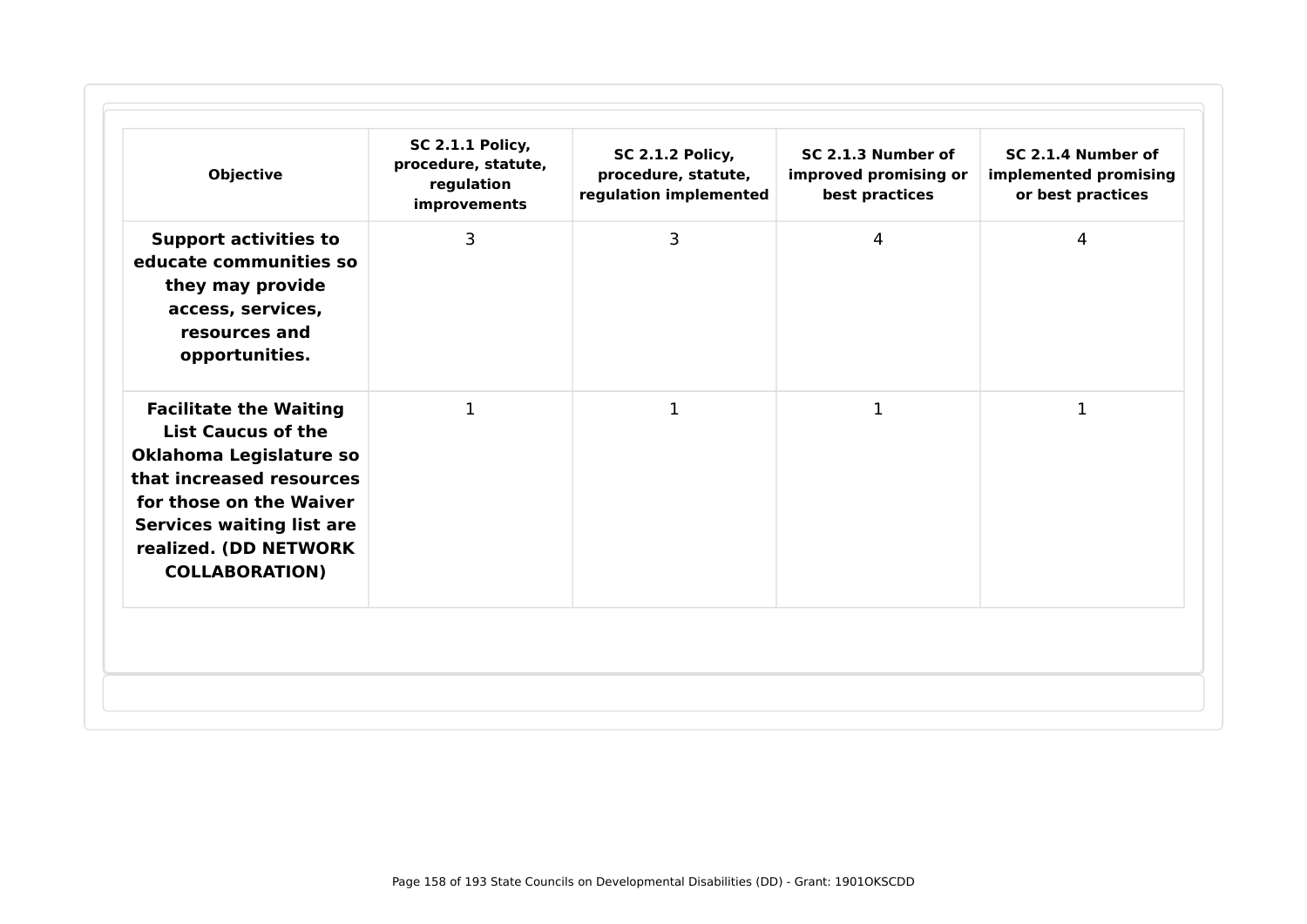| Objective | SC 2.1.1 Policy, procedure, statute, regulation improvements | SC 2.1.2 Policy, procedure, statute, regulation implemented | SC 2.1.3 Number of improved promising or best practices | SC 2.1.4 Number of implemented promising or best practices |
|---|---|---|---|---|
| **Support activities to educate communities so they may provide access, services, resources and opportunities.** | 3 | 3 | 4 | 4 |
| **Facilitate the Waiting List Caucus of the Oklahoma Legislature so that increased resources for those on the Waiver Services waiting list are realized. (DD NETWORK COLLABORATION)** | 1 | 1 | 1 | 1 |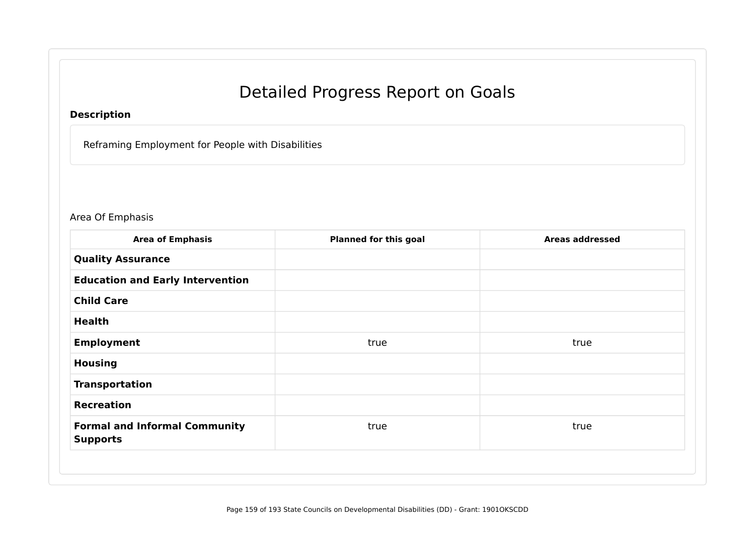# Detailed Progress Report on Goals

**Description**

Reframing Employment for People with Disabilities

Area Of Emphasis

| Area of Emphasis | Planned for this goal | Areas addressed |
|---|---|---|
| **Quality Assurance** | | |
| **Education and Early Intervention** | | |
| **Child Care** | | |
| **Health** | | |
| **Employment** | true | true |
| **Housing** | | |
| **Transportation** | | |
| **Recreation** | | |
| **Formal and Informal Community Supports** | true | true |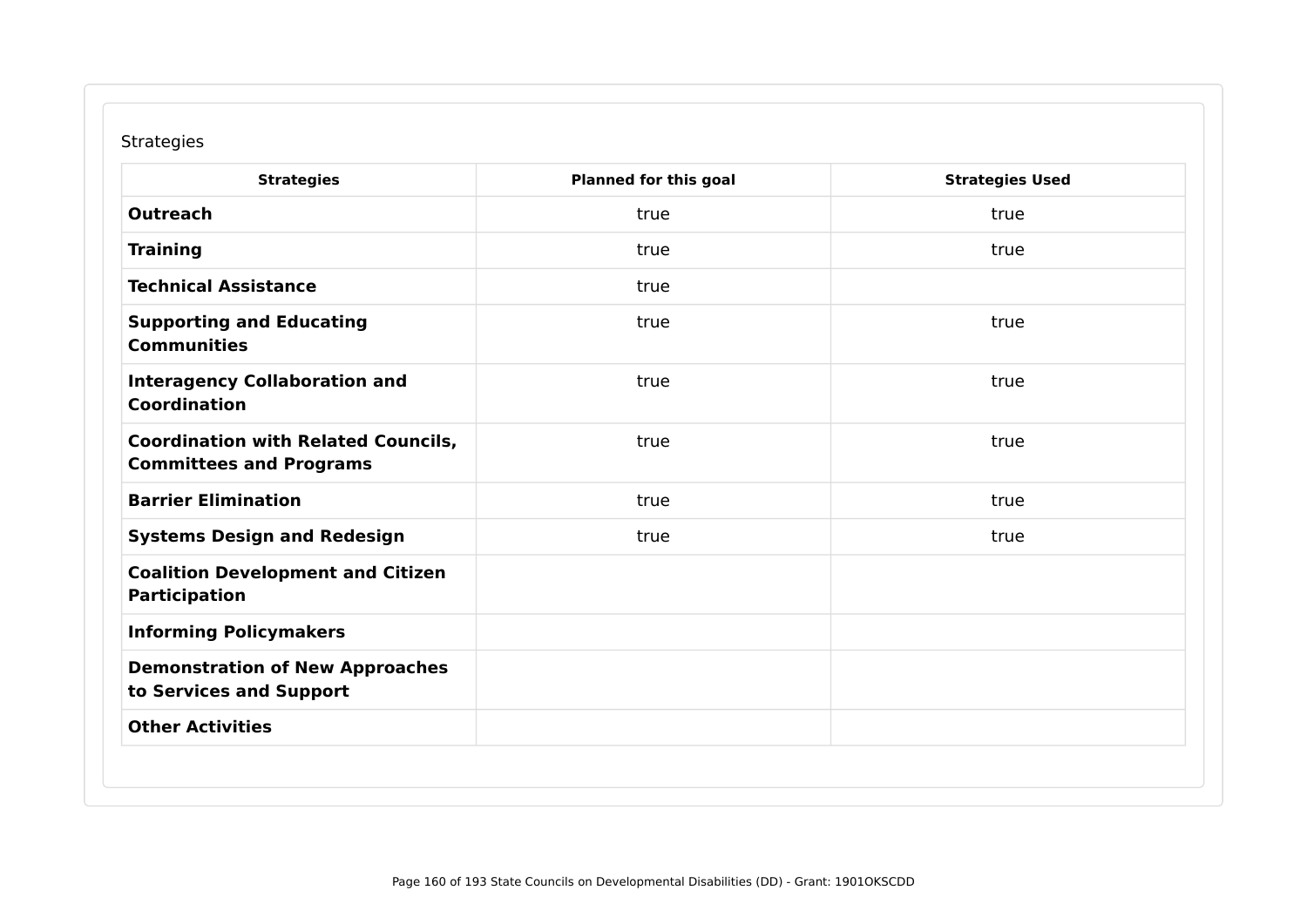Strategies

| Strategies | Planned for this goal | Strategies Used |
| --- | --- | --- |
| **Outreach** | true | true |
| **Training** | true | true |
| **Technical Assistance** | true | |
| **Supporting and Educating Communities** | true | true |
| **Interagency Collaboration and Coordination** | true | true |
| **Coordination with Related Councils, Committees and Programs** | true | true |
| **Barrier Elimination** | true | true |
| **Systems Design and Redesign** | true | true |
| **Coalition Development and Citizen Participation** | | |
| **Informing Policymakers** | | |
| **Demonstration of New Approaches to Services and Support** | | |
| **Other Activities** | | |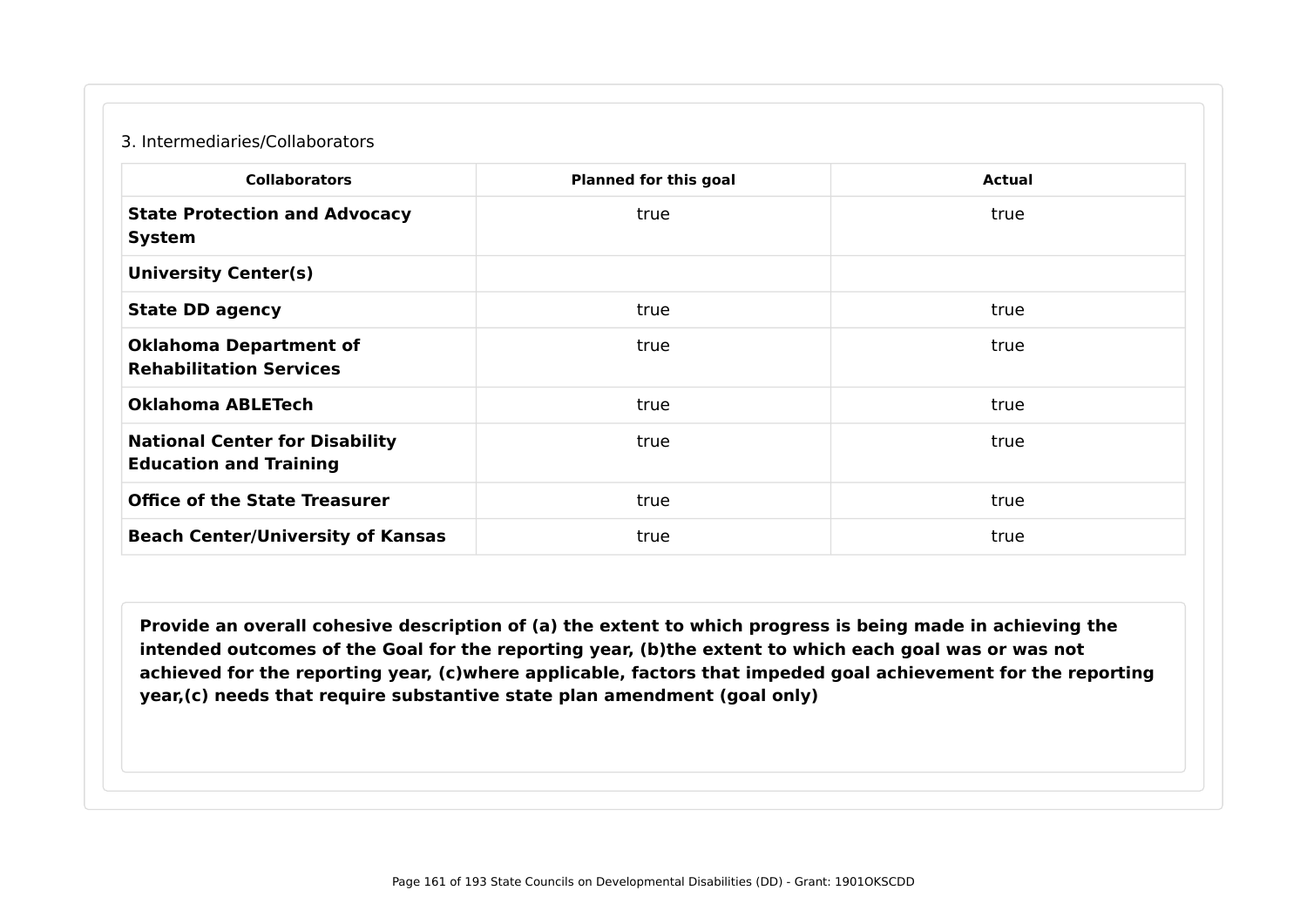3. Intermediaries/Collaborators

| Collaborators | Planned for this goal | Actual |
| --- | --- | --- |
| **State Protection and Advocacy System** | true | true |
| **University Center(s)** | | |
| **State DD agency** | true | true |
| **Oklahoma Department of Rehabilitation Services** | true | true |
| **Oklahoma ABLETech** | true | true |
| **National Center for Disability Education and Training** | true | true |
| **Office of the State Treasurer** | true | true |
| **Beach Center/University of Kansas** | true | true |

**Provide an overall cohesive description of (a) the extent to which progress is being made in achieving the intended outcomes of the Goal for the reporting year, (b)the extent to which each goal was or was not achieved for the reporting year, (c)where applicable, factors that impeded goal achievement for the reporting year,(c) needs that require substantive state plan amendment (goal only)**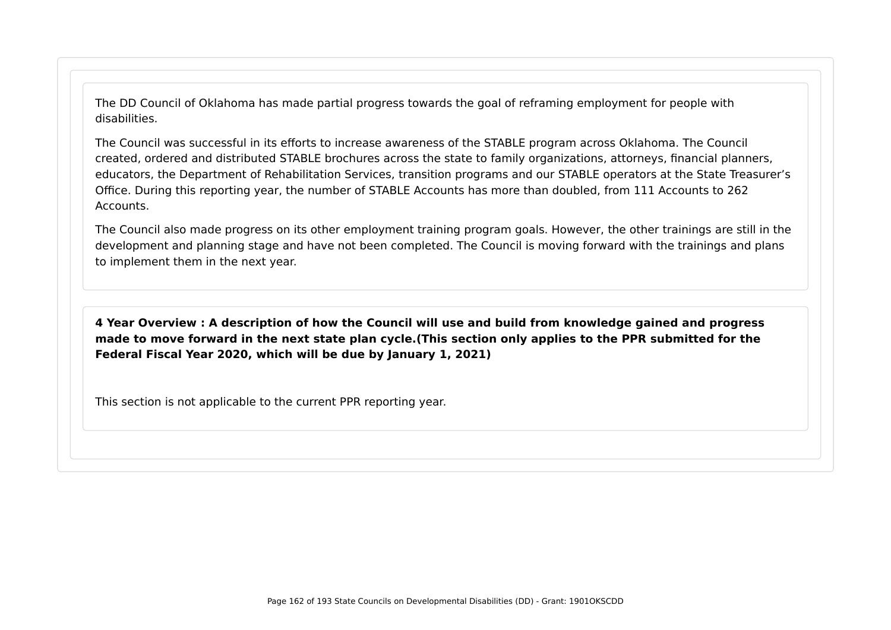The DD Council of Oklahoma has made partial progress towards the goal of reframing employment for people with disabilities.

The Council was successful in its efforts to increase awareness of the STABLE program across Oklahoma. The Council created, ordered and distributed STABLE brochures across the state to family organizations, attorneys, financial planners, educators, the Department of Rehabilitation Services, transition programs and our STABLE operators at the State Treasurer's Office. During this reporting year, the number of STABLE Accounts has more than doubled, from 111 Accounts to 262 Accounts.

The Council also made progress on its other employment training program goals. However, the other trainings are still in the development and planning stage and have not been completed. The Council is moving forward with the trainings and plans to implement them in the next year.

**4 Year Overview : A description of how the Council will use and build from knowledge gained and progress made to move forward in the next state plan cycle.(This section only applies to the PPR submitted for the Federal Fiscal Year 2020, which will be due by January 1, 2021)**

This section is not applicable to the current PPR reporting year.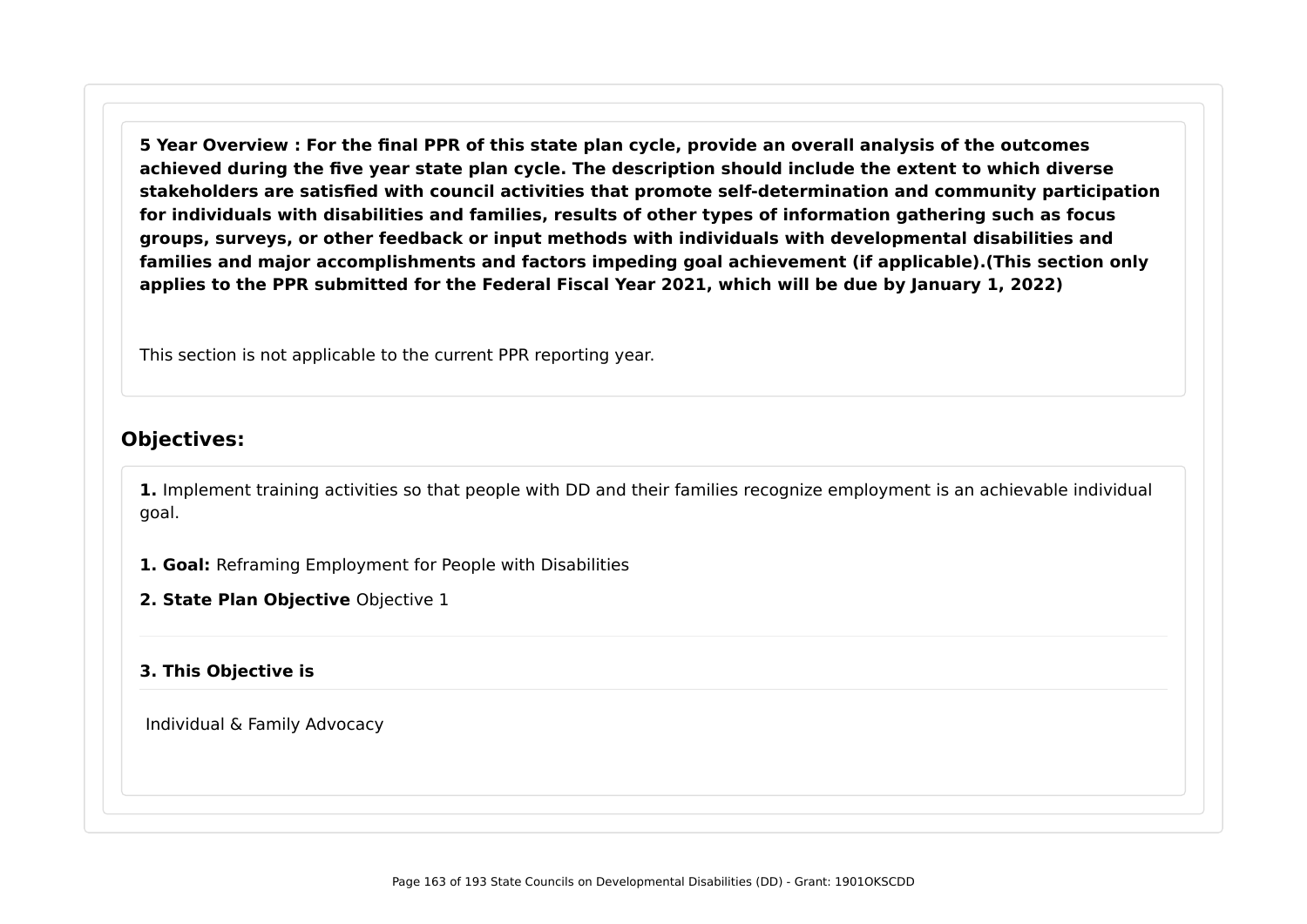**5 Year Overview : For the final PPR of this state plan cycle, provide an overall analysis of the outcomes achieved during the five year state plan cycle. The description should include the extent to which diverse stakeholders are satisfied with council activities that promote self-determination and community participation for individuals with disabilities and families, results of other types of information gathering such as focus groups, surveys, or other feedback or input methods with individuals with developmental disabilities and families and major accomplishments and factors impeding goal achievement (if applicable).(This section only applies to the PPR submitted for the Federal Fiscal Year 2021, which will be due by January 1, 2022)**

This section is not applicable to the current PPR reporting year.

## Objectives:

**1.** Implement training activities so that people with DD and their families recognize employment is an achievable individual goal.

**1. Goal:** Reframing Employment for People with Disabilities

**2. State Plan Objective** Objective 1

**3. This Objective is**

Individual & Family Advocacy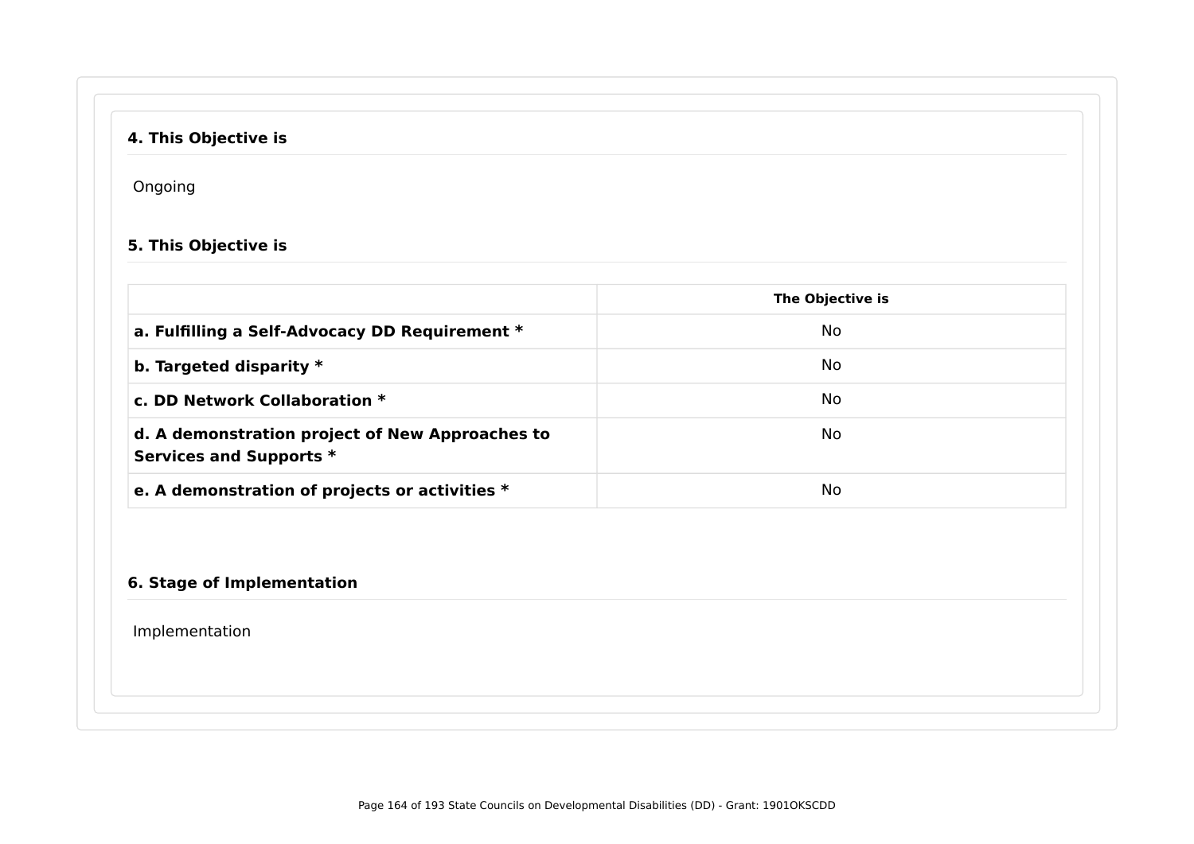**4. This Objective is**

Ongoing

**5. This Objective is**

| | The Objective is |
|---|---|
| **a. Fulfilling a Self-Advocacy DD Requirement *** | No |
| **b. Targeted disparity *** | No |
| **c. DD Network Collaboration *** | No |
| **d. A demonstration project of New Approaches to Services and Supports *** | No |
| **e. A demonstration of projects or activities *** | No |

**6. Stage of Implementation**

Implementation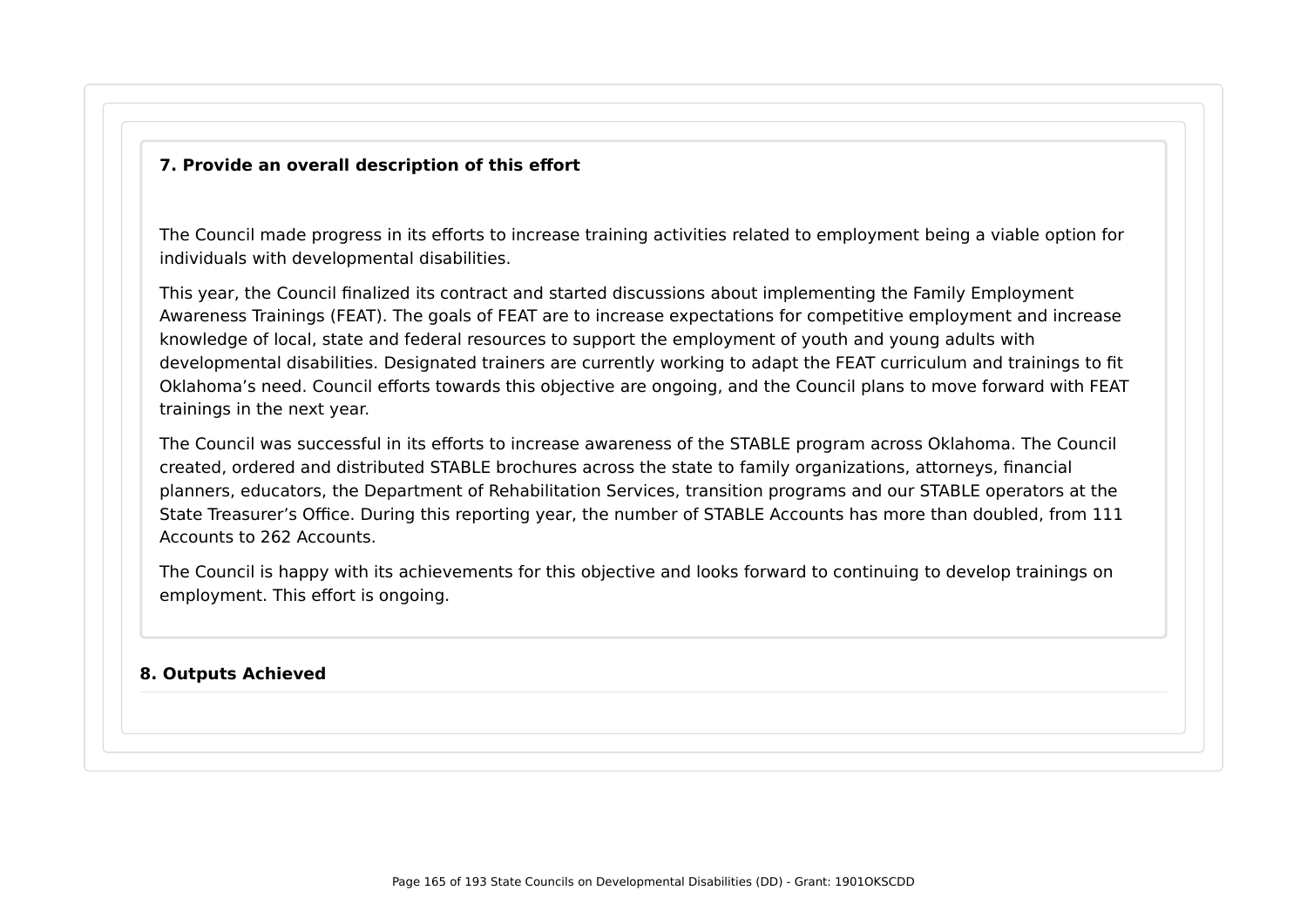**7. Provide an overall description of this effort**

The Council made progress in its efforts to increase training activities related to employment being a viable option for individuals with developmental disabilities.

This year, the Council finalized its contract and started discussions about implementing the Family Employment Awareness Trainings (FEAT). The goals of FEAT are to increase expectations for competitive employment and increase knowledge of local, state and federal resources to support the employment of youth and young adults with developmental disabilities. Designated trainers are currently working to adapt the FEAT curriculum and trainings to fit Oklahoma's need. Council efforts towards this objective are ongoing, and the Council plans to move forward with FEAT trainings in the next year.

The Council was successful in its efforts to increase awareness of the STABLE program across Oklahoma. The Council created, ordered and distributed STABLE brochures across the state to family organizations, attorneys, financial planners, educators, the Department of Rehabilitation Services, transition programs and our STABLE operators at the State Treasurer's Office. During this reporting year, the number of STABLE Accounts has more than doubled, from 111 Accounts to 262 Accounts.

The Council is happy with its achievements for this objective and looks forward to continuing to develop trainings on employment. This effort is ongoing.

**8. Outputs Achieved**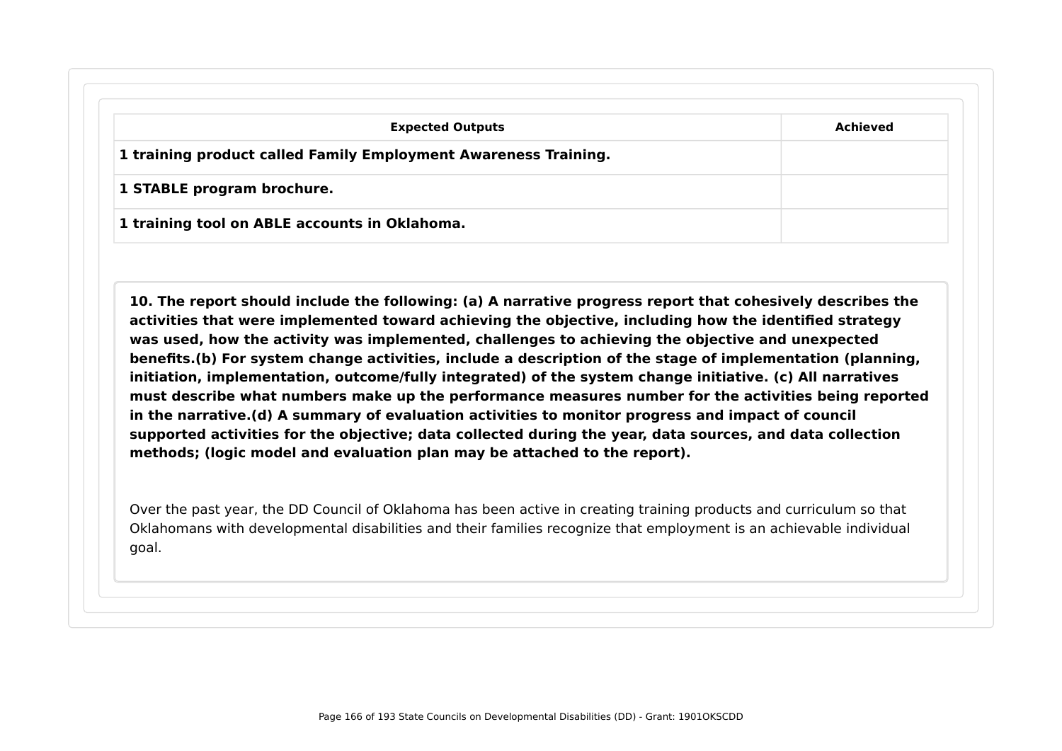| Expected Outputs | Achieved |
| --- | --- |
| **1 training product called Family Employment Awareness Training.** | |
| **1 STABLE program brochure.** | |
| **1 training tool on ABLE accounts in Oklahoma.** | |

**10. The report should include the following: (a) A narrative progress report that cohesively describes the activities that were implemented toward achieving the objective, including how the identified strategy was used, how the activity was implemented, challenges to achieving the objective and unexpected benefits.(b) For system change activities, include a description of the stage of implementation (planning, initiation, implementation, outcome/fully integrated) of the system change initiative. (c) All narratives must describe what numbers make up the performance measures number for the activities being reported in the narrative.(d) A summary of evaluation activities to monitor progress and impact of council supported activities for the objective; data collected during the year, data sources, and data collection methods; (logic model and evaluation plan may be attached to the report).**

Over the past year, the DD Council of Oklahoma has been active in creating training products and curriculum so that Oklahomans with developmental disabilities and their families recognize that employment is an achievable individual goal.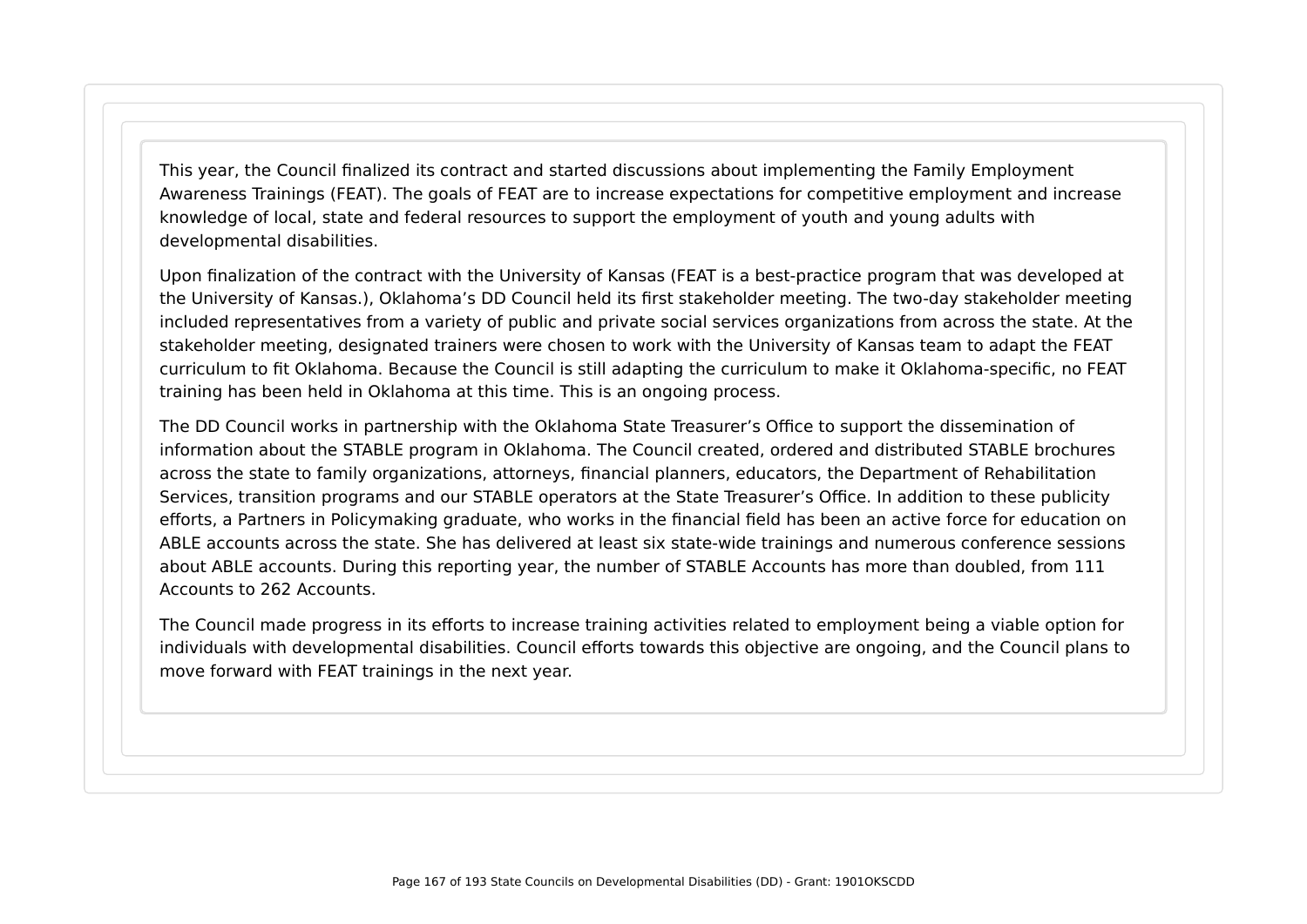This year, the Council finalized its contract and started discussions about implementing the Family Employment Awareness Trainings (FEAT). The goals of FEAT are to increase expectations for competitive employment and increase knowledge of local, state and federal resources to support the employment of youth and young adults with developmental disabilities.

Upon finalization of the contract with the University of Kansas (FEAT is a best-practice program that was developed at the University of Kansas.), Oklahoma's DD Council held its first stakeholder meeting. The two-day stakeholder meeting included representatives from a variety of public and private social services organizations from across the state. At the stakeholder meeting, designated trainers were chosen to work with the University of Kansas team to adapt the FEAT curriculum to fit Oklahoma. Because the Council is still adapting the curriculum to make it Oklahoma-specific, no FEAT training has been held in Oklahoma at this time. This is an ongoing process.

The DD Council works in partnership with the Oklahoma State Treasurer's Office to support the dissemination of information about the STABLE program in Oklahoma. The Council created, ordered and distributed STABLE brochures across the state to family organizations, attorneys, financial planners, educators, the Department of Rehabilitation Services, transition programs and our STABLE operators at the State Treasurer's Office. In addition to these publicity efforts, a Partners in Policymaking graduate, who works in the financial field has been an active force for education on ABLE accounts across the state. She has delivered at least six state-wide trainings and numerous conference sessions about ABLE accounts. During this reporting year, the number of STABLE Accounts has more than doubled, from 111 Accounts to 262 Accounts.

The Council made progress in its efforts to increase training activities related to employment being a viable option for individuals with developmental disabilities. Council efforts towards this objective are ongoing, and the Council plans to move forward with FEAT trainings in the next year.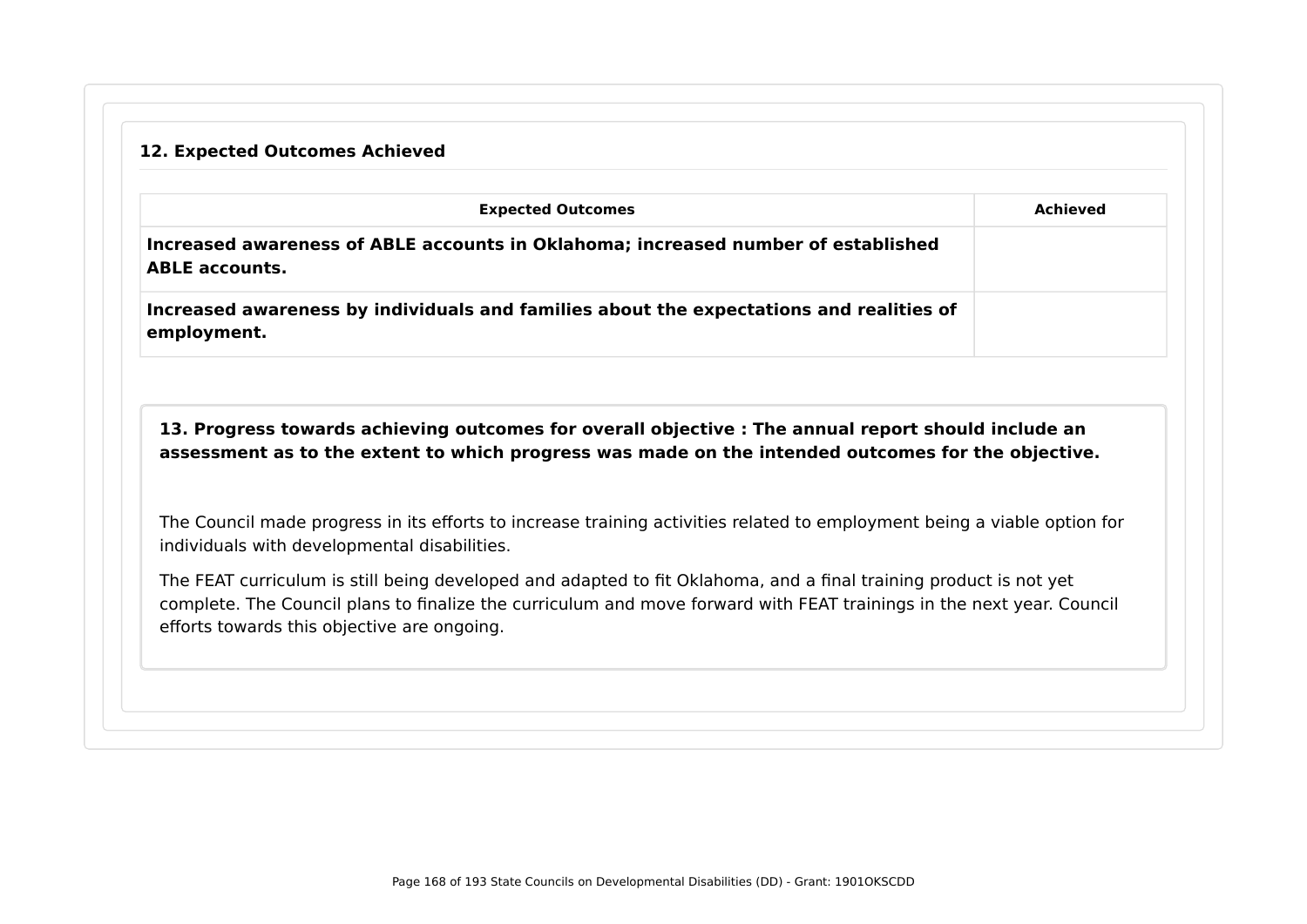### 12. Expected Outcomes Achieved

| Expected Outcomes | Achieved |
| --- | --- |
| **Increased awareness of ABLE accounts in Oklahoma; increased number of established ABLE accounts.** | |
| **Increased awareness by individuals and families about the expectations and realities of employment.** | |

### 13. Progress towards achieving outcomes for overall objective : The annual report should include an assessment as to the extent to which progress was made on the intended outcomes for the objective.

The Council made progress in its efforts to increase training activities related to employment being a viable option for individuals with developmental disabilities.

The FEAT curriculum is still being developed and adapted to fit Oklahoma, and a final training product is not yet complete. The Council plans to finalize the curriculum and move forward with FEAT trainings in the next year. Council efforts towards this objective are ongoing.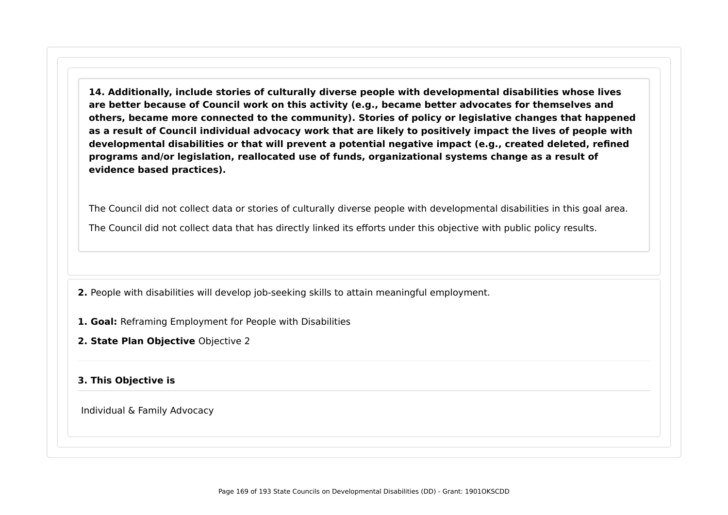**14. Additionally, include stories of culturally diverse people with developmental disabilities whose lives are better because of Council work on this activity (e.g., became better advocates for themselves and others, became more connected to the community). Stories of policy or legislative changes that happened as a result of Council individual advocacy work that are likely to positively impact the lives of people with developmental disabilities or that will prevent a potential negative impact (e.g., created deleted, refined programs and/or legislation, reallocated use of funds, organizational systems change as a result of evidence based practices).**

The Council did not collect data or stories of culturally diverse people with developmental disabilities in this goal area.

The Council did not collect data that has directly linked its efforts under this objective with public policy results.

**2.** People with disabilities will develop job-seeking skills to attain meaningful employment.

**1. Goal:** Reframing Employment for People with Disabilities

**2. State Plan Objective** Objective 2

**3. This Objective is**

Individual & Family Advocacy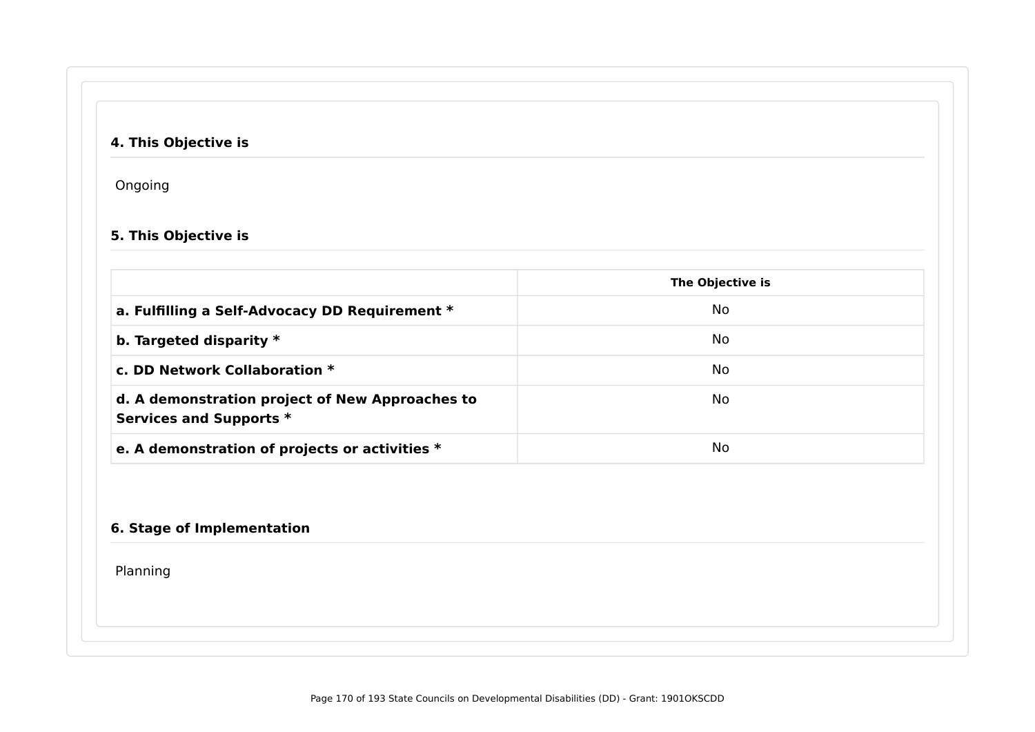### 4. This Objective is

Ongoing

### 5. This Objective is

| | The Objective is |
|---|---|
| **a. Fulfilling a Self-Advocacy DD Requirement *** | No |
| **b. Targeted disparity *** | No |
| **c. DD Network Collaboration *** | No |
| **d. A demonstration project of New Approaches to Services and Supports *** | No |
| **e. A demonstration of projects or activities *** | No |

### 6. Stage of Implementation

Planning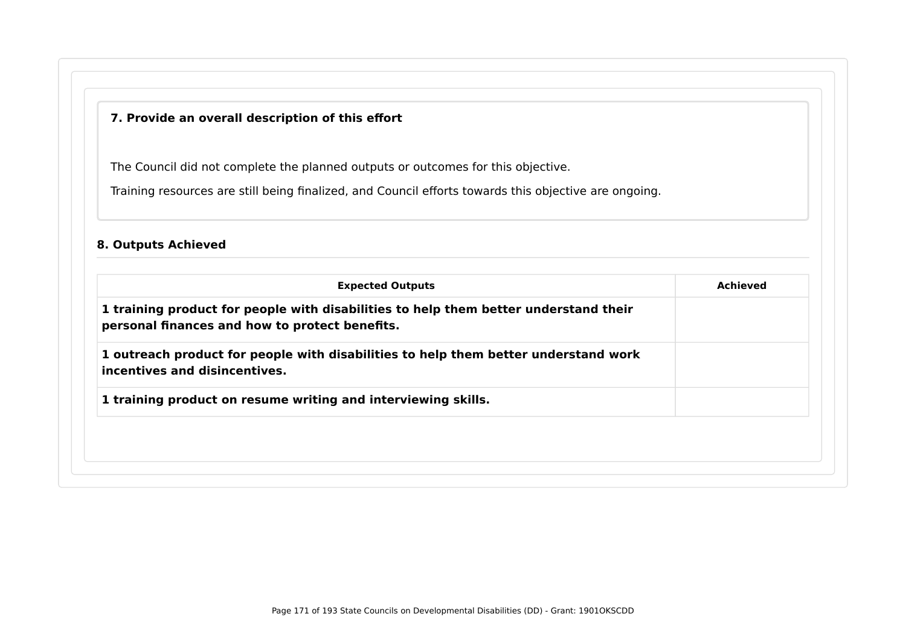### 7. Provide an overall description of this effort

The Council did not complete the planned outputs or outcomes for this objective.

Training resources are still being finalized, and Council efforts towards this objective are ongoing.

### 8. Outputs Achieved

| Expected Outputs | Achieved |
| --- | --- |
| **1 training product for people with disabilities to help them better understand their personal finances and how to protect benefits.** | |
| **1 outreach product for people with disabilities to help them better understand work incentives and disincentives.** | |
| **1 training product on resume writing and interviewing skills.** | |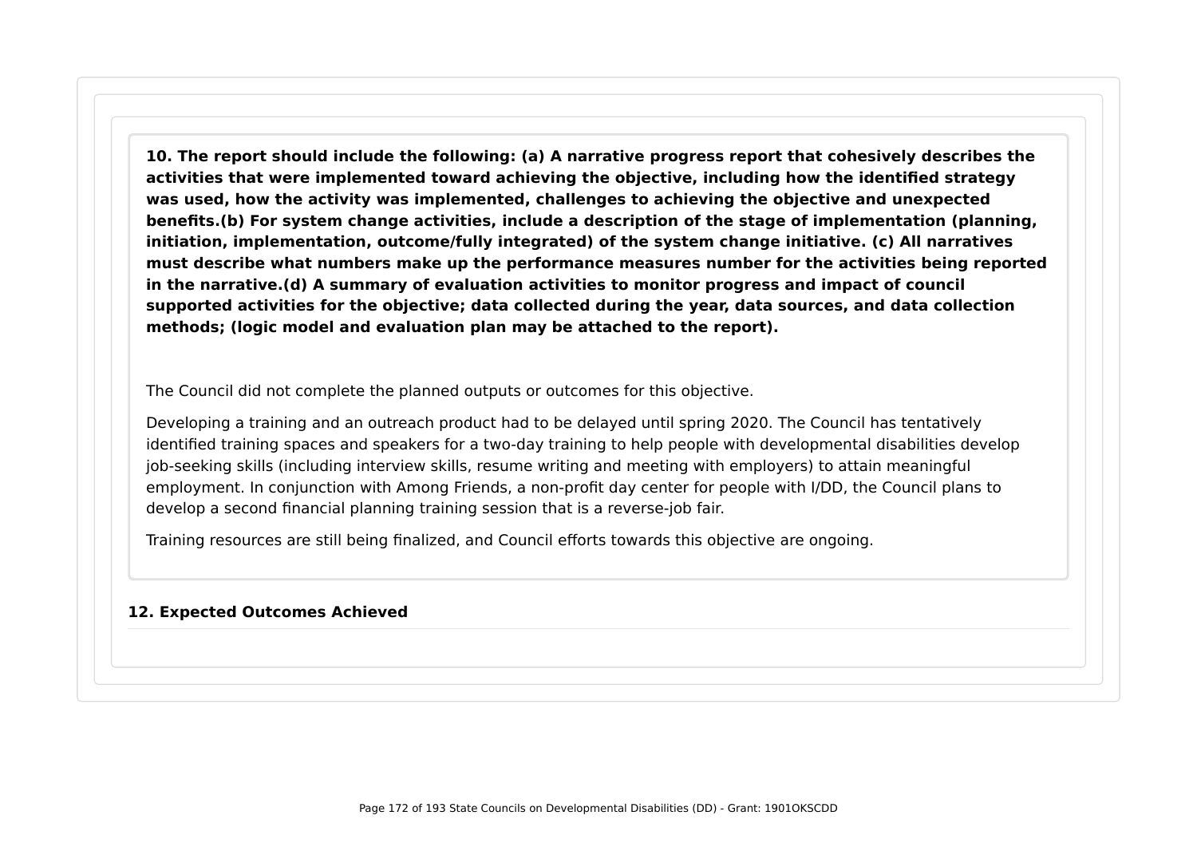**10. The report should include the following: (a) A narrative progress report that cohesively describes the activities that were implemented toward achieving the objective, including how the identified strategy was used, how the activity was implemented, challenges to achieving the objective and unexpected benefits.(b) For system change activities, include a description of the stage of implementation (planning, initiation, implementation, outcome/fully integrated) of the system change initiative. (c) All narratives must describe what numbers make up the performance measures number for the activities being reported in the narrative.(d) A summary of evaluation activities to monitor progress and impact of council supported activities for the objective; data collected during the year, data sources, and data collection methods; (logic model and evaluation plan may be attached to the report).**

The Council did not complete the planned outputs or outcomes for this objective.

Developing a training and an outreach product had to be delayed until spring 2020. The Council has tentatively identified training spaces and speakers for a two-day training to help people with developmental disabilities develop job-seeking skills (including interview skills, resume writing and meeting with employers) to attain meaningful employment. In conjunction with Among Friends, a non-profit day center for people with I/DD, the Council plans to develop a second financial planning training session that is a reverse-job fair.

Training resources are still being finalized, and Council efforts towards this objective are ongoing.

**12. Expected Outcomes Achieved**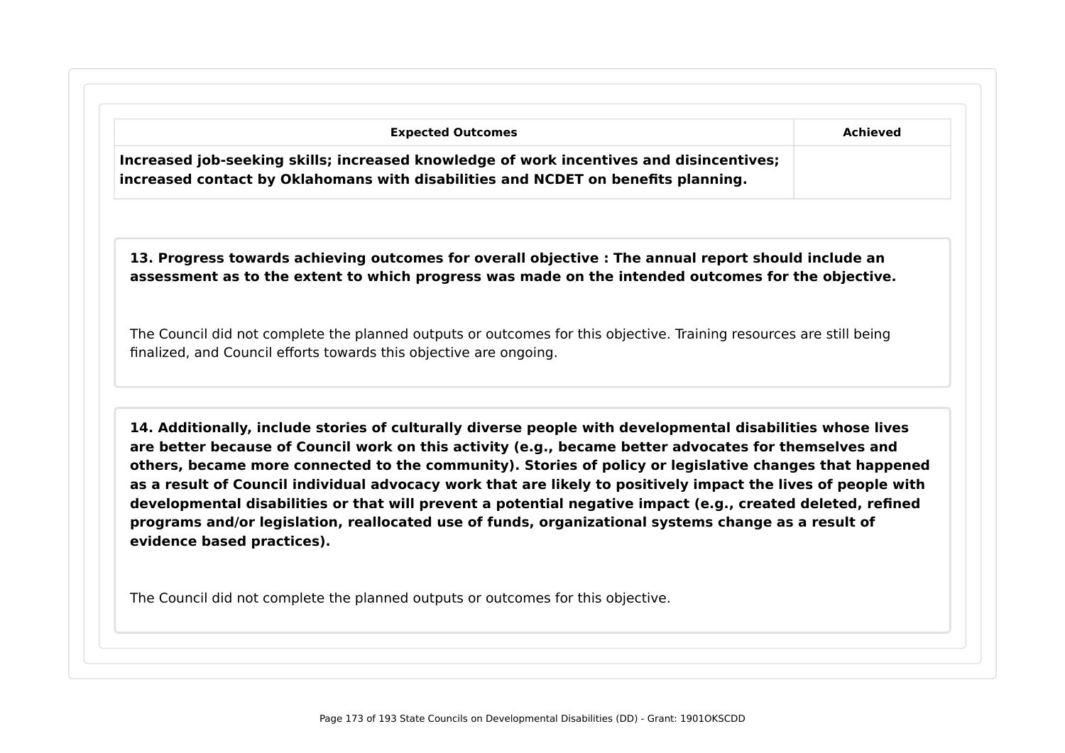| Expected Outcomes | Achieved |
| --- | --- |
| **Increased job-seeking skills; increased knowledge of work incentives and disincentives; increased contact by Oklahomans with disabilities and NCDET on benefits planning.** | |

**13. Progress towards achieving outcomes for overall objective : The annual report should include an assessment as to the extent to which progress was made on the intended outcomes for the objective.**

The Council did not complete the planned outputs or outcomes for this objective. Training resources are still being finalized, and Council efforts towards this objective are ongoing.

**14. Additionally, include stories of culturally diverse people with developmental disabilities whose lives are better because of Council work on this activity (e.g., became better advocates for themselves and others, became more connected to the community). Stories of policy or legislative changes that happened as a result of Council individual advocacy work that are likely to positively impact the lives of people with developmental disabilities or that will prevent a potential negative impact (e.g., created deleted, refined programs and/or legislation, reallocated use of funds, organizational systems change as a result of evidence based practices).**

The Council did not complete the planned outputs or outcomes for this objective.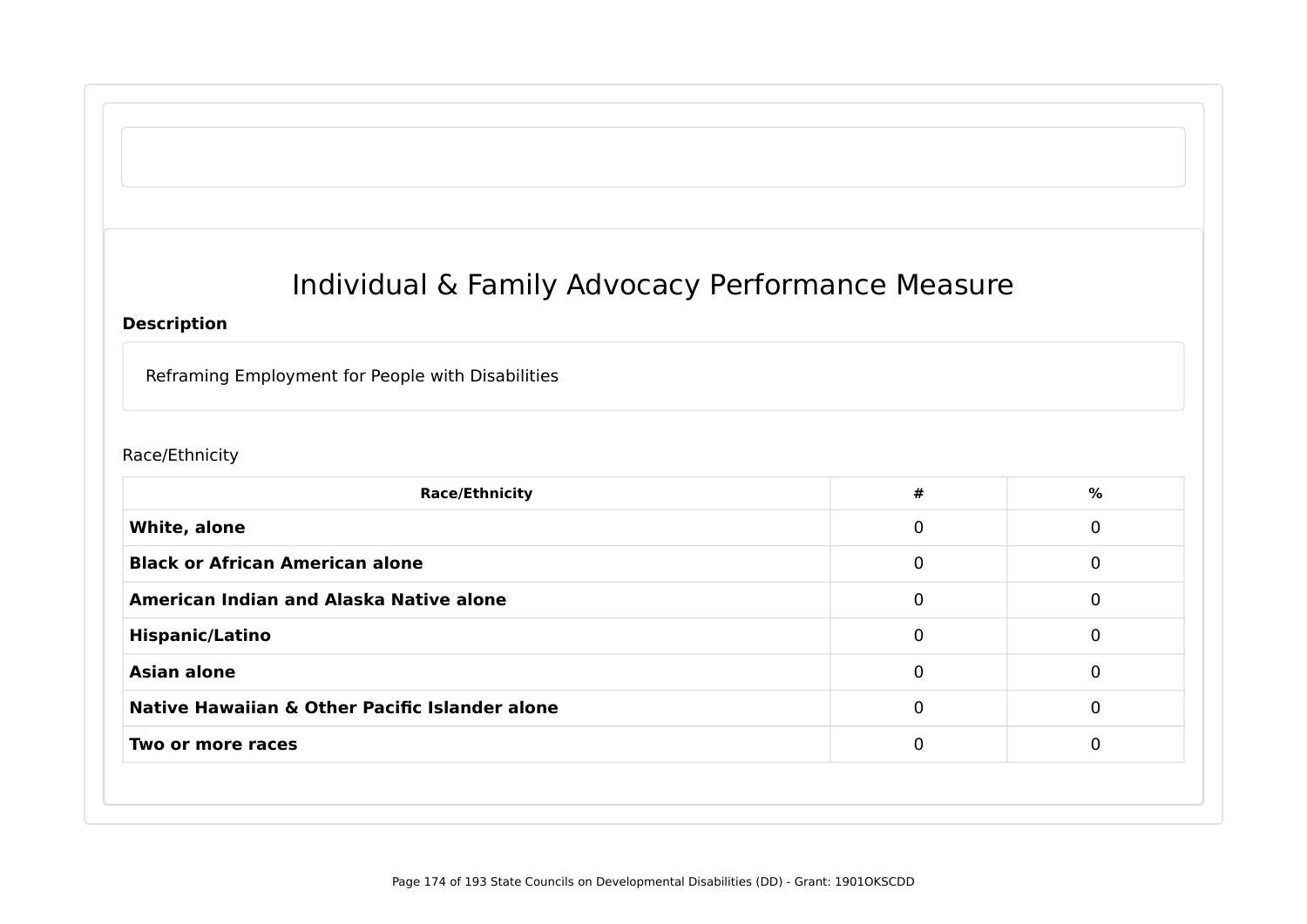# Individual & Family Advocacy Performance Measure

**Description**

Reframing Employment for People with Disabilities

Race/Ethnicity

| Race/Ethnicity | # | % |
|---|---|---|
| **White, alone** | 0 | 0 |
| **Black or African American alone** | 0 | 0 |
| **American Indian and Alaska Native alone** | 0 | 0 |
| **Hispanic/Latino** | 0 | 0 |
| **Asian alone** | 0 | 0 |
| **Native Hawaiian & Other Pacific Islander alone** | 0 | 0 |
| **Two or more races** | 0 | 0 |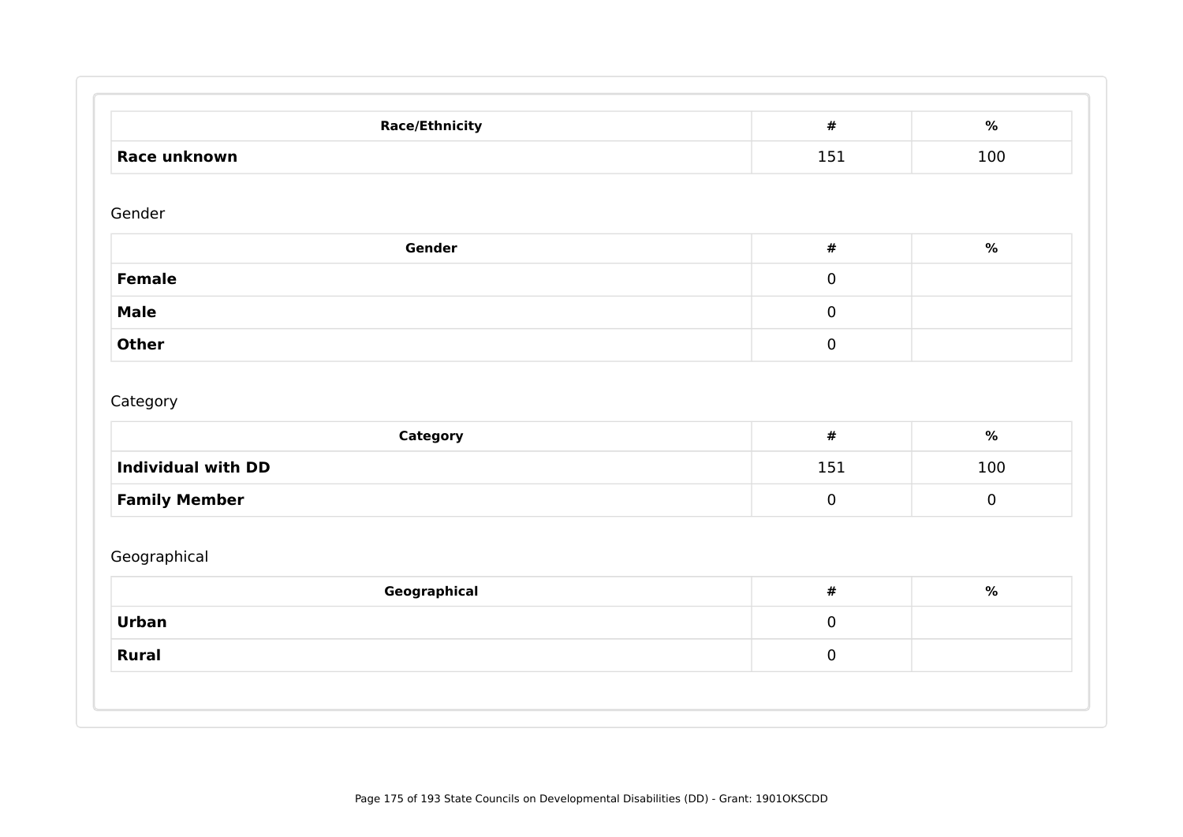| Race/Ethnicity | # | % |
| --- | --- | --- |
| **Race unknown** | 151 | 100 |

Gender

| Gender | # | % |
| --- | --- | --- |
| **Female** | 0 | |
| **Male** | 0 | |
| **Other** | 0 | |

Category

| Category | # | % |
| --- | --- | --- |
| **Individual with DD** | 151 | 100 |
| **Family Member** | 0 | 0 |

Geographical

| Geographical | # | % |
| --- | --- | --- |
| **Urban** | 0 | |
| **Rural** | 0 | |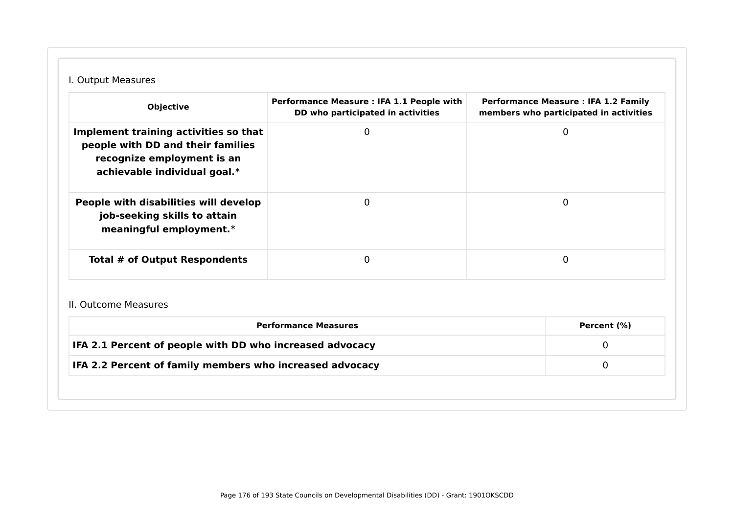I. Output Measures

| Objective | Performance Measure : IFA 1.1 People with DD who participated in activities | Performance Measure : IFA 1.2 Family members who participated in activities |
| --- | --- | --- |
| **Implement training activities so that people with DD and their families recognize employment is an achievable individual goal.*** | 0 | 0 |
| **People with disabilities will develop job-seeking skills to attain meaningful employment.*** | 0 | 0 |
| **Total # of Output Respondents** | 0 | 0 |

II. Outcome Measures

| Performance Measures | Percent (%) |
| --- | --- |
| **IFA 2.1 Percent of people with DD who increased advocacy** | 0 |
| **IFA 2.2 Percent of family members who increased advocacy** | 0 |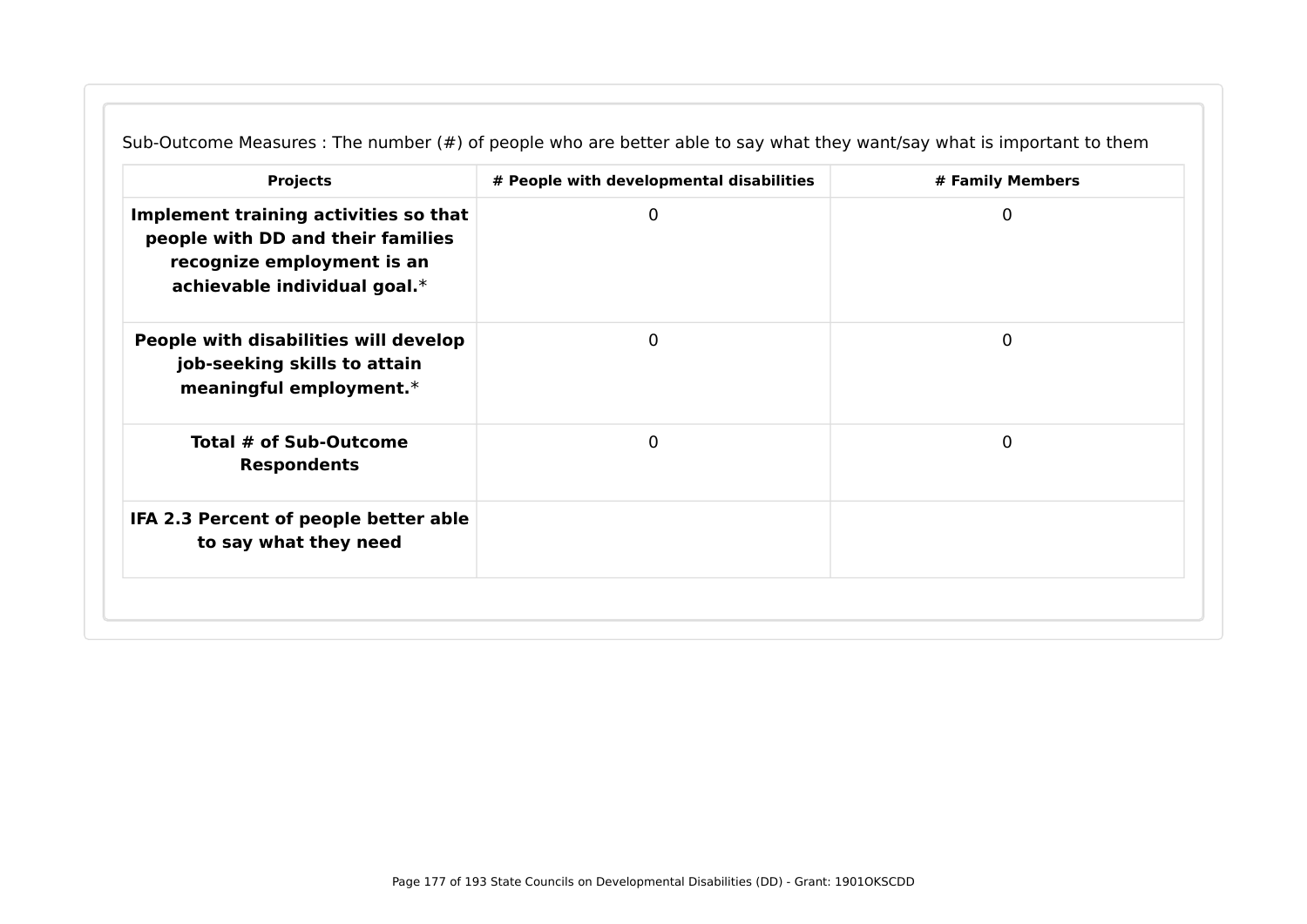Sub-Outcome Measures : The number (#) of people who are better able to say what they want/say what is important to them

| Projects | # People with developmental disabilities | # Family Members |
| --- | --- | --- |
| **Implement training activities so that people with DD and their families recognize employment is an achievable individual goal.*** | 0 | 0 |
| **People with disabilities will develop job-seeking skills to attain meaningful employment.*** | 0 | 0 |
| **Total # of Sub-Outcome Respondents** | 0 | 0 |
| **IFA 2.3 Percent of people better able to say what they need** | | |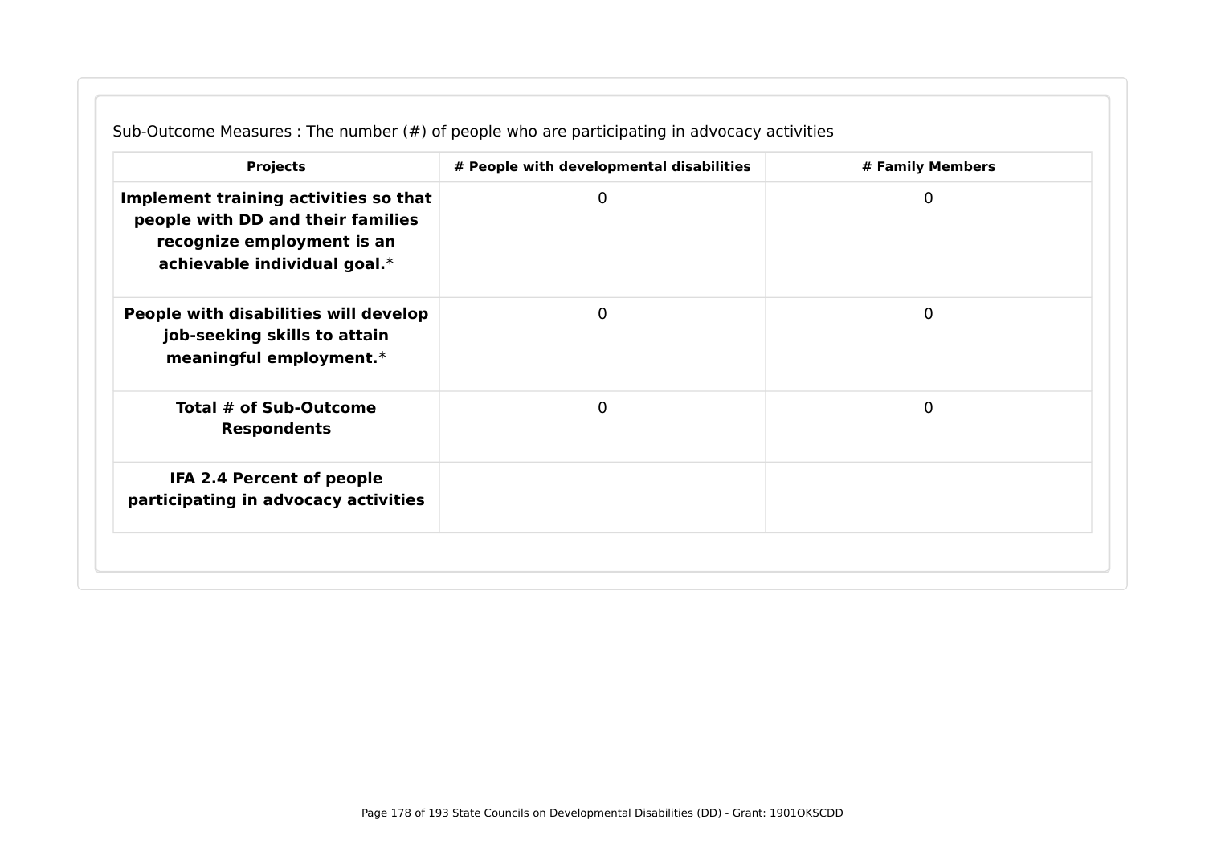Sub-Outcome Measures : The number (#) of people who are participating in advocacy activities

| Projects | # People with developmental disabilities | # Family Members |
| --- | --- | --- |
| **Implement training activities so that people with DD and their families recognize employment is an achievable individual goal.*** | 0 | 0 |
| **People with disabilities will develop job-seeking skills to attain meaningful employment.*** | 0 | 0 |
| **Total # of Sub-Outcome Respondents** | 0 | 0 |
| **IFA 2.4 Percent of people participating in advocacy activities** | | |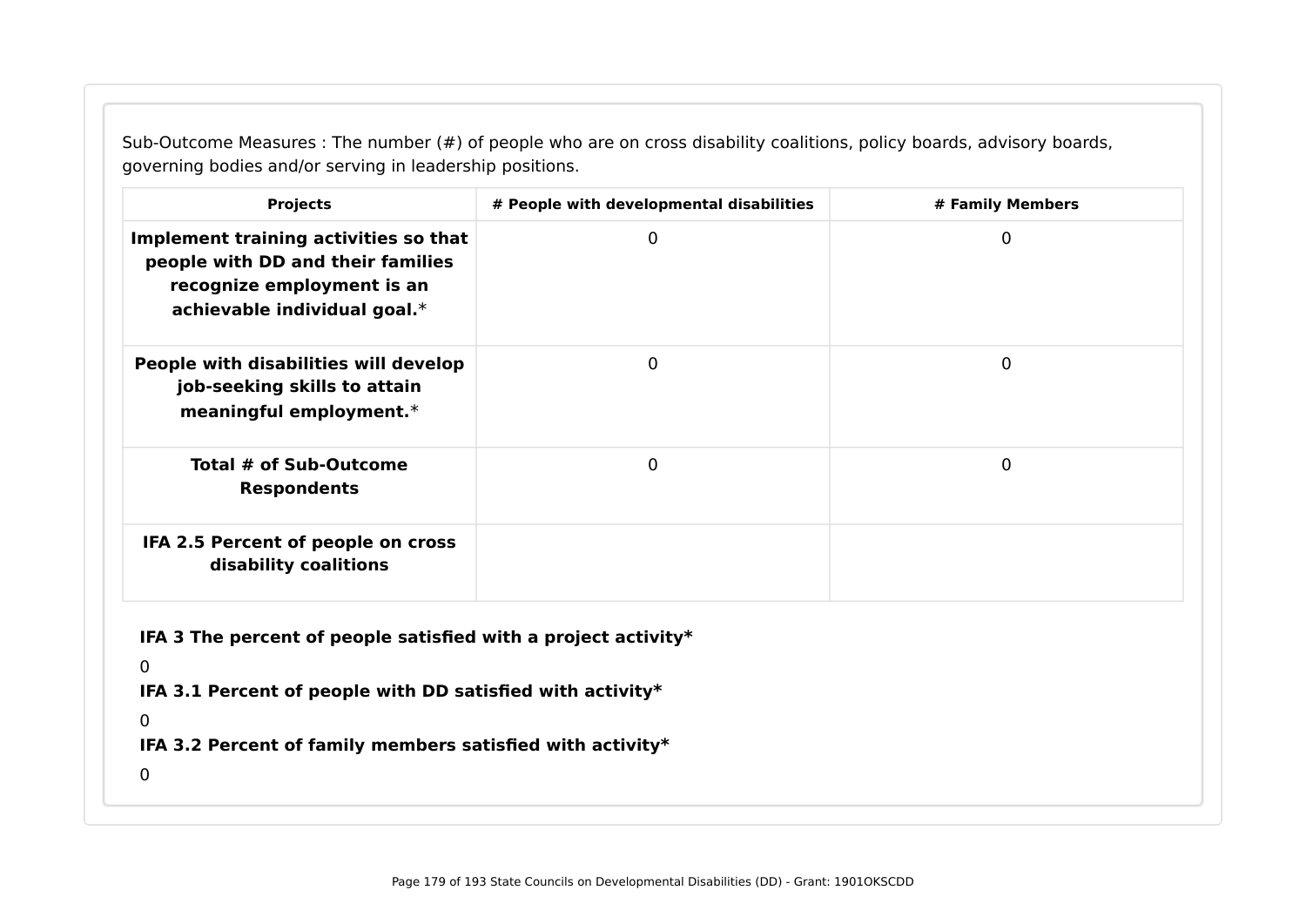Sub-Outcome Measures : The number (#) of people who are on cross disability coalitions, policy boards, advisory boards, governing bodies and/or serving in leadership positions.

| Projects | # People with developmental disabilities | # Family Members |
| --- | --- | --- |
| **Implement training activities so that people with DD and their families recognize employment is an achievable individual goal.*** | 0 | 0 |
| **People with disabilities will develop job-seeking skills to attain meaningful employment.*** | 0 | 0 |
| **Total # of Sub-Outcome Respondents** | 0 | 0 |
| **IFA 2.5 Percent of people on cross disability coalitions** | | |

**IFA 3 The percent of people satisfied with a project activity***

0

**IFA 3.1 Percent of people with DD satisfied with activity***

0

**IFA 3.2 Percent of family members satisfied with activity***

0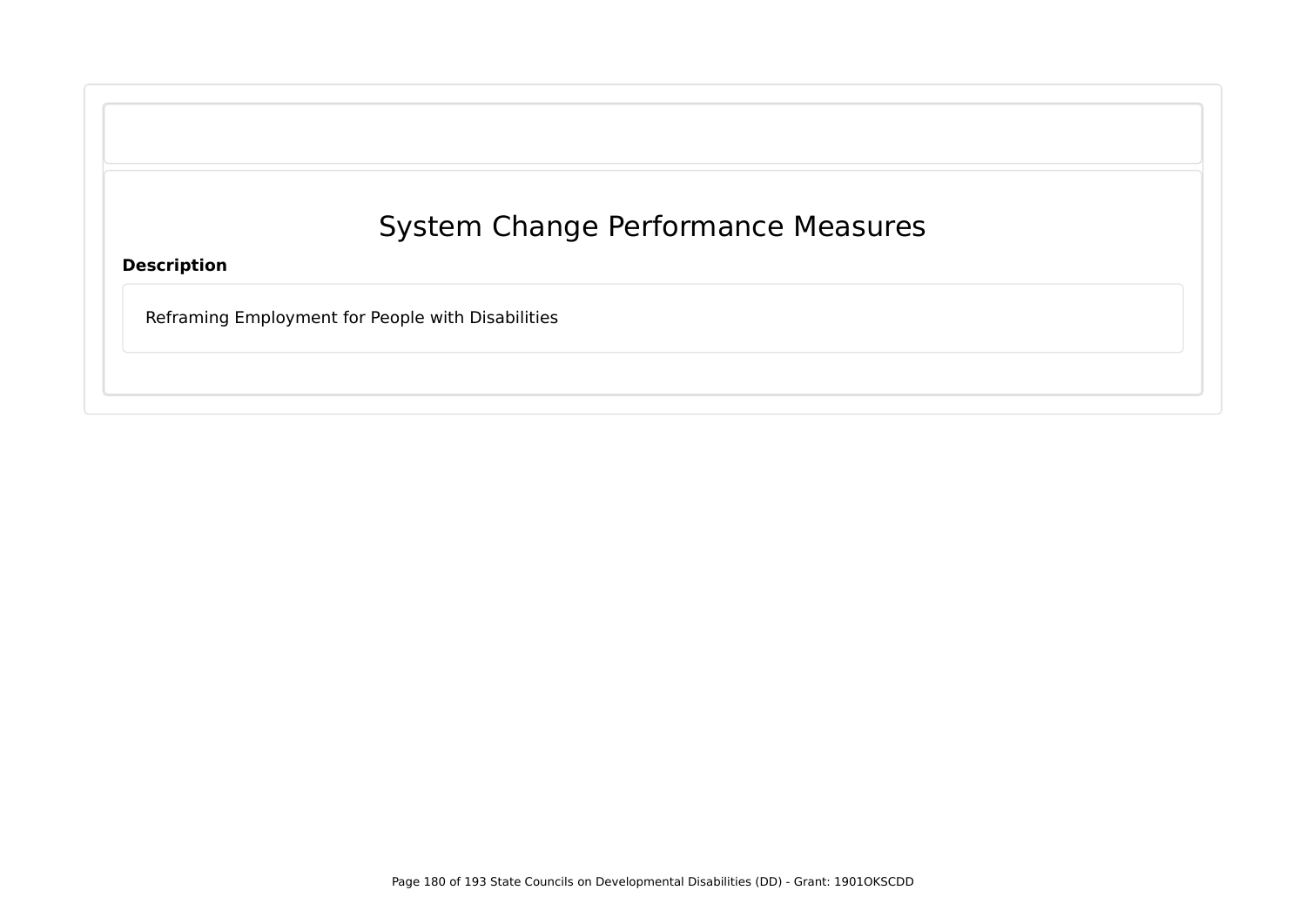# System Change Performance Measures

**Description**

Reframing Employment for People with Disabilities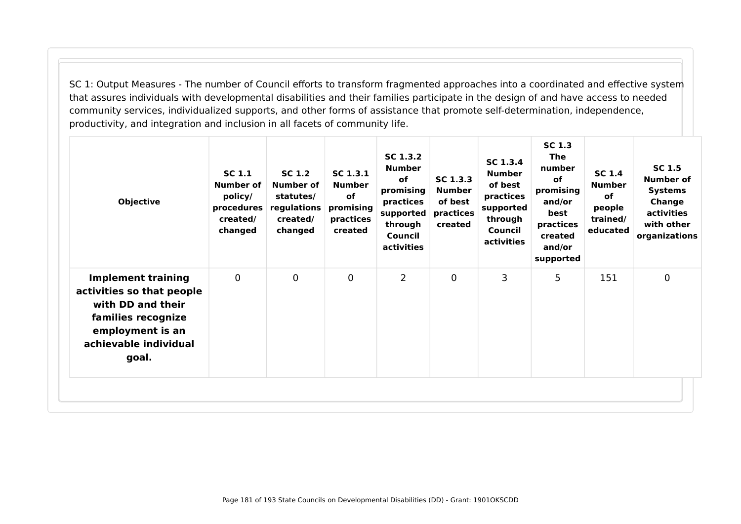SC 1: Output Measures - The number of Council efforts to transform fragmented approaches into a coordinated and effective system that assures individuals with developmental disabilities and their families participate in the design of and have access to needed community services, individualized supports, and other forms of assistance that promote self-determination, independence, productivity, and integration and inclusion in all facets of community life.

| Objective | SC 1.1 Number of policy/ procedures created/ changed | SC 1.2 Number of statutes/ regulations created/ changed | SC 1.3.1 Number of promising practices created | SC 1.3.2 Number of promising practices supported through Council activities | SC 1.3.3 Number of best practices created | SC 1.3.4 Number of best practices supported through Council activities | SC 1.3 The number of promising and/or best practices created and/or supported | SC 1.4 Number of people trained/ educated | SC 1.5 Number of Systems Change activities with other organizations |
|---|---|---|---|---|---|---|---|---|---|
| **Implement training activities so that people with DD and their families recognize employment is an achievable individual goal.** | 0 | 0 | 0 | 2 | 0 | 3 | 5 | 151 | 0 |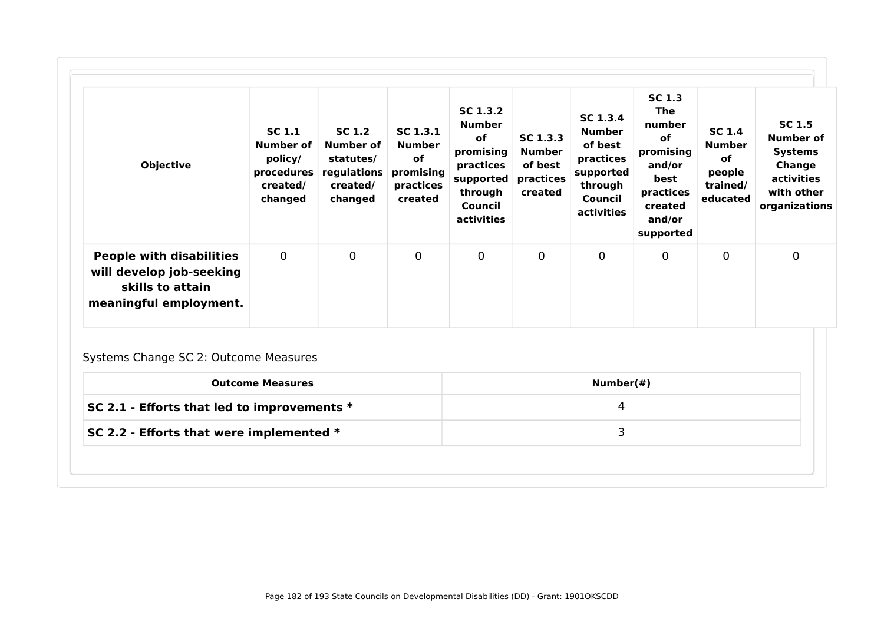| Objective | SC 1.1 Number of policy/ procedures created/ changed | SC 1.2 Number of statutes/ regulations created/ changed | SC 1.3.1 Number of promising practices created | SC 1.3.2 Number of promising practices supported through Council activities | SC 1.3.3 Number of best practices created | SC 1.3.4 Number of best practices supported through Council activities | SC 1.3 The number of promising and/or best practices created and/or supported | SC 1.4 Number of people trained/ educated | SC 1.5 Number of Systems Change activities with other organizations |
|---|---|---|---|---|---|---|---|---|---|
| **People with disabilities will develop job-seeking skills to attain meaningful employment.** | 0 | 0 | 0 | 0 | 0 | 0 | 0 | 0 | 0 |

Systems Change SC 2: Outcome Measures

| Outcome Measures | Number(#) |
|---|---|
| **SC 2.1 - Efforts that led to improvements *** | 4 |
| **SC 2.2 - Efforts that were implemented *** | 3 |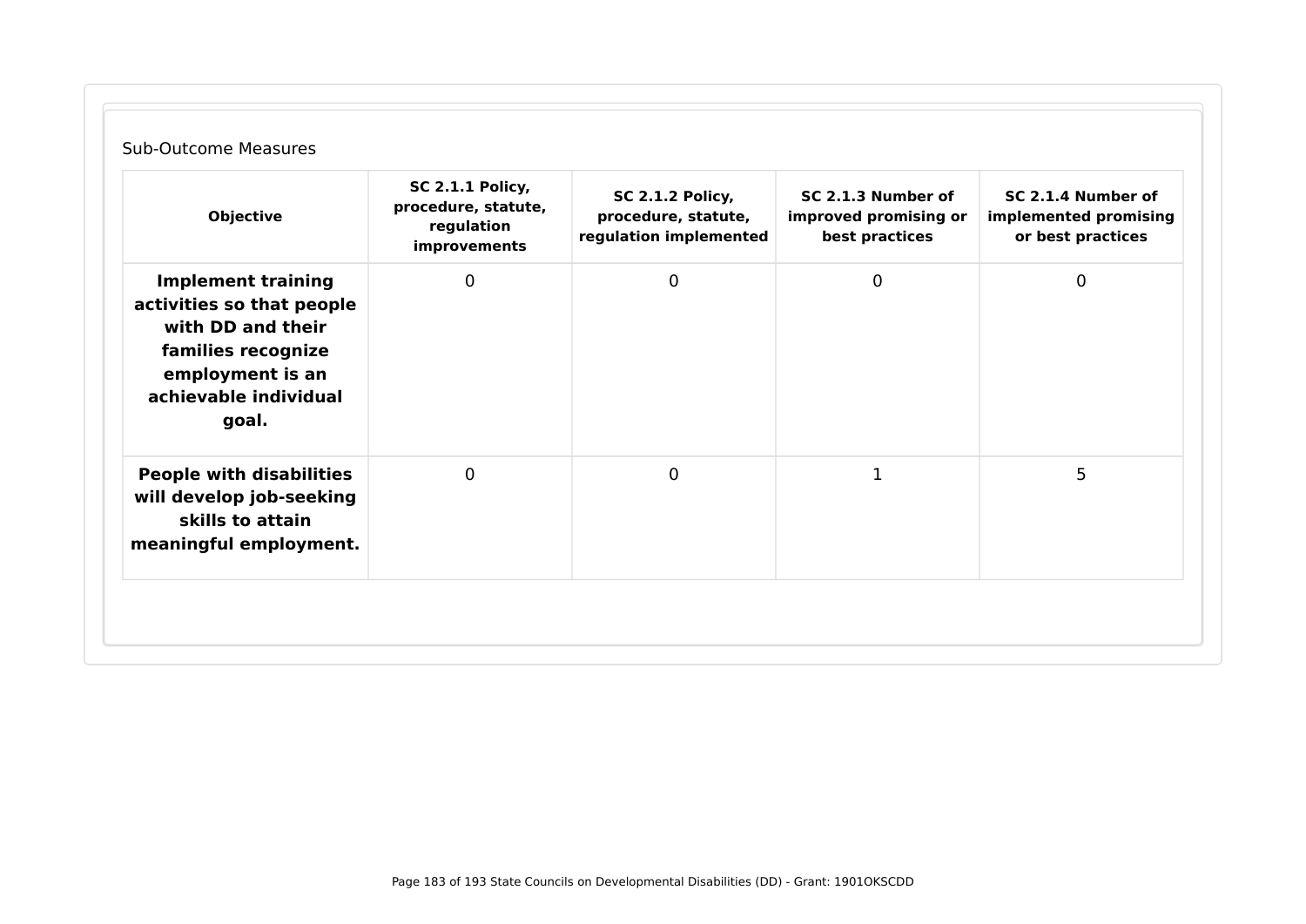Sub-Outcome Measures

| Objective | SC 2.1.1 Policy, procedure, statute, regulation improvements | SC 2.1.2 Policy, procedure, statute, regulation implemented | SC 2.1.3 Number of improved promising or best practices | SC 2.1.4 Number of implemented promising or best practices |
|---|---|---|---|---|
| **Implement training activities so that people with DD and their families recognize employment is an achievable individual goal.** | 0 | 0 | 0 | 0 |
| **People with disabilities will develop job-seeking skills to attain meaningful employment.** | 0 | 0 | 1 | 5 |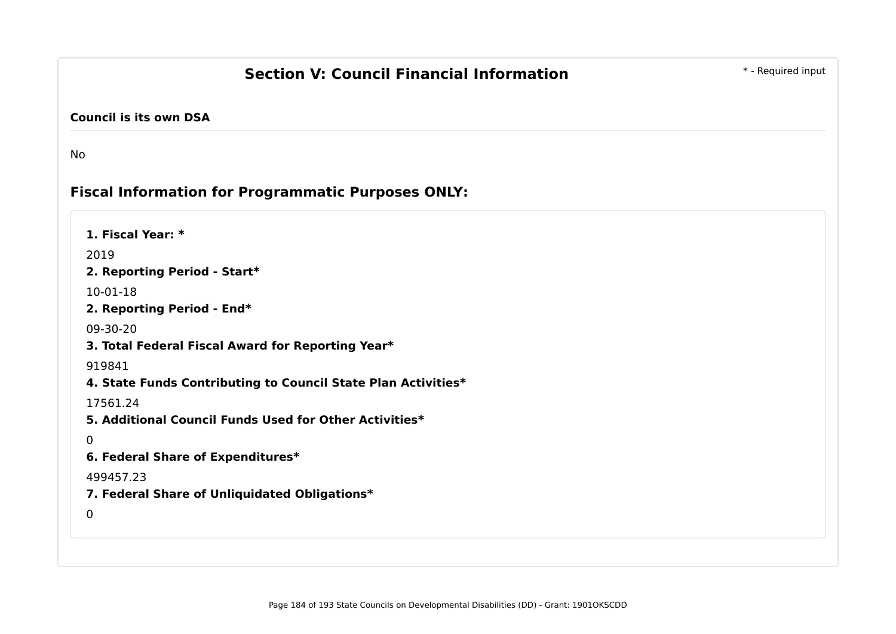## Section V: Council Financial Information

* - Required input

**Council is its own DSA**

No

### Fiscal Information for Programmatic Purposes ONLY:

**1. Fiscal Year: ***

2019

**2. Reporting Period - Start***

10-01-18

**2. Reporting Period - End***

09-30-20

**3. Total Federal Fiscal Award for Reporting Year***

919841

**4. State Funds Contributing to Council State Plan Activities***

17561.24

**5. Additional Council Funds Used for Other Activities***

0

**6. Federal Share of Expenditures***

499457.23

**7. Federal Share of Unliquidated Obligations***

0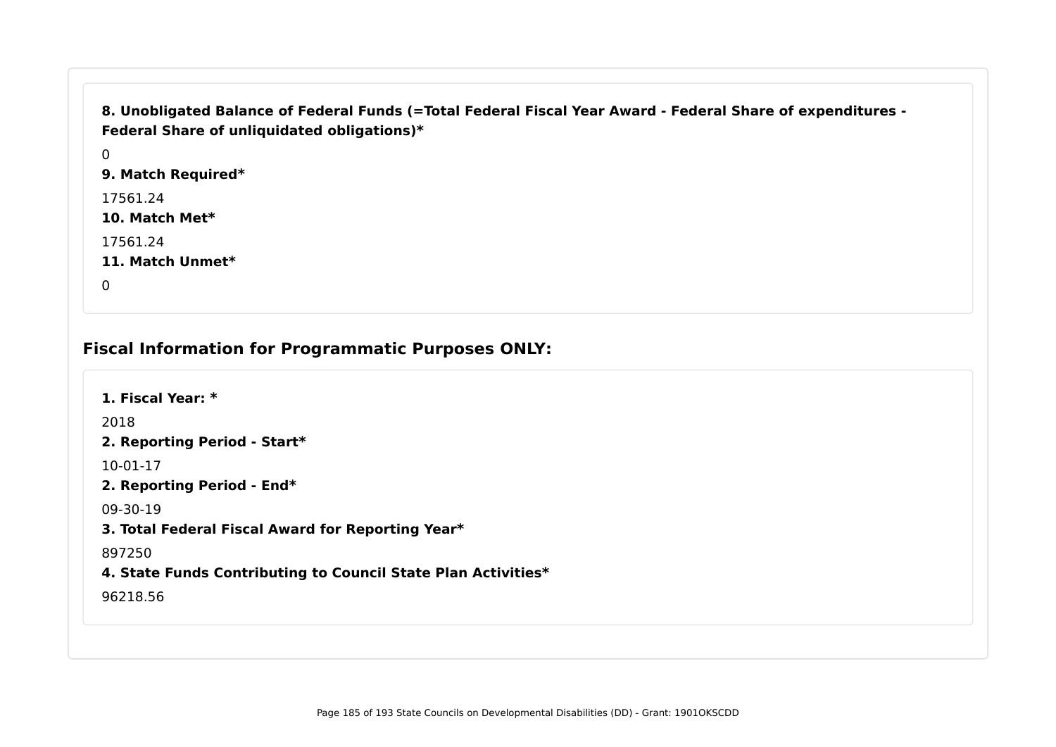**8. Unobligated Balance of Federal Funds (=Total Federal Fiscal Year Award - Federal Share of expenditures - Federal Share of unliquidated obligations)***

0

**9. Match Required***

17561.24

**10. Match Met***

17561.24

**11. Match Unmet***

0

## Fiscal Information for Programmatic Purposes ONLY:

**1. Fiscal Year: ***

2018

**2. Reporting Period - Start***

10-01-17

**2. Reporting Period - End***

09-30-19

**3. Total Federal Fiscal Award for Reporting Year***

897250

**4. State Funds Contributing to Council State Plan Activities***

96218.56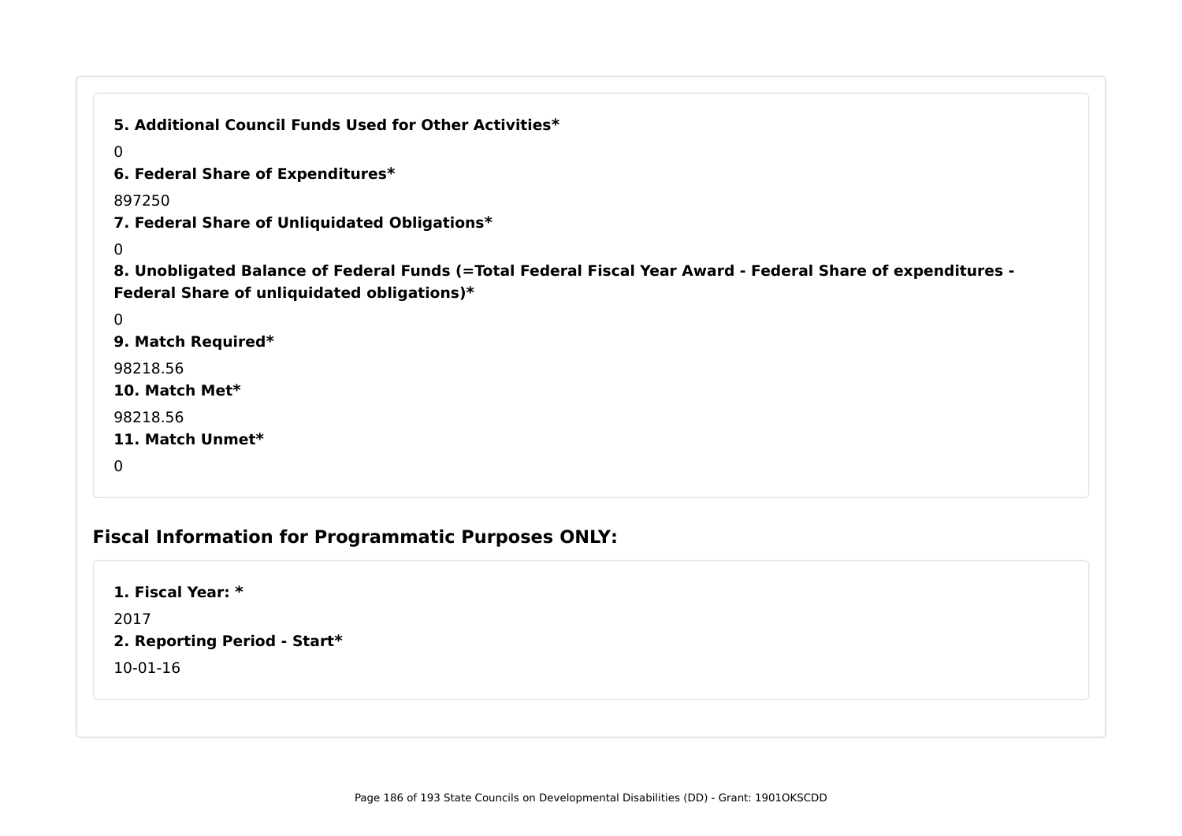**5. Additional Council Funds Used for Other Activities***

0

**6. Federal Share of Expenditures***

897250

**7. Federal Share of Unliquidated Obligations***

0

**8. Unobligated Balance of Federal Funds (=Total Federal Fiscal Year Award - Federal Share of expenditures - Federal Share of unliquidated obligations)***

0

**9. Match Required***

98218.56

**10. Match Met***

98218.56

**11. Match Unmet***

0

## Fiscal Information for Programmatic Purposes ONLY:

**1. Fiscal Year: ***

2017

**2. Reporting Period - Start***

10-01-16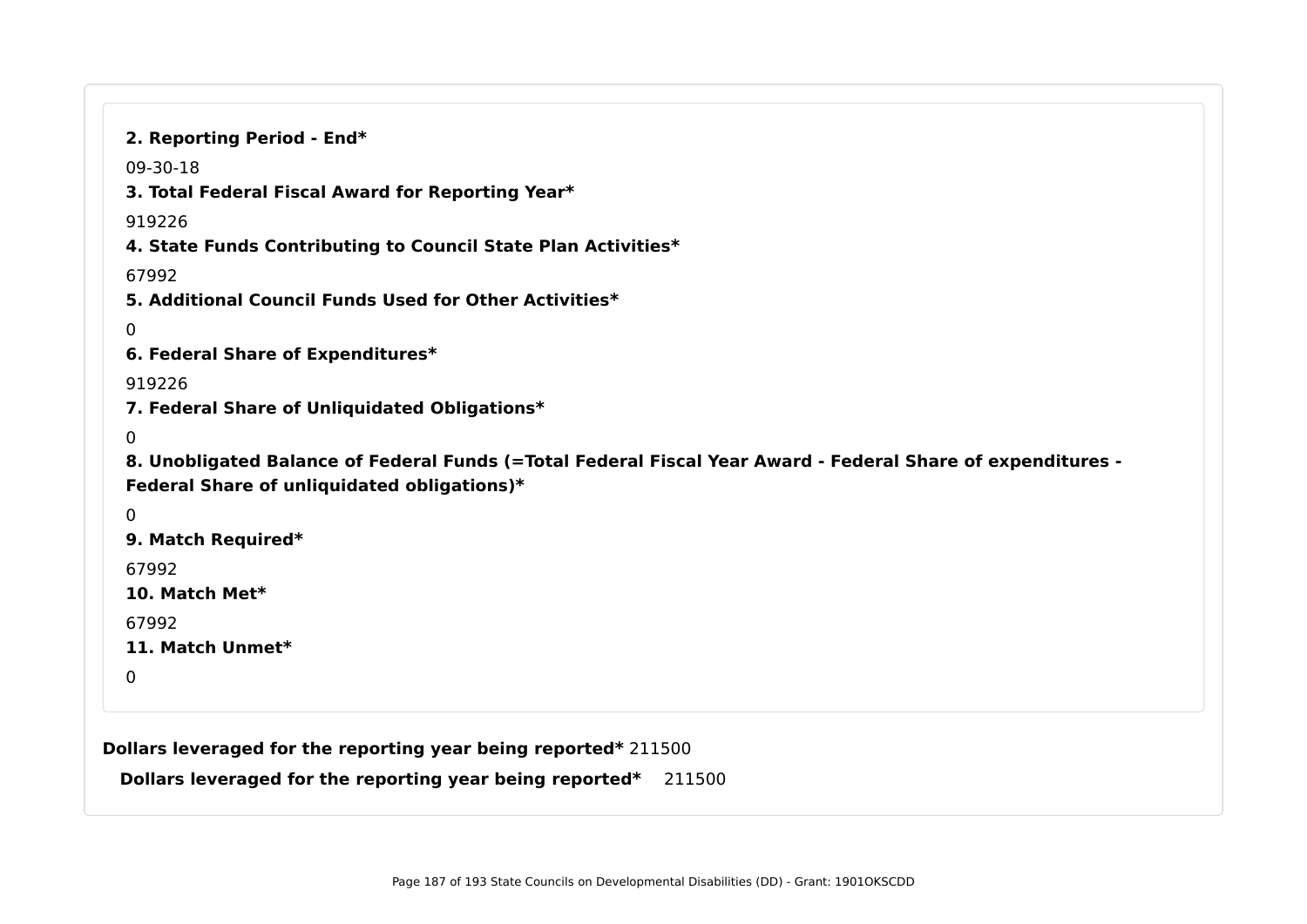**2. Reporting Period - End***

09-30-18

**3. Total Federal Fiscal Award for Reporting Year***

919226

**4. State Funds Contributing to Council State Plan Activities***

67992

**5. Additional Council Funds Used for Other Activities***

0

**6. Federal Share of Expenditures***

919226

**7. Federal Share of Unliquidated Obligations***

0

**8. Unobligated Balance of Federal Funds (=Total Federal Fiscal Year Award - Federal Share of expenditures - Federal Share of unliquidated obligations)***

0

**9. Match Required***

67992

**10. Match Met***

67992

**11. Match Unmet***

0

**Dollars leveraged for the reporting year being reported*** 211500

**Dollars leveraged for the reporting year being reported*** 211500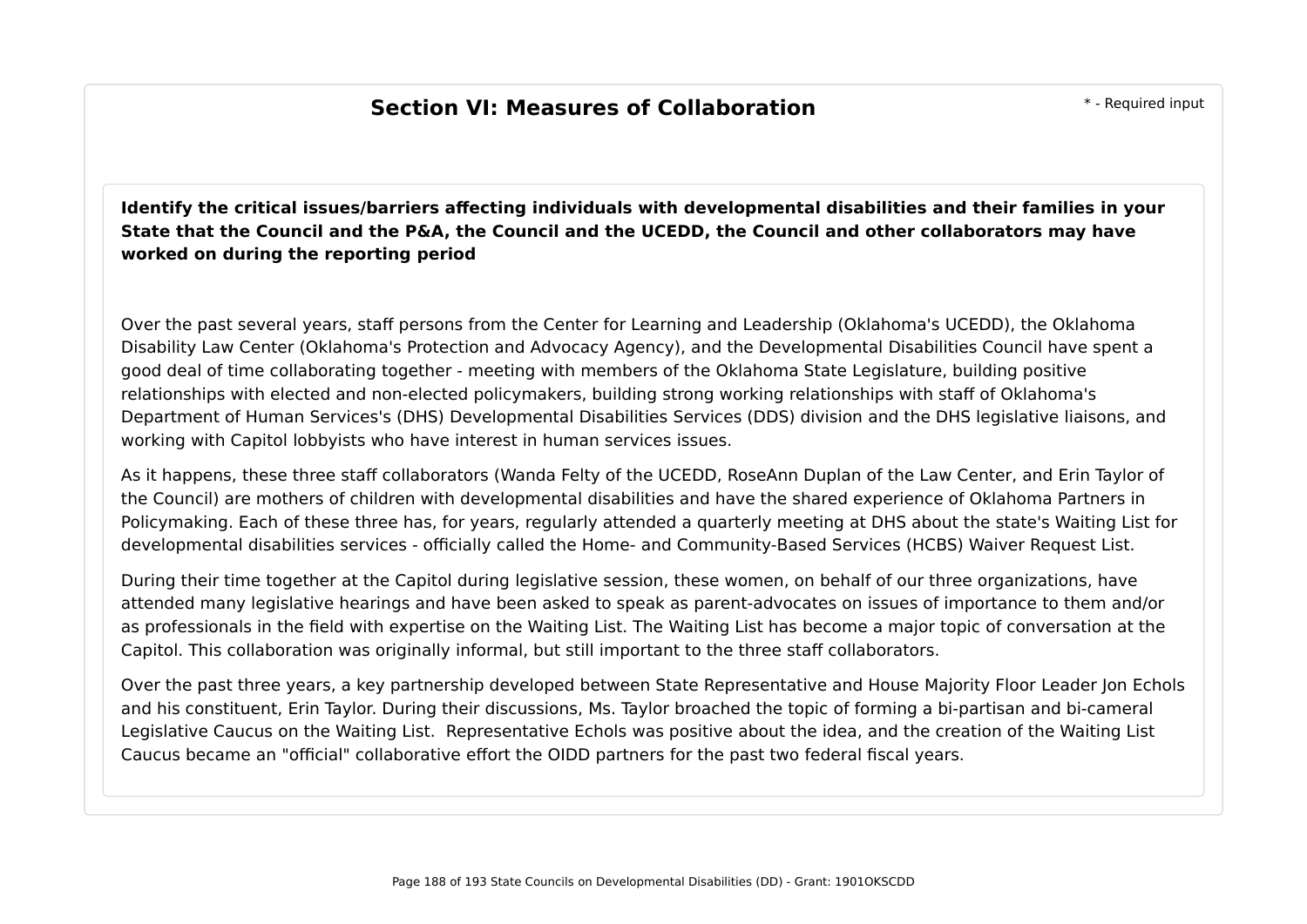## Section VI: Measures of Collaboration

\* - Required input

**Identify the critical issues/barriers affecting individuals with developmental disabilities and their families in your State that the Council and the P&A, the Council and the UCEDD, the Council and other collaborators may have worked on during the reporting period**

Over the past several years, staff persons from the Center for Learning and Leadership (Oklahoma's UCEDD), the Oklahoma Disability Law Center (Oklahoma's Protection and Advocacy Agency), and the Developmental Disabilities Council have spent a good deal of time collaborating together - meeting with members of the Oklahoma State Legislature, building positive relationships with elected and non-elected policymakers, building strong working relationships with staff of Oklahoma's Department of Human Services's (DHS) Developmental Disabilities Services (DDS) division and the DHS legislative liaisons, and working with Capitol lobbyists who have interest in human services issues.

As it happens, these three staff collaborators (Wanda Felty of the UCEDD, RoseAnn Duplan of the Law Center, and Erin Taylor of the Council) are mothers of children with developmental disabilities and have the shared experience of Oklahoma Partners in Policymaking. Each of these three has, for years, regularly attended a quarterly meeting at DHS about the state's Waiting List for developmental disabilities services - officially called the Home- and Community-Based Services (HCBS) Waiver Request List.

During their time together at the Capitol during legislative session, these women, on behalf of our three organizations, have attended many legislative hearings and have been asked to speak as parent-advocates on issues of importance to them and/or as professionals in the field with expertise on the Waiting List. The Waiting List has become a major topic of conversation at the Capitol. This collaboration was originally informal, but still important to the three staff collaborators.

Over the past three years, a key partnership developed between State Representative and House Majority Floor Leader Jon Echols and his constituent, Erin Taylor. During their discussions, Ms. Taylor broached the topic of forming a bi-partisan and bi-cameral Legislative Caucus on the Waiting List. Representative Echols was positive about the idea, and the creation of the Waiting List Caucus became an "official" collaborative effort the OIDD partners for the past two federal fiscal years.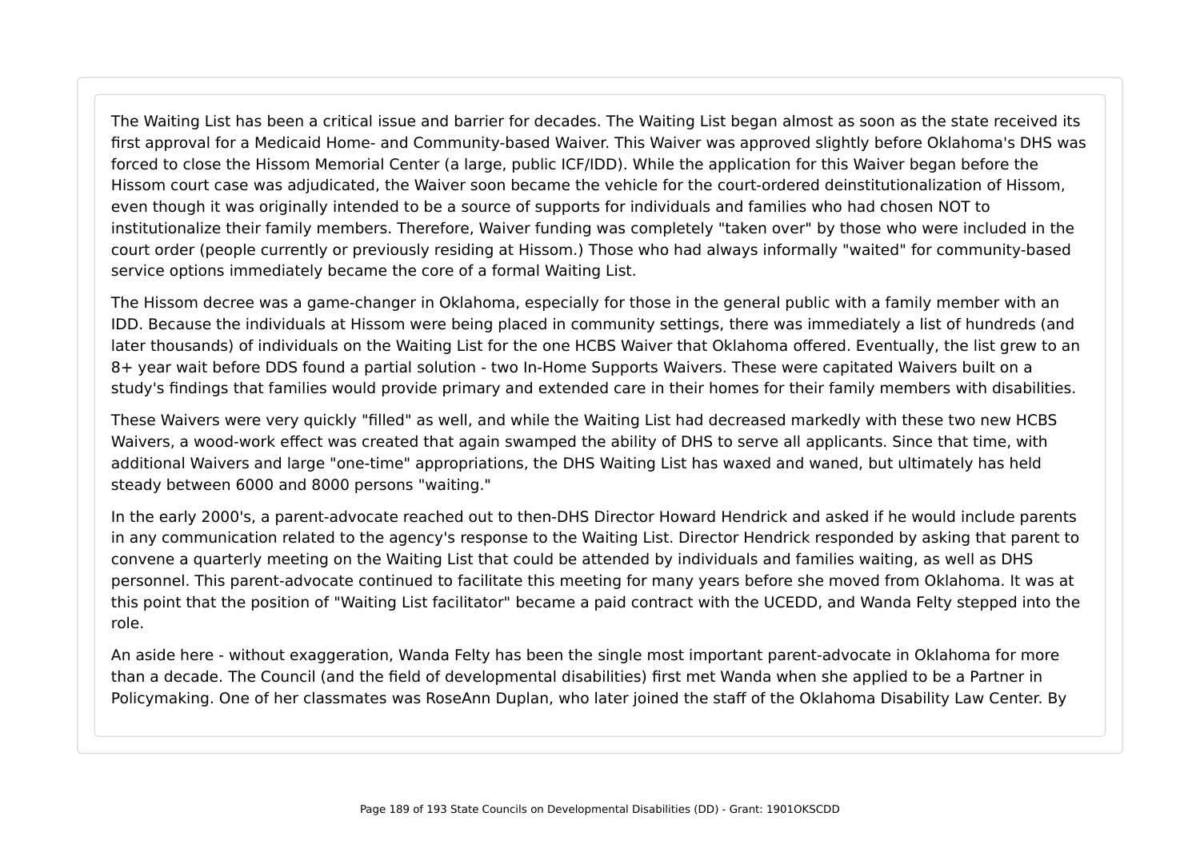The Waiting List has been a critical issue and barrier for decades. The Waiting List began almost as soon as the state received its first approval for a Medicaid Home- and Community-based Waiver. This Waiver was approved slightly before Oklahoma's DHS was forced to close the Hissom Memorial Center (a large, public ICF/IDD). While the application for this Waiver began before the Hissom court case was adjudicated, the Waiver soon became the vehicle for the court-ordered deinstitutionalization of Hissom, even though it was originally intended to be a source of supports for individuals and families who had chosen NOT to institutionalize their family members. Therefore, Waiver funding was completely "taken over" by those who were included in the court order (people currently or previously residing at Hissom.) Those who had always informally "waited" for community-based service options immediately became the core of a formal Waiting List.

The Hissom decree was a game-changer in Oklahoma, especially for those in the general public with a family member with an IDD. Because the individuals at Hissom were being placed in community settings, there was immediately a list of hundreds (and later thousands) of individuals on the Waiting List for the one HCBS Waiver that Oklahoma offered. Eventually, the list grew to an 8+ year wait before DDS found a partial solution - two In-Home Supports Waivers. These were capitated Waivers built on a study's findings that families would provide primary and extended care in their homes for their family members with disabilities.

These Waivers were very quickly "filled" as well, and while the Waiting List had decreased markedly with these two new HCBS Waivers, a wood-work effect was created that again swamped the ability of DHS to serve all applicants. Since that time, with additional Waivers and large "one-time" appropriations, the DHS Waiting List has waxed and waned, but ultimately has held steady between 6000 and 8000 persons "waiting."

In the early 2000's, a parent-advocate reached out to then-DHS Director Howard Hendrick and asked if he would include parents in any communication related to the agency's response to the Waiting List. Director Hendrick responded by asking that parent to convene a quarterly meeting on the Waiting List that could be attended by individuals and families waiting, as well as DHS personnel. This parent-advocate continued to facilitate this meeting for many years before she moved from Oklahoma. It was at this point that the position of "Waiting List facilitator" became a paid contract with the UCEDD, and Wanda Felty stepped into the role.

An aside here - without exaggeration, Wanda Felty has been the single most important parent-advocate in Oklahoma for more than a decade. The Council (and the field of developmental disabilities) first met Wanda when she applied to be a Partner in Policymaking. One of her classmates was RoseAnn Duplan, who later joined the staff of the Oklahoma Disability Law Center. By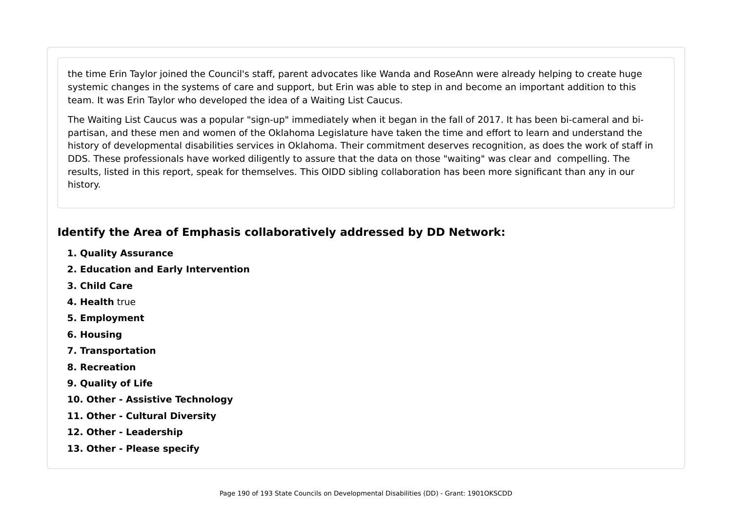the time Erin Taylor joined the Council's staff, parent advocates like Wanda and RoseAnn were already helping to create huge systemic changes in the systems of care and support, but Erin was able to step in and become an important addition to this team. It was Erin Taylor who developed the idea of a Waiting List Caucus.

The Waiting List Caucus was a popular "sign-up" immediately when it began in the fall of 2017. It has been bi-cameral and bi-partisan, and these men and women of the Oklahoma Legislature have taken the time and effort to learn and understand the history of developmental disabilities services in Oklahoma. Their commitment deserves recognition, as does the work of staff in DDS. These professionals have worked diligently to assure that the data on those "waiting" was clear and compelling. The results, listed in this report, speak for themselves. This OIDD sibling collaboration has been more significant than any in our history.

## Identify the Area of Emphasis collaboratively addressed by DD Network:

1. **Quality Assurance**
2. **Education and Early Intervention**
3. **Child Care**
4. **Health** true
5. **Employment**
6. **Housing**
7. **Transportation**
8. **Recreation**
9. **Quality of Life**
10. **Other - Assistive Technology**
11. **Other - Cultural Diversity**
12. **Other - Leadership**
13. **Other - Please specify**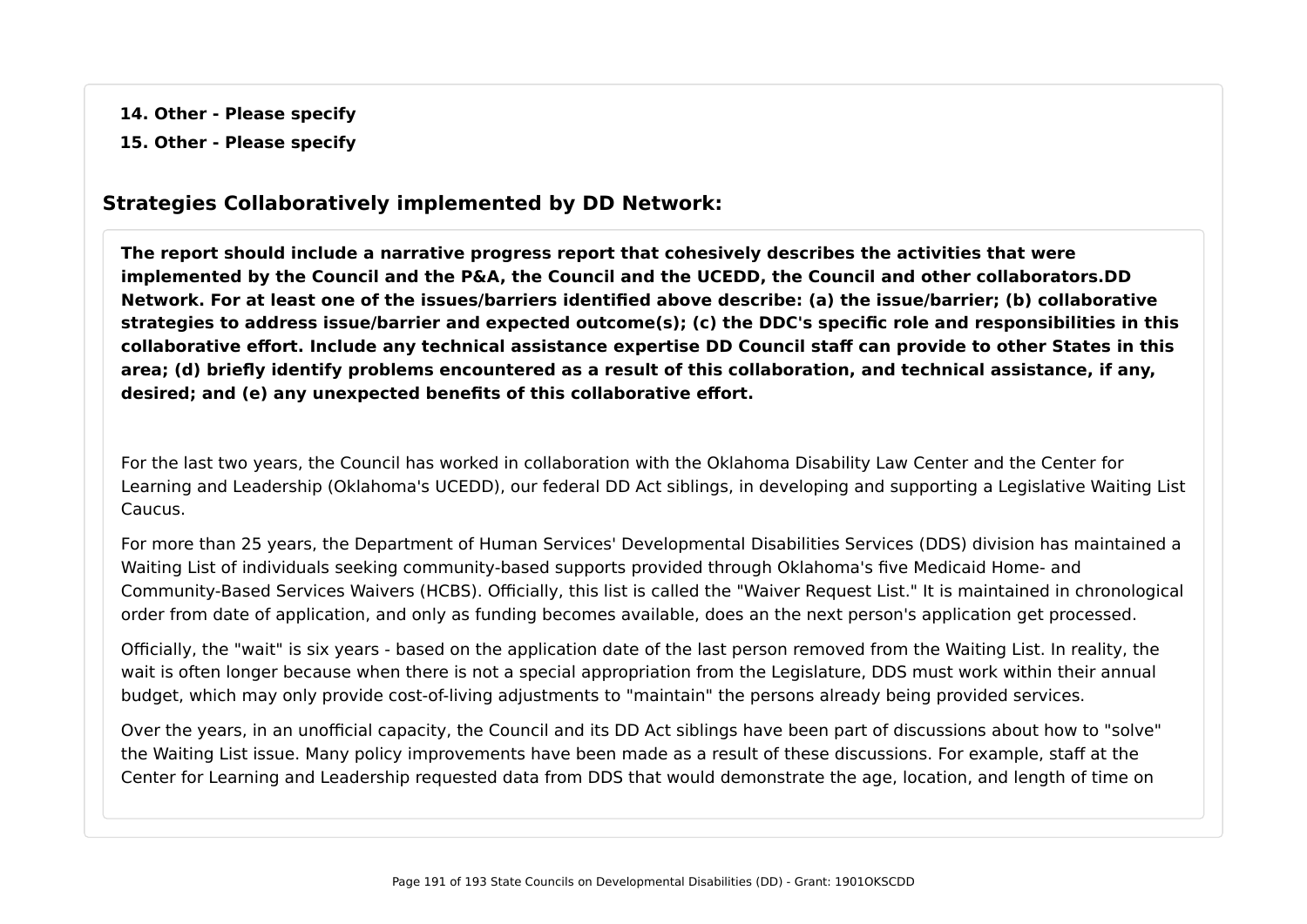**14. Other - Please specify**

**15. Other - Please specify**

## Strategies Collaboratively implemented by DD Network:

**The report should include a narrative progress report that cohesively describes the activities that were implemented by the Council and the P&A, the Council and the UCEDD, the Council and other collaborators.DD Network. For at least one of the issues/barriers identified above describe: (a) the issue/barrier; (b) collaborative strategies to address issue/barrier and expected outcome(s); (c) the DDC's specific role and responsibilities in this collaborative effort. Include any technical assistance expertise DD Council staff can provide to other States in this area; (d) briefly identify problems encountered as a result of this collaboration, and technical assistance, if any, desired; and (e) any unexpected benefits of this collaborative effort.**

For the last two years, the Council has worked in collaboration with the Oklahoma Disability Law Center and the Center for Learning and Leadership (Oklahoma's UCEDD), our federal DD Act siblings, in developing and supporting a Legislative Waiting List Caucus.

For more than 25 years, the Department of Human Services' Developmental Disabilities Services (DDS) division has maintained a Waiting List of individuals seeking community-based supports provided through Oklahoma's five Medicaid Home- and Community-Based Services Waivers (HCBS). Officially, this list is called the "Waiver Request List." It is maintained in chronological order from date of application, and only as funding becomes available, does an the next person's application get processed.

Officially, the "wait" is six years - based on the application date of the last person removed from the Waiting List. In reality, the wait is often longer because when there is not a special appropriation from the Legislature, DDS must work within their annual budget, which may only provide cost-of-living adjustments to "maintain" the persons already being provided services.

Over the years, in an unofficial capacity, the Council and its DD Act siblings have been part of discussions about how to "solve" the Waiting List issue. Many policy improvements have been made as a result of these discussions. For example, staff at the Center for Learning and Leadership requested data from DDS that would demonstrate the age, location, and length of time on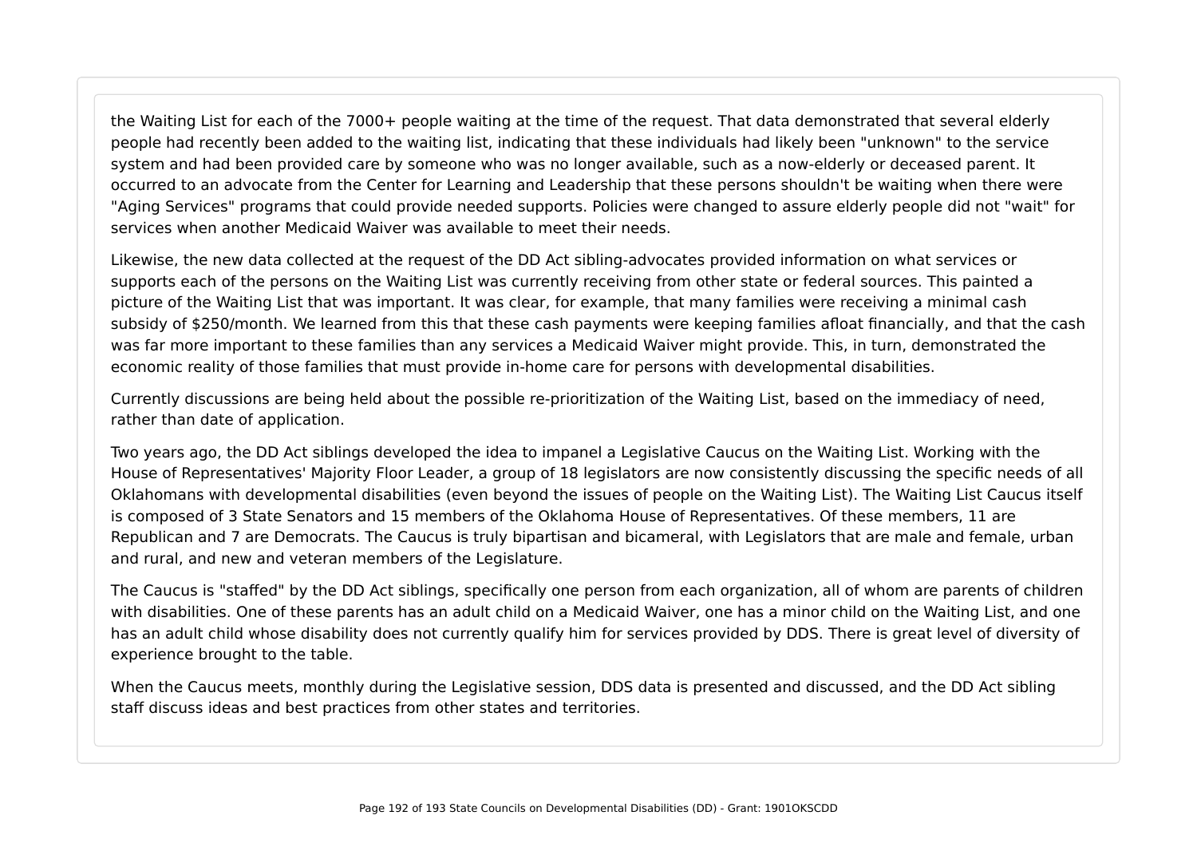the Waiting List for each of the 7000+ people waiting at the time of the request. That data demonstrated that several elderly people had recently been added to the waiting list, indicating that these individuals had likely been "unknown" to the service system and had been provided care by someone who was no longer available, such as a now-elderly or deceased parent. It occurred to an advocate from the Center for Learning and Leadership that these persons shouldn't be waiting when there were "Aging Services" programs that could provide needed supports. Policies were changed to assure elderly people did not "wait" for services when another Medicaid Waiver was available to meet their needs.

Likewise, the new data collected at the request of the DD Act sibling-advocates provided information on what services or supports each of the persons on the Waiting List was currently receiving from other state or federal sources. This painted a picture of the Waiting List that was important. It was clear, for example, that many families were receiving a minimal cash subsidy of $250/month. We learned from this that these cash payments were keeping families afloat financially, and that the cash was far more important to these families than any services a Medicaid Waiver might provide. This, in turn, demonstrated the economic reality of those families that must provide in-home care for persons with developmental disabilities.

Currently discussions are being held about the possible re-prioritization of the Waiting List, based on the immediacy of need, rather than date of application.

Two years ago, the DD Act siblings developed the idea to impanel a Legislative Caucus on the Waiting List. Working with the House of Representatives' Majority Floor Leader, a group of 18 legislators are now consistently discussing the specific needs of all Oklahomans with developmental disabilities (even beyond the issues of people on the Waiting List). The Waiting List Caucus itself is composed of 3 State Senators and 15 members of the Oklahoma House of Representatives. Of these members, 11 are Republican and 7 are Democrats. The Caucus is truly bipartisan and bicameral, with Legislators that are male and female, urban and rural, and new and veteran members of the Legislature.

The Caucus is "staffed" by the DD Act siblings, specifically one person from each organization, all of whom are parents of children with disabilities. One of these parents has an adult child on a Medicaid Waiver, one has a minor child on the Waiting List, and one has an adult child whose disability does not currently qualify him for services provided by DDS. There is great level of diversity of experience brought to the table.

When the Caucus meets, monthly during the Legislative session, DDS data is presented and discussed, and the DD Act sibling staff discuss ideas and best practices from other states and territories.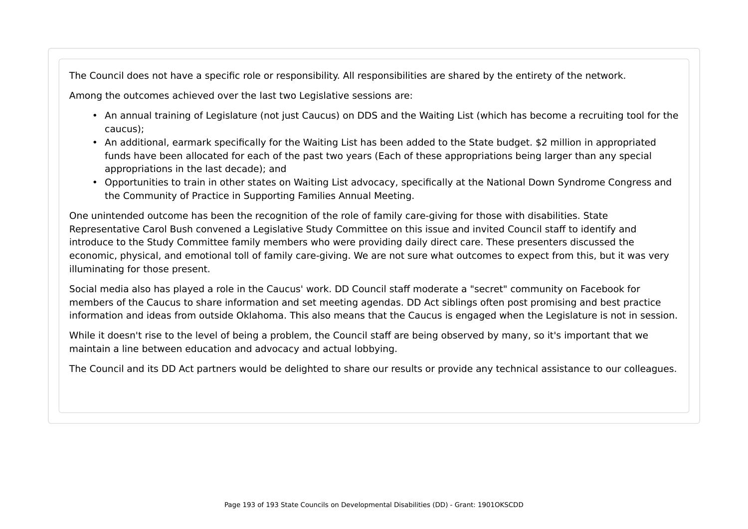The Council does not have a specific role or responsibility. All responsibilities are shared by the entirety of the network.

Among the outcomes achieved over the last two Legislative sessions are:

- An annual training of Legislature (not just Caucus) on DDS and the Waiting List (which has become a recruiting tool for the caucus);
- An additional, earmark specifically for the Waiting List has been added to the State budget. $2 million in appropriated funds have been allocated for each of the past two years (Each of these appropriations being larger than any special appropriations in the last decade); and
- Opportunities to train in other states on Waiting List advocacy, specifically at the National Down Syndrome Congress and the Community of Practice in Supporting Families Annual Meeting.

One unintended outcome has been the recognition of the role of family care-giving for those with disabilities. State Representative Carol Bush convened a Legislative Study Committee on this issue and invited Council staff to identify and introduce to the Study Committee family members who were providing daily direct care. These presenters discussed the economic, physical, and emotional toll of family care-giving. We are not sure what outcomes to expect from this, but it was very illuminating for those present.

Social media also has played a role in the Caucus' work. DD Council staff moderate a "secret" community on Facebook for members of the Caucus to share information and set meeting agendas. DD Act siblings often post promising and best practice information and ideas from outside Oklahoma. This also means that the Caucus is engaged when the Legislature is not in session.

While it doesn't rise to the level of being a problem, the Council staff are being observed by many, so it's important that we maintain a line between education and advocacy and actual lobbying.

The Council and its DD Act partners would be delighted to share our results or provide any technical assistance to our colleagues.